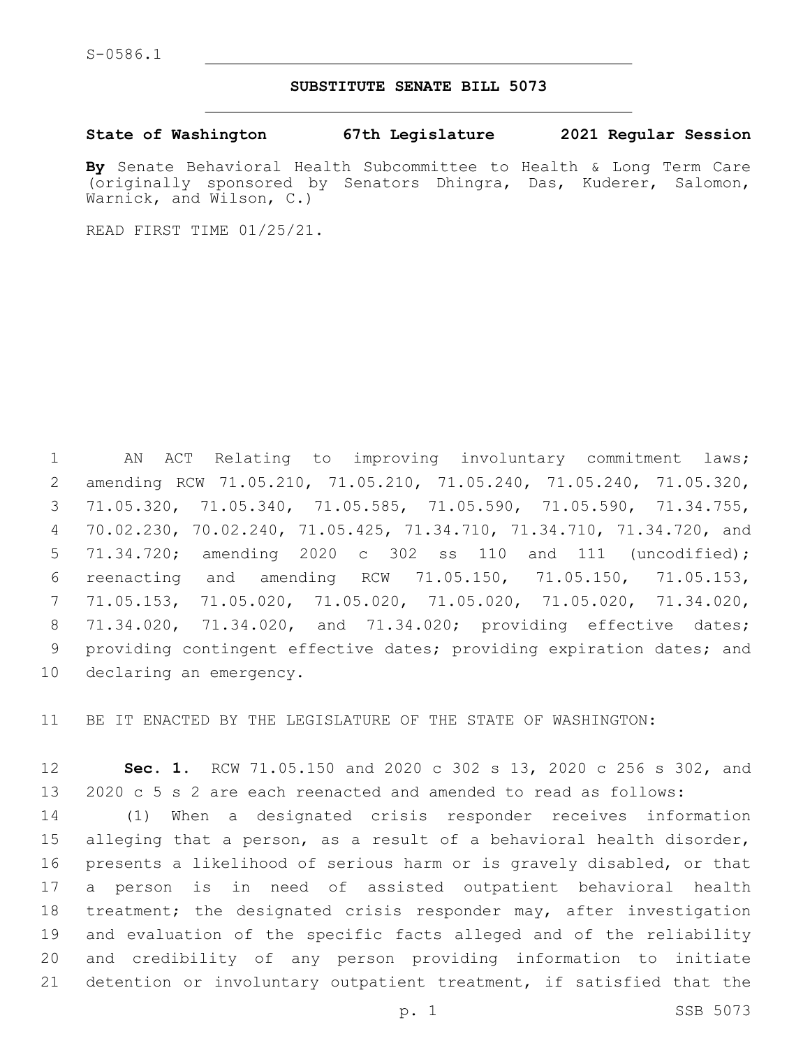S-0586.1

**SUBSTITUTE SENATE BILL 5073**

**State of Washington 67th Legislature 2021 Regular Session**

**By** Senate Behavioral Health Subcommittee to Health & Long Term Care (originally sponsored by Senators Dhingra, Das, Kuderer, Salomon, Warnick, and Wilson, C.)

READ FIRST TIME 01/25/21.

AN ACT Relating to improving involuntary commitment laws; amending RCW 71.05.210, 71.05.210, 71.05.240, 71.05.240, 71.05.320, 71.05.320, 71.05.340, 71.05.585, 71.05.590, 71.05.590, 71.34.755, 70.02.230, 70.02.240, 71.05.425, 71.34.710, 71.34.710, 71.34.720, and 71.34.720; amending 2020 c 302 ss 110 and 111 (uncodified); reenacting and amending RCW 71.05.150, 71.05.150, 71.05.153, 71.05.153, 71.05.020, 71.05.020, 71.05.020, 71.05.020, 71.34.020, 71.34.020, 71.34.020, and 71.34.020; providing effective dates; providing contingent effective dates; providing expiration dates; and declaring an emergency.

BE IT ENACTED BY THE LEGISLATURE OF THE STATE OF WASHINGTON:

**Sec. 1.** RCW 71.05.150 and 2020 c 302 s 13, 2020 c 256 s 302, and 2020 c 5 s 2 are each reenacted and amended to read as follows:

(1) When a designated crisis responder receives information alleging that a person, as a result of a behavioral health disorder, presents a likelihood of serious harm or is gravely disabled, or that a person is in need of assisted outpatient behavioral health treatment; the designated crisis responder may, after investigation and evaluation of the specific facts alleged and of the reliability and credibility of any person providing information to initiate detention or involuntary outpatient treatment, if satisfied that the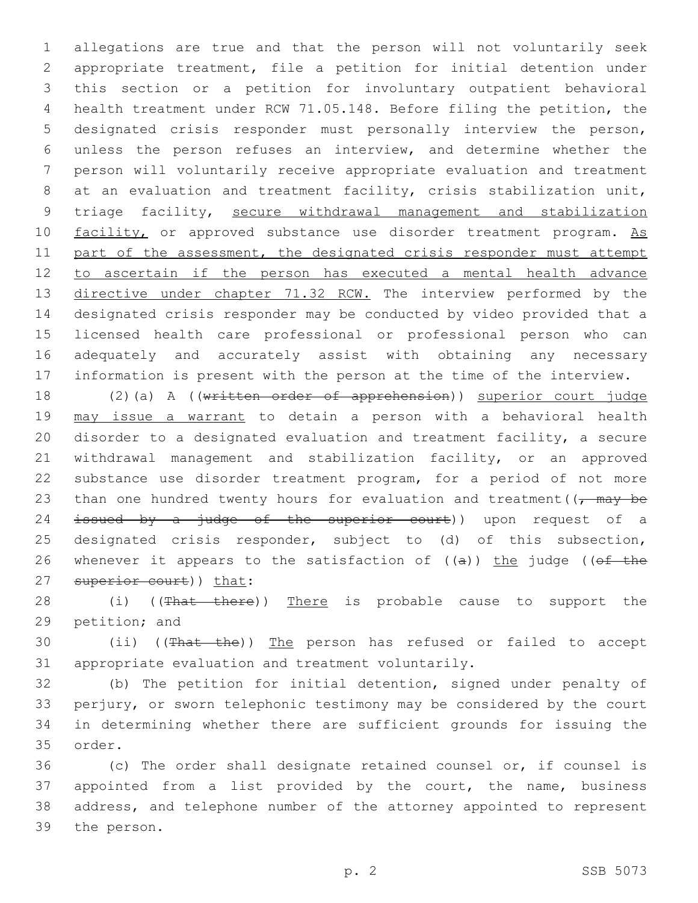allegations are true and that the person will not voluntarily seek appropriate treatment, file a petition for initial detention under this section or a petition for involuntary outpatient behavioral health treatment under RCW 71.05.148. Before filing the petition, the designated crisis responder must personally interview the person, unless the person refuses an interview, and determine whether the person will voluntarily receive appropriate evaluation and treatment at an evaluation and treatment facility, crisis stabilization unit, triage facility, secure withdrawal management and stabilization facility, or approved substance use disorder treatment program. As part of the assessment, the designated crisis responder must attempt to ascertain if the person has executed a mental health advance directive under chapter 71.32 RCW. The interview performed by the designated crisis responder may be conducted by video provided that a licensed health care professional or professional person who can adequately and accurately assist with obtaining any necessary information is present with the person at the time of the interview.

(2)(a) A ((~~written order of apprehension~~)) superior court judge may issue a warrant to detain a person with a behavioral health disorder to a designated evaluation and treatment facility, a secure withdrawal management and stabilization facility, or an approved substance use disorder treatment program, for a period of not more than one hundred twenty hours for evaluation and treatment((~~, may be issued by a judge of the superior court~~)) upon request of a designated crisis responder, subject to (d) of this subsection, whenever it appears to the satisfaction of ((~~a~~)) the judge ((~~of the superior court~~)) that:

(i) ((~~That there~~)) There is probable cause to support the petition; and

(ii) ((~~That the~~)) The person has refused or failed to accept appropriate evaluation and treatment voluntarily.

(b) The petition for initial detention, signed under penalty of perjury, or sworn telephonic testimony may be considered by the court in determining whether there are sufficient grounds for issuing the order.

(c) The order shall designate retained counsel or, if counsel is appointed from a list provided by the court, the name, business address, and telephone number of the attorney appointed to represent the person.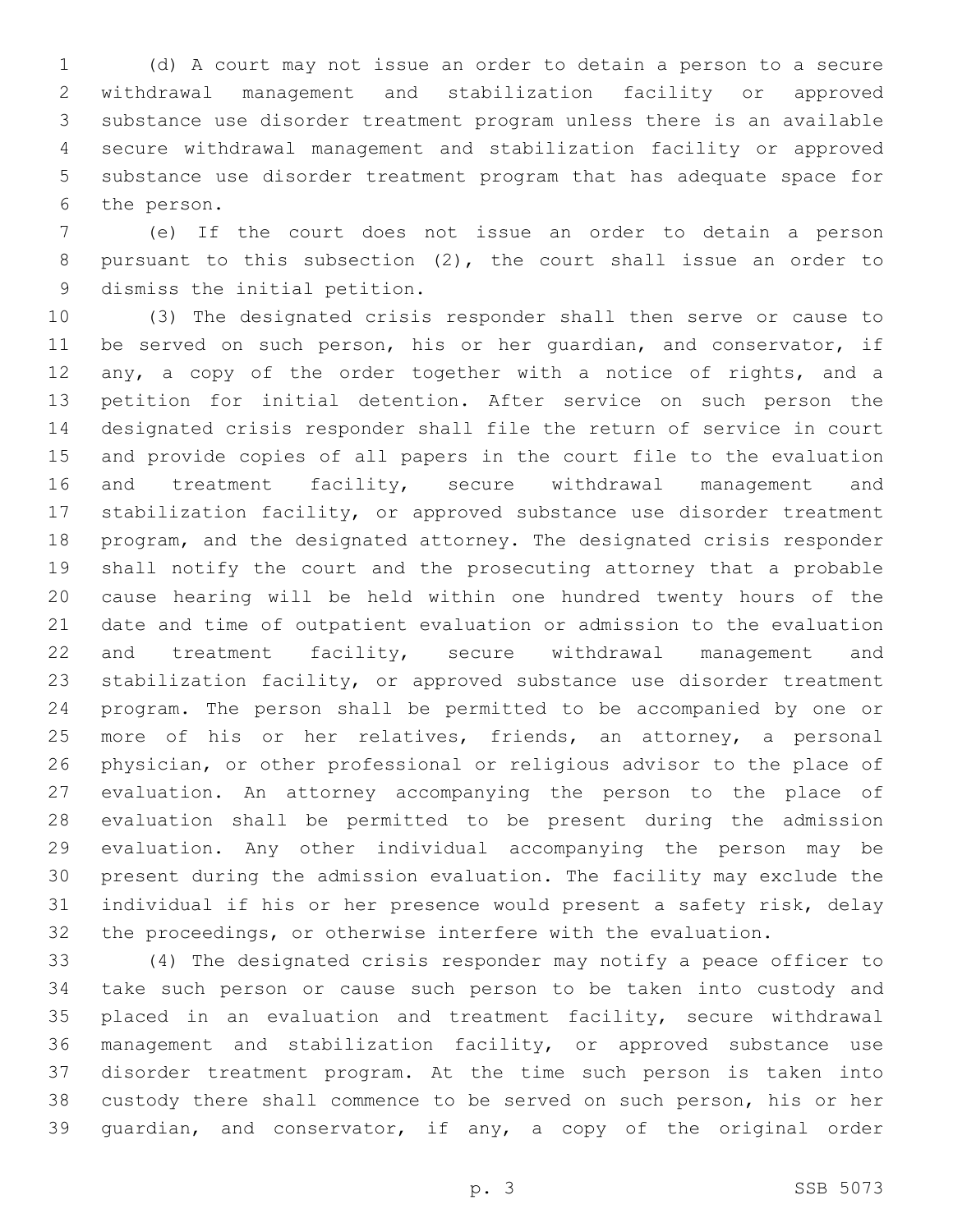(d) A court may not issue an order to detain a person to a secure withdrawal management and stabilization facility or approved substance use disorder treatment program unless there is an available secure withdrawal management and stabilization facility or approved substance use disorder treatment program that has adequate space for the person.

(e) If the court does not issue an order to detain a person pursuant to this subsection (2), the court shall issue an order to dismiss the initial petition.

(3) The designated crisis responder shall then serve or cause to be served on such person, his or her guardian, and conservator, if any, a copy of the order together with a notice of rights, and a petition for initial detention. After service on such person the designated crisis responder shall file the return of service in court and provide copies of all papers in the court file to the evaluation and treatment facility, secure withdrawal management and stabilization facility, or approved substance use disorder treatment program, and the designated attorney. The designated crisis responder shall notify the court and the prosecuting attorney that a probable cause hearing will be held within one hundred twenty hours of the date and time of outpatient evaluation or admission to the evaluation and treatment facility, secure withdrawal management and stabilization facility, or approved substance use disorder treatment program. The person shall be permitted to be accompanied by one or more of his or her relatives, friends, an attorney, a personal physician, or other professional or religious advisor to the place of evaluation. An attorney accompanying the person to the place of evaluation shall be permitted to be present during the admission evaluation. Any other individual accompanying the person may be present during the admission evaluation. The facility may exclude the individual if his or her presence would present a safety risk, delay the proceedings, or otherwise interfere with the evaluation.

(4) The designated crisis responder may notify a peace officer to take such person or cause such person to be taken into custody and placed in an evaluation and treatment facility, secure withdrawal management and stabilization facility, or approved substance use disorder treatment program. At the time such person is taken into custody there shall commence to be served on such person, his or her guardian, and conservator, if any, a copy of the original order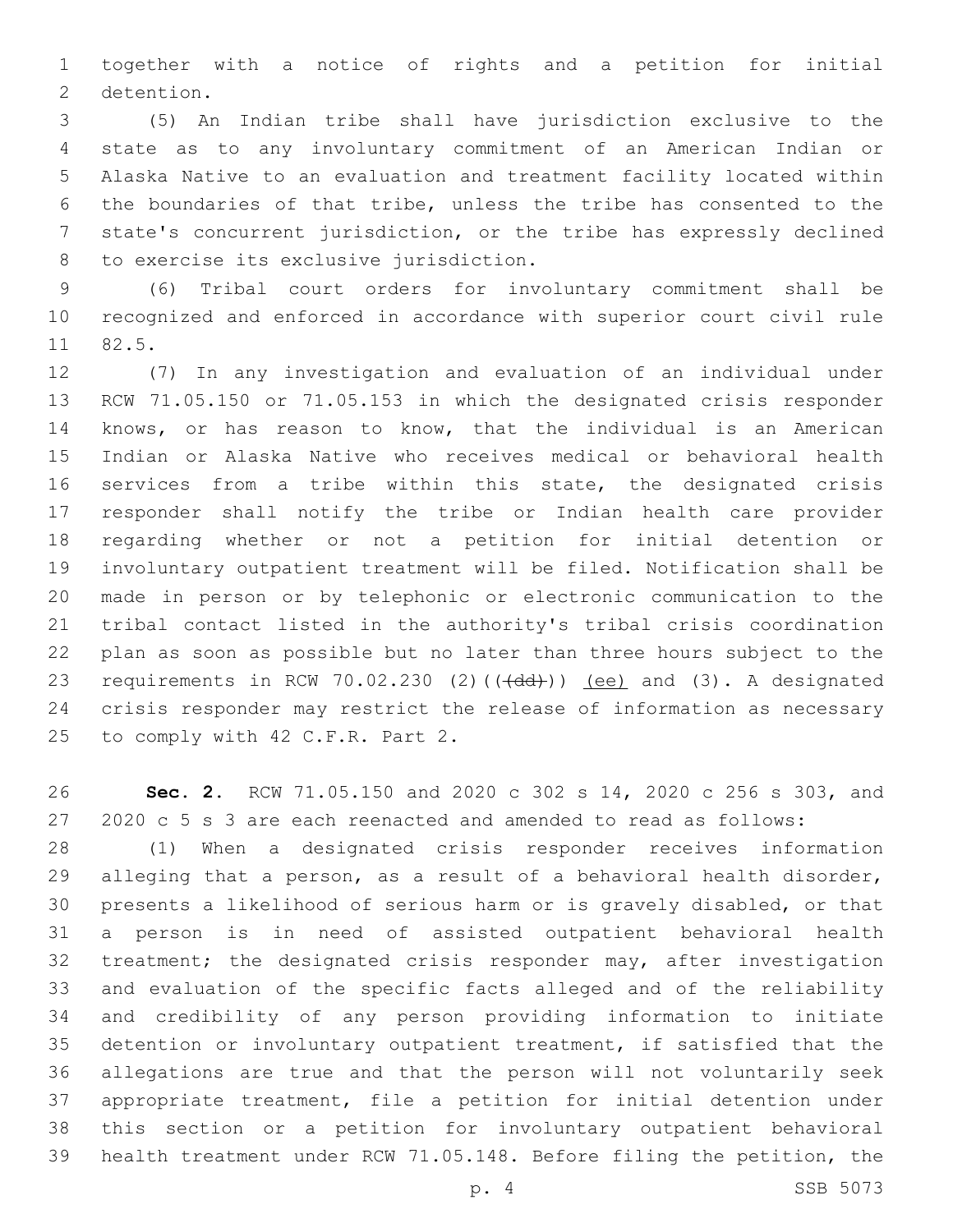together with a notice of rights and a petition for initial detention.

(5) An Indian tribe shall have jurisdiction exclusive to the state as to any involuntary commitment of an American Indian or Alaska Native to an evaluation and treatment facility located within the boundaries of that tribe, unless the tribe has consented to the state's concurrent jurisdiction, or the tribe has expressly declined to exercise its exclusive jurisdiction.

(6) Tribal court orders for involuntary commitment shall be recognized and enforced in accordance with superior court civil rule 82.5.

(7) In any investigation and evaluation of an individual under RCW 71.05.150 or 71.05.153 in which the designated crisis responder knows, or has reason to know, that the individual is an American Indian or Alaska Native who receives medical or behavioral health services from a tribe within this state, the designated crisis responder shall notify the tribe or Indian health care provider regarding whether or not a petition for initial detention or involuntary outpatient treatment will be filed. Notification shall be made in person or by telephonic or electronic communication to the tribal contact listed in the authority's tribal crisis coordination plan as soon as possible but no later than three hours subject to the requirements in RCW 70.02.230 (2)((~~(dd)~~)) <u>(ee)</u> and (3). A designated crisis responder may restrict the release of information as necessary to comply with 42 C.F.R. Part 2.

**Sec. 2.** RCW 71.05.150 and 2020 c 302 s 14, 2020 c 256 s 303, and 2020 c 5 s 3 are each reenacted and amended to read as follows:

(1) When a designated crisis responder receives information alleging that a person, as a result of a behavioral health disorder, presents a likelihood of serious harm or is gravely disabled, or that a person is in need of assisted outpatient behavioral health treatment; the designated crisis responder may, after investigation and evaluation of the specific facts alleged and of the reliability and credibility of any person providing information to initiate detention or involuntary outpatient treatment, if satisfied that the allegations are true and that the person will not voluntarily seek appropriate treatment, file a petition for initial detention under this section or a petition for involuntary outpatient behavioral health treatment under RCW 71.05.148. Before filing the petition, the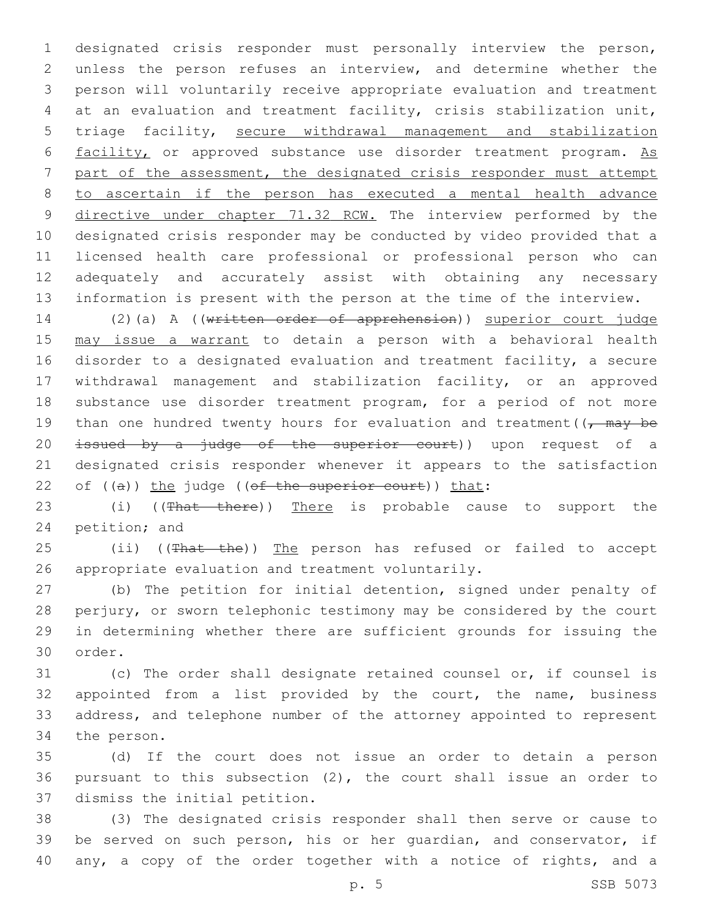designated crisis responder must personally interview the person, unless the person refuses an interview, and determine whether the person will voluntarily receive appropriate evaluation and treatment at an evaluation and treatment facility, crisis stabilization unit, triage facility, secure withdrawal management and stabilization facility, or approved substance use disorder treatment program. As part of the assessment, the designated crisis responder must attempt to ascertain if the person has executed a mental health advance directive under chapter 71.32 RCW. The interview performed by the designated crisis responder may be conducted by video provided that a licensed health care professional or professional person who can adequately and accurately assist with obtaining any necessary information is present with the person at the time of the interview.

(2)(a) A ((~~written order of apprehension~~)) superior court judge may issue a warrant to detain a person with a behavioral health disorder to a designated evaluation and treatment facility, a secure withdrawal management and stabilization facility, or an approved substance use disorder treatment program, for a period of not more than one hundred twenty hours for evaluation and treatment((~~, may be issued by a judge of the superior court~~)) upon request of a designated crisis responder whenever it appears to the satisfaction of ((~~a~~)) the judge ((~~of the superior court~~)) that:

(i) ((~~That there~~)) There is probable cause to support the petition; and

(ii) ((~~That the~~)) The person has refused or failed to accept appropriate evaluation and treatment voluntarily.

(b) The petition for initial detention, signed under penalty of perjury, or sworn telephonic testimony may be considered by the court in determining whether there are sufficient grounds for issuing the order.

(c) The order shall designate retained counsel or, if counsel is appointed from a list provided by the court, the name, business address, and telephone number of the attorney appointed to represent the person.

(d) If the court does not issue an order to detain a person pursuant to this subsection (2), the court shall issue an order to dismiss the initial petition.

(3) The designated crisis responder shall then serve or cause to be served on such person, his or her guardian, and conservator, if any, a copy of the order together with a notice of rights, and a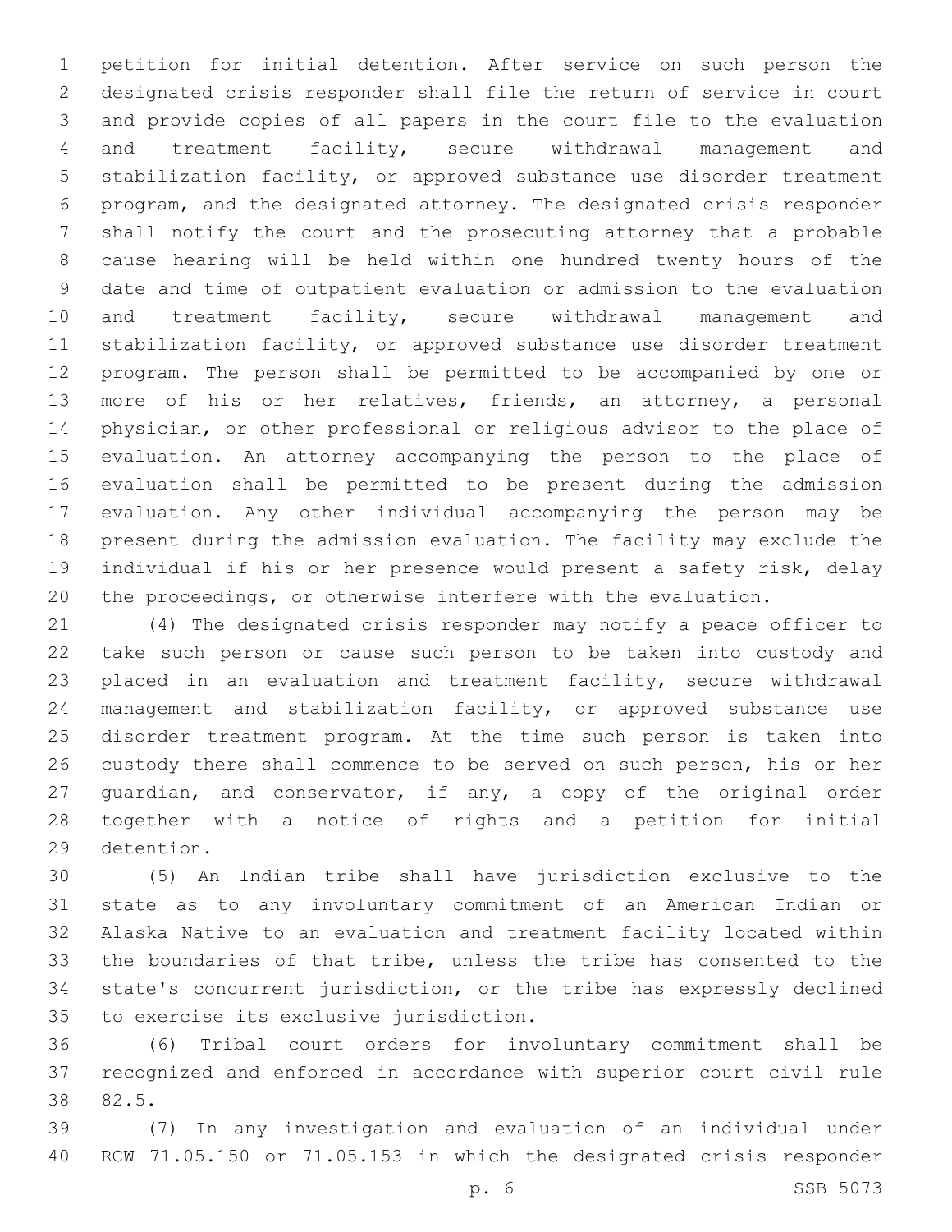petition for initial detention. After service on such person the designated crisis responder shall file the return of service in court and provide copies of all papers in the court file to the evaluation and treatment facility, secure withdrawal management and stabilization facility, or approved substance use disorder treatment program, and the designated attorney. The designated crisis responder shall notify the court and the prosecuting attorney that a probable cause hearing will be held within one hundred twenty hours of the date and time of outpatient evaluation or admission to the evaluation and treatment facility, secure withdrawal management and stabilization facility, or approved substance use disorder treatment program. The person shall be permitted to be accompanied by one or more of his or her relatives, friends, an attorney, a personal physician, or other professional or religious advisor to the place of evaluation. An attorney accompanying the person to the place of evaluation shall be permitted to be present during the admission evaluation. Any other individual accompanying the person may be present during the admission evaluation. The facility may exclude the individual if his or her presence would present a safety risk, delay the proceedings, or otherwise interfere with the evaluation.

(4) The designated crisis responder may notify a peace officer to take such person or cause such person to be taken into custody and placed in an evaluation and treatment facility, secure withdrawal management and stabilization facility, or approved substance use disorder treatment program. At the time such person is taken into custody there shall commence to be served on such person, his or her guardian, and conservator, if any, a copy of the original order together with a notice of rights and a petition for initial detention.

(5) An Indian tribe shall have jurisdiction exclusive to the state as to any involuntary commitment of an American Indian or Alaska Native to an evaluation and treatment facility located within the boundaries of that tribe, unless the tribe has consented to the state's concurrent jurisdiction, or the tribe has expressly declined to exercise its exclusive jurisdiction.

(6) Tribal court orders for involuntary commitment shall be recognized and enforced in accordance with superior court civil rule 82.5.

(7) In any investigation and evaluation of an individual under RCW 71.05.150 or 71.05.153 in which the designated crisis responder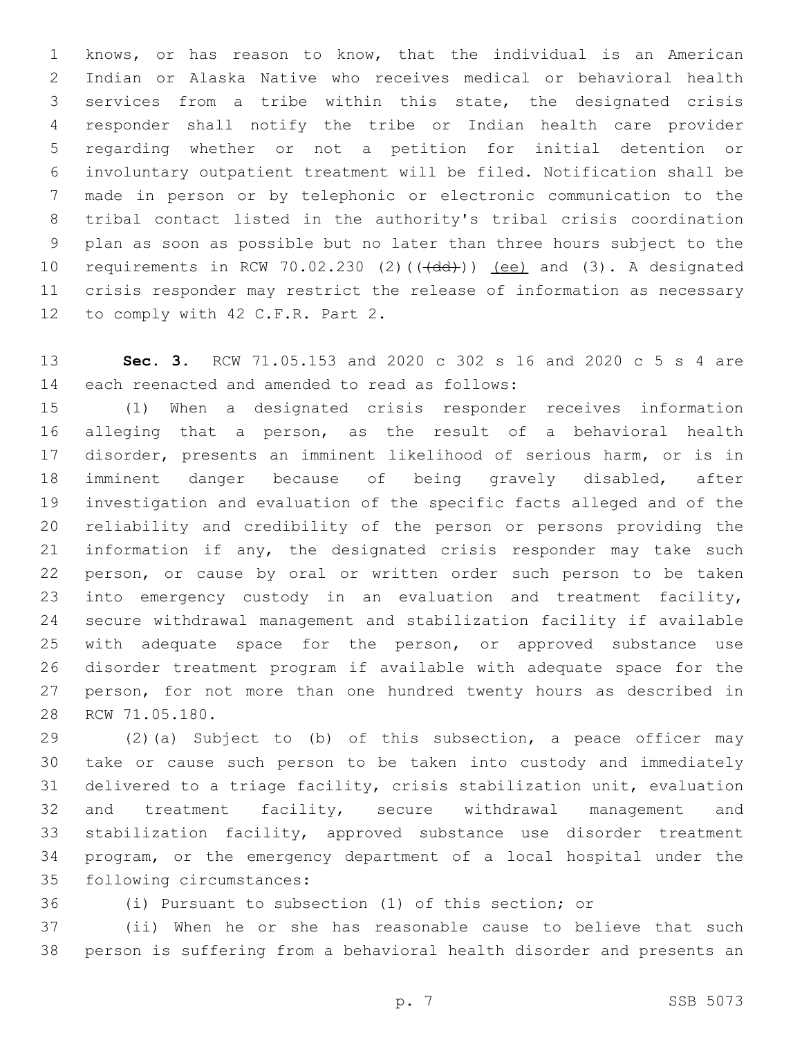knows, or has reason to know, that the individual is an American Indian or Alaska Native who receives medical or behavioral health services from a tribe within this state, the designated crisis responder shall notify the tribe or Indian health care provider regarding whether or not a petition for initial detention or involuntary outpatient treatment will be filed. Notification shall be made in person or by telephonic or electronic communication to the tribal contact listed in the authority's tribal crisis coordination plan as soon as possible but no later than three hours subject to the requirements in RCW 70.02.230 (2)(((dd))) (ee) and (3). A designated crisis responder may restrict the release of information as necessary to comply with 42 C.F.R. Part 2.

**Sec. 3.** RCW 71.05.153 and 2020 c 302 s 16 and 2020 c 5 s 4 are each reenacted and amended to read as follows:

(1) When a designated crisis responder receives information alleging that a person, as the result of a behavioral health disorder, presents an imminent likelihood of serious harm, or is in imminent danger because of being gravely disabled, after investigation and evaluation of the specific facts alleged and of the reliability and credibility of the person or persons providing the information if any, the designated crisis responder may take such person, or cause by oral or written order such person to be taken into emergency custody in an evaluation and treatment facility, secure withdrawal management and stabilization facility if available with adequate space for the person, or approved substance use disorder treatment program if available with adequate space for the person, for not more than one hundred twenty hours as described in RCW 71.05.180.

(2)(a) Subject to (b) of this subsection, a peace officer may take or cause such person to be taken into custody and immediately delivered to a triage facility, crisis stabilization unit, evaluation and treatment facility, secure withdrawal management and stabilization facility, approved substance use disorder treatment program, or the emergency department of a local hospital under the following circumstances:

(i) Pursuant to subsection (1) of this section; or

(ii) When he or she has reasonable cause to believe that such person is suffering from a behavioral health disorder and presents an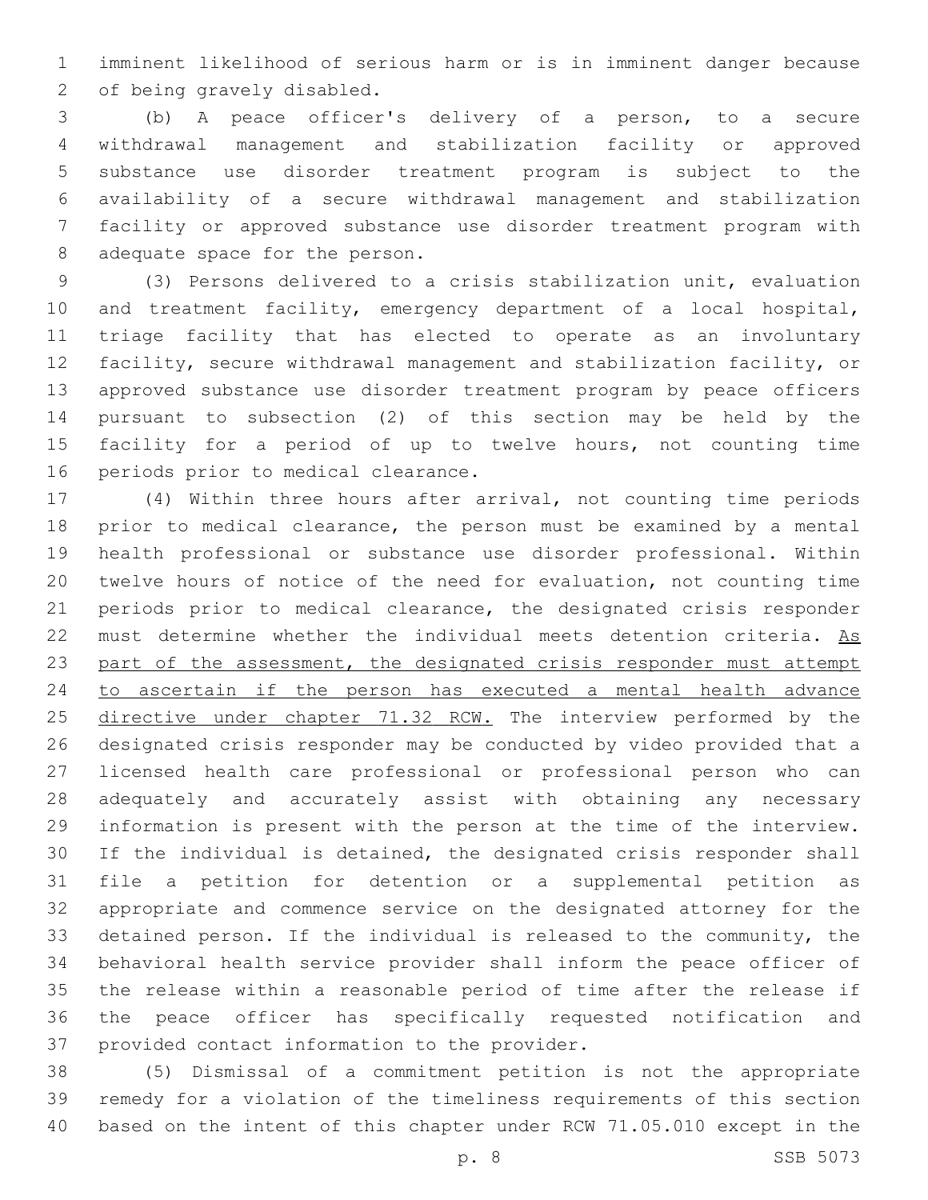imminent likelihood of serious harm or is in imminent danger because of being gravely disabled.

(b) A peace officer's delivery of a person, to a secure withdrawal management and stabilization facility or approved substance use disorder treatment program is subject to the availability of a secure withdrawal management and stabilization facility or approved substance use disorder treatment program with adequate space for the person.

(3) Persons delivered to a crisis stabilization unit, evaluation and treatment facility, emergency department of a local hospital, triage facility that has elected to operate as an involuntary facility, secure withdrawal management and stabilization facility, or approved substance use disorder treatment program by peace officers pursuant to subsection (2) of this section may be held by the facility for a period of up to twelve hours, not counting time periods prior to medical clearance.

(4) Within three hours after arrival, not counting time periods prior to medical clearance, the person must be examined by a mental health professional or substance use disorder professional. Within twelve hours of notice of the need for evaluation, not counting time periods prior to medical clearance, the designated crisis responder must determine whether the individual meets detention criteria. <u>As part of the assessment, the designated crisis responder must attempt to ascertain if the person has executed a mental health advance directive under chapter 71.32 RCW.</u> The interview performed by the designated crisis responder may be conducted by video provided that a licensed health care professional or professional person who can adequately and accurately assist with obtaining any necessary information is present with the person at the time of the interview. If the individual is detained, the designated crisis responder shall file a petition for detention or a supplemental petition as appropriate and commence service on the designated attorney for the detained person. If the individual is released to the community, the behavioral health service provider shall inform the peace officer of the release within a reasonable period of time after the release if the peace officer has specifically requested notification and provided contact information to the provider.

(5) Dismissal of a commitment petition is not the appropriate remedy for a violation of the timeliness requirements of this section based on the intent of this chapter under RCW 71.05.010 except in the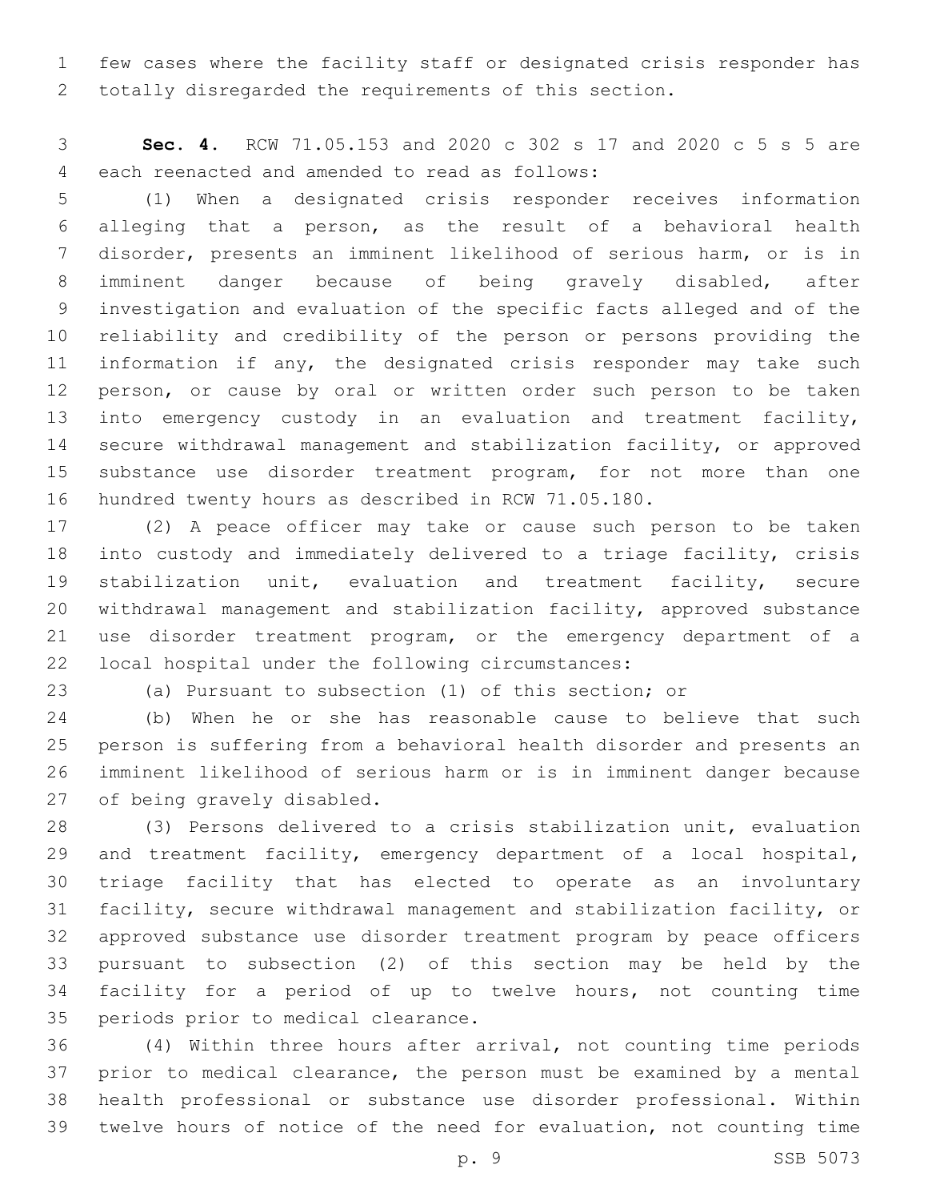few cases where the facility staff or designated crisis responder has totally disregarded the requirements of this section.

**Sec. 4.** RCW 71.05.153 and 2020 c 302 s 17 and 2020 c 5 s 5 are each reenacted and amended to read as follows:

(1) When a designated crisis responder receives information alleging that a person, as the result of a behavioral health disorder, presents an imminent likelihood of serious harm, or is in imminent danger because of being gravely disabled, after investigation and evaluation of the specific facts alleged and of the reliability and credibility of the person or persons providing the information if any, the designated crisis responder may take such person, or cause by oral or written order such person to be taken into emergency custody in an evaluation and treatment facility, secure withdrawal management and stabilization facility, or approved substance use disorder treatment program, for not more than one hundred twenty hours as described in RCW 71.05.180.

(2) A peace officer may take or cause such person to be taken into custody and immediately delivered to a triage facility, crisis stabilization unit, evaluation and treatment facility, secure withdrawal management and stabilization facility, approved substance use disorder treatment program, or the emergency department of a local hospital under the following circumstances:

(a) Pursuant to subsection (1) of this section; or

(b) When he or she has reasonable cause to believe that such person is suffering from a behavioral health disorder and presents an imminent likelihood of serious harm or is in imminent danger because of being gravely disabled.

(3) Persons delivered to a crisis stabilization unit, evaluation and treatment facility, emergency department of a local hospital, triage facility that has elected to operate as an involuntary facility, secure withdrawal management and stabilization facility, or approved substance use disorder treatment program by peace officers pursuant to subsection (2) of this section may be held by the facility for a period of up to twelve hours, not counting time periods prior to medical clearance.

(4) Within three hours after arrival, not counting time periods prior to medical clearance, the person must be examined by a mental health professional or substance use disorder professional. Within twelve hours of notice of the need for evaluation, not counting time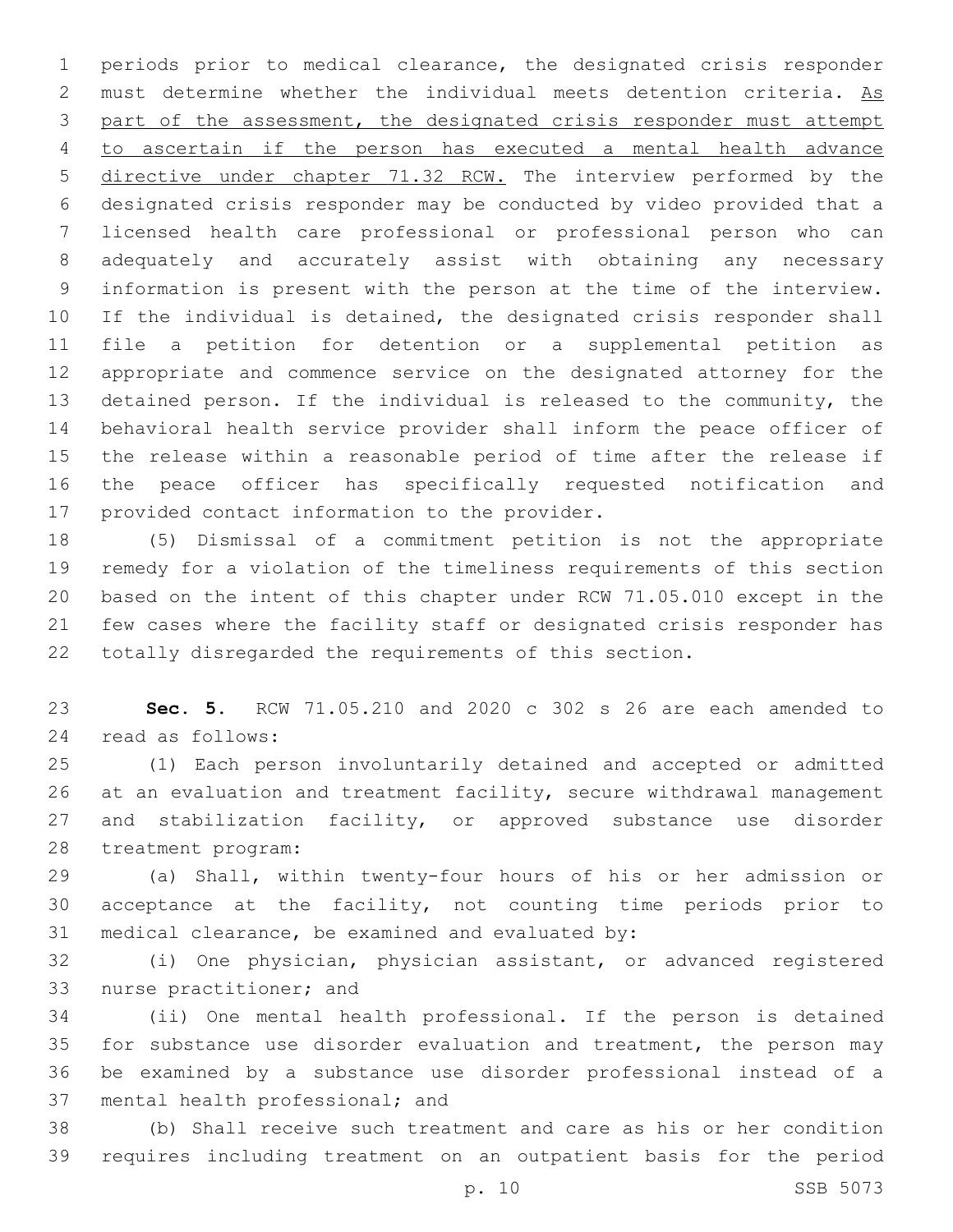periods prior to medical clearance, the designated crisis responder must determine whether the individual meets detention criteria. <u>As part of the assessment, the designated crisis responder must attempt to ascertain if the person has executed a mental health advance directive under chapter 71.32 RCW.</u> The interview performed by the designated crisis responder may be conducted by video provided that a licensed health care professional or professional person who can adequately and accurately assist with obtaining any necessary information is present with the person at the time of the interview. If the individual is detained, the designated crisis responder shall file a petition for detention or a supplemental petition as appropriate and commence service on the designated attorney for the detained person. If the individual is released to the community, the behavioral health service provider shall inform the peace officer of the release within a reasonable period of time after the release if the peace officer has specifically requested notification and provided contact information to the provider.

(5) Dismissal of a commitment petition is not the appropriate remedy for a violation of the timeliness requirements of this section based on the intent of this chapter under RCW 71.05.010 except in the few cases where the facility staff or designated crisis responder has totally disregarded the requirements of this section.

**Sec. 5.** RCW 71.05.210 and 2020 c 302 s 26 are each amended to read as follows:

(1) Each person involuntarily detained and accepted or admitted at an evaluation and treatment facility, secure withdrawal management and stabilization facility, or approved substance use disorder treatment program:

(a) Shall, within twenty-four hours of his or her admission or acceptance at the facility, not counting time periods prior to medical clearance, be examined and evaluated by:

(i) One physician, physician assistant, or advanced registered nurse practitioner; and

(ii) One mental health professional. If the person is detained for substance use disorder evaluation and treatment, the person may be examined by a substance use disorder professional instead of a mental health professional; and

(b) Shall receive such treatment and care as his or her condition requires including treatment on an outpatient basis for the period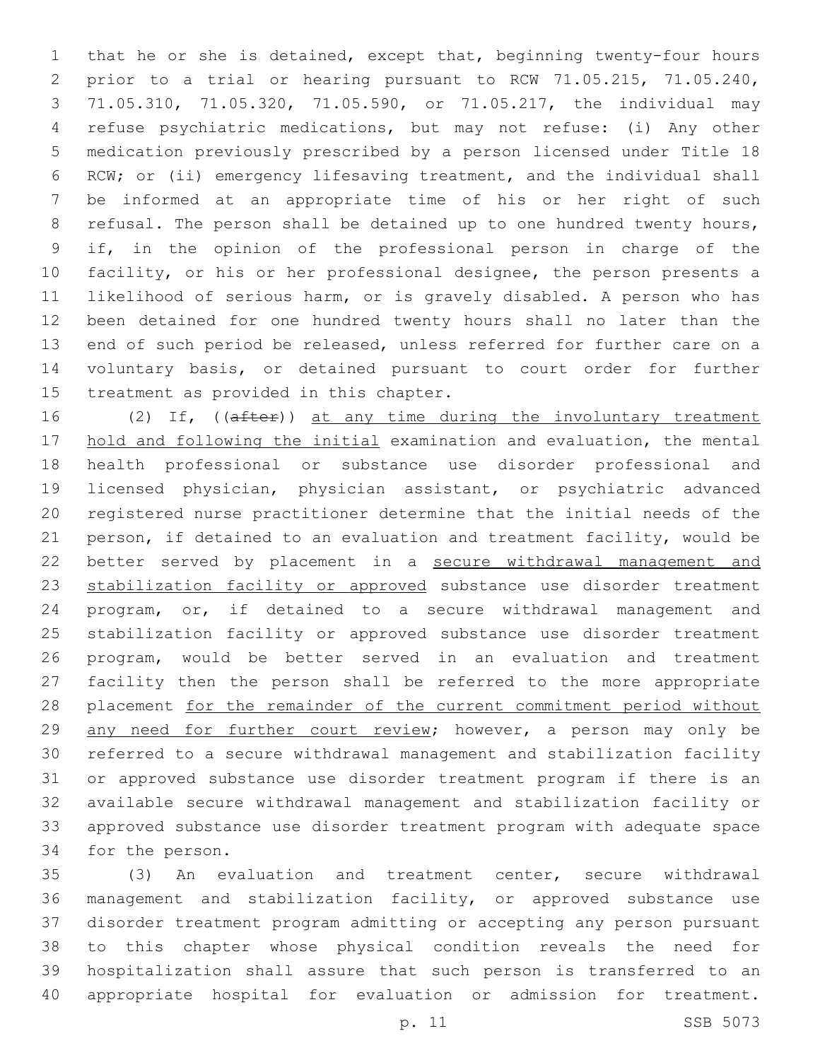that he or she is detained, except that, beginning twenty-four hours prior to a trial or hearing pursuant to RCW 71.05.215, 71.05.240, 71.05.310, 71.05.320, 71.05.590, or 71.05.217, the individual may refuse psychiatric medications, but may not refuse: (i) Any other medication previously prescribed by a person licensed under Title 18 RCW; or (ii) emergency lifesaving treatment, and the individual shall be informed at an appropriate time of his or her right of such refusal. The person shall be detained up to one hundred twenty hours, if, in the opinion of the professional person in charge of the facility, or his or her professional designee, the person presents a likelihood of serious harm, or is gravely disabled. A person who has been detained for one hundred twenty hours shall no later than the end of such period be released, unless referred for further care on a voluntary basis, or detained pursuant to court order for further treatment as provided in this chapter.

(2) If, ((~~after~~)) at any time during the involuntary treatment hold and following the initial examination and evaluation, the mental health professional or substance use disorder professional and licensed physician, physician assistant, or psychiatric advanced registered nurse practitioner determine that the initial needs of the person, if detained to an evaluation and treatment facility, would be better served by placement in a secure withdrawal management and stabilization facility or approved substance use disorder treatment program, or, if detained to a secure withdrawal management and stabilization facility or approved substance use disorder treatment program, would be better served in an evaluation and treatment facility then the person shall be referred to the more appropriate placement for the remainder of the current commitment period without any need for further court review; however, a person may only be referred to a secure withdrawal management and stabilization facility or approved substance use disorder treatment program if there is an available secure withdrawal management and stabilization facility or approved substance use disorder treatment program with adequate space for the person.

(3) An evaluation and treatment center, secure withdrawal management and stabilization facility, or approved substance use disorder treatment program admitting or accepting any person pursuant to this chapter whose physical condition reveals the need for hospitalization shall assure that such person is transferred to an appropriate hospital for evaluation or admission for treatment.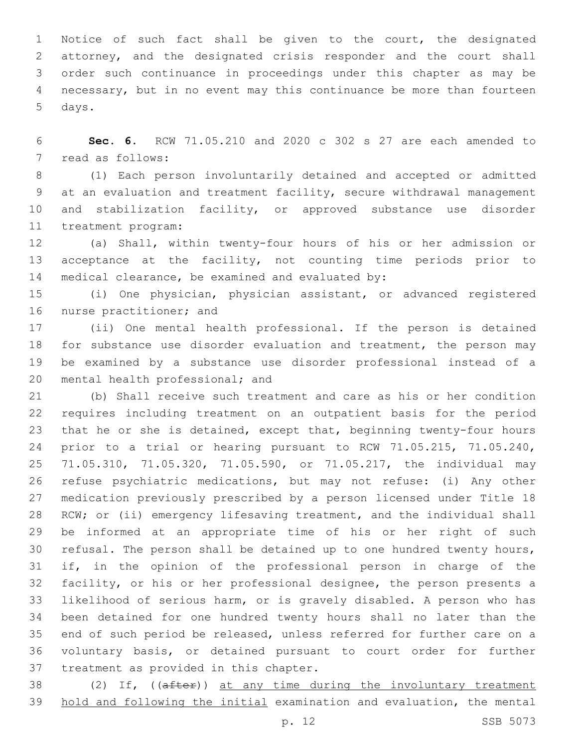Notice of such fact shall be given to the court, the designated attorney, and the designated crisis responder and the court shall order such continuance in proceedings under this chapter as may be necessary, but in no event may this continuance be more than fourteen days.

**Sec. 6.** RCW 71.05.210 and 2020 c 302 s 27 are each amended to read as follows:

(1) Each person involuntarily detained and accepted or admitted at an evaluation and treatment facility, secure withdrawal management and stabilization facility, or approved substance use disorder treatment program:

(a) Shall, within twenty-four hours of his or her admission or acceptance at the facility, not counting time periods prior to medical clearance, be examined and evaluated by:

(i) One physician, physician assistant, or advanced registered nurse practitioner; and

(ii) One mental health professional. If the person is detained for substance use disorder evaluation and treatment, the person may be examined by a substance use disorder professional instead of a mental health professional; and

(b) Shall receive such treatment and care as his or her condition requires including treatment on an outpatient basis for the period that he or she is detained, except that, beginning twenty-four hours prior to a trial or hearing pursuant to RCW 71.05.215, 71.05.240, 71.05.310, 71.05.320, 71.05.590, or 71.05.217, the individual may refuse psychiatric medications, but may not refuse: (i) Any other medication previously prescribed by a person licensed under Title 18 RCW; or (ii) emergency lifesaving treatment, and the individual shall be informed at an appropriate time of his or her right of such refusal. The person shall be detained up to one hundred twenty hours, if, in the opinion of the professional person in charge of the facility, or his or her professional designee, the person presents a likelihood of serious harm, or is gravely disabled. A person who has been detained for one hundred twenty hours shall no later than the end of such period be released, unless referred for further care on a voluntary basis, or detained pursuant to court order for further treatment as provided in this chapter.

(2) If, ((~~after~~)) <u>at any time during the involuntary treatment hold and following the initial</u> examination and evaluation, the mental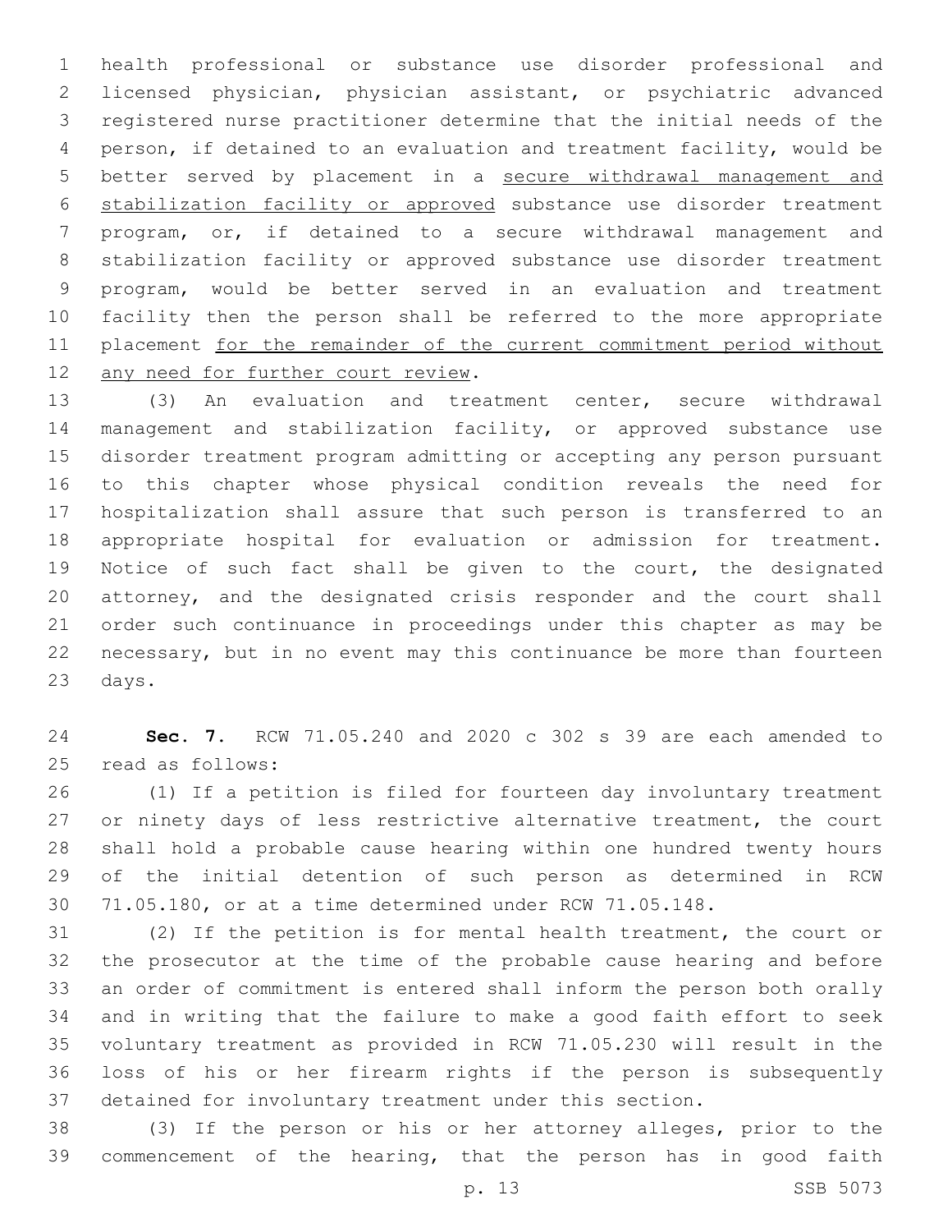health professional or substance use disorder professional and licensed physician, physician assistant, or psychiatric advanced registered nurse practitioner determine that the initial needs of the person, if detained to an evaluation and treatment facility, would be better served by placement in a <u>secure withdrawal management and stabilization facility or approved</u> substance use disorder treatment program, or, if detained to a secure withdrawal management and stabilization facility or approved substance use disorder treatment program, would be better served in an evaluation and treatment facility then the person shall be referred to the more appropriate placement <u>for the remainder of the current commitment period without any need for further court review</u>.

(3) An evaluation and treatment center, secure withdrawal management and stabilization facility, or approved substance use disorder treatment program admitting or accepting any person pursuant to this chapter whose physical condition reveals the need for hospitalization shall assure that such person is transferred to an appropriate hospital for evaluation or admission for treatment. Notice of such fact shall be given to the court, the designated attorney, and the designated crisis responder and the court shall order such continuance in proceedings under this chapter as may be necessary, but in no event may this continuance be more than fourteen days.

**Sec. 7.** RCW 71.05.240 and 2020 c 302 s 39 are each amended to read as follows:

(1) If a petition is filed for fourteen day involuntary treatment or ninety days of less restrictive alternative treatment, the court shall hold a probable cause hearing within one hundred twenty hours of the initial detention of such person as determined in RCW 71.05.180, or at a time determined under RCW 71.05.148.

(2) If the petition is for mental health treatment, the court or the prosecutor at the time of the probable cause hearing and before an order of commitment is entered shall inform the person both orally and in writing that the failure to make a good faith effort to seek voluntary treatment as provided in RCW 71.05.230 will result in the loss of his or her firearm rights if the person is subsequently detained for involuntary treatment under this section.

(3) If the person or his or her attorney alleges, prior to the commencement of the hearing, that the person has in good faith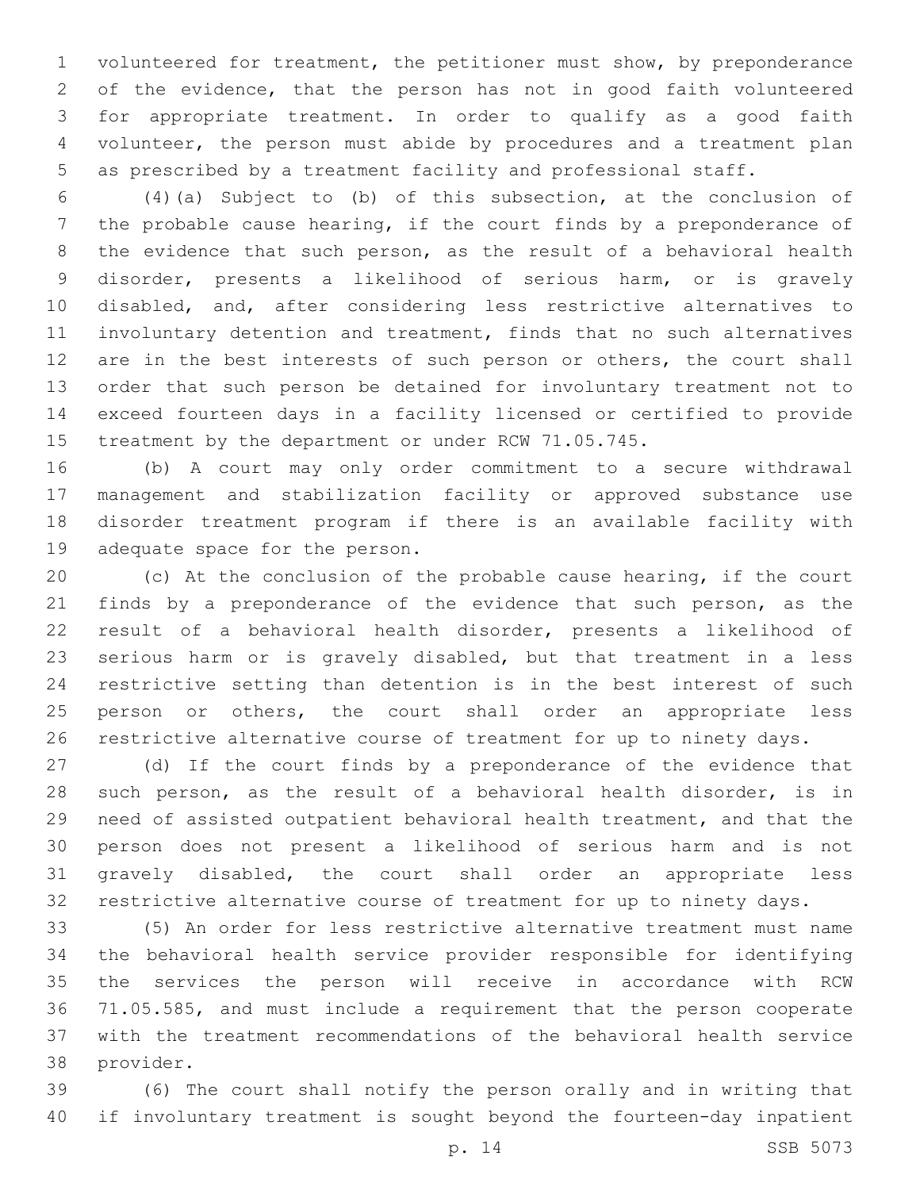volunteered for treatment, the petitioner must show, by preponderance of the evidence, that the person has not in good faith volunteered for appropriate treatment. In order to qualify as a good faith volunteer, the person must abide by procedures and a treatment plan as prescribed by a treatment facility and professional staff.

(4)(a) Subject to (b) of this subsection, at the conclusion of the probable cause hearing, if the court finds by a preponderance of the evidence that such person, as the result of a behavioral health disorder, presents a likelihood of serious harm, or is gravely disabled, and, after considering less restrictive alternatives to involuntary detention and treatment, finds that no such alternatives are in the best interests of such person or others, the court shall order that such person be detained for involuntary treatment not to exceed fourteen days in a facility licensed or certified to provide treatment by the department or under RCW 71.05.745.

(b) A court may only order commitment to a secure withdrawal management and stabilization facility or approved substance use disorder treatment program if there is an available facility with adequate space for the person.

(c) At the conclusion of the probable cause hearing, if the court finds by a preponderance of the evidence that such person, as the result of a behavioral health disorder, presents a likelihood of serious harm or is gravely disabled, but that treatment in a less restrictive setting than detention is in the best interest of such person or others, the court shall order an appropriate less restrictive alternative course of treatment for up to ninety days.

(d) If the court finds by a preponderance of the evidence that such person, as the result of a behavioral health disorder, is in need of assisted outpatient behavioral health treatment, and that the person does not present a likelihood of serious harm and is not gravely disabled, the court shall order an appropriate less restrictive alternative course of treatment for up to ninety days.

(5) An order for less restrictive alternative treatment must name the behavioral health service provider responsible for identifying the services the person will receive in accordance with RCW 71.05.585, and must include a requirement that the person cooperate with the treatment recommendations of the behavioral health service provider.

(6) The court shall notify the person orally and in writing that if involuntary treatment is sought beyond the fourteen-day inpatient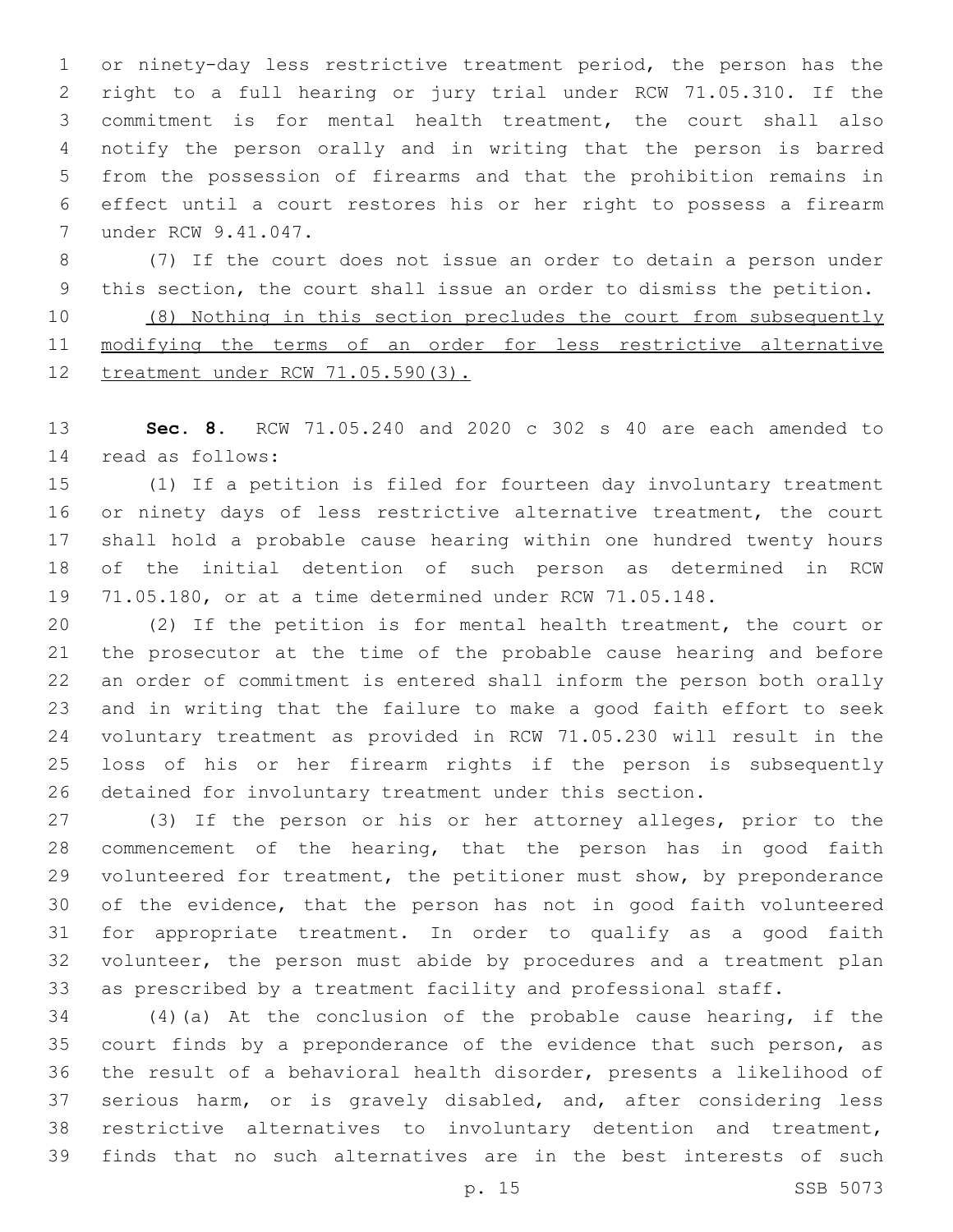or ninety-day less restrictive treatment period, the person has the right to a full hearing or jury trial under RCW 71.05.310. If the commitment is for mental health treatment, the court shall also notify the person orally and in writing that the person is barred from the possession of firearms and that the prohibition remains in effect until a court restores his or her right to possess a firearm under RCW 9.41.047.

(7) If the court does not issue an order to detain a person under this section, the court shall issue an order to dismiss the petition.

(8) Nothing in this section precludes the court from subsequently modifying the terms of an order for less restrictive alternative treatment under RCW 71.05.590(3).

**Sec. 8.** RCW 71.05.240 and 2020 c 302 s 40 are each amended to read as follows:

(1) If a petition is filed for fourteen day involuntary treatment or ninety days of less restrictive alternative treatment, the court shall hold a probable cause hearing within one hundred twenty hours of the initial detention of such person as determined in RCW 71.05.180, or at a time determined under RCW 71.05.148.

(2) If the petition is for mental health treatment, the court or the prosecutor at the time of the probable cause hearing and before an order of commitment is entered shall inform the person both orally and in writing that the failure to make a good faith effort to seek voluntary treatment as provided in RCW 71.05.230 will result in the loss of his or her firearm rights if the person is subsequently detained for involuntary treatment under this section.

(3) If the person or his or her attorney alleges, prior to the commencement of the hearing, that the person has in good faith volunteered for treatment, the petitioner must show, by preponderance of the evidence, that the person has not in good faith volunteered for appropriate treatment. In order to qualify as a good faith volunteer, the person must abide by procedures and a treatment plan as prescribed by a treatment facility and professional staff.

(4)(a) At the conclusion of the probable cause hearing, if the court finds by a preponderance of the evidence that such person, as the result of a behavioral health disorder, presents a likelihood of serious harm, or is gravely disabled, and, after considering less restrictive alternatives to involuntary detention and treatment, finds that no such alternatives are in the best interests of such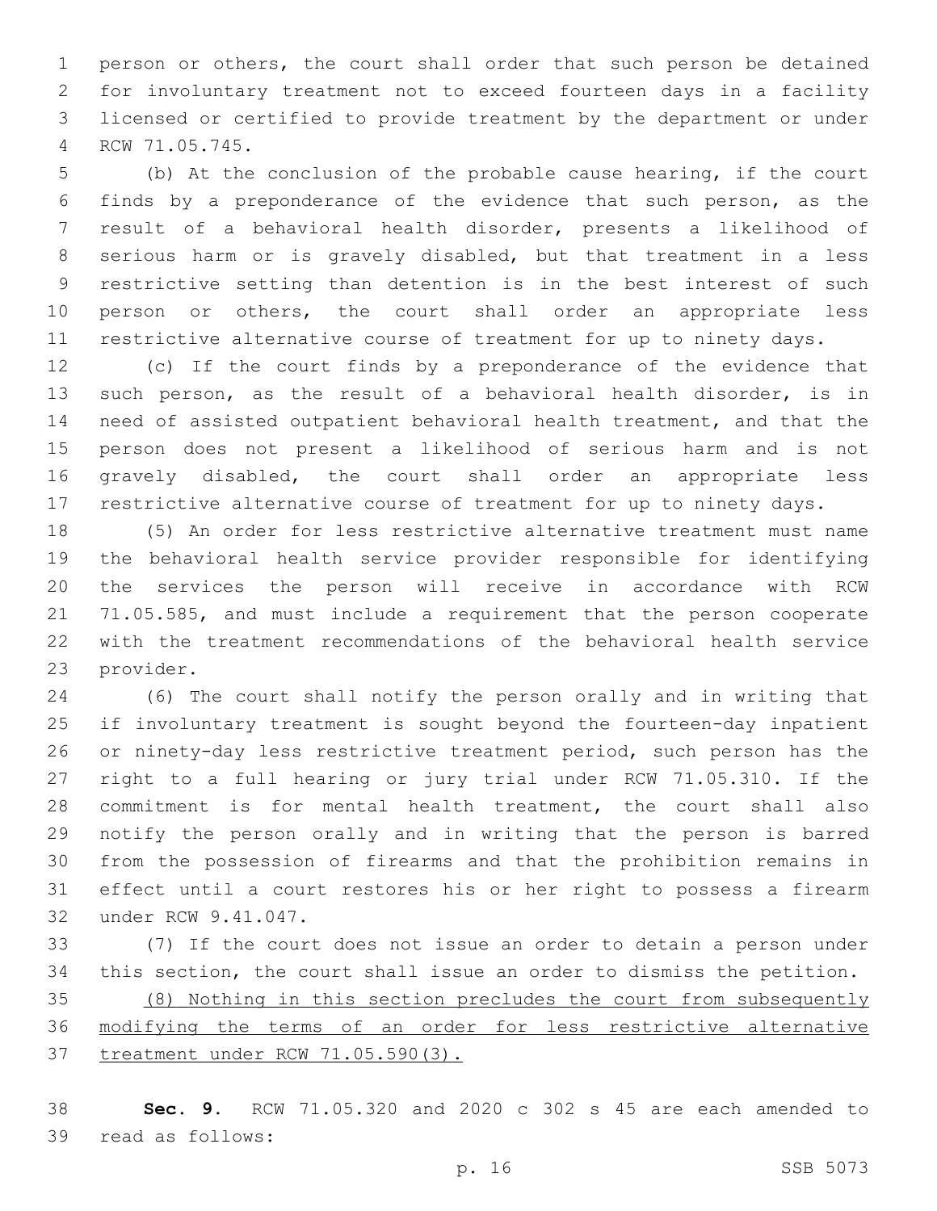person or others, the court shall order that such person be detained for involuntary treatment not to exceed fourteen days in a facility licensed or certified to provide treatment by the department or under RCW 71.05.745.

(b) At the conclusion of the probable cause hearing, if the court finds by a preponderance of the evidence that such person, as the result of a behavioral health disorder, presents a likelihood of serious harm or is gravely disabled, but that treatment in a less restrictive setting than detention is in the best interest of such person or others, the court shall order an appropriate less restrictive alternative course of treatment for up to ninety days.

(c) If the court finds by a preponderance of the evidence that such person, as the result of a behavioral health disorder, is in need of assisted outpatient behavioral health treatment, and that the person does not present a likelihood of serious harm and is not gravely disabled, the court shall order an appropriate less restrictive alternative course of treatment for up to ninety days.

(5) An order for less restrictive alternative treatment must name the behavioral health service provider responsible for identifying the services the person will receive in accordance with RCW 71.05.585, and must include a requirement that the person cooperate with the treatment recommendations of the behavioral health service provider.

(6) The court shall notify the person orally and in writing that if involuntary treatment is sought beyond the fourteen-day inpatient or ninety-day less restrictive treatment period, such person has the right to a full hearing or jury trial under RCW 71.05.310. If the commitment is for mental health treatment, the court shall also notify the person orally and in writing that the person is barred from the possession of firearms and that the prohibition remains in effect until a court restores his or her right to possess a firearm under RCW 9.41.047.

(7) If the court does not issue an order to detain a person under this section, the court shall issue an order to dismiss the petition.

<u>(8) Nothing in this section precludes the court from subsequently modifying the terms of an order for less restrictive alternative treatment under RCW 71.05.590(3).</u>

**Sec. 9.** RCW 71.05.320 and 2020 c 302 s 45 are each amended to read as follows: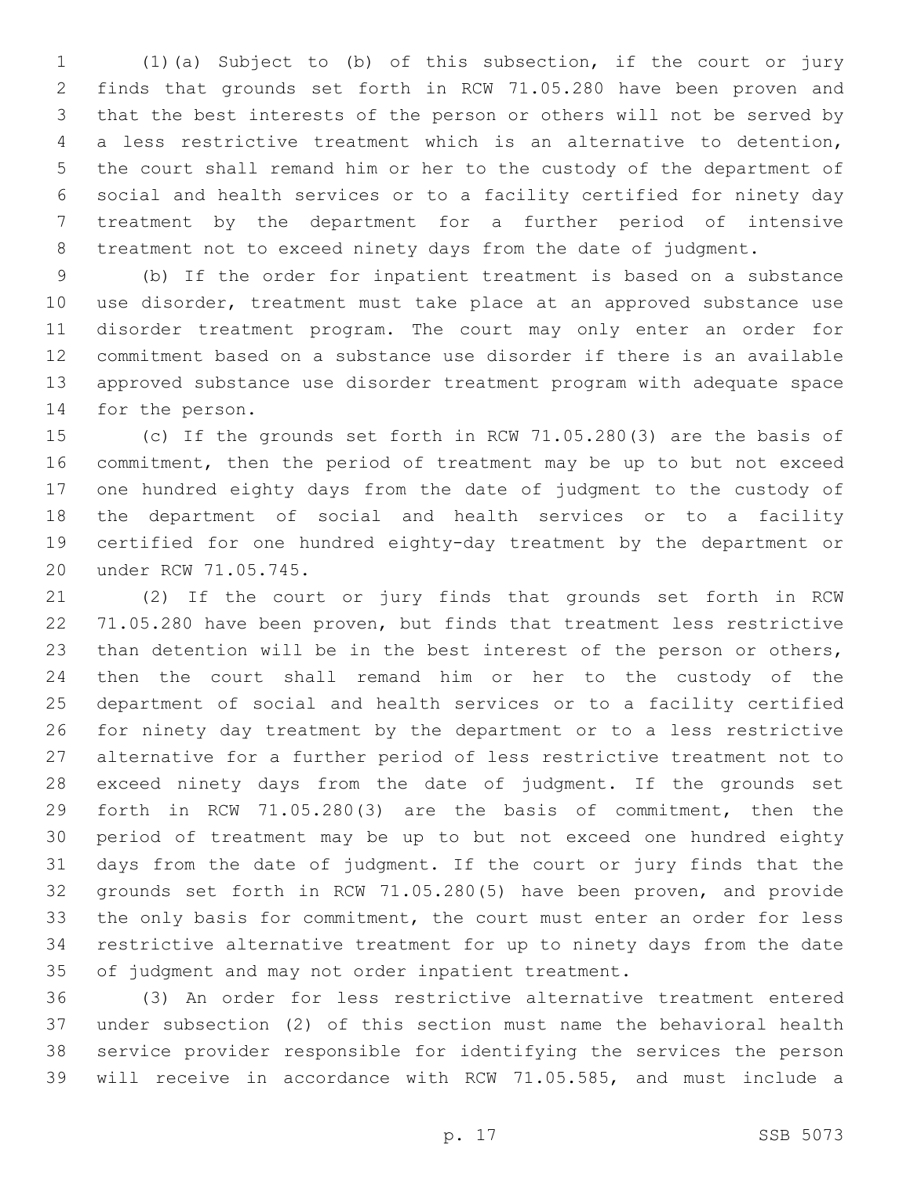(1)(a) Subject to (b) of this subsection, if the court or jury finds that grounds set forth in RCW 71.05.280 have been proven and that the best interests of the person or others will not be served by a less restrictive treatment which is an alternative to detention, the court shall remand him or her to the custody of the department of social and health services or to a facility certified for ninety day treatment by the department for a further period of intensive treatment not to exceed ninety days from the date of judgment.

(b) If the order for inpatient treatment is based on a substance use disorder, treatment must take place at an approved substance use disorder treatment program. The court may only enter an order for commitment based on a substance use disorder if there is an available approved substance use disorder treatment program with adequate space for the person.

(c) If the grounds set forth in RCW 71.05.280(3) are the basis of commitment, then the period of treatment may be up to but not exceed one hundred eighty days from the date of judgment to the custody of the department of social and health services or to a facility certified for one hundred eighty-day treatment by the department or under RCW 71.05.745.

(2) If the court or jury finds that grounds set forth in RCW 71.05.280 have been proven, but finds that treatment less restrictive than detention will be in the best interest of the person or others, then the court shall remand him or her to the custody of the department of social and health services or to a facility certified for ninety day treatment by the department or to a less restrictive alternative for a further period of less restrictive treatment not to exceed ninety days from the date of judgment. If the grounds set forth in RCW 71.05.280(3) are the basis of commitment, then the period of treatment may be up to but not exceed one hundred eighty days from the date of judgment. If the court or jury finds that the grounds set forth in RCW 71.05.280(5) have been proven, and provide the only basis for commitment, the court must enter an order for less restrictive alternative treatment for up to ninety days from the date of judgment and may not order inpatient treatment.

(3) An order for less restrictive alternative treatment entered under subsection (2) of this section must name the behavioral health service provider responsible for identifying the services the person will receive in accordance with RCW 71.05.585, and must include a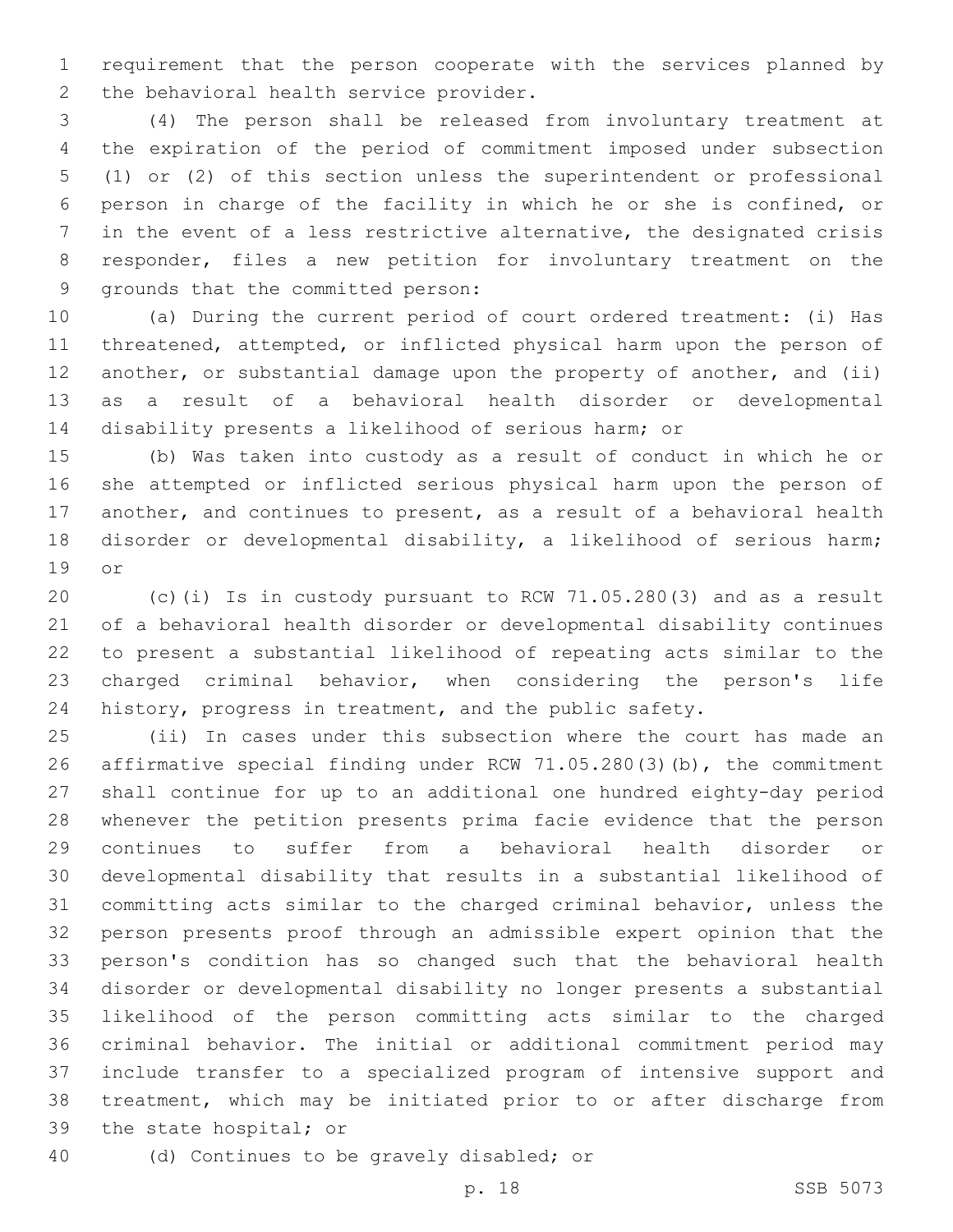requirement that the person cooperate with the services planned by the behavioral health service provider.

(4) The person shall be released from involuntary treatment at the expiration of the period of commitment imposed under subsection (1) or (2) of this section unless the superintendent or professional person in charge of the facility in which he or she is confined, or in the event of a less restrictive alternative, the designated crisis responder, files a new petition for involuntary treatment on the grounds that the committed person:

(a) During the current period of court ordered treatment: (i) Has threatened, attempted, or inflicted physical harm upon the person of another, or substantial damage upon the property of another, and (ii) as a result of a behavioral health disorder or developmental disability presents a likelihood of serious harm; or

(b) Was taken into custody as a result of conduct in which he or she attempted or inflicted serious physical harm upon the person of another, and continues to present, as a result of a behavioral health disorder or developmental disability, a likelihood of serious harm; or

(c)(i) Is in custody pursuant to RCW 71.05.280(3) and as a result of a behavioral health disorder or developmental disability continues to present a substantial likelihood of repeating acts similar to the charged criminal behavior, when considering the person's life history, progress in treatment, and the public safety.

(ii) In cases under this subsection where the court has made an affirmative special finding under RCW 71.05.280(3)(b), the commitment shall continue for up to an additional one hundred eighty-day period whenever the petition presents prima facie evidence that the person continues to suffer from a behavioral health disorder or developmental disability that results in a substantial likelihood of committing acts similar to the charged criminal behavior, unless the person presents proof through an admissible expert opinion that the person's condition has so changed such that the behavioral health disorder or developmental disability no longer presents a substantial likelihood of the person committing acts similar to the charged criminal behavior. The initial or additional commitment period may include transfer to a specialized program of intensive support and treatment, which may be initiated prior to or after discharge from the state hospital; or

(d) Continues to be gravely disabled; or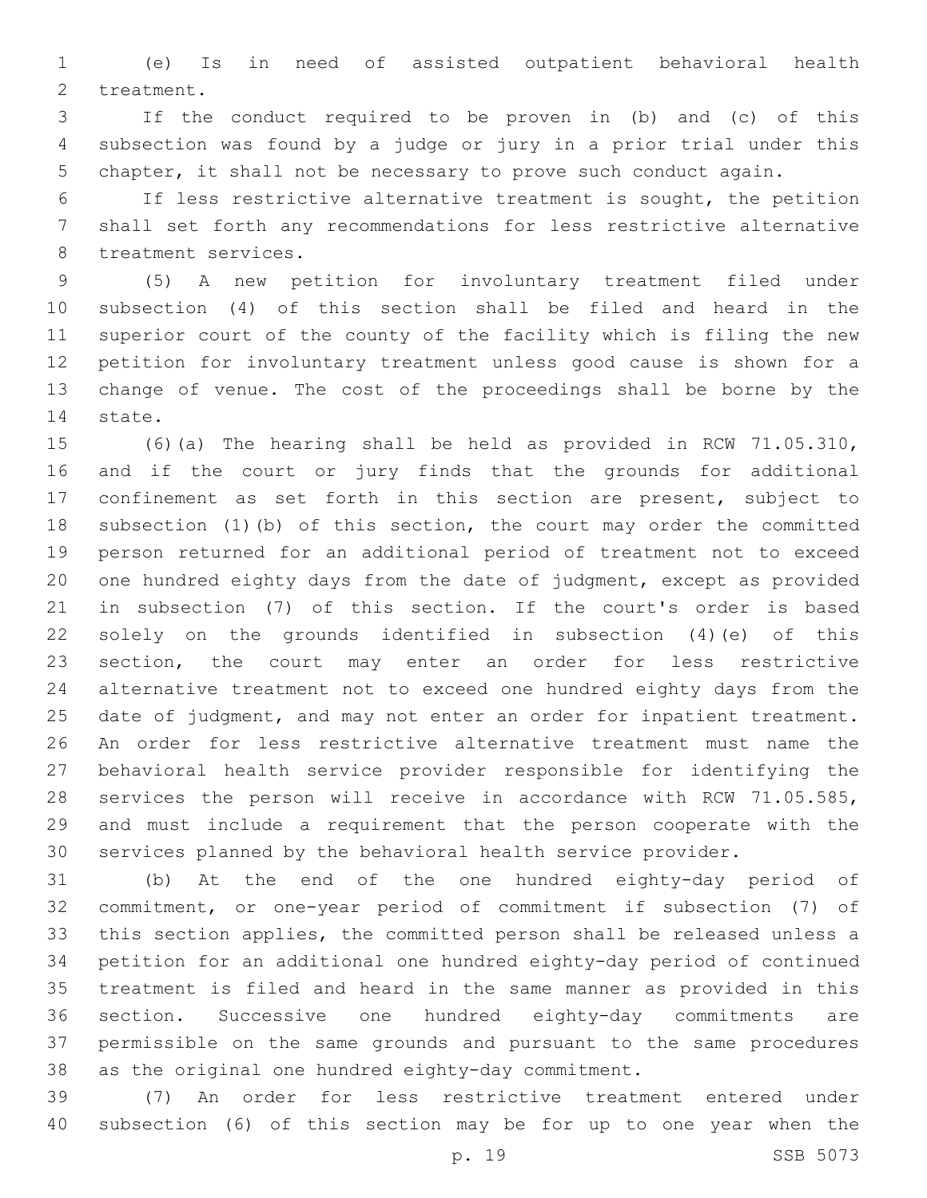(e) Is in need of assisted outpatient behavioral health treatment.

If the conduct required to be proven in (b) and (c) of this subsection was found by a judge or jury in a prior trial under this chapter, it shall not be necessary to prove such conduct again.

If less restrictive alternative treatment is sought, the petition shall set forth any recommendations for less restrictive alternative treatment services.

(5) A new petition for involuntary treatment filed under subsection (4) of this section shall be filed and heard in the superior court of the county of the facility which is filing the new petition for involuntary treatment unless good cause is shown for a change of venue. The cost of the proceedings shall be borne by the state.

(6)(a) The hearing shall be held as provided in RCW 71.05.310, and if the court or jury finds that the grounds for additional confinement as set forth in this section are present, subject to subsection (1)(b) of this section, the court may order the committed person returned for an additional period of treatment not to exceed one hundred eighty days from the date of judgment, except as provided in subsection (7) of this section. If the court's order is based solely on the grounds identified in subsection (4)(e) of this section, the court may enter an order for less restrictive alternative treatment not to exceed one hundred eighty days from the date of judgment, and may not enter an order for inpatient treatment. An order for less restrictive alternative treatment must name the behavioral health service provider responsible for identifying the services the person will receive in accordance with RCW 71.05.585, and must include a requirement that the person cooperate with the services planned by the behavioral health service provider.

(b) At the end of the one hundred eighty-day period of commitment, or one-year period of commitment if subsection (7) of this section applies, the committed person shall be released unless a petition for an additional one hundred eighty-day period of continued treatment is filed and heard in the same manner as provided in this section. Successive one hundred eighty-day commitments are permissible on the same grounds and pursuant to the same procedures as the original one hundred eighty-day commitment.

(7) An order for less restrictive treatment entered under subsection (6) of this section may be for up to one year when the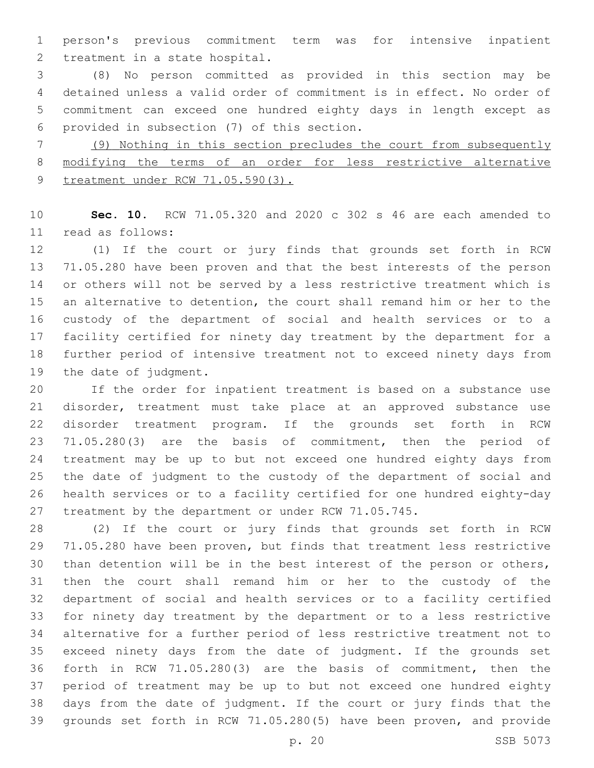person's previous commitment term was for intensive inpatient treatment in a state hospital.

(8) No person committed as provided in this section may be detained unless a valid order of commitment is in effect. No order of commitment can exceed one hundred eighty days in length except as provided in subsection (7) of this section.

<u>(9) Nothing in this section precludes the court from subsequently modifying the terms of an order for less restrictive alternative treatment under RCW 71.05.590(3).</u>

**Sec. 10.** RCW 71.05.320 and 2020 c 302 s 46 are each amended to read as follows:

(1) If the court or jury finds that grounds set forth in RCW 71.05.280 have been proven and that the best interests of the person or others will not be served by a less restrictive treatment which is an alternative to detention, the court shall remand him or her to the custody of the department of social and health services or to a facility certified for ninety day treatment by the department for a further period of intensive treatment not to exceed ninety days from the date of judgment.

If the order for inpatient treatment is based on a substance use disorder, treatment must take place at an approved substance use disorder treatment program. If the grounds set forth in RCW 71.05.280(3) are the basis of commitment, then the period of treatment may be up to but not exceed one hundred eighty days from the date of judgment to the custody of the department of social and health services or to a facility certified for one hundred eighty-day treatment by the department or under RCW 71.05.745.

(2) If the court or jury finds that grounds set forth in RCW 71.05.280 have been proven, but finds that treatment less restrictive than detention will be in the best interest of the person or others, then the court shall remand him or her to the custody of the department of social and health services or to a facility certified for ninety day treatment by the department or to a less restrictive alternative for a further period of less restrictive treatment not to exceed ninety days from the date of judgment. If the grounds set forth in RCW 71.05.280(3) are the basis of commitment, then the period of treatment may be up to but not exceed one hundred eighty days from the date of judgment. If the court or jury finds that the grounds set forth in RCW 71.05.280(5) have been proven, and provide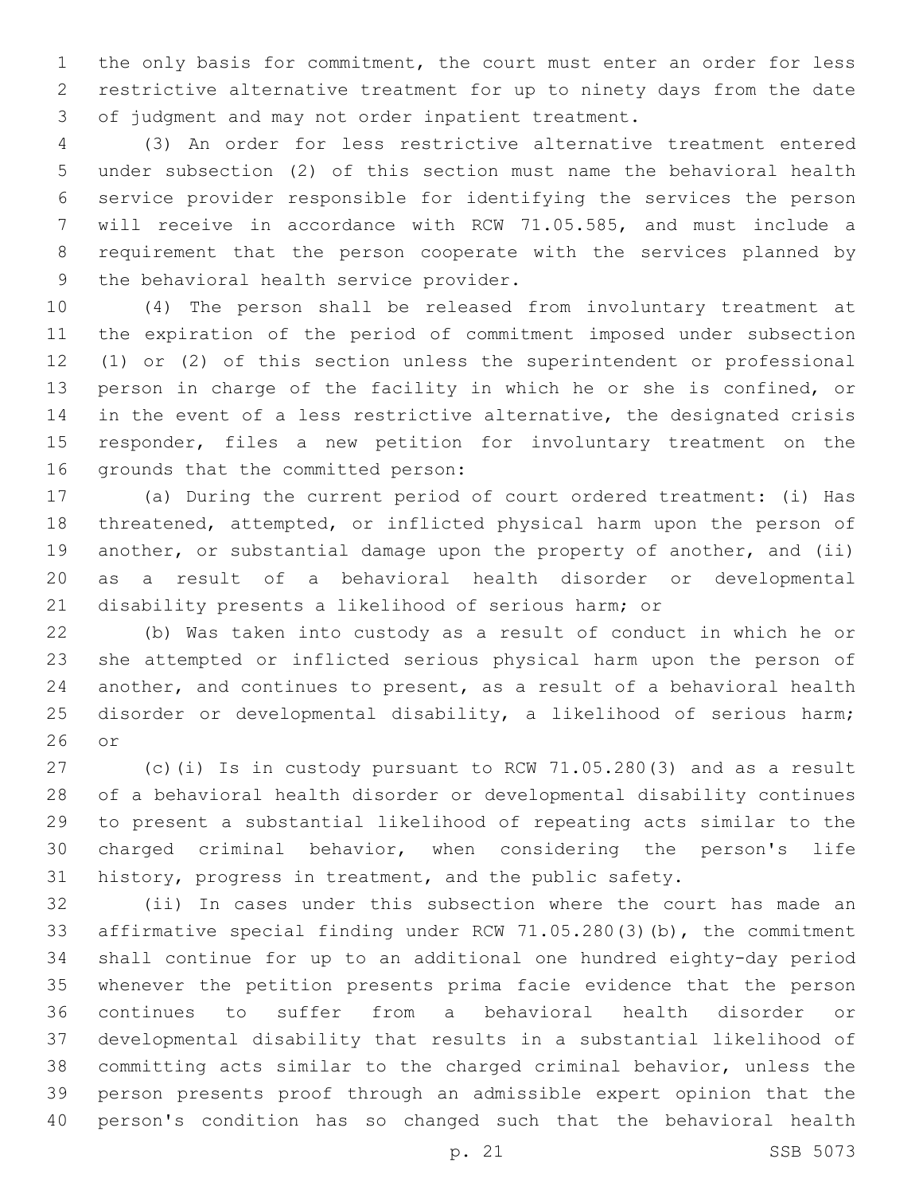the only basis for commitment, the court must enter an order for less restrictive alternative treatment for up to ninety days from the date of judgment and may not order inpatient treatment.

(3) An order for less restrictive alternative treatment entered under subsection (2) of this section must name the behavioral health service provider responsible for identifying the services the person will receive in accordance with RCW 71.05.585, and must include a requirement that the person cooperate with the services planned by the behavioral health service provider.

(4) The person shall be released from involuntary treatment at the expiration of the period of commitment imposed under subsection (1) or (2) of this section unless the superintendent or professional person in charge of the facility in which he or she is confined, or in the event of a less restrictive alternative, the designated crisis responder, files a new petition for involuntary treatment on the grounds that the committed person:

(a) During the current period of court ordered treatment: (i) Has threatened, attempted, or inflicted physical harm upon the person of another, or substantial damage upon the property of another, and (ii) as a result of a behavioral health disorder or developmental disability presents a likelihood of serious harm; or

(b) Was taken into custody as a result of conduct in which he or she attempted or inflicted serious physical harm upon the person of another, and continues to present, as a result of a behavioral health disorder or developmental disability, a likelihood of serious harm; or

(c)(i) Is in custody pursuant to RCW 71.05.280(3) and as a result of a behavioral health disorder or developmental disability continues to present a substantial likelihood of repeating acts similar to the charged criminal behavior, when considering the person's life history, progress in treatment, and the public safety.

(ii) In cases under this subsection where the court has made an affirmative special finding under RCW 71.05.280(3)(b), the commitment shall continue for up to an additional one hundred eighty-day period whenever the petition presents prima facie evidence that the person continues to suffer from a behavioral health disorder or developmental disability that results in a substantial likelihood of committing acts similar to the charged criminal behavior, unless the person presents proof through an admissible expert opinion that the person's condition has so changed such that the behavioral health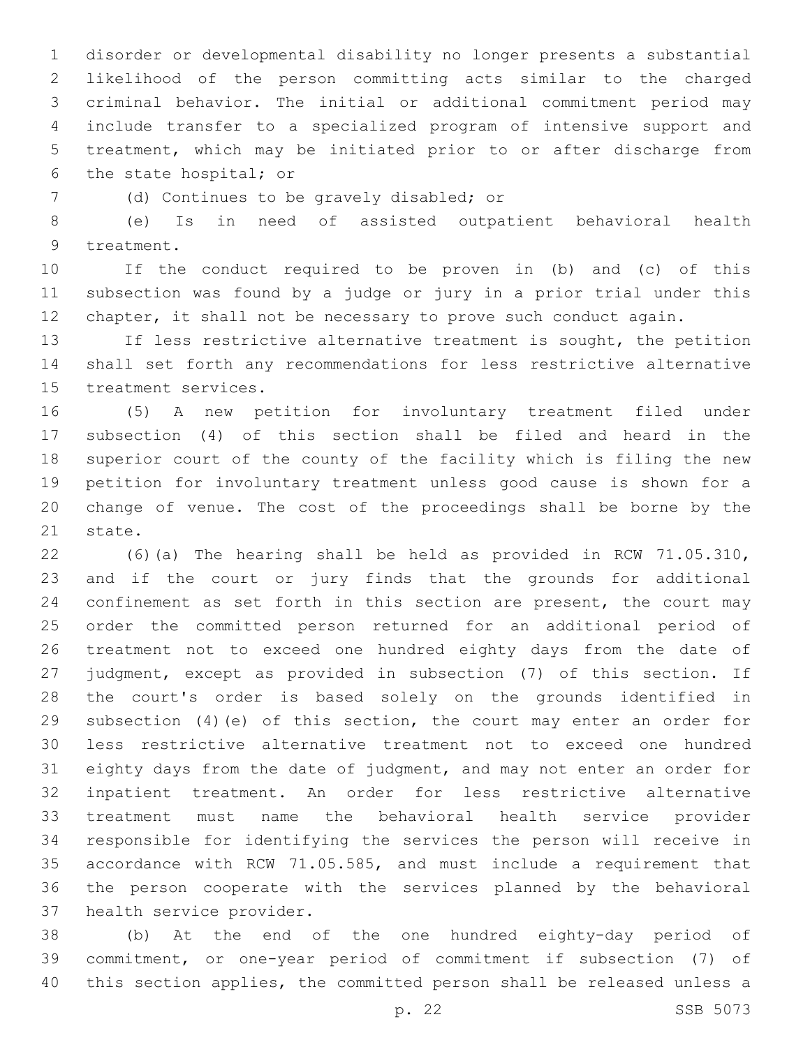disorder or developmental disability no longer presents a substantial likelihood of the person committing acts similar to the charged criminal behavior. The initial or additional commitment period may include transfer to a specialized program of intensive support and treatment, which may be initiated prior to or after discharge from the state hospital; or

(d) Continues to be gravely disabled; or

(e) Is in need of assisted outpatient behavioral health treatment.

If the conduct required to be proven in (b) and (c) of this subsection was found by a judge or jury in a prior trial under this chapter, it shall not be necessary to prove such conduct again.

If less restrictive alternative treatment is sought, the petition shall set forth any recommendations for less restrictive alternative treatment services.

(5) A new petition for involuntary treatment filed under subsection (4) of this section shall be filed and heard in the superior court of the county of the facility which is filing the new petition for involuntary treatment unless good cause is shown for a change of venue. The cost of the proceedings shall be borne by the state.

(6)(a) The hearing shall be held as provided in RCW 71.05.310, and if the court or jury finds that the grounds for additional confinement as set forth in this section are present, the court may order the committed person returned for an additional period of treatment not to exceed one hundred eighty days from the date of judgment, except as provided in subsection (7) of this section. If the court's order is based solely on the grounds identified in subsection (4)(e) of this section, the court may enter an order for less restrictive alternative treatment not to exceed one hundred eighty days from the date of judgment, and may not enter an order for inpatient treatment. An order for less restrictive alternative treatment must name the behavioral health service provider responsible for identifying the services the person will receive in accordance with RCW 71.05.585, and must include a requirement that the person cooperate with the services planned by the behavioral health service provider.

(b) At the end of the one hundred eighty-day period of commitment, or one-year period of commitment if subsection (7) of this section applies, the committed person shall be released unless a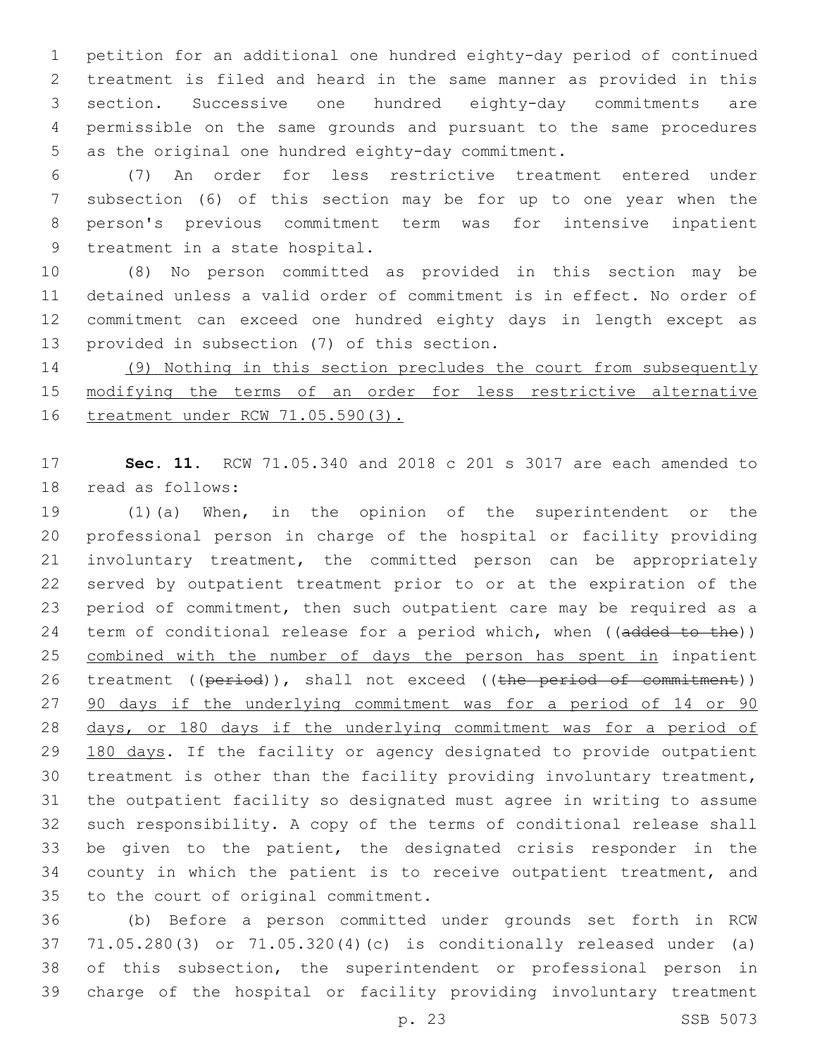petition for an additional one hundred eighty-day period of continued treatment is filed and heard in the same manner as provided in this section. Successive one hundred eighty-day commitments are permissible on the same grounds and pursuant to the same procedures as the original one hundred eighty-day commitment.

(7) An order for less restrictive treatment entered under subsection (6) of this section may be for up to one year when the person's previous commitment term was for intensive inpatient treatment in a state hospital.

(8) No person committed as provided in this section may be detained unless a valid order of commitment is in effect. No order of commitment can exceed one hundred eighty days in length except as provided in subsection (7) of this section.

<u>(9) Nothing in this section precludes the court from subsequently modifying the terms of an order for less restrictive alternative treatment under RCW 71.05.590(3).</u>

**Sec. 11.** RCW 71.05.340 and 2018 c 201 s 3017 are each amended to read as follows:

(1)(a) When, in the opinion of the superintendent or the professional person in charge of the hospital or facility providing involuntary treatment, the committed person can be appropriately served by outpatient treatment prior to or at the expiration of the period of commitment, then such outpatient care may be required as a term of conditional release for a period which, when ((~~added to the~~)) <u>combined with the number of days the person has spent in</u> inpatient treatment ((~~period~~)), shall not exceed ((~~the period of commitment~~)) <u>90 days if the underlying commitment was for a period of 14 or 90 days, or 180 days if the underlying commitment was for a period of 180 days</u>. If the facility or agency designated to provide outpatient treatment is other than the facility providing involuntary treatment, the outpatient facility so designated must agree in writing to assume such responsibility. A copy of the terms of conditional release shall be given to the patient, the designated crisis responder in the county in which the patient is to receive outpatient treatment, and to the court of original commitment.

(b) Before a person committed under grounds set forth in RCW 71.05.280(3) or 71.05.320(4)(c) is conditionally released under (a) of this subsection, the superintendent or professional person in charge of the hospital or facility providing involuntary treatment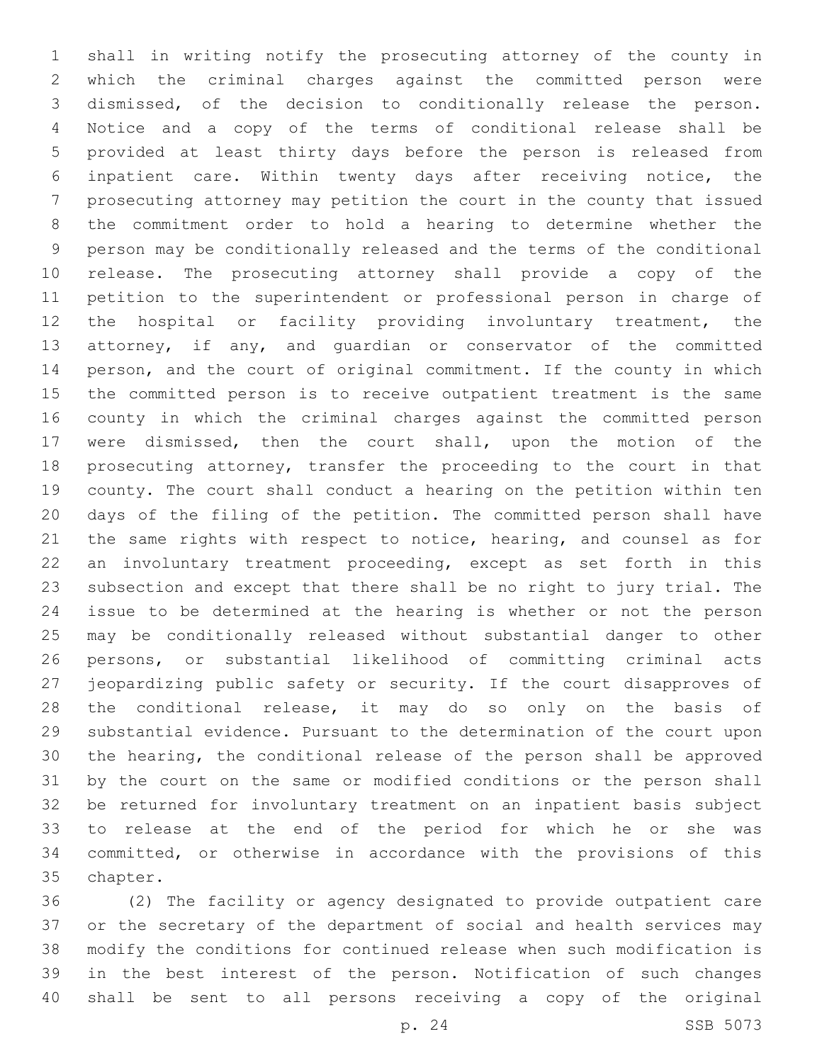shall in writing notify the prosecuting attorney of the county in which the criminal charges against the committed person were dismissed, of the decision to conditionally release the person. Notice and a copy of the terms of conditional release shall be provided at least thirty days before the person is released from inpatient care. Within twenty days after receiving notice, the prosecuting attorney may petition the court in the county that issued the commitment order to hold a hearing to determine whether the person may be conditionally released and the terms of the conditional release. The prosecuting attorney shall provide a copy of the petition to the superintendent or professional person in charge of the hospital or facility providing involuntary treatment, the attorney, if any, and guardian or conservator of the committed person, and the court of original commitment. If the county in which the committed person is to receive outpatient treatment is the same county in which the criminal charges against the committed person were dismissed, then the court shall, upon the motion of the prosecuting attorney, transfer the proceeding to the court in that county. The court shall conduct a hearing on the petition within ten days of the filing of the petition. The committed person shall have the same rights with respect to notice, hearing, and counsel as for an involuntary treatment proceeding, except as set forth in this subsection and except that there shall be no right to jury trial. The issue to be determined at the hearing is whether or not the person may be conditionally released without substantial danger to other persons, or substantial likelihood of committing criminal acts jeopardizing public safety or security. If the court disapproves of the conditional release, it may do so only on the basis of substantial evidence. Pursuant to the determination of the court upon the hearing, the conditional release of the person shall be approved by the court on the same or modified conditions or the person shall be returned for involuntary treatment on an inpatient basis subject to release at the end of the period for which he or she was committed, or otherwise in accordance with the provisions of this chapter.

(2) The facility or agency designated to provide outpatient care or the secretary of the department of social and health services may modify the conditions for continued release when such modification is in the best interest of the person. Notification of such changes shall be sent to all persons receiving a copy of the original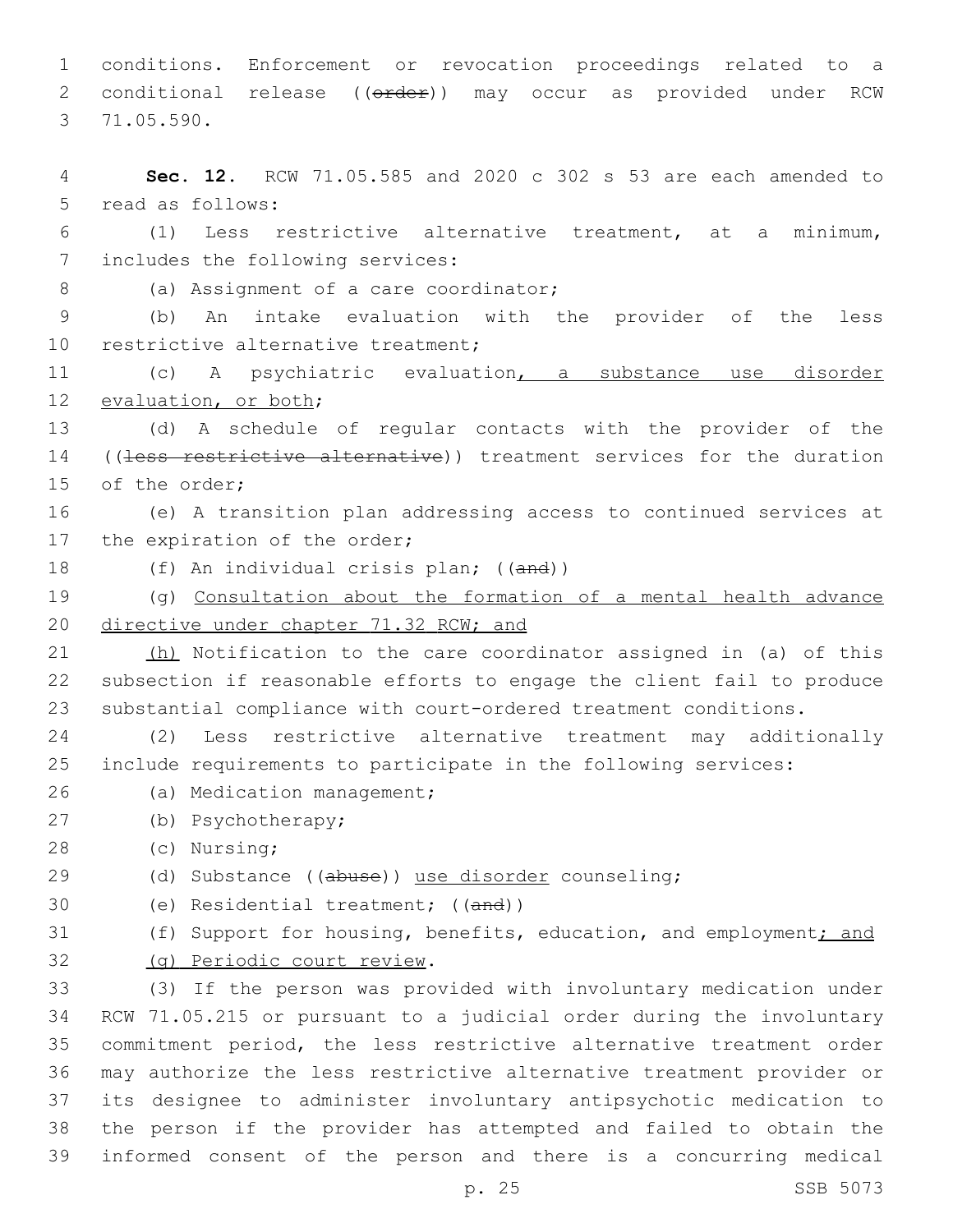conditions. Enforcement or revocation proceedings related to a conditional release ((~~order~~)) may occur as provided under RCW 71.05.590.

**Sec. 12.** RCW 71.05.585 and 2020 c 302 s 53 are each amended to read as follows:

(1) Less restrictive alternative treatment, at a minimum, includes the following services:

(a) Assignment of a care coordinator;

(b) An intake evaluation with the provider of the less restrictive alternative treatment;

(c) A psychiatric evaluation<u>, a substance use disorder evaluation, or both</u>;

(d) A schedule of regular contacts with the provider of the ((~~less restrictive alternative~~)) treatment services for the duration of the order;

(e) A transition plan addressing access to continued services at the expiration of the order;

(f) An individual crisis plan; ((~~and~~))

(g) <u>Consultation about the formation of a mental health advance directive under chapter 71.32 RCW; and</u>

<u>(h)</u> Notification to the care coordinator assigned in (a) of this subsection if reasonable efforts to engage the client fail to produce substantial compliance with court-ordered treatment conditions.

(2) Less restrictive alternative treatment may additionally include requirements to participate in the following services:

(a) Medication management;

(b) Psychotherapy;

(c) Nursing;

(d) Substance ((~~abuse~~)) <u>use disorder</u> counseling;

(e) Residential treatment; ((~~and~~))

(f) Support for housing, benefits, education, and employment<u>; and</u>

<u>(g) Periodic court review</u>.

(3) If the person was provided with involuntary medication under RCW 71.05.215 or pursuant to a judicial order during the involuntary commitment period, the less restrictive alternative treatment order may authorize the less restrictive alternative treatment provider or its designee to administer involuntary antipsychotic medication to the person if the provider has attempted and failed to obtain the informed consent of the person and there is a concurring medical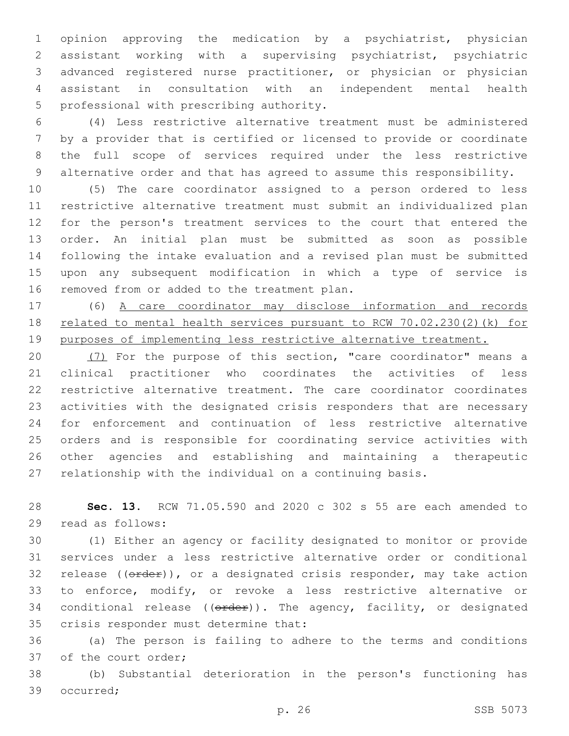opinion approving the medication by a psychiatrist, physician assistant working with a supervising psychiatrist, psychiatric advanced registered nurse practitioner, or physician or physician assistant in consultation with an independent mental health professional with prescribing authority.

(4) Less restrictive alternative treatment must be administered by a provider that is certified or licensed to provide or coordinate the full scope of services required under the less restrictive alternative order and that has agreed to assume this responsibility.

(5) The care coordinator assigned to a person ordered to less restrictive alternative treatment must submit an individualized plan for the person's treatment services to the court that entered the order. An initial plan must be submitted as soon as possible following the intake evaluation and a revised plan must be submitted upon any subsequent modification in which a type of service is removed from or added to the treatment plan.

(6) <u>A care coordinator may disclose information and records related to mental health services pursuant to RCW 70.02.230(2)(k) for purposes of implementing less restrictive alternative treatment.</u>

<u>(7)</u> For the purpose of this section, "care coordinator" means a clinical practitioner who coordinates the activities of less restrictive alternative treatment. The care coordinator coordinates activities with the designated crisis responders that are necessary for enforcement and continuation of less restrictive alternative orders and is responsible for coordinating service activities with other agencies and establishing and maintaining a therapeutic relationship with the individual on a continuing basis.

**Sec. 13.** RCW 71.05.590 and 2020 c 302 s 55 are each amended to read as follows:

(1) Either an agency or facility designated to monitor or provide services under a less restrictive alternative order or conditional release ((~~order~~)), or a designated crisis responder, may take action to enforce, modify, or revoke a less restrictive alternative or conditional release ((~~order~~)). The agency, facility, or designated crisis responder must determine that:

(a) The person is failing to adhere to the terms and conditions of the court order;

(b) Substantial deterioration in the person's functioning has occurred;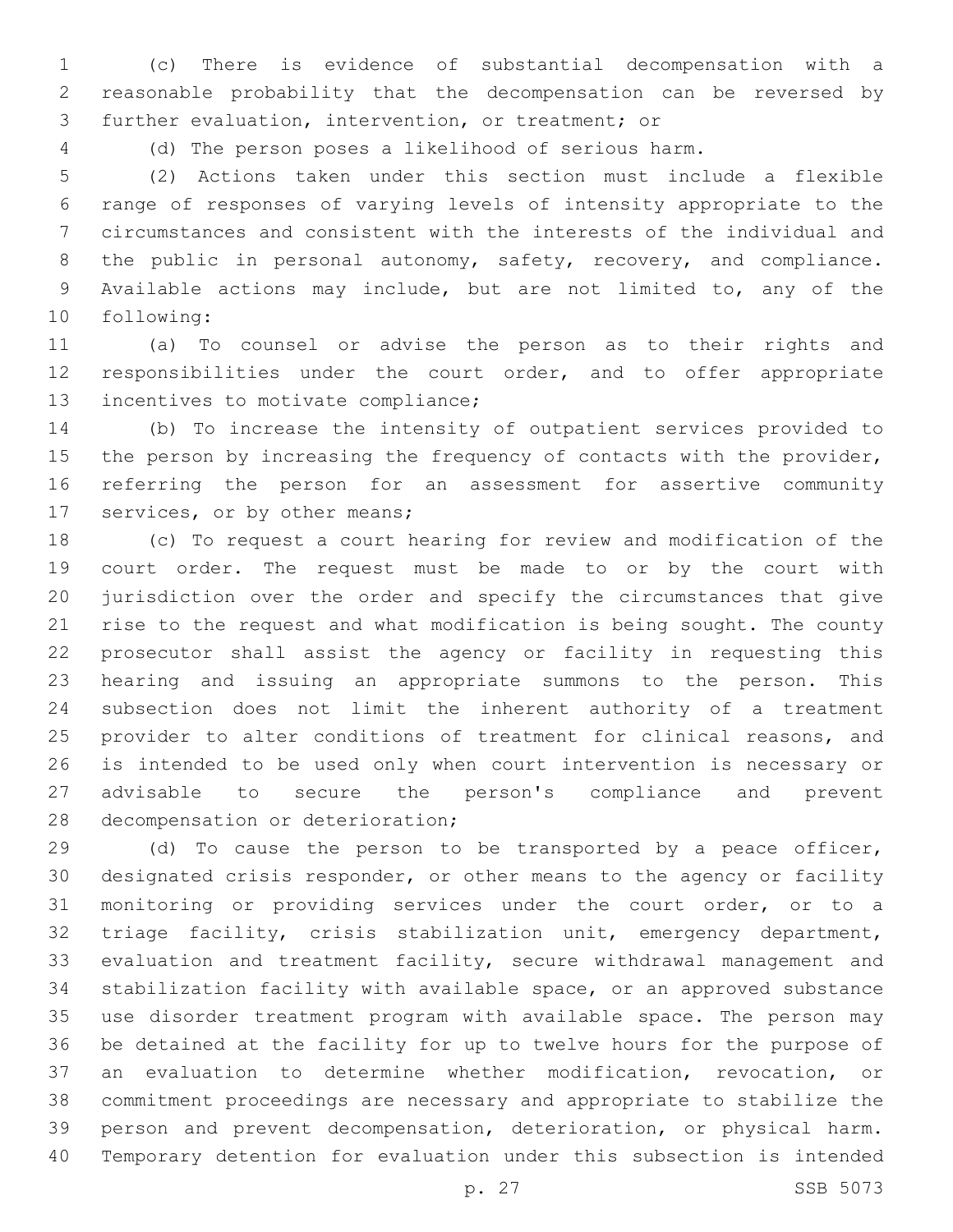(c) There is evidence of substantial decompensation with a reasonable probability that the decompensation can be reversed by further evaluation, intervention, or treatment; or

(d) The person poses a likelihood of serious harm.

(2) Actions taken under this section must include a flexible range of responses of varying levels of intensity appropriate to the circumstances and consistent with the interests of the individual and the public in personal autonomy, safety, recovery, and compliance. Available actions may include, but are not limited to, any of the following:

(a) To counsel or advise the person as to their rights and responsibilities under the court order, and to offer appropriate incentives to motivate compliance;

(b) To increase the intensity of outpatient services provided to the person by increasing the frequency of contacts with the provider, referring the person for an assessment for assertive community services, or by other means;

(c) To request a court hearing for review and modification of the court order. The request must be made to or by the court with jurisdiction over the order and specify the circumstances that give rise to the request and what modification is being sought. The county prosecutor shall assist the agency or facility in requesting this hearing and issuing an appropriate summons to the person. This subsection does not limit the inherent authority of a treatment provider to alter conditions of treatment for clinical reasons, and is intended to be used only when court intervention is necessary or advisable to secure the person's compliance and prevent decompensation or deterioration;

(d) To cause the person to be transported by a peace officer, designated crisis responder, or other means to the agency or facility monitoring or providing services under the court order, or to a triage facility, crisis stabilization unit, emergency department, evaluation and treatment facility, secure withdrawal management and stabilization facility with available space, or an approved substance use disorder treatment program with available space. The person may be detained at the facility for up to twelve hours for the purpose of an evaluation to determine whether modification, revocation, or commitment proceedings are necessary and appropriate to stabilize the person and prevent decompensation, deterioration, or physical harm. Temporary detention for evaluation under this subsection is intended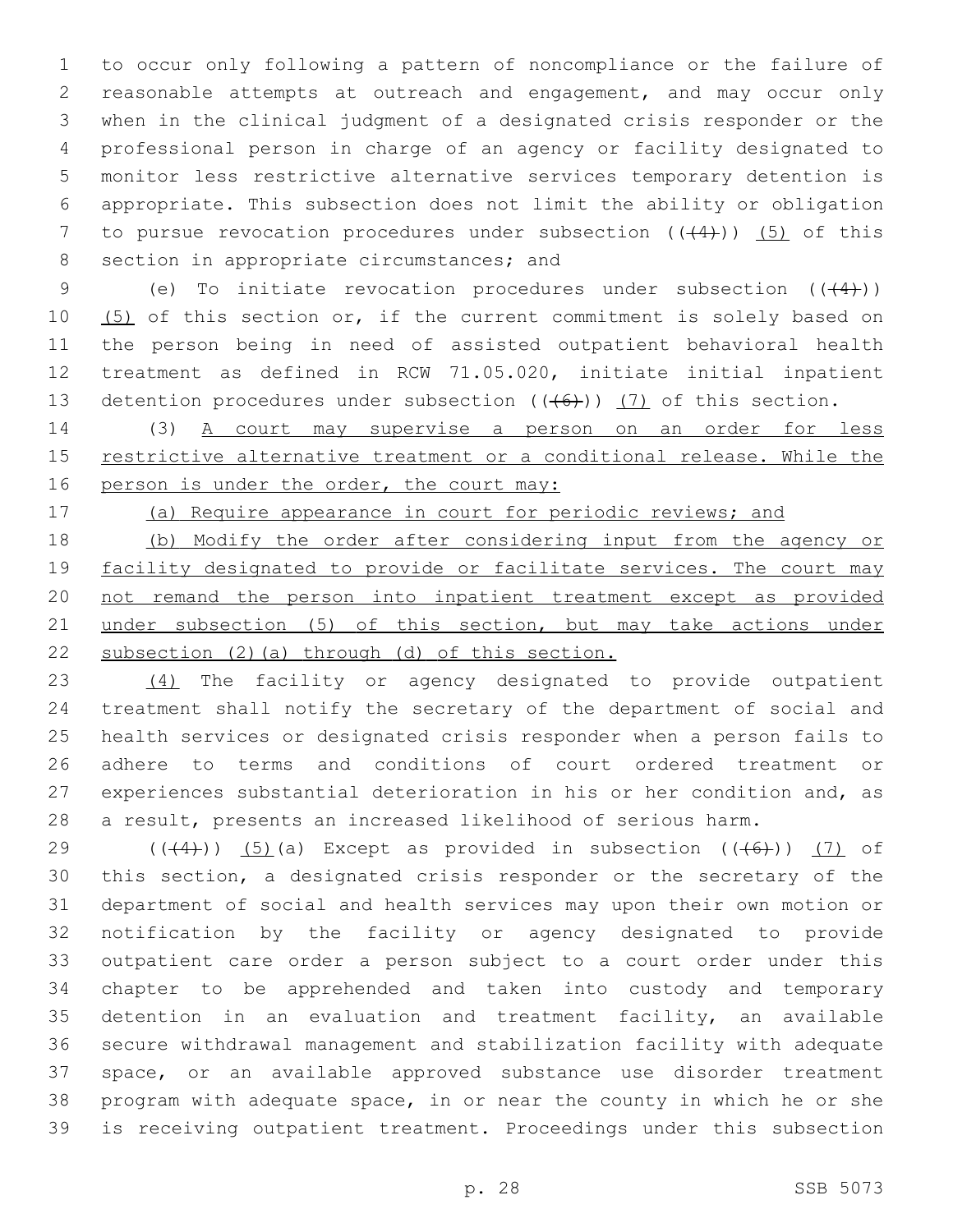to occur only following a pattern of noncompliance or the failure of reasonable attempts at outreach and engagement, and may occur only when in the clinical judgment of a designated crisis responder or the professional person in charge of an agency or facility designated to monitor less restrictive alternative services temporary detention is appropriate. This subsection does not limit the ability or obligation to pursue revocation procedures under subsection ((~~(4)~~)) <u>(5)</u> of this section in appropriate circumstances; and

(e) To initiate revocation procedures under subsection ((~~(4)~~)) <u>(5)</u> of this section or, if the current commitment is solely based on the person being in need of assisted outpatient behavioral health treatment as defined in RCW 71.05.020, initiate initial inpatient detention procedures under subsection ((~~(6)~~)) <u>(7)</u> of this section.

(3) <u>A court may supervise a person on an order for less restrictive alternative treatment or a conditional release. While the person is under the order, the court may:</u>

<u>(a) Require appearance in court for periodic reviews; and</u>

<u>(b) Modify the order after considering input from the agency or facility designated to provide or facilitate services. The court may not remand the person into inpatient treatment except as provided under subsection (5) of this section, but may take actions under subsection (2)(a) through (d) of this section.</u>

<u>(4)</u> The facility or agency designated to provide outpatient treatment shall notify the secretary of the department of social and health services or designated crisis responder when a person fails to adhere to terms and conditions of court ordered treatment or experiences substantial deterioration in his or her condition and, as a result, presents an increased likelihood of serious harm.

((~~(4)~~)) <u>(5)</u>(a) Except as provided in subsection ((~~(6)~~)) <u>(7)</u> of this section, a designated crisis responder or the secretary of the department of social and health services may upon their own motion or notification by the facility or agency designated to provide outpatient care order a person subject to a court order under this chapter to be apprehended and taken into custody and temporary detention in an evaluation and treatment facility, an available secure withdrawal management and stabilization facility with adequate space, or an available approved substance use disorder treatment program with adequate space, in or near the county in which he or she is receiving outpatient treatment. Proceedings under this subsection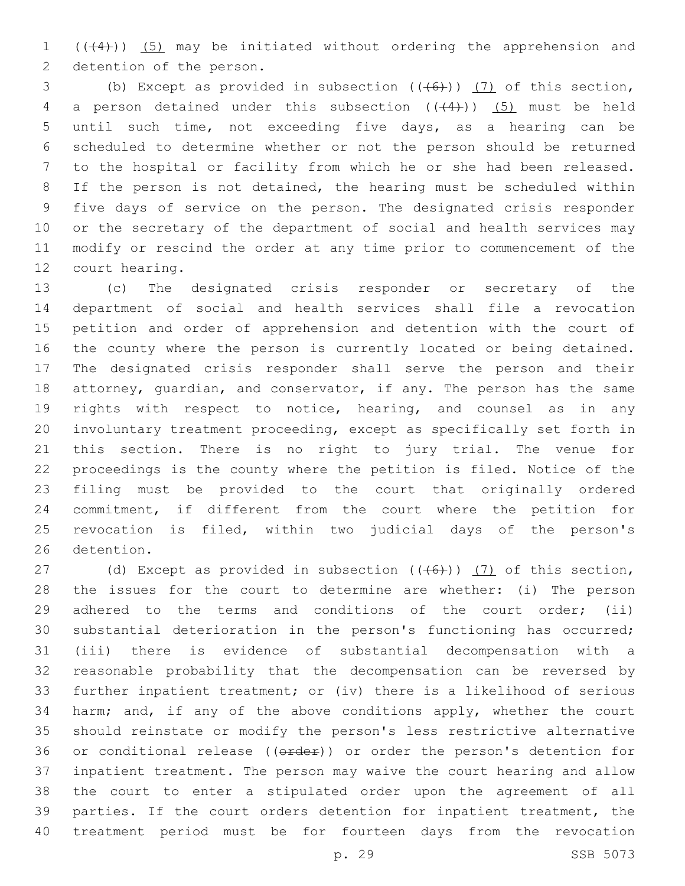((~~(4)~~)) <u>(5)</u> may be initiated without ordering the apprehension and detention of the person.

(b) Except as provided in subsection ((~~(6)~~)) <u>(7)</u> of this section, a person detained under this subsection ((~~(4)~~)) <u>(5)</u> must be held until such time, not exceeding five days, as a hearing can be scheduled to determine whether or not the person should be returned to the hospital or facility from which he or she had been released. If the person is not detained, the hearing must be scheduled within five days of service on the person. The designated crisis responder or the secretary of the department of social and health services may modify or rescind the order at any time prior to commencement of the court hearing.

(c) The designated crisis responder or secretary of the department of social and health services shall file a revocation petition and order of apprehension and detention with the court of the county where the person is currently located or being detained. The designated crisis responder shall serve the person and their attorney, guardian, and conservator, if any. The person has the same rights with respect to notice, hearing, and counsel as in any involuntary treatment proceeding, except as specifically set forth in this section. There is no right to jury trial. The venue for proceedings is the county where the petition is filed. Notice of the filing must be provided to the court that originally ordered commitment, if different from the court where the petition for revocation is filed, within two judicial days of the person's detention.

(d) Except as provided in subsection ((~~(6)~~)) <u>(7)</u> of this section, the issues for the court to determine are whether: (i) The person adhered to the terms and conditions of the court order; (ii) substantial deterioration in the person's functioning has occurred; (iii) there is evidence of substantial decompensation with a reasonable probability that the decompensation can be reversed by further inpatient treatment; or (iv) there is a likelihood of serious harm; and, if any of the above conditions apply, whether the court should reinstate or modify the person's less restrictive alternative or conditional release ((~~order~~)) or order the person's detention for inpatient treatment. The person may waive the court hearing and allow the court to enter a stipulated order upon the agreement of all parties. If the court orders detention for inpatient treatment, the treatment period must be for fourteen days from the revocation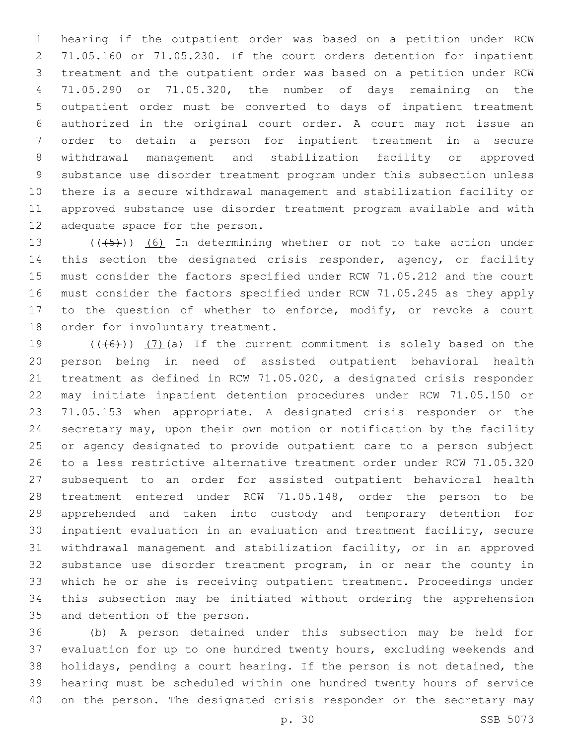hearing if the outpatient order was based on a petition under RCW 71.05.160 or 71.05.230. If the court orders detention for inpatient treatment and the outpatient order was based on a petition under RCW 71.05.290 or 71.05.320, the number of days remaining on the outpatient order must be converted to days of inpatient treatment authorized in the original court order. A court may not issue an order to detain a person for inpatient treatment in a secure withdrawal management and stabilization facility or approved substance use disorder treatment program under this subsection unless there is a secure withdrawal management and stabilization facility or approved substance use disorder treatment program available and with adequate space for the person.

((~~(5)~~)) (6) In determining whether or not to take action under this section the designated crisis responder, agency, or facility must consider the factors specified under RCW 71.05.212 and the court must consider the factors specified under RCW 71.05.245 as they apply to the question of whether to enforce, modify, or revoke a court order for involuntary treatment.

((~~(6)~~)) (7)(a) If the current commitment is solely based on the person being in need of assisted outpatient behavioral health treatment as defined in RCW 71.05.020, a designated crisis responder may initiate inpatient detention procedures under RCW 71.05.150 or 71.05.153 when appropriate. A designated crisis responder or the secretary may, upon their own motion or notification by the facility or agency designated to provide outpatient care to a person subject to a less restrictive alternative treatment order under RCW 71.05.320 subsequent to an order for assisted outpatient behavioral health treatment entered under RCW 71.05.148, order the person to be apprehended and taken into custody and temporary detention for inpatient evaluation in an evaluation and treatment facility, secure withdrawal management and stabilization facility, or in an approved substance use disorder treatment program, in or near the county in which he or she is receiving outpatient treatment. Proceedings under this subsection may be initiated without ordering the apprehension and detention of the person.

(b) A person detained under this subsection may be held for evaluation for up to one hundred twenty hours, excluding weekends and holidays, pending a court hearing. If the person is not detained, the hearing must be scheduled within one hundred twenty hours of service on the person. The designated crisis responder or the secretary may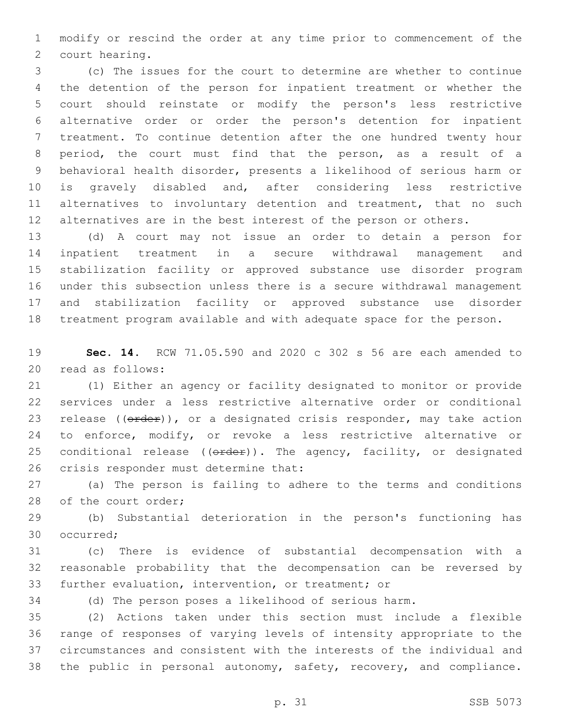modify or rescind the order at any time prior to commencement of the court hearing.

(c) The issues for the court to determine are whether to continue the detention of the person for inpatient treatment or whether the court should reinstate or modify the person's less restrictive alternative order or order the person's detention for inpatient treatment. To continue detention after the one hundred twenty hour period, the court must find that the person, as a result of a behavioral health disorder, presents a likelihood of serious harm or is gravely disabled and, after considering less restrictive alternatives to involuntary detention and treatment, that no such alternatives are in the best interest of the person or others.

(d) A court may not issue an order to detain a person for inpatient treatment in a secure withdrawal management and stabilization facility or approved substance use disorder program under this subsection unless there is a secure withdrawal management and stabilization facility or approved substance use disorder treatment program available and with adequate space for the person.

**Sec. 14.** RCW 71.05.590 and 2020 c 302 s 56 are each amended to read as follows:

(1) Either an agency or facility designated to monitor or provide services under a less restrictive alternative order or conditional release ((~~order~~)), or a designated crisis responder, may take action to enforce, modify, or revoke a less restrictive alternative or conditional release ((~~order~~)). The agency, facility, or designated crisis responder must determine that:

(a) The person is failing to adhere to the terms and conditions of the court order;

(b) Substantial deterioration in the person's functioning has occurred;

(c) There is evidence of substantial decompensation with a reasonable probability that the decompensation can be reversed by further evaluation, intervention, or treatment; or

(d) The person poses a likelihood of serious harm.

(2) Actions taken under this section must include a flexible range of responses of varying levels of intensity appropriate to the circumstances and consistent with the interests of the individual and the public in personal autonomy, safety, recovery, and compliance.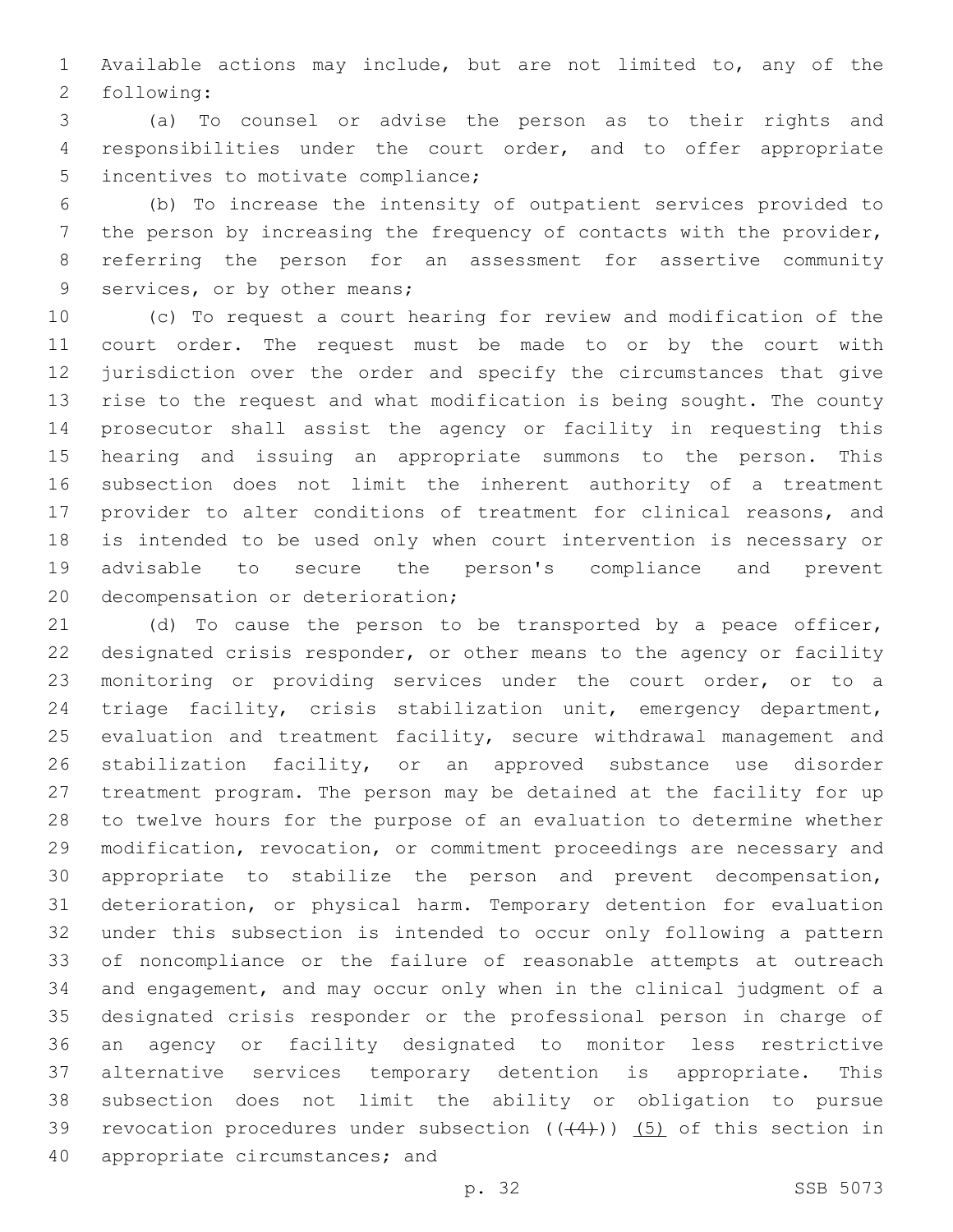Available actions may include, but are not limited to, any of the following:

(a) To counsel or advise the person as to their rights and responsibilities under the court order, and to offer appropriate incentives to motivate compliance;

(b) To increase the intensity of outpatient services provided to the person by increasing the frequency of contacts with the provider, referring the person for an assessment for assertive community services, or by other means;

(c) To request a court hearing for review and modification of the court order. The request must be made to or by the court with jurisdiction over the order and specify the circumstances that give rise to the request and what modification is being sought. The county prosecutor shall assist the agency or facility in requesting this hearing and issuing an appropriate summons to the person. This subsection does not limit the inherent authority of a treatment provider to alter conditions of treatment for clinical reasons, and is intended to be used only when court intervention is necessary or advisable to secure the person's compliance and prevent decompensation or deterioration;

(d) To cause the person to be transported by a peace officer, designated crisis responder, or other means to the agency or facility monitoring or providing services under the court order, or to a triage facility, crisis stabilization unit, emergency department, evaluation and treatment facility, secure withdrawal management and stabilization facility, or an approved substance use disorder treatment program. The person may be detained at the facility for up to twelve hours for the purpose of an evaluation to determine whether modification, revocation, or commitment proceedings are necessary and appropriate to stabilize the person and prevent decompensation, deterioration, or physical harm. Temporary detention for evaluation under this subsection is intended to occur only following a pattern of noncompliance or the failure of reasonable attempts at outreach and engagement, and may occur only when in the clinical judgment of a designated crisis responder or the professional person in charge of an agency or facility designated to monitor less restrictive alternative services temporary detention is appropriate. This subsection does not limit the ability or obligation to pursue revocation procedures under subsection ((~~(4)~~)) <u>(5)</u> of this section in appropriate circumstances; and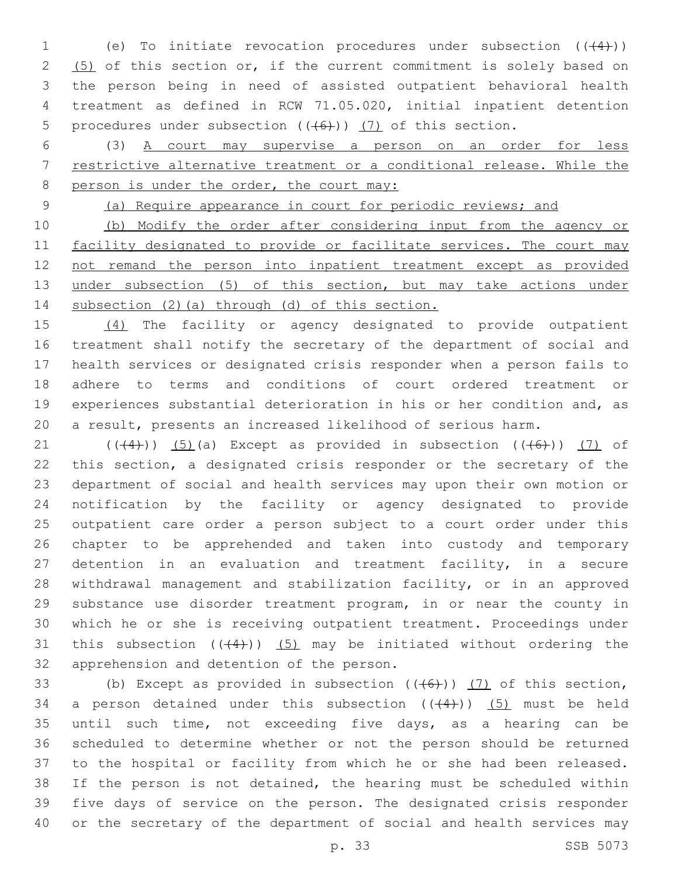(e) To initiate revocation procedures under subsection ((~~(4)~~)) <u>(5)</u> of this section or, if the current commitment is solely based on the person being in need of assisted outpatient behavioral health treatment as defined in RCW 71.05.020, initial inpatient detention procedures under subsection ((~~(6)~~)) <u>(7)</u> of this section.

(3) <u>A court may supervise a person on an order for less restrictive alternative treatment or a conditional release. While the person is under the order, the court may:</u>

<u>(a) Require appearance in court for periodic reviews; and</u>

<u>(b) Modify the order after considering input from the agency or facility designated to provide or facilitate services. The court may not remand the person into inpatient treatment except as provided under subsection (5) of this section, but may take actions under subsection (2)(a) through (d) of this section.</u>

<u>(4)</u> The facility or agency designated to provide outpatient treatment shall notify the secretary of the department of social and health services or designated crisis responder when a person fails to adhere to terms and conditions of court ordered treatment or experiences substantial deterioration in his or her condition and, as a result, presents an increased likelihood of serious harm.

((~~(4)~~)) <u>(5)</u>(a) Except as provided in subsection ((~~(6)~~)) <u>(7)</u> of this section, a designated crisis responder or the secretary of the department of social and health services may upon their own motion or notification by the facility or agency designated to provide outpatient care order a person subject to a court order under this chapter to be apprehended and taken into custody and temporary detention in an evaluation and treatment facility, in a secure withdrawal management and stabilization facility, or in an approved substance use disorder treatment program, in or near the county in which he or she is receiving outpatient treatment. Proceedings under this subsection ((~~(4)~~)) <u>(5)</u> may be initiated without ordering the apprehension and detention of the person.

(b) Except as provided in subsection ((~~(6)~~)) <u>(7)</u> of this section, a person detained under this subsection ((~~(4)~~)) <u>(5)</u> must be held until such time, not exceeding five days, as a hearing can be scheduled to determine whether or not the person should be returned to the hospital or facility from which he or she had been released. If the person is not detained, the hearing must be scheduled within five days of service on the person. The designated crisis responder or the secretary of the department of social and health services may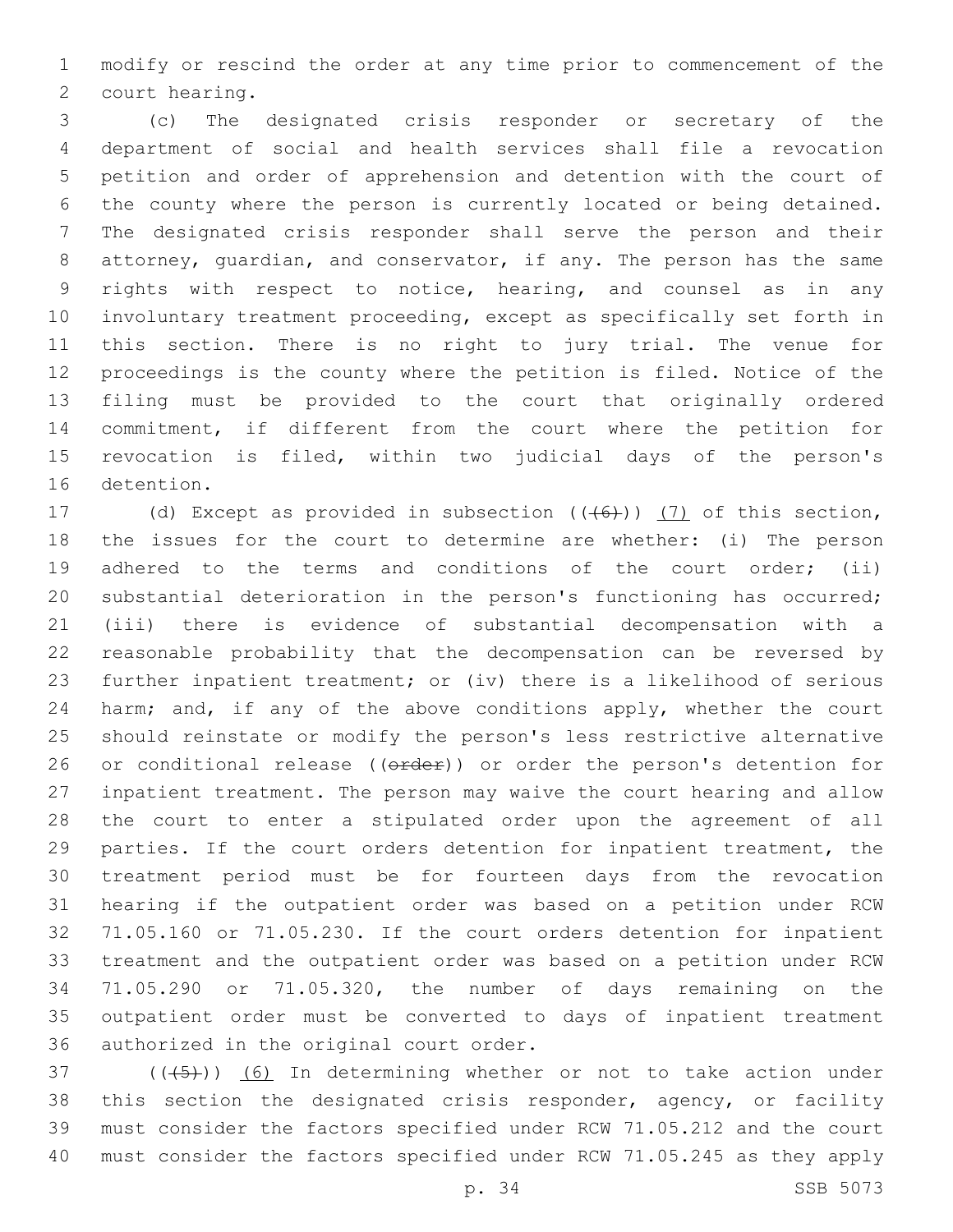modify or rescind the order at any time prior to commencement of the court hearing.

(c) The designated crisis responder or secretary of the department of social and health services shall file a revocation petition and order of apprehension and detention with the court of the county where the person is currently located or being detained. The designated crisis responder shall serve the person and their attorney, guardian, and conservator, if any. The person has the same rights with respect to notice, hearing, and counsel as in any involuntary treatment proceeding, except as specifically set forth in this section. There is no right to jury trial. The venue for proceedings is the county where the petition is filed. Notice of the filing must be provided to the court that originally ordered commitment, if different from the court where the petition for revocation is filed, within two judicial days of the person's detention.

(d) Except as provided in subsection ((~~(6)~~)) (7) of this section, the issues for the court to determine are whether: (i) The person adhered to the terms and conditions of the court order; (ii) substantial deterioration in the person's functioning has occurred; (iii) there is evidence of substantial decompensation with a reasonable probability that the decompensation can be reversed by further inpatient treatment; or (iv) there is a likelihood of serious harm; and, if any of the above conditions apply, whether the court should reinstate or modify the person's less restrictive alternative or conditional release ((~~order~~)) or order the person's detention for inpatient treatment. The person may waive the court hearing and allow the court to enter a stipulated order upon the agreement of all parties. If the court orders detention for inpatient treatment, the treatment period must be for fourteen days from the revocation hearing if the outpatient order was based on a petition under RCW 71.05.160 or 71.05.230. If the court orders detention for inpatient treatment and the outpatient order was based on a petition under RCW 71.05.290 or 71.05.320, the number of days remaining on the outpatient order must be converted to days of inpatient treatment authorized in the original court order.

((~~(5)~~)) (6) In determining whether or not to take action under this section the designated crisis responder, agency, or facility must consider the factors specified under RCW 71.05.212 and the court must consider the factors specified under RCW 71.05.245 as they apply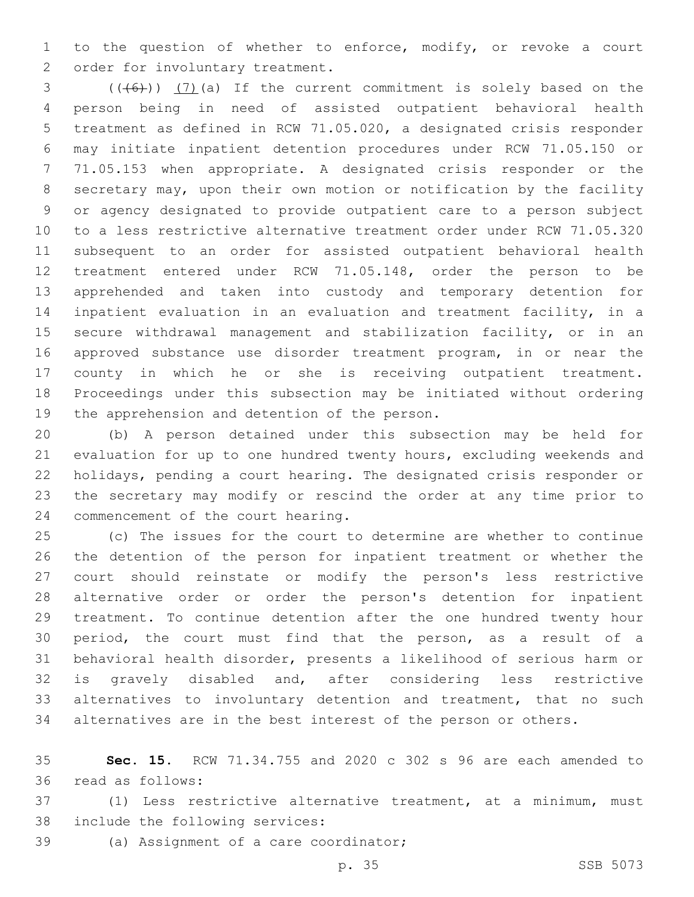to the question of whether to enforce, modify, or revoke a court order for involuntary treatment.

((~~(6)~~)) (7)(a) If the current commitment is solely based on the person being in need of assisted outpatient behavioral health treatment as defined in RCW 71.05.020, a designated crisis responder may initiate inpatient detention procedures under RCW 71.05.150 or 71.05.153 when appropriate. A designated crisis responder or the secretary may, upon their own motion or notification by the facility or agency designated to provide outpatient care to a person subject to a less restrictive alternative treatment order under RCW 71.05.320 subsequent to an order for assisted outpatient behavioral health treatment entered under RCW 71.05.148, order the person to be apprehended and taken into custody and temporary detention for inpatient evaluation in an evaluation and treatment facility, in a secure withdrawal management and stabilization facility, or in an approved substance use disorder treatment program, in or near the county in which he or she is receiving outpatient treatment. Proceedings under this subsection may be initiated without ordering the apprehension and detention of the person.

(b) A person detained under this subsection may be held for evaluation for up to one hundred twenty hours, excluding weekends and holidays, pending a court hearing. The designated crisis responder or the secretary may modify or rescind the order at any time prior to commencement of the court hearing.

(c) The issues for the court to determine are whether to continue the detention of the person for inpatient treatment or whether the court should reinstate or modify the person's less restrictive alternative order or order the person's detention for inpatient treatment. To continue detention after the one hundred twenty hour period, the court must find that the person, as a result of a behavioral health disorder, presents a likelihood of serious harm or is gravely disabled and, after considering less restrictive alternatives to involuntary detention and treatment, that no such alternatives are in the best interest of the person or others.

**Sec. 15.** RCW 71.34.755 and 2020 c 302 s 96 are each amended to read as follows:

(1) Less restrictive alternative treatment, at a minimum, must include the following services:

(a) Assignment of a care coordinator;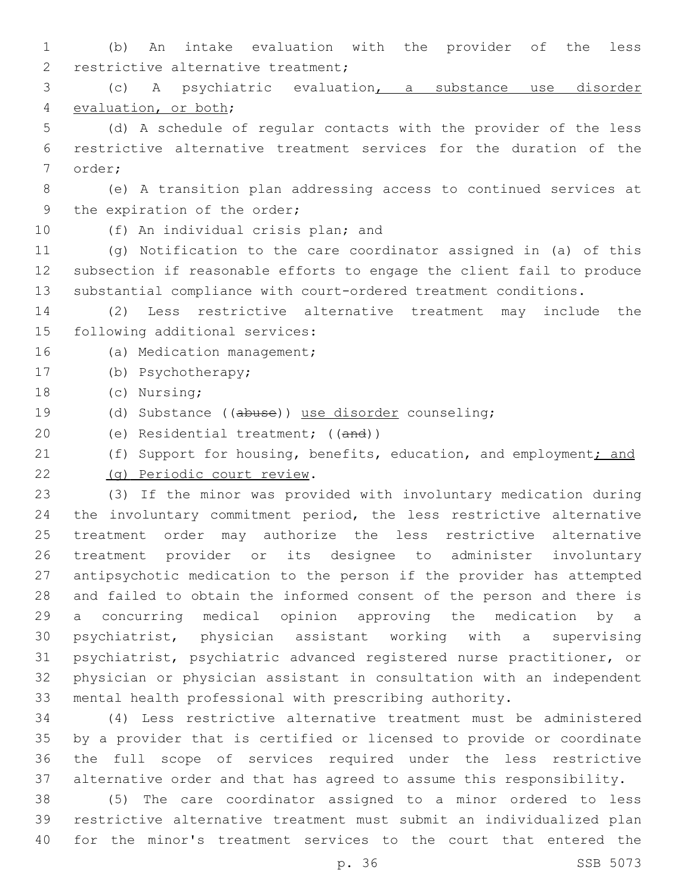(b) An intake evaluation with the provider of the less restrictive alternative treatment;

(c) A psychiatric evaluation, a substance use disorder evaluation, or both;

(d) A schedule of regular contacts with the provider of the less restrictive alternative treatment services for the duration of the order;

(e) A transition plan addressing access to continued services at the expiration of the order;

(f) An individual crisis plan; and

(g) Notification to the care coordinator assigned in (a) of this subsection if reasonable efforts to engage the client fail to produce substantial compliance with court-ordered treatment conditions.

(2) Less restrictive alternative treatment may include the following additional services:

(a) Medication management;

(b) Psychotherapy;

(c) Nursing;

(d) Substance ((~~abuse~~)) use disorder counseling;

(e) Residential treatment; ((~~and~~))

(f) Support for housing, benefits, education, and employment; and

(g) Periodic court review.

(3) If the minor was provided with involuntary medication during the involuntary commitment period, the less restrictive alternative treatment order may authorize the less restrictive alternative treatment provider or its designee to administer involuntary antipsychotic medication to the person if the provider has attempted and failed to obtain the informed consent of the person and there is a concurring medical opinion approving the medication by a psychiatrist, physician assistant working with a supervising psychiatrist, psychiatric advanced registered nurse practitioner, or physician or physician assistant in consultation with an independent mental health professional with prescribing authority.

(4) Less restrictive alternative treatment must be administered by a provider that is certified or licensed to provide or coordinate the full scope of services required under the less restrictive alternative order and that has agreed to assume this responsibility.

(5) The care coordinator assigned to a minor ordered to less restrictive alternative treatment must submit an individualized plan for the minor's treatment services to the court that entered the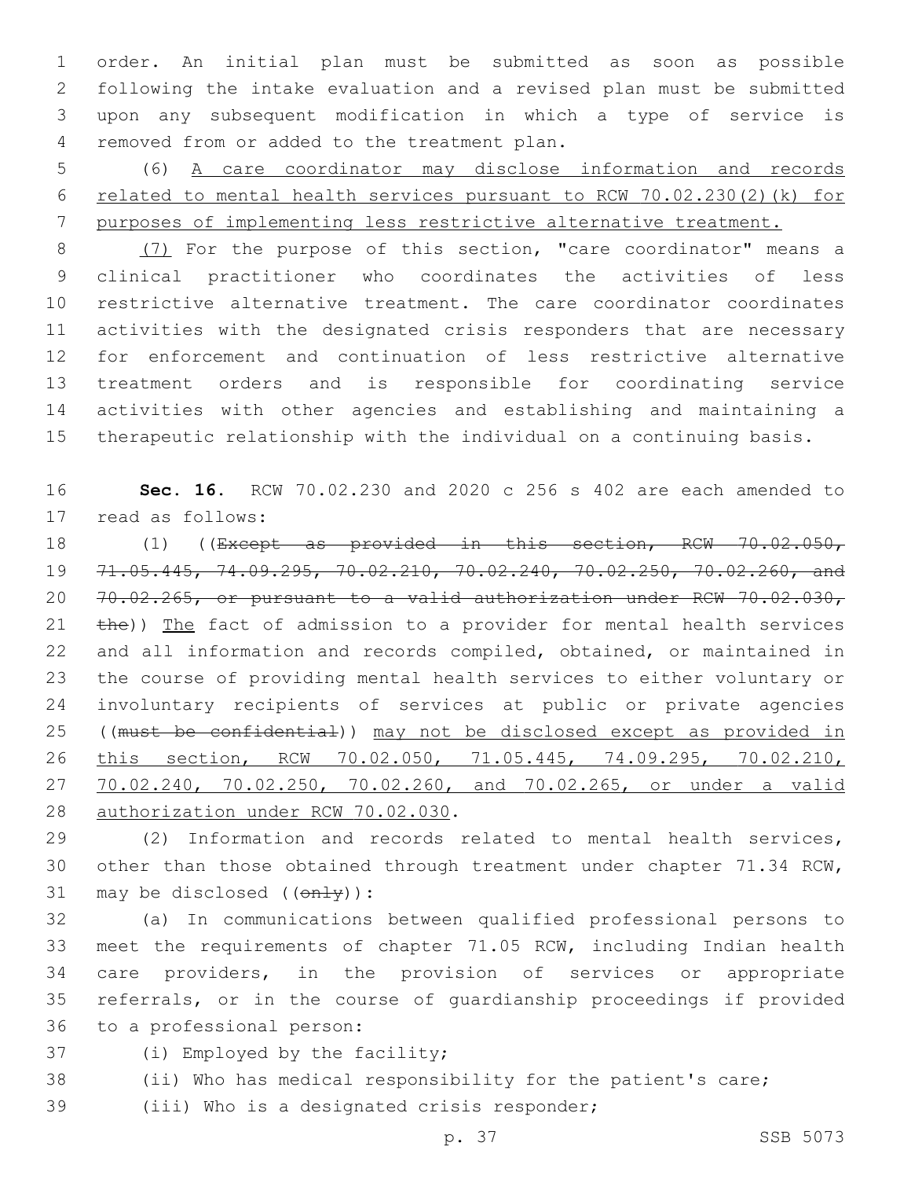order. An initial plan must be submitted as soon as possible following the intake evaluation and a revised plan must be submitted upon any subsequent modification in which a type of service is removed from or added to the treatment plan.

(6) A care coordinator may disclose information and records related to mental health services pursuant to RCW 70.02.230(2)(k) for purposes of implementing less restrictive alternative treatment.

(7) For the purpose of this section, "care coordinator" means a clinical practitioner who coordinates the activities of less restrictive alternative treatment. The care coordinator coordinates activities with the designated crisis responders that are necessary for enforcement and continuation of less restrictive alternative treatment orders and is responsible for coordinating service activities with other agencies and establishing and maintaining a therapeutic relationship with the individual on a continuing basis.

**Sec. 16.** RCW 70.02.230 and 2020 c 256 s 402 are each amended to read as follows:

(1) ((~~Except as provided in this section, RCW 70.02.050, 71.05.445, 74.09.295, 70.02.210, 70.02.240, 70.02.250, 70.02.260, and 70.02.265, or pursuant to a valid authorization under RCW 70.02.030, the~~)) The fact of admission to a provider for mental health services and all information and records compiled, obtained, or maintained in the course of providing mental health services to either voluntary or involuntary recipients of services at public or private agencies ((~~must be confidential~~)) may not be disclosed except as provided in this section, RCW 70.02.050, 71.05.445, 74.09.295, 70.02.210, 70.02.240, 70.02.250, 70.02.260, and 70.02.265, or under a valid authorization under RCW 70.02.030.

(2) Information and records related to mental health services, other than those obtained through treatment under chapter 71.34 RCW, may be disclosed ((~~only~~)):

(a) In communications between qualified professional persons to meet the requirements of chapter 71.05 RCW, including Indian health care providers, in the provision of services or appropriate referrals, or in the course of guardianship proceedings if provided to a professional person:

(i) Employed by the facility;

(ii) Who has medical responsibility for the patient's care;

(iii) Who is a designated crisis responder;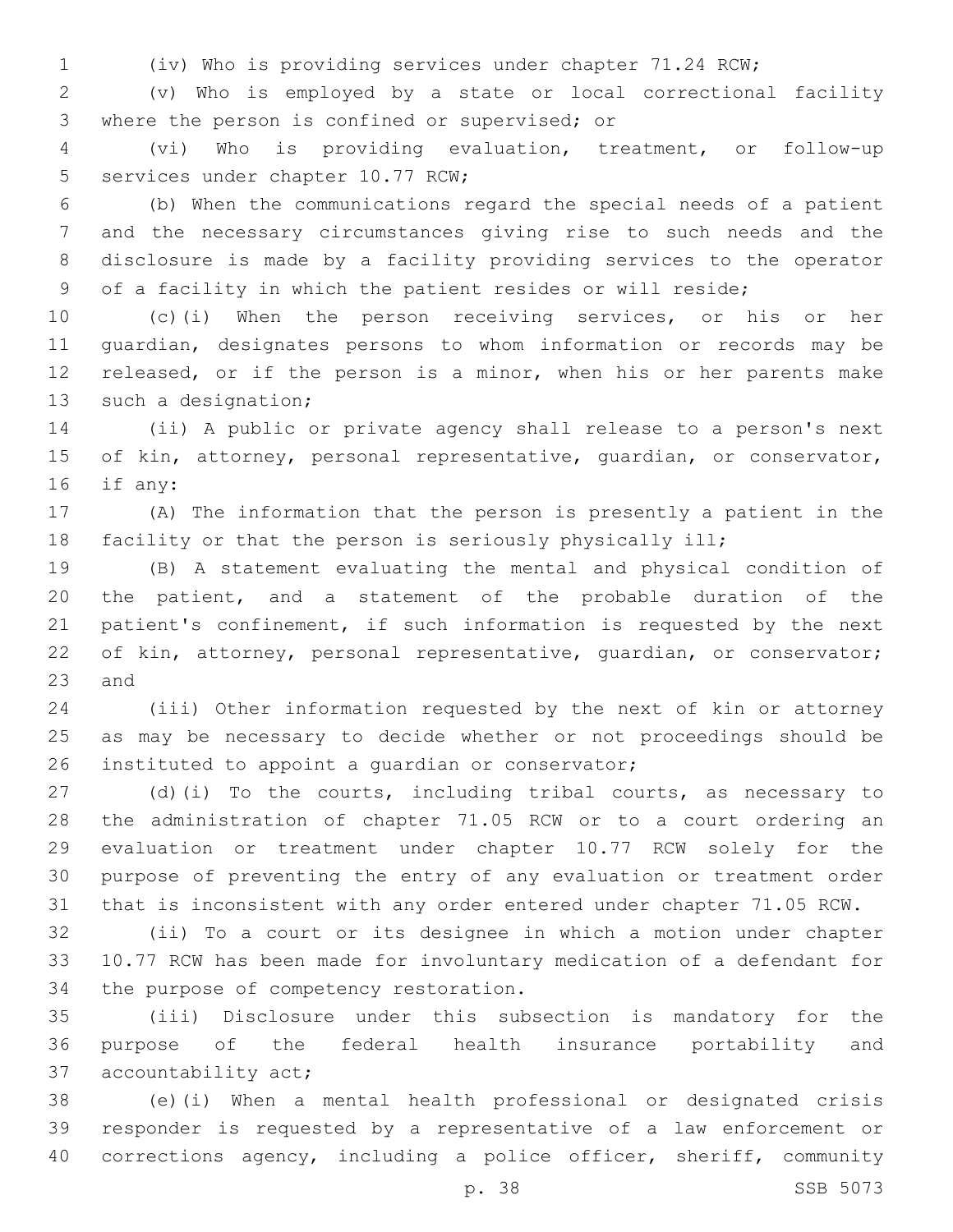(iv) Who is providing services under chapter 71.24 RCW;

(v) Who is employed by a state or local correctional facility where the person is confined or supervised; or

(vi) Who is providing evaluation, treatment, or follow-up services under chapter 10.77 RCW;

(b) When the communications regard the special needs of a patient and the necessary circumstances giving rise to such needs and the disclosure is made by a facility providing services to the operator of a facility in which the patient resides or will reside;

(c)(i) When the person receiving services, or his or her guardian, designates persons to whom information or records may be released, or if the person is a minor, when his or her parents make such a designation;

(ii) A public or private agency shall release to a person's next of kin, attorney, personal representative, guardian, or conservator, if any:

(A) The information that the person is presently a patient in the facility or that the person is seriously physically ill;

(B) A statement evaluating the mental and physical condition of the patient, and a statement of the probable duration of the patient's confinement, if such information is requested by the next of kin, attorney, personal representative, guardian, or conservator; and

(iii) Other information requested by the next of kin or attorney as may be necessary to decide whether or not proceedings should be instituted to appoint a guardian or conservator;

(d)(i) To the courts, including tribal courts, as necessary to the administration of chapter 71.05 RCW or to a court ordering an evaluation or treatment under chapter 10.77 RCW solely for the purpose of preventing the entry of any evaluation or treatment order that is inconsistent with any order entered under chapter 71.05 RCW.

(ii) To a court or its designee in which a motion under chapter 10.77 RCW has been made for involuntary medication of a defendant for the purpose of competency restoration.

(iii) Disclosure under this subsection is mandatory for the purpose of the federal health insurance portability and accountability act;

(e)(i) When a mental health professional or designated crisis responder is requested by a representative of a law enforcement or corrections agency, including a police officer, sheriff, community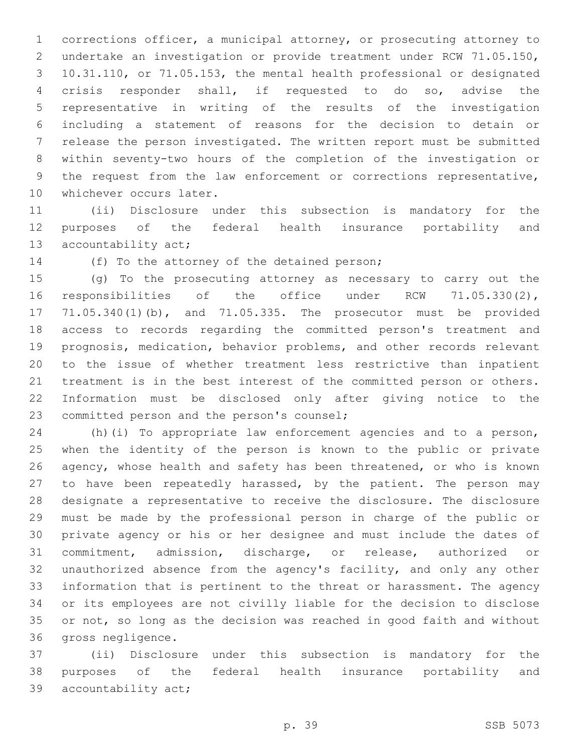corrections officer, a municipal attorney, or prosecuting attorney to undertake an investigation or provide treatment under RCW 71.05.150, 10.31.110, or 71.05.153, the mental health professional or designated crisis responder shall, if requested to do so, advise the representative in writing of the results of the investigation including a statement of reasons for the decision to detain or release the person investigated. The written report must be submitted within seventy-two hours of the completion of the investigation or the request from the law enforcement or corrections representative, whichever occurs later.

(ii) Disclosure under this subsection is mandatory for the purposes of the federal health insurance portability and accountability act;

(f) To the attorney of the detained person;

(g) To the prosecuting attorney as necessary to carry out the responsibilities of the office under RCW 71.05.330(2), 71.05.340(1)(b), and 71.05.335. The prosecutor must be provided access to records regarding the committed person's treatment and prognosis, medication, behavior problems, and other records relevant to the issue of whether treatment less restrictive than inpatient treatment is in the best interest of the committed person or others. Information must be disclosed only after giving notice to the committed person and the person's counsel;

(h)(i) To appropriate law enforcement agencies and to a person, when the identity of the person is known to the public or private agency, whose health and safety has been threatened, or who is known to have been repeatedly harassed, by the patient. The person may designate a representative to receive the disclosure. The disclosure must be made by the professional person in charge of the public or private agency or his or her designee and must include the dates of commitment, admission, discharge, or release, authorized or unauthorized absence from the agency's facility, and only any other information that is pertinent to the threat or harassment. The agency or its employees are not civilly liable for the decision to disclose or not, so long as the decision was reached in good faith and without gross negligence.

(ii) Disclosure under this subsection is mandatory for the purposes of the federal health insurance portability and accountability act;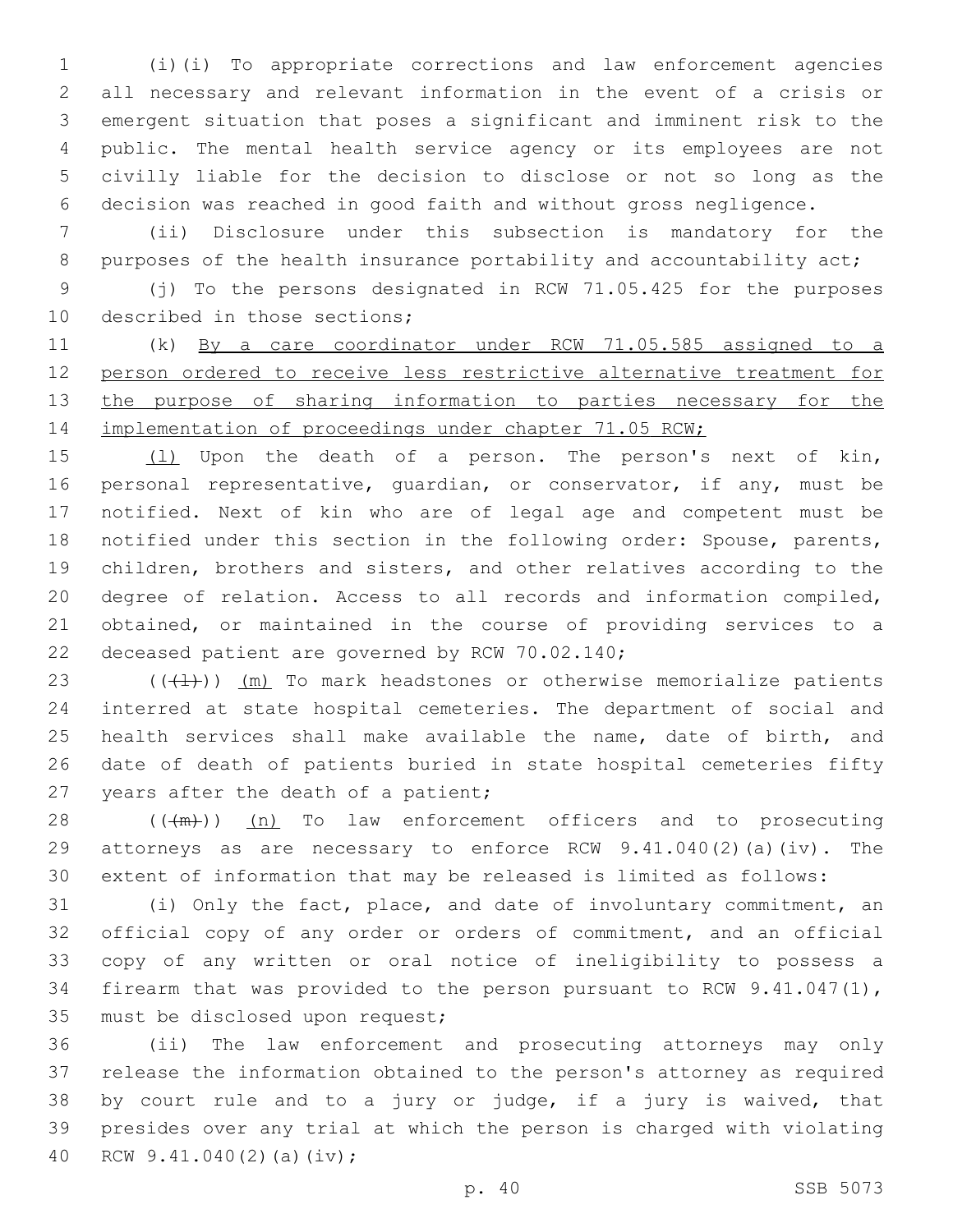(i)(i) To appropriate corrections and law enforcement agencies all necessary and relevant information in the event of a crisis or emergent situation that poses a significant and imminent risk to the public. The mental health service agency or its employees are not civilly liable for the decision to disclose or not so long as the decision was reached in good faith and without gross negligence.

(ii) Disclosure under this subsection is mandatory for the purposes of the health insurance portability and accountability act;

(j) To the persons designated in RCW 71.05.425 for the purposes described in those sections;

(k) <u>By a care coordinator under RCW 71.05.585 assigned to a person ordered to receive less restrictive alternative treatment for the purpose of sharing information to parties necessary for the implementation of proceedings under chapter 71.05 RCW;</u>

<u>(l)</u> Upon the death of a person. The person's next of kin, personal representative, guardian, or conservator, if any, must be notified. Next of kin who are of legal age and competent must be notified under this section in the following order: Spouse, parents, children, brothers and sisters, and other relatives according to the degree of relation. Access to all records and information compiled, obtained, or maintained in the course of providing services to a deceased patient are governed by RCW 70.02.140;

((~~(l)~~)) <u>(m)</u> To mark headstones or otherwise memorialize patients interred at state hospital cemeteries. The department of social and health services shall make available the name, date of birth, and date of death of patients buried in state hospital cemeteries fifty years after the death of a patient;

((~~(m)~~)) <u>(n)</u> To law enforcement officers and to prosecuting attorneys as are necessary to enforce RCW 9.41.040(2)(a)(iv). The extent of information that may be released is limited as follows:

(i) Only the fact, place, and date of involuntary commitment, an official copy of any order or orders of commitment, and an official copy of any written or oral notice of ineligibility to possess a firearm that was provided to the person pursuant to RCW 9.41.047(1), must be disclosed upon request;

(ii) The law enforcement and prosecuting attorneys may only release the information obtained to the person's attorney as required by court rule and to a jury or judge, if a jury is waived, that presides over any trial at which the person is charged with violating RCW 9.41.040(2)(a)(iv);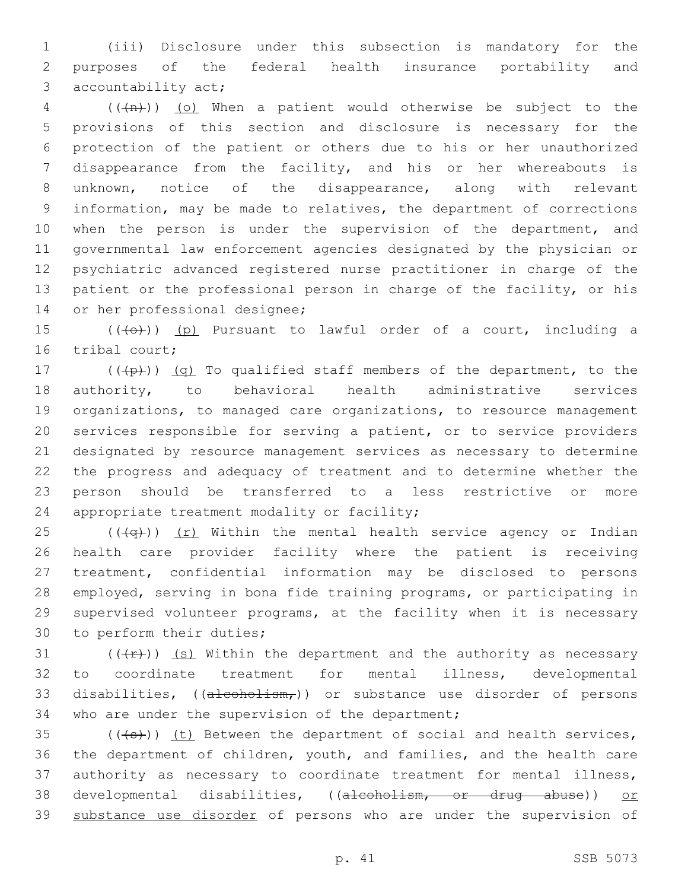(iii) Disclosure under this subsection is mandatory for the purposes of the federal health insurance portability and accountability act;

((~~(n)~~)) (o) When a patient would otherwise be subject to the provisions of this section and disclosure is necessary for the protection of the patient or others due to his or her unauthorized disappearance from the facility, and his or her whereabouts is unknown, notice of the disappearance, along with relevant information, may be made to relatives, the department of corrections when the person is under the supervision of the department, and governmental law enforcement agencies designated by the physician or psychiatric advanced registered nurse practitioner in charge of the patient or the professional person in charge of the facility, or his or her professional designee;

((~~(o)~~)) (p) Pursuant to lawful order of a court, including a tribal court;

((~~(p)~~)) (q) To qualified staff members of the department, to the authority, to behavioral health administrative services organizations, to managed care organizations, to resource management services responsible for serving a patient, or to service providers designated by resource management services as necessary to determine the progress and adequacy of treatment and to determine whether the person should be transferred to a less restrictive or more appropriate treatment modality or facility;

((~~(q)~~)) (r) Within the mental health service agency or Indian health care provider facility where the patient is receiving treatment, confidential information may be disclosed to persons employed, serving in bona fide training programs, or participating in supervised volunteer programs, at the facility when it is necessary to perform their duties;

((~~(r)~~)) (s) Within the department and the authority as necessary to coordinate treatment for mental illness, developmental disabilities, ((~~alcoholism,~~)) or substance use disorder of persons who are under the supervision of the department;

((~~(s)~~)) (t) Between the department of social and health services, the department of children, youth, and families, and the health care authority as necessary to coordinate treatment for mental illness, developmental disabilities, ((~~alcoholism, or drug abuse~~)) or substance use disorder of persons who are under the supervision of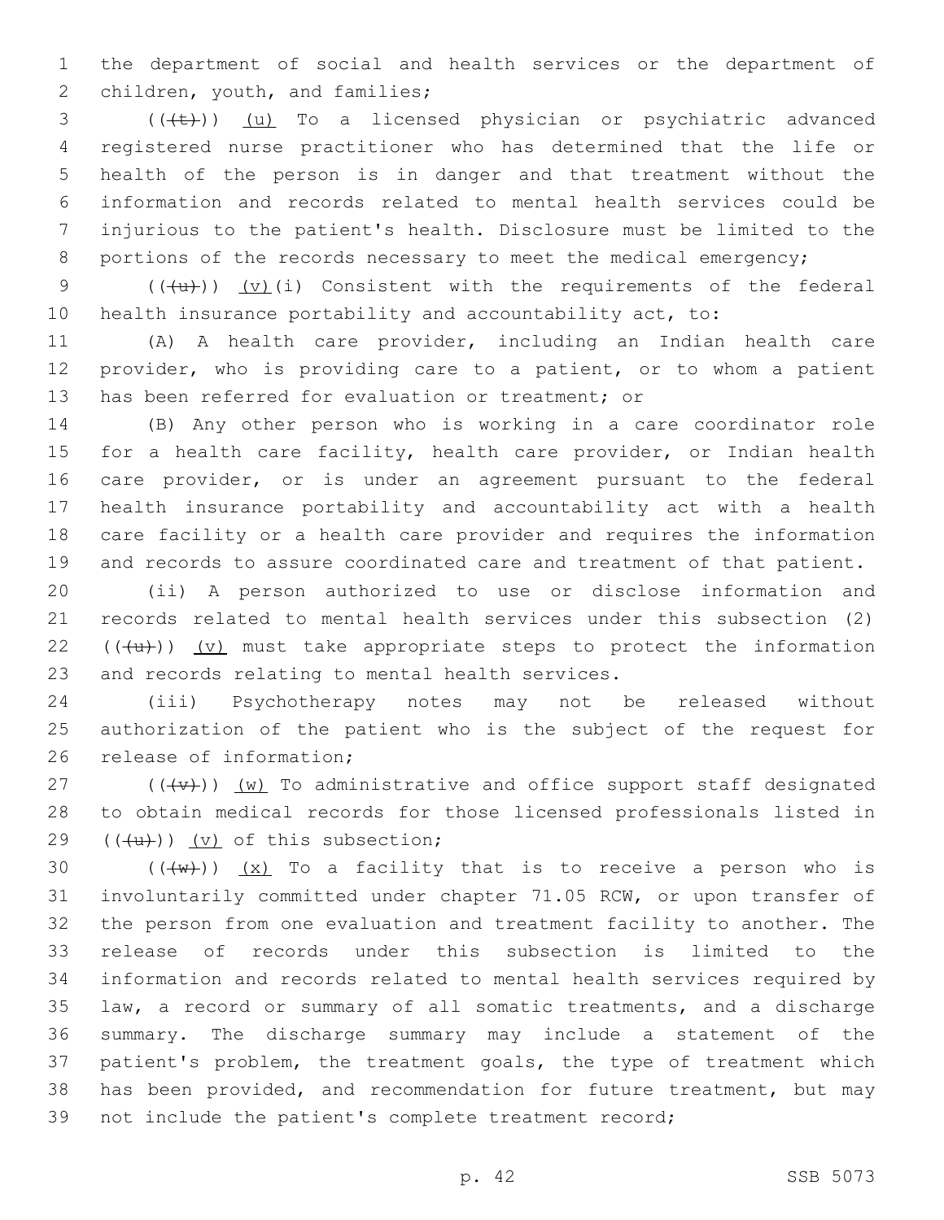the department of social and health services or the department of children, youth, and families;

(((t))) (u) To a licensed physician or psychiatric advanced registered nurse practitioner who has determined that the life or health of the person is in danger and that treatment without the information and records related to mental health services could be injurious to the patient's health. Disclosure must be limited to the portions of the records necessary to meet the medical emergency;

(((u))) (v)(i) Consistent with the requirements of the federal health insurance portability and accountability act, to:

(A) A health care provider, including an Indian health care provider, who is providing care to a patient, or to whom a patient has been referred for evaluation or treatment; or

(B) Any other person who is working in a care coordinator role for a health care facility, health care provider, or Indian health care provider, or is under an agreement pursuant to the federal health insurance portability and accountability act with a health care facility or a health care provider and requires the information and records to assure coordinated care and treatment of that patient.

(ii) A person authorized to use or disclose information and records related to mental health services under this subsection (2) (((u))) (v) must take appropriate steps to protect the information and records relating to mental health services.

(iii) Psychotherapy notes may not be released without authorization of the patient who is the subject of the request for release of information;

(((v))) (w) To administrative and office support staff designated to obtain medical records for those licensed professionals listed in (((u))) (v) of this subsection;

(((w))) (x) To a facility that is to receive a person who is involuntarily committed under chapter 71.05 RCW, or upon transfer of the person from one evaluation and treatment facility to another. The release of records under this subsection is limited to the information and records related to mental health services required by law, a record or summary of all somatic treatments, and a discharge summary. The discharge summary may include a statement of the patient's problem, the treatment goals, the type of treatment which has been provided, and recommendation for future treatment, but may not include the patient's complete treatment record;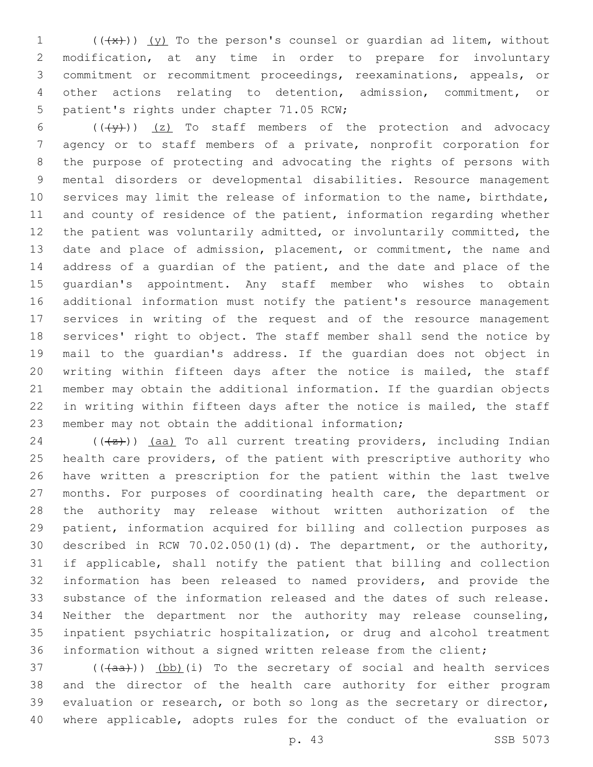((~~(x)~~)) <u>(y)</u> To the person's counsel or guardian ad litem, without modification, at any time in order to prepare for involuntary commitment or recommitment proceedings, reexaminations, appeals, or other actions relating to detention, admission, commitment, or patient's rights under chapter 71.05 RCW;

((~~(y)~~)) <u>(z)</u> To staff members of the protection and advocacy agency or to staff members of a private, nonprofit corporation for the purpose of protecting and advocating the rights of persons with mental disorders or developmental disabilities. Resource management services may limit the release of information to the name, birthdate, and county of residence of the patient, information regarding whether the patient was voluntarily admitted, or involuntarily committed, the date and place of admission, placement, or commitment, the name and address of a guardian of the patient, and the date and place of the guardian's appointment. Any staff member who wishes to obtain additional information must notify the patient's resource management services in writing of the request and of the resource management services' right to object. The staff member shall send the notice by mail to the guardian's address. If the guardian does not object in writing within fifteen days after the notice is mailed, the staff member may obtain the additional information. If the guardian objects in writing within fifteen days after the notice is mailed, the staff member may not obtain the additional information;

((~~(z)~~)) <u>(aa)</u> To all current treating providers, including Indian health care providers, of the patient with prescriptive authority who have written a prescription for the patient within the last twelve months. For purposes of coordinating health care, the department or the authority may release without written authorization of the patient, information acquired for billing and collection purposes as described in RCW 70.02.050(1)(d). The department, or the authority, if applicable, shall notify the patient that billing and collection information has been released to named providers, and provide the substance of the information released and the dates of such release. Neither the department nor the authority may release counseling, inpatient psychiatric hospitalization, or drug and alcohol treatment information without a signed written release from the client;

((~~(aa)~~)) <u>(bb)</u>(i) To the secretary of social and health services and the director of the health care authority for either program evaluation or research, or both so long as the secretary or director, where applicable, adopts rules for the conduct of the evaluation or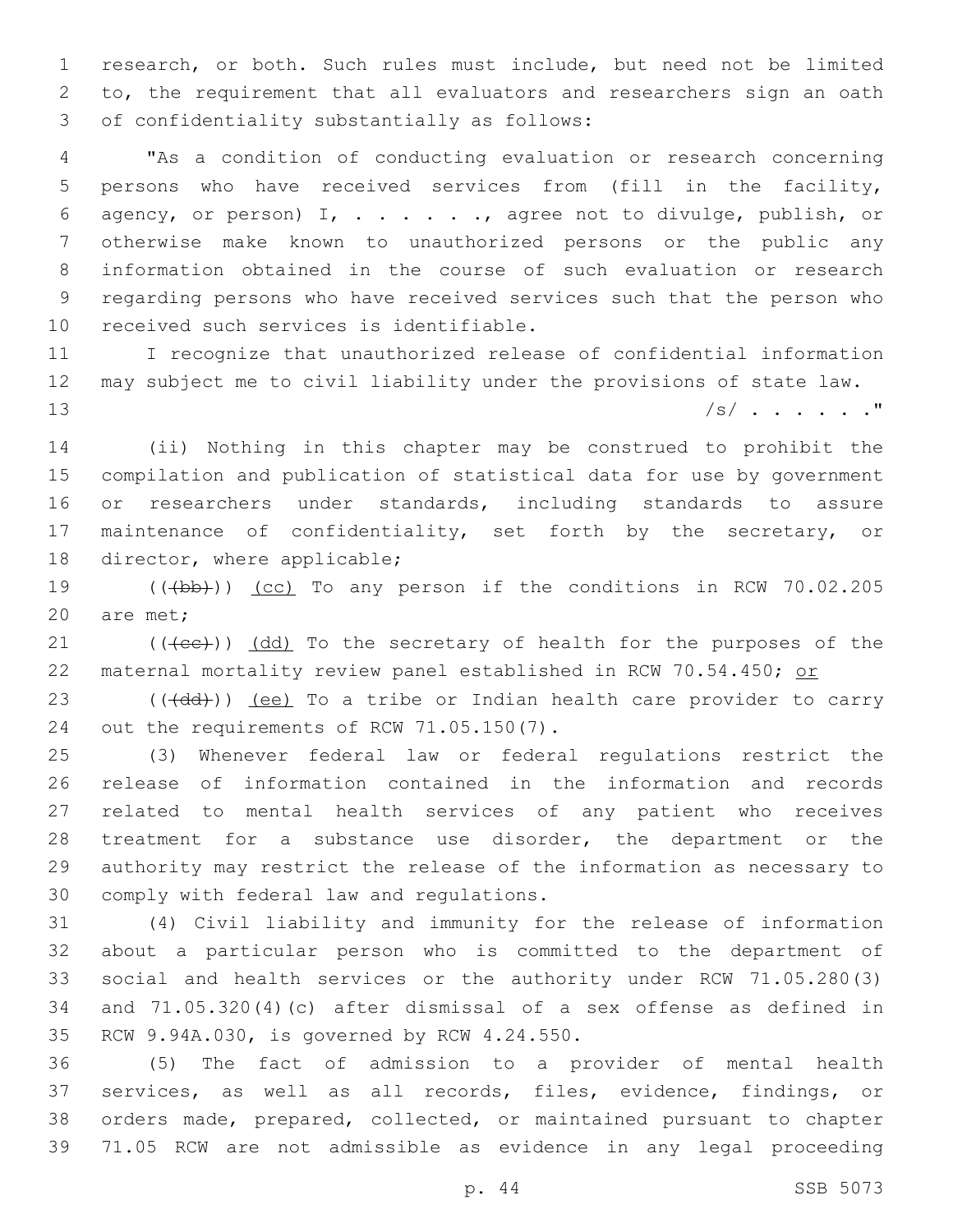research, or both. Such rules must include, but need not be limited to, the requirement that all evaluators and researchers sign an oath of confidentiality substantially as follows:

"As a condition of conducting evaluation or research concerning persons who have received services from (fill in the facility, agency, or person) I, . . . . . ., agree not to divulge, publish, or otherwise make known to unauthorized persons or the public any information obtained in the course of such evaluation or research regarding persons who have received services such that the person who received such services is identifiable.

I recognize that unauthorized release of confidential information may subject me to civil liability under the provisions of state law.

/s/ . . . . . ."

(ii) Nothing in this chapter may be construed to prohibit the compilation and publication of statistical data for use by government or researchers under standards, including standards to assure maintenance of confidentiality, set forth by the secretary, or director, where applicable;

(((bb))) (cc) To any person if the conditions in RCW 70.02.205 are met;

(((cc))) (dd) To the secretary of health for the purposes of the maternal mortality review panel established in RCW 70.54.450; or

(((dd))) (ee) To a tribe or Indian health care provider to carry out the requirements of RCW 71.05.150(7).

(3) Whenever federal law or federal regulations restrict the release of information contained in the information and records related to mental health services of any patient who receives treatment for a substance use disorder, the department or the authority may restrict the release of the information as necessary to comply with federal law and regulations.

(4) Civil liability and immunity for the release of information about a particular person who is committed to the department of social and health services or the authority under RCW 71.05.280(3) and 71.05.320(4)(c) after dismissal of a sex offense as defined in RCW 9.94A.030, is governed by RCW 4.24.550.

(5) The fact of admission to a provider of mental health services, as well as all records, files, evidence, findings, or orders made, prepared, collected, or maintained pursuant to chapter 71.05 RCW are not admissible as evidence in any legal proceeding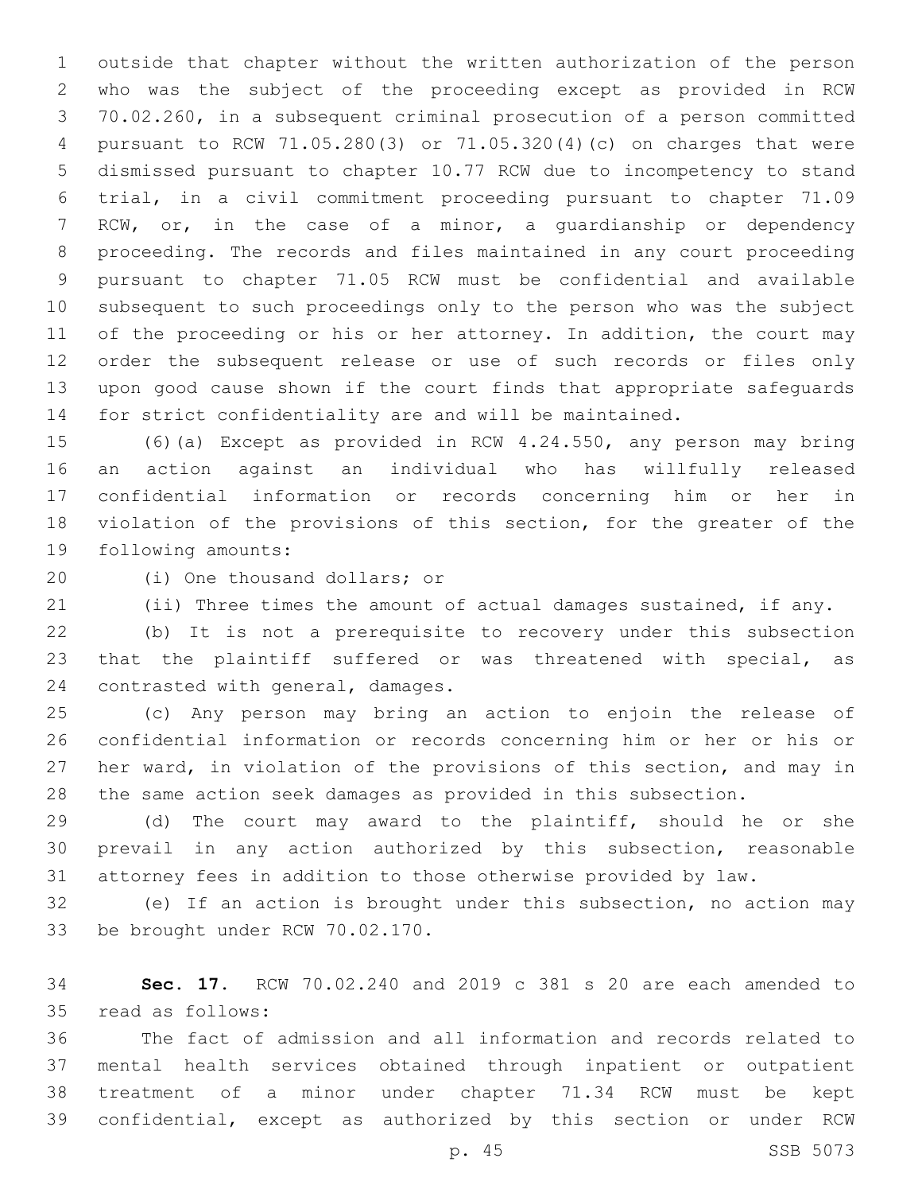outside that chapter without the written authorization of the person who was the subject of the proceeding except as provided in RCW 70.02.260, in a subsequent criminal prosecution of a person committed pursuant to RCW 71.05.280(3) or 71.05.320(4)(c) on charges that were dismissed pursuant to chapter 10.77 RCW due to incompetency to stand trial, in a civil commitment proceeding pursuant to chapter 71.09 RCW, or, in the case of a minor, a guardianship or dependency proceeding. The records and files maintained in any court proceeding pursuant to chapter 71.05 RCW must be confidential and available subsequent to such proceedings only to the person who was the subject of the proceeding or his or her attorney. In addition, the court may order the subsequent release or use of such records or files only upon good cause shown if the court finds that appropriate safeguards for strict confidentiality are and will be maintained.

(6)(a) Except as provided in RCW 4.24.550, any person may bring an action against an individual who has willfully released confidential information or records concerning him or her in violation of the provisions of this section, for the greater of the following amounts:

(i) One thousand dollars; or

(ii) Three times the amount of actual damages sustained, if any.

(b) It is not a prerequisite to recovery under this subsection that the plaintiff suffered or was threatened with special, as contrasted with general, damages.

(c) Any person may bring an action to enjoin the release of confidential information or records concerning him or her or his or her ward, in violation of the provisions of this section, and may in the same action seek damages as provided in this subsection.

(d) The court may award to the plaintiff, should he or she prevail in any action authorized by this subsection, reasonable attorney fees in addition to those otherwise provided by law.

(e) If an action is brought under this subsection, no action may be brought under RCW 70.02.170.

**Sec. 17.** RCW 70.02.240 and 2019 c 381 s 20 are each amended to read as follows:

The fact of admission and all information and records related to mental health services obtained through inpatient or outpatient treatment of a minor under chapter 71.34 RCW must be kept confidential, except as authorized by this section or under RCW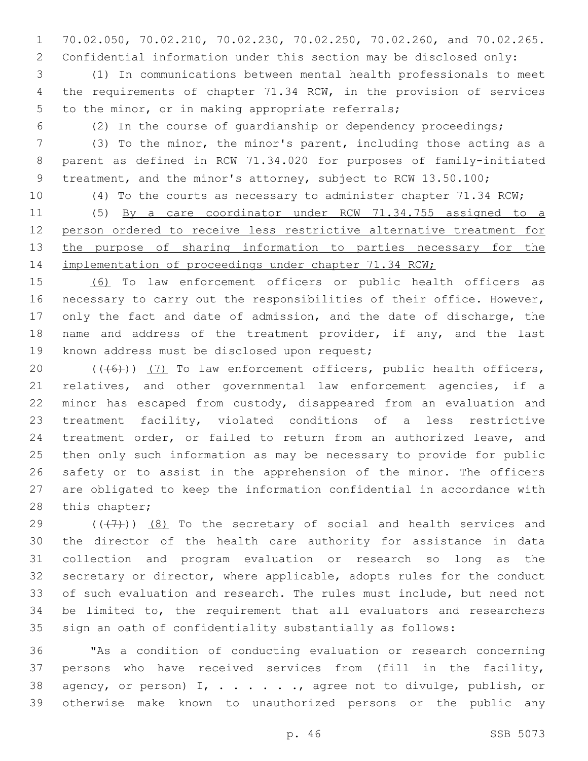70.02.050, 70.02.210, 70.02.230, 70.02.250, 70.02.260, and 70.02.265. Confidential information under this section may be disclosed only:

(1) In communications between mental health professionals to meet the requirements of chapter 71.34 RCW, in the provision of services to the minor, or in making appropriate referrals;

(2) In the course of guardianship or dependency proceedings;

(3) To the minor, the minor's parent, including those acting as a parent as defined in RCW 71.34.020 for purposes of family-initiated treatment, and the minor's attorney, subject to RCW 13.50.100;

(4) To the courts as necessary to administer chapter 71.34 RCW;

(5) By a care coordinator under RCW 71.34.755 assigned to a person ordered to receive less restrictive alternative treatment for the purpose of sharing information to parties necessary for the implementation of proceedings under chapter 71.34 RCW;

(6) To law enforcement officers or public health officers as necessary to carry out the responsibilities of their office. However, only the fact and date of admission, and the date of discharge, the name and address of the treatment provider, if any, and the last known address must be disclosed upon request;

(((6))) (7) To law enforcement officers, public health officers, relatives, and other governmental law enforcement agencies, if a minor has escaped from custody, disappeared from an evaluation and treatment facility, violated conditions of a less restrictive treatment order, or failed to return from an authorized leave, and then only such information as may be necessary to provide for public safety or to assist in the apprehension of the minor. The officers are obligated to keep the information confidential in accordance with this chapter;

(((7))) (8) To the secretary of social and health services and the director of the health care authority for assistance in data collection and program evaluation or research so long as the secretary or director, where applicable, adopts rules for the conduct of such evaluation and research. The rules must include, but need not be limited to, the requirement that all evaluators and researchers sign an oath of confidentiality substantially as follows:

"As a condition of conducting evaluation or research concerning persons who have received services from (fill in the facility, agency, or person) I, . . . . . ., agree not to divulge, publish, or otherwise make known to unauthorized persons or the public any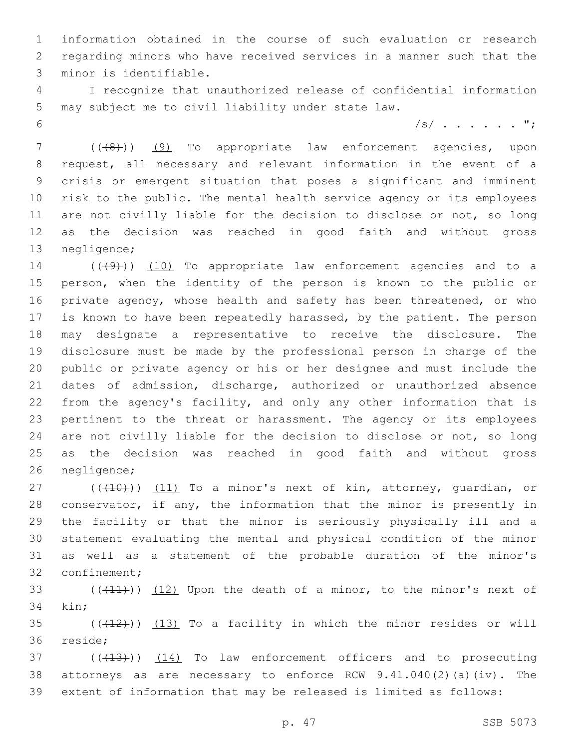information obtained in the course of such evaluation or research regarding minors who have received services in a manner such that the minor is identifiable.

I recognize that unauthorized release of confidential information may subject me to civil liability under state law.

/s/ . . . . . . ";

((~~(8)~~)) (9) To appropriate law enforcement agencies, upon request, all necessary and relevant information in the event of a crisis or emergent situation that poses a significant and imminent risk to the public. The mental health service agency or its employees are not civilly liable for the decision to disclose or not, so long as the decision was reached in good faith and without gross negligence;

((~~(9)~~)) (10) To appropriate law enforcement agencies and to a person, when the identity of the person is known to the public or private agency, whose health and safety has been threatened, or who is known to have been repeatedly harassed, by the patient. The person may designate a representative to receive the disclosure. The disclosure must be made by the professional person in charge of the public or private agency or his or her designee and must include the dates of admission, discharge, authorized or unauthorized absence from the agency's facility, and only any other information that is pertinent to the threat or harassment. The agency or its employees are not civilly liable for the decision to disclose or not, so long as the decision was reached in good faith and without gross negligence;

((~~(10)~~)) (11) To a minor's next of kin, attorney, guardian, or conservator, if any, the information that the minor is presently in the facility or that the minor is seriously physically ill and a statement evaluating the mental and physical condition of the minor as well as a statement of the probable duration of the minor's confinement;

((~~(11)~~)) (12) Upon the death of a minor, to the minor's next of kin;

((~~(12)~~)) (13) To a facility in which the minor resides or will reside;

((~~(13)~~)) (14) To law enforcement officers and to prosecuting attorneys as are necessary to enforce RCW 9.41.040(2)(a)(iv). The extent of information that may be released is limited as follows: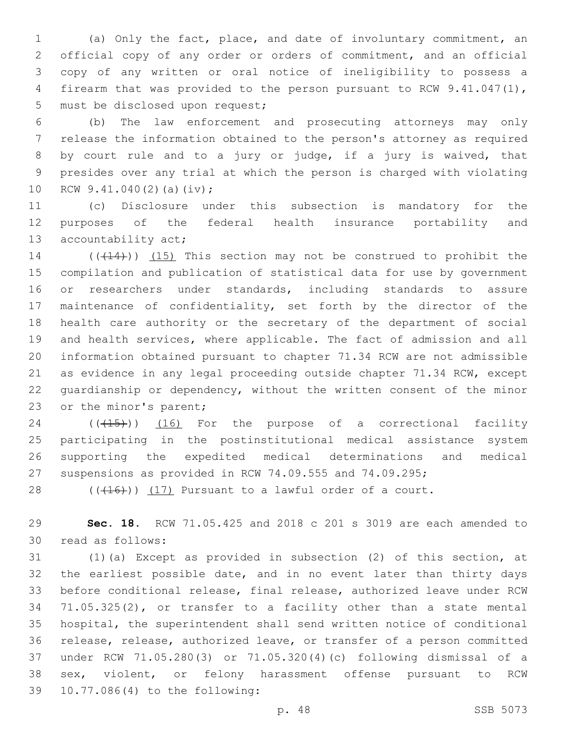(a) Only the fact, place, and date of involuntary commitment, an official copy of any order or orders of commitment, and an official copy of any written or oral notice of ineligibility to possess a firearm that was provided to the person pursuant to RCW 9.41.047(1), must be disclosed upon request;

(b) The law enforcement and prosecuting attorneys may only release the information obtained to the person's attorney as required by court rule and to a jury or judge, if a jury is waived, that presides over any trial at which the person is charged with violating RCW 9.41.040(2)(a)(iv);

(c) Disclosure under this subsection is mandatory for the purposes of the federal health insurance portability and accountability act;

~~((~~(14)~~))~~ (15) This section may not be construed to prohibit the compilation and publication of statistical data for use by government or researchers under standards, including standards to assure maintenance of confidentiality, set forth by the director of the health care authority or the secretary of the department of social and health services, where applicable. The fact of admission and all information obtained pursuant to chapter 71.34 RCW are not admissible as evidence in any legal proceeding outside chapter 71.34 RCW, except guardianship or dependency, without the written consent of the minor or the minor's parent;

~~((~~(15)~~))~~ (16) For the purpose of a correctional facility participating in the postinstitutional medical assistance system supporting the expedited medical determinations and medical suspensions as provided in RCW 74.09.555 and 74.09.295;

~~((~~(16)~~))~~ (17) Pursuant to a lawful order of a court.

**Sec. 18.** RCW 71.05.425 and 2018 c 201 s 3019 are each amended to read as follows:

(1)(a) Except as provided in subsection (2) of this section, at the earliest possible date, and in no event later than thirty days before conditional release, final release, authorized leave under RCW 71.05.325(2), or transfer to a facility other than a state mental hospital, the superintendent shall send written notice of conditional release, release, authorized leave, or transfer of a person committed under RCW 71.05.280(3) or 71.05.320(4)(c) following dismissal of a sex, violent, or felony harassment offense pursuant to RCW 10.77.086(4) to the following: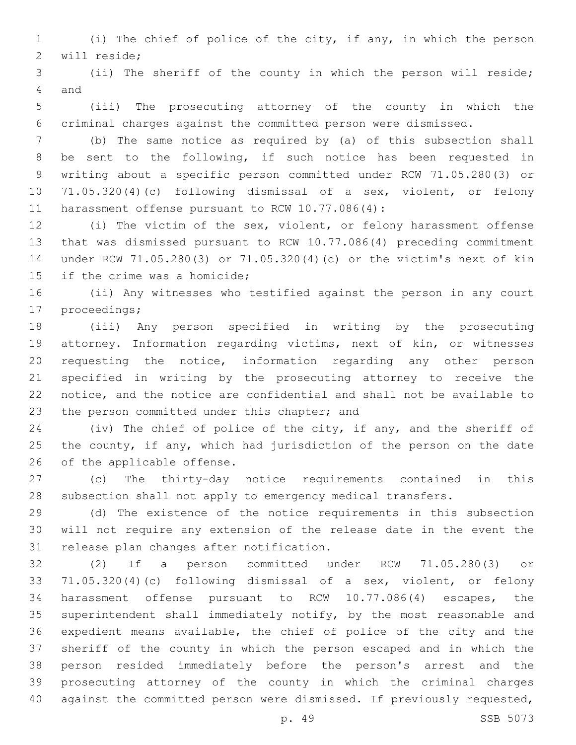(i) The chief of police of the city, if any, in which the person will reside;

(ii) The sheriff of the county in which the person will reside; and

(iii) The prosecuting attorney of the county in which the criminal charges against the committed person were dismissed.

(b) The same notice as required by (a) of this subsection shall be sent to the following, if such notice has been requested in writing about a specific person committed under RCW 71.05.280(3) or 71.05.320(4)(c) following dismissal of a sex, violent, or felony harassment offense pursuant to RCW 10.77.086(4):

(i) The victim of the sex, violent, or felony harassment offense that was dismissed pursuant to RCW 10.77.086(4) preceding commitment under RCW 71.05.280(3) or 71.05.320(4)(c) or the victim's next of kin if the crime was a homicide;

(ii) Any witnesses who testified against the person in any court proceedings;

(iii) Any person specified in writing by the prosecuting attorney. Information regarding victims, next of kin, or witnesses requesting the notice, information regarding any other person specified in writing by the prosecuting attorney to receive the notice, and the notice are confidential and shall not be available to the person committed under this chapter; and

(iv) The chief of police of the city, if any, and the sheriff of the county, if any, which had jurisdiction of the person on the date of the applicable offense.

(c) The thirty-day notice requirements contained in this subsection shall not apply to emergency medical transfers.

(d) The existence of the notice requirements in this subsection will not require any extension of the release date in the event the release plan changes after notification.

(2) If a person committed under RCW 71.05.280(3) or 71.05.320(4)(c) following dismissal of a sex, violent, or felony harassment offense pursuant to RCW 10.77.086(4) escapes, the superintendent shall immediately notify, by the most reasonable and expedient means available, the chief of police of the city and the sheriff of the county in which the person escaped and in which the person resided immediately before the person's arrest and the prosecuting attorney of the county in which the criminal charges against the committed person were dismissed. If previously requested,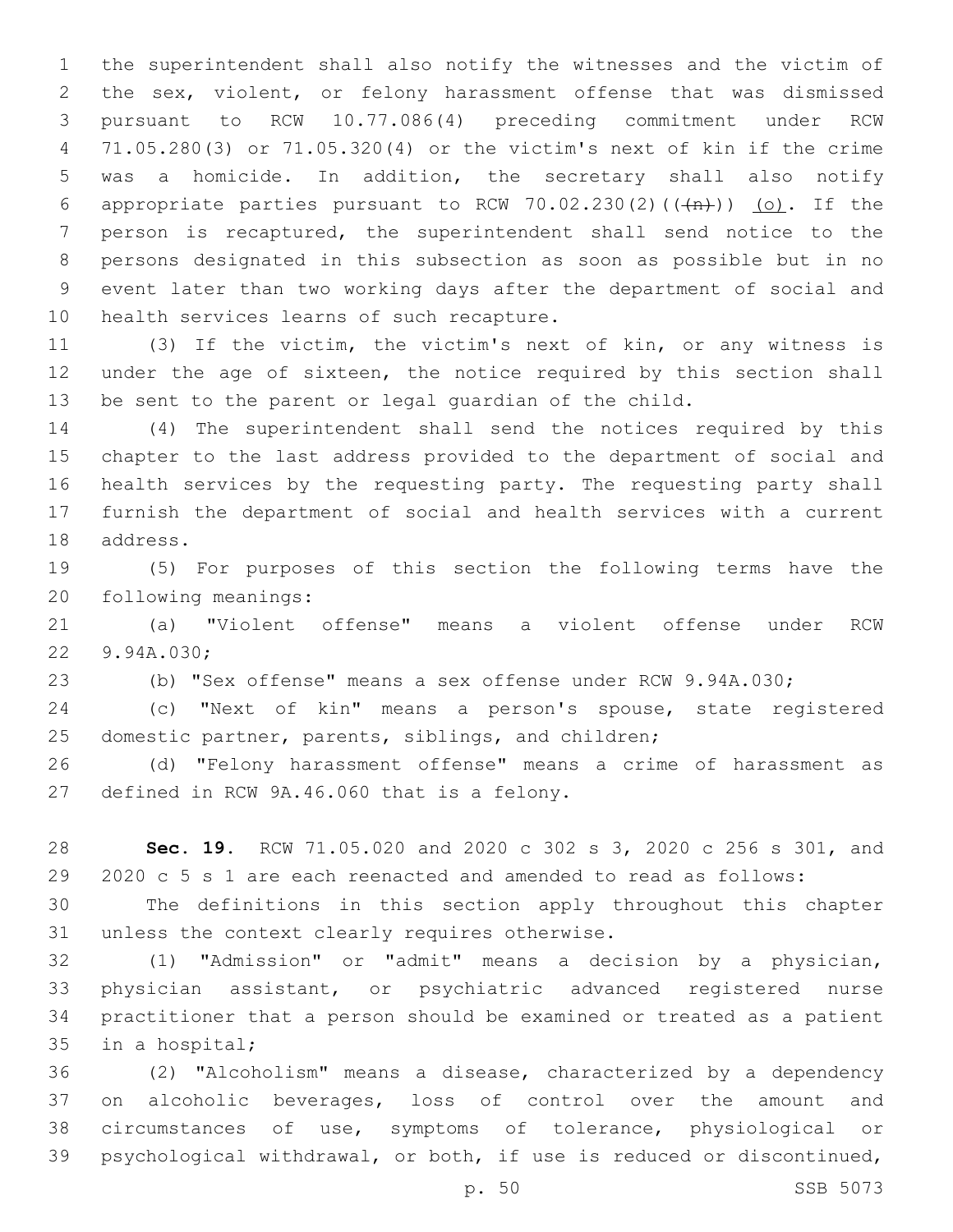the superintendent shall also notify the witnesses and the victim of the sex, violent, or felony harassment offense that was dismissed pursuant to RCW 10.77.086(4) preceding commitment under RCW 71.05.280(3) or 71.05.320(4) or the victim's next of kin if the crime was a homicide. In addition, the secretary shall also notify appropriate parties pursuant to RCW 70.02.230(2)(((n))) (o). If the person is recaptured, the superintendent shall send notice to the persons designated in this subsection as soon as possible but in no event later than two working days after the department of social and health services learns of such recapture.

(3) If the victim, the victim's next of kin, or any witness is under the age of sixteen, the notice required by this section shall be sent to the parent or legal guardian of the child.

(4) The superintendent shall send the notices required by this chapter to the last address provided to the department of social and health services by the requesting party. The requesting party shall furnish the department of social and health services with a current address.

(5) For purposes of this section the following terms have the following meanings:

(a) "Violent offense" means a violent offense under RCW 9.94A.030;

(b) "Sex offense" means a sex offense under RCW 9.94A.030;

(c) "Next of kin" means a person's spouse, state registered domestic partner, parents, siblings, and children;

(d) "Felony harassment offense" means a crime of harassment as defined in RCW 9A.46.060 that is a felony.

**Sec. 19.** RCW 71.05.020 and 2020 c 302 s 3, 2020 c 256 s 301, and 2020 c 5 s 1 are each reenacted and amended to read as follows:

The definitions in this section apply throughout this chapter unless the context clearly requires otherwise.

(1) "Admission" or "admit" means a decision by a physician, physician assistant, or psychiatric advanced registered nurse practitioner that a person should be examined or treated as a patient in a hospital;

(2) "Alcoholism" means a disease, characterized by a dependency on alcoholic beverages, loss of control over the amount and circumstances of use, symptoms of tolerance, physiological or psychological withdrawal, or both, if use is reduced or discontinued,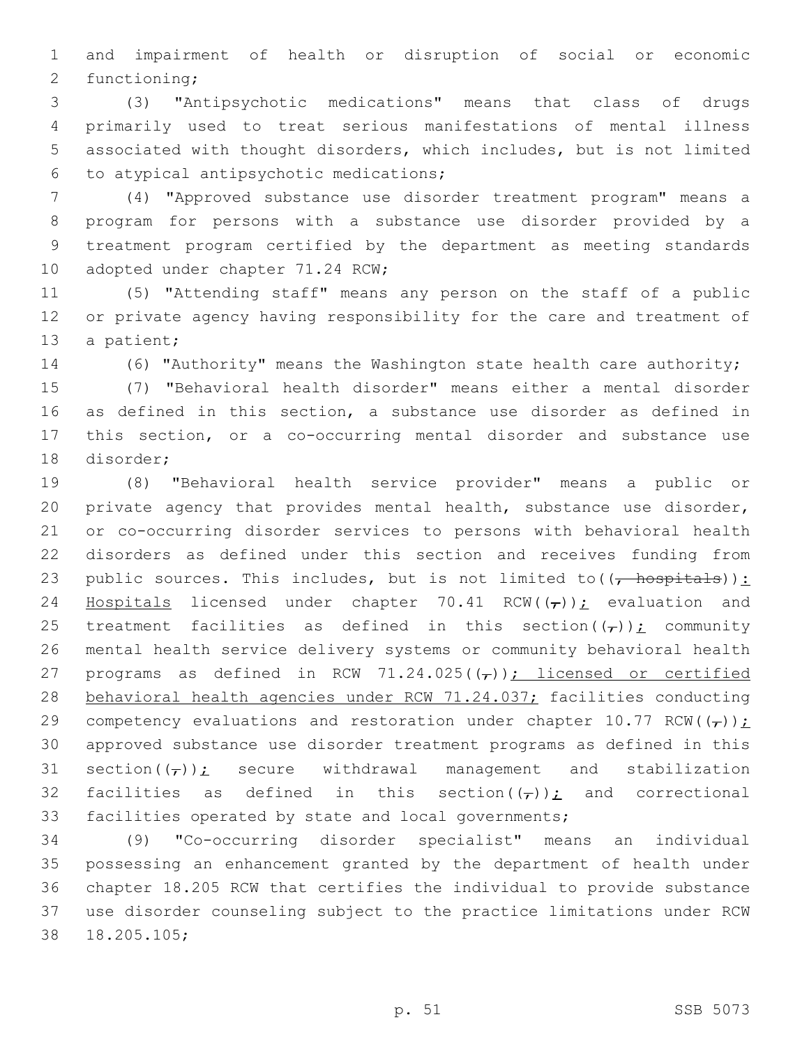and impairment of health or disruption of social or economic functioning;

(3) "Antipsychotic medications" means that class of drugs primarily used to treat serious manifestations of mental illness associated with thought disorders, which includes, but is not limited to atypical antipsychotic medications;

(4) "Approved substance use disorder treatment program" means a program for persons with a substance use disorder provided by a treatment program certified by the department as meeting standards adopted under chapter 71.24 RCW;

(5) "Attending staff" means any person on the staff of a public or private agency having responsibility for the care and treatment of a patient;

(6) "Authority" means the Washington state health care authority;

(7) "Behavioral health disorder" means either a mental disorder as defined in this section, a substance use disorder as defined in this section, or a co-occurring mental disorder and substance use disorder;

(8) "Behavioral health service provider" means a public or private agency that provides mental health, substance use disorder, or co-occurring disorder services to persons with behavioral health disorders as defined under this section and receives funding from public sources. This includes, but is not limited to((, hospitals)): Hospitals licensed under chapter 70.41 RCW((,)); evaluation and treatment facilities as defined in this section((,)); community mental health service delivery systems or community behavioral health programs as defined in RCW 71.24.025((,)); licensed or certified behavioral health agencies under RCW 71.24.037; facilities conducting competency evaluations and restoration under chapter 10.77 RCW((,)); approved substance use disorder treatment programs as defined in this section((,)); secure withdrawal management and stabilization facilities as defined in this section((,)); and correctional facilities operated by state and local governments;

(9) "Co-occurring disorder specialist" means an individual possessing an enhancement granted by the department of health under chapter 18.205 RCW that certifies the individual to provide substance use disorder counseling subject to the practice limitations under RCW 18.205.105;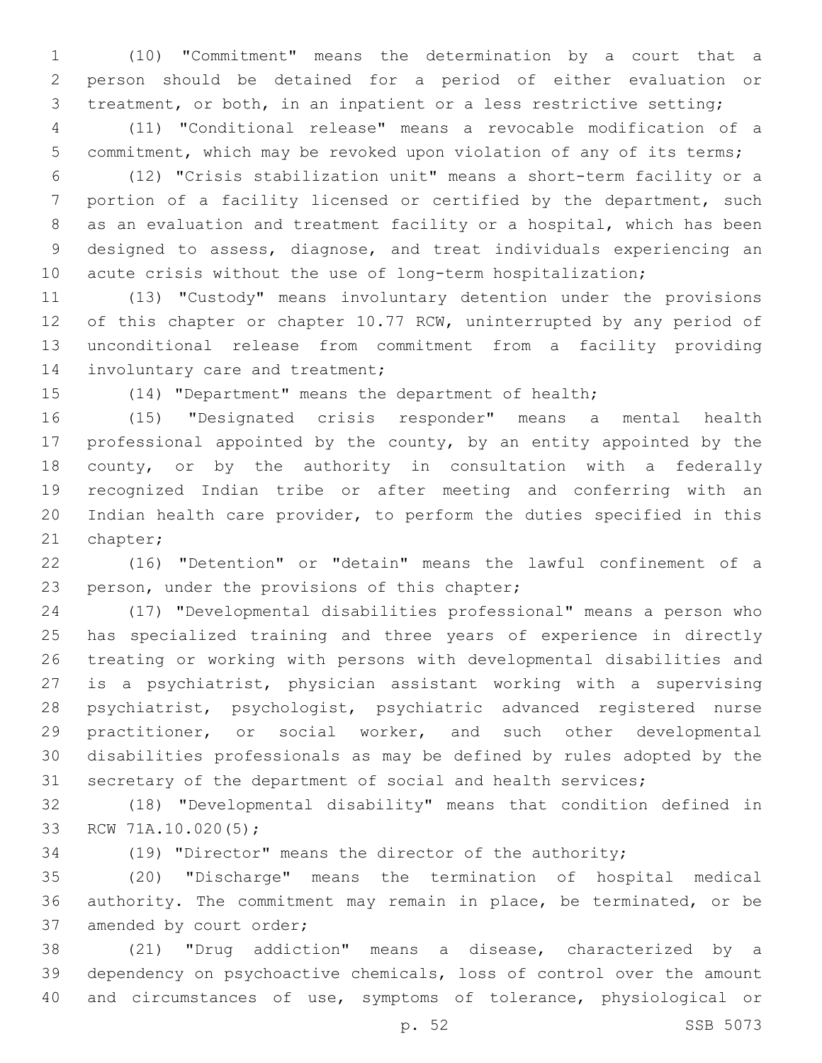(10) "Commitment" means the determination by a court that a person should be detained for a period of either evaluation or treatment, or both, in an inpatient or a less restrictive setting;

(11) "Conditional release" means a revocable modification of a commitment, which may be revoked upon violation of any of its terms;

(12) "Crisis stabilization unit" means a short-term facility or a portion of a facility licensed or certified by the department, such as an evaluation and treatment facility or a hospital, which has been designed to assess, diagnose, and treat individuals experiencing an acute crisis without the use of long-term hospitalization;

(13) "Custody" means involuntary detention under the provisions of this chapter or chapter 10.77 RCW, uninterrupted by any period of unconditional release from commitment from a facility providing involuntary care and treatment;

(14) "Department" means the department of health;

(15) "Designated crisis responder" means a mental health professional appointed by the county, by an entity appointed by the county, or by the authority in consultation with a federally recognized Indian tribe or after meeting and conferring with an Indian health care provider, to perform the duties specified in this chapter;

(16) "Detention" or "detain" means the lawful confinement of a person, under the provisions of this chapter;

(17) "Developmental disabilities professional" means a person who has specialized training and three years of experience in directly treating or working with persons with developmental disabilities and is a psychiatrist, physician assistant working with a supervising psychiatrist, psychologist, psychiatric advanced registered nurse practitioner, or social worker, and such other developmental disabilities professionals as may be defined by rules adopted by the secretary of the department of social and health services;

(18) "Developmental disability" means that condition defined in RCW 71A.10.020(5);

(19) "Director" means the director of the authority;

(20) "Discharge" means the termination of hospital medical authority. The commitment may remain in place, be terminated, or be amended by court order;

(21) "Drug addiction" means a disease, characterized by a dependency on psychoactive chemicals, loss of control over the amount and circumstances of use, symptoms of tolerance, physiological or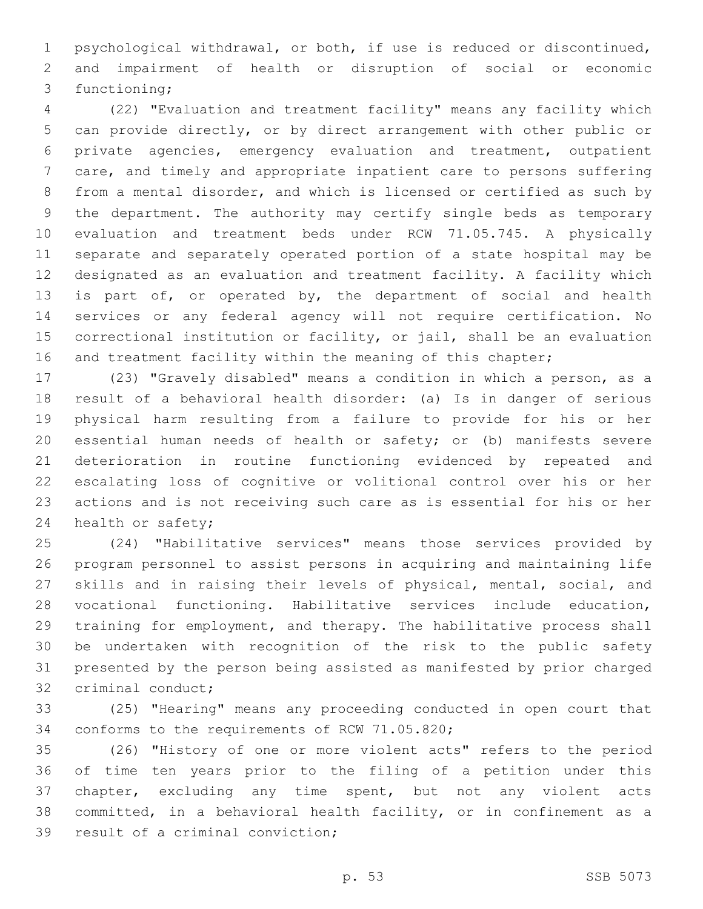psychological withdrawal, or both, if use is reduced or discontinued, and impairment of health or disruption of social or economic functioning;

(22) "Evaluation and treatment facility" means any facility which can provide directly, or by direct arrangement with other public or private agencies, emergency evaluation and treatment, outpatient care, and timely and appropriate inpatient care to persons suffering from a mental disorder, and which is licensed or certified as such by the department. The authority may certify single beds as temporary evaluation and treatment beds under RCW 71.05.745. A physically separate and separately operated portion of a state hospital may be designated as an evaluation and treatment facility. A facility which is part of, or operated by, the department of social and health services or any federal agency will not require certification. No correctional institution or facility, or jail, shall be an evaluation and treatment facility within the meaning of this chapter;

(23) "Gravely disabled" means a condition in which a person, as a result of a behavioral health disorder: (a) Is in danger of serious physical harm resulting from a failure to provide for his or her essential human needs of health or safety; or (b) manifests severe deterioration in routine functioning evidenced by repeated and escalating loss of cognitive or volitional control over his or her actions and is not receiving such care as is essential for his or her health or safety;

(24) "Habilitative services" means those services provided by program personnel to assist persons in acquiring and maintaining life skills and in raising their levels of physical, mental, social, and vocational functioning. Habilitative services include education, training for employment, and therapy. The habilitative process shall be undertaken with recognition of the risk to the public safety presented by the person being assisted as manifested by prior charged criminal conduct;

(25) "Hearing" means any proceeding conducted in open court that conforms to the requirements of RCW 71.05.820;

(26) "History of one or more violent acts" refers to the period of time ten years prior to the filing of a petition under this chapter, excluding any time spent, but not any violent acts committed, in a behavioral health facility, or in confinement as a result of a criminal conviction;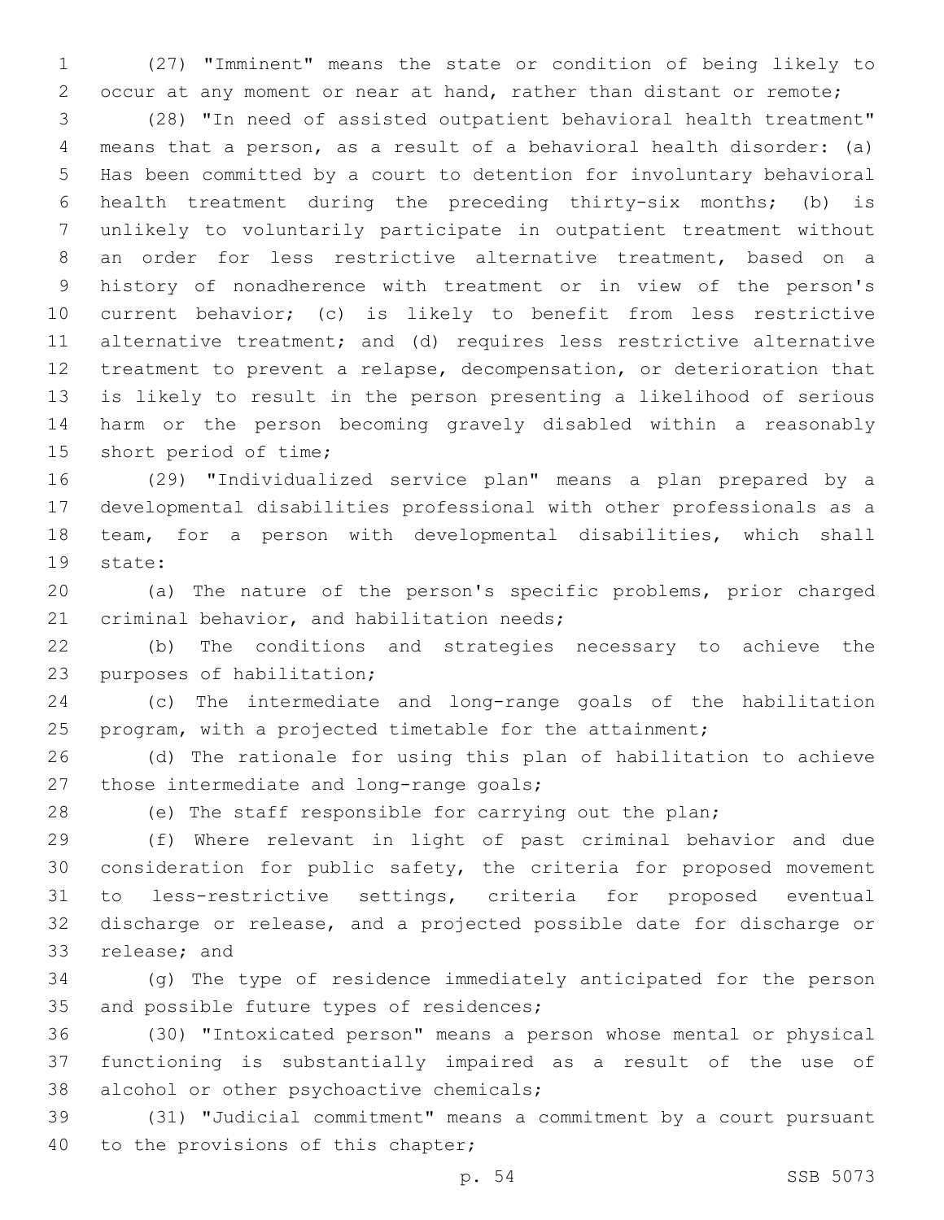(27) "Imminent" means the state or condition of being likely to occur at any moment or near at hand, rather than distant or remote;

(28) "In need of assisted outpatient behavioral health treatment" means that a person, as a result of a behavioral health disorder: (a) Has been committed by a court to detention for involuntary behavioral health treatment during the preceding thirty-six months; (b) is unlikely to voluntarily participate in outpatient treatment without an order for less restrictive alternative treatment, based on a history of nonadherence with treatment or in view of the person's current behavior; (c) is likely to benefit from less restrictive alternative treatment; and (d) requires less restrictive alternative treatment to prevent a relapse, decompensation, or deterioration that is likely to result in the person presenting a likelihood of serious harm or the person becoming gravely disabled within a reasonably short period of time;

(29) "Individualized service plan" means a plan prepared by a developmental disabilities professional with other professionals as a team, for a person with developmental disabilities, which shall state:

(a) The nature of the person's specific problems, prior charged criminal behavior, and habilitation needs;

(b) The conditions and strategies necessary to achieve the purposes of habilitation;

(c) The intermediate and long-range goals of the habilitation program, with a projected timetable for the attainment;

(d) The rationale for using this plan of habilitation to achieve those intermediate and long-range goals;

(e) The staff responsible for carrying out the plan;

(f) Where relevant in light of past criminal behavior and due consideration for public safety, the criteria for proposed movement to less-restrictive settings, criteria for proposed eventual discharge or release, and a projected possible date for discharge or release; and

(g) The type of residence immediately anticipated for the person and possible future types of residences;

(30) "Intoxicated person" means a person whose mental or physical functioning is substantially impaired as a result of the use of alcohol or other psychoactive chemicals;

(31) "Judicial commitment" means a commitment by a court pursuant to the provisions of this chapter;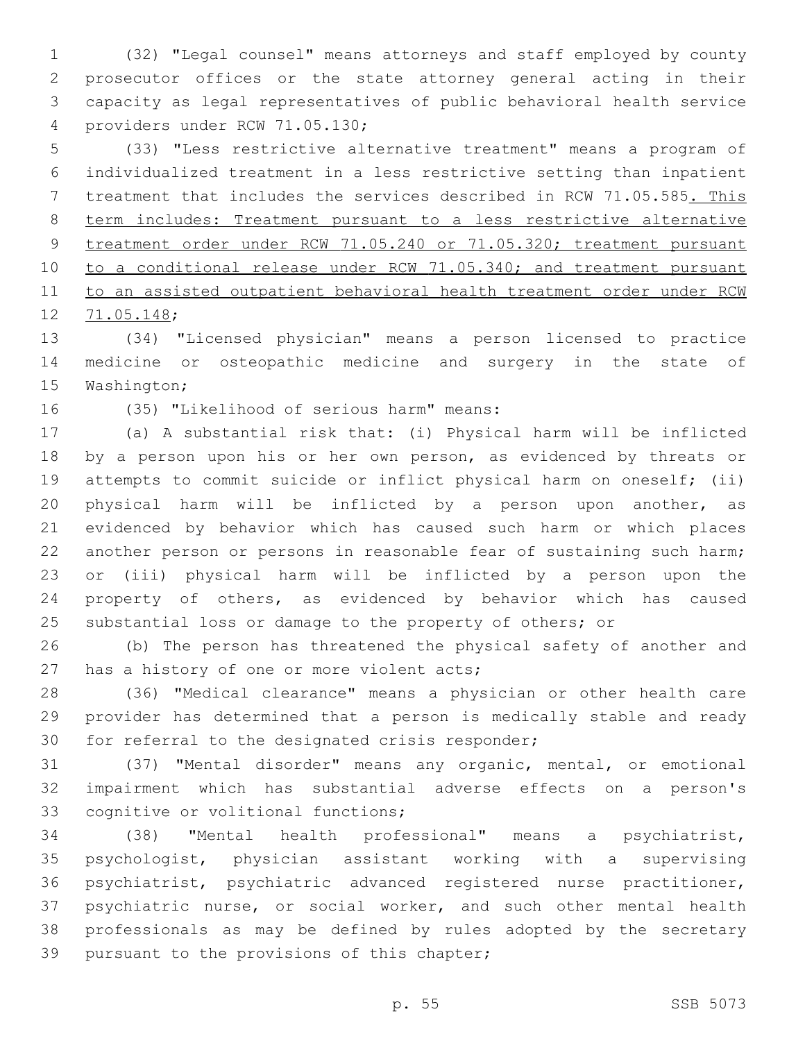(32) "Legal counsel" means attorneys and staff employed by county prosecutor offices or the state attorney general acting in their capacity as legal representatives of public behavioral health service providers under RCW 71.05.130;

(33) "Less restrictive alternative treatment" means a program of individualized treatment in a less restrictive setting than inpatient treatment that includes the services described in RCW 71.05.585. This term includes: Treatment pursuant to a less restrictive alternative treatment order under RCW 71.05.240 or 71.05.320; treatment pursuant to a conditional release under RCW 71.05.340; and treatment pursuant to an assisted outpatient behavioral health treatment order under RCW 71.05.148;

(34) "Licensed physician" means a person licensed to practice medicine or osteopathic medicine and surgery in the state of Washington;

(35) "Likelihood of serious harm" means:

(a) A substantial risk that: (i) Physical harm will be inflicted by a person upon his or her own person, as evidenced by threats or attempts to commit suicide or inflict physical harm on oneself; (ii) physical harm will be inflicted by a person upon another, as evidenced by behavior which has caused such harm or which places another person or persons in reasonable fear of sustaining such harm; or (iii) physical harm will be inflicted by a person upon the property of others, as evidenced by behavior which has caused substantial loss or damage to the property of others; or

(b) The person has threatened the physical safety of another and has a history of one or more violent acts;

(36) "Medical clearance" means a physician or other health care provider has determined that a person is medically stable and ready for referral to the designated crisis responder;

(37) "Mental disorder" means any organic, mental, or emotional impairment which has substantial adverse effects on a person's cognitive or volitional functions;

(38) "Mental health professional" means a psychiatrist, psychologist, physician assistant working with a supervising psychiatrist, psychiatric advanced registered nurse practitioner, psychiatric nurse, or social worker, and such other mental health professionals as may be defined by rules adopted by the secretary pursuant to the provisions of this chapter;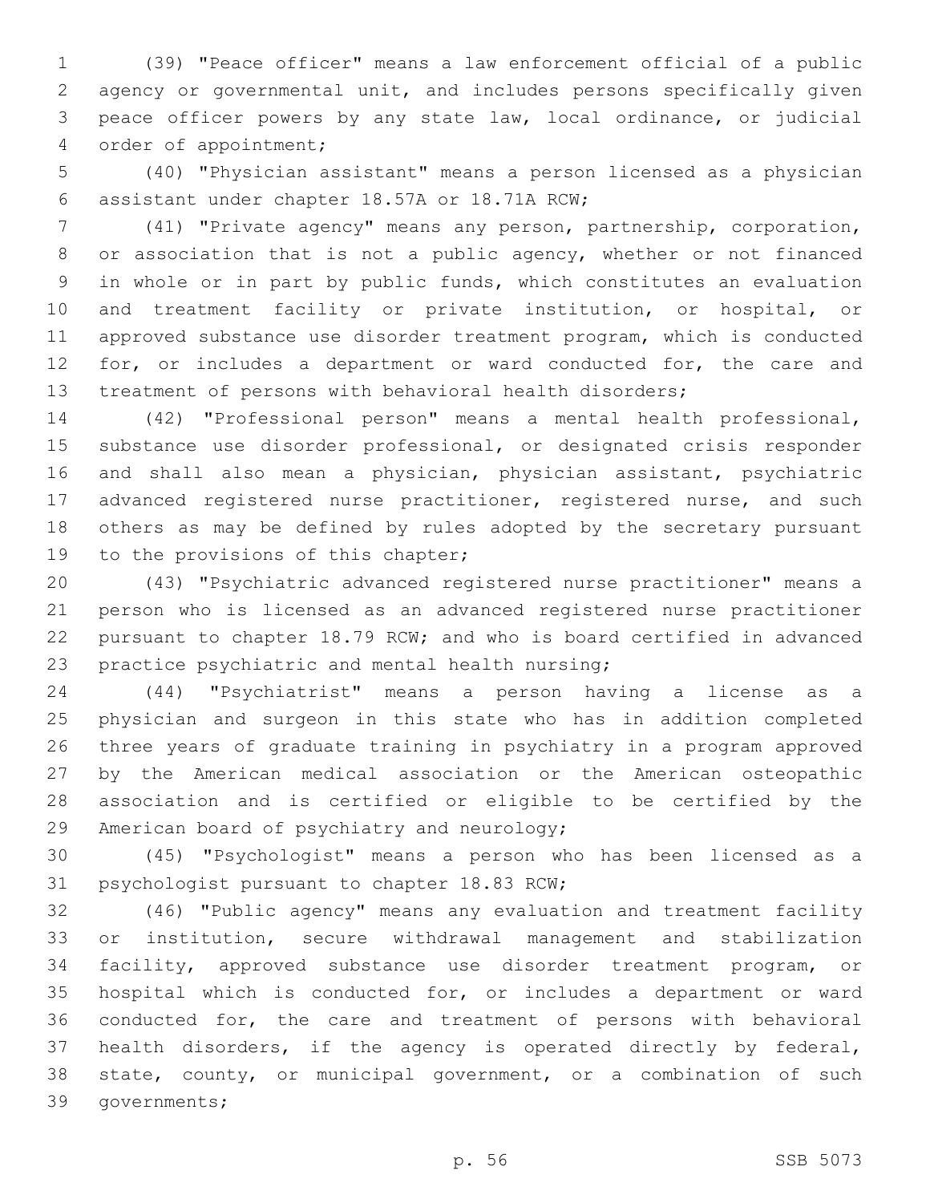(39) "Peace officer" means a law enforcement official of a public agency or governmental unit, and includes persons specifically given peace officer powers by any state law, local ordinance, or judicial order of appointment;

(40) "Physician assistant" means a person licensed as a physician assistant under chapter 18.57A or 18.71A RCW;

(41) "Private agency" means any person, partnership, corporation, or association that is not a public agency, whether or not financed in whole or in part by public funds, which constitutes an evaluation and treatment facility or private institution, or hospital, or approved substance use disorder treatment program, which is conducted for, or includes a department or ward conducted for, the care and treatment of persons with behavioral health disorders;

(42) "Professional person" means a mental health professional, substance use disorder professional, or designated crisis responder and shall also mean a physician, physician assistant, psychiatric advanced registered nurse practitioner, registered nurse, and such others as may be defined by rules adopted by the secretary pursuant to the provisions of this chapter;

(43) "Psychiatric advanced registered nurse practitioner" means a person who is licensed as an advanced registered nurse practitioner pursuant to chapter 18.79 RCW; and who is board certified in advanced practice psychiatric and mental health nursing;

(44) "Psychiatrist" means a person having a license as a physician and surgeon in this state who has in addition completed three years of graduate training in psychiatry in a program approved by the American medical association or the American osteopathic association and is certified or eligible to be certified by the American board of psychiatry and neurology;

(45) "Psychologist" means a person who has been licensed as a psychologist pursuant to chapter 18.83 RCW;

(46) "Public agency" means any evaluation and treatment facility or institution, secure withdrawal management and stabilization facility, approved substance use disorder treatment program, or hospital which is conducted for, or includes a department or ward conducted for, the care and treatment of persons with behavioral health disorders, if the agency is operated directly by federal, state, county, or municipal government, or a combination of such governments;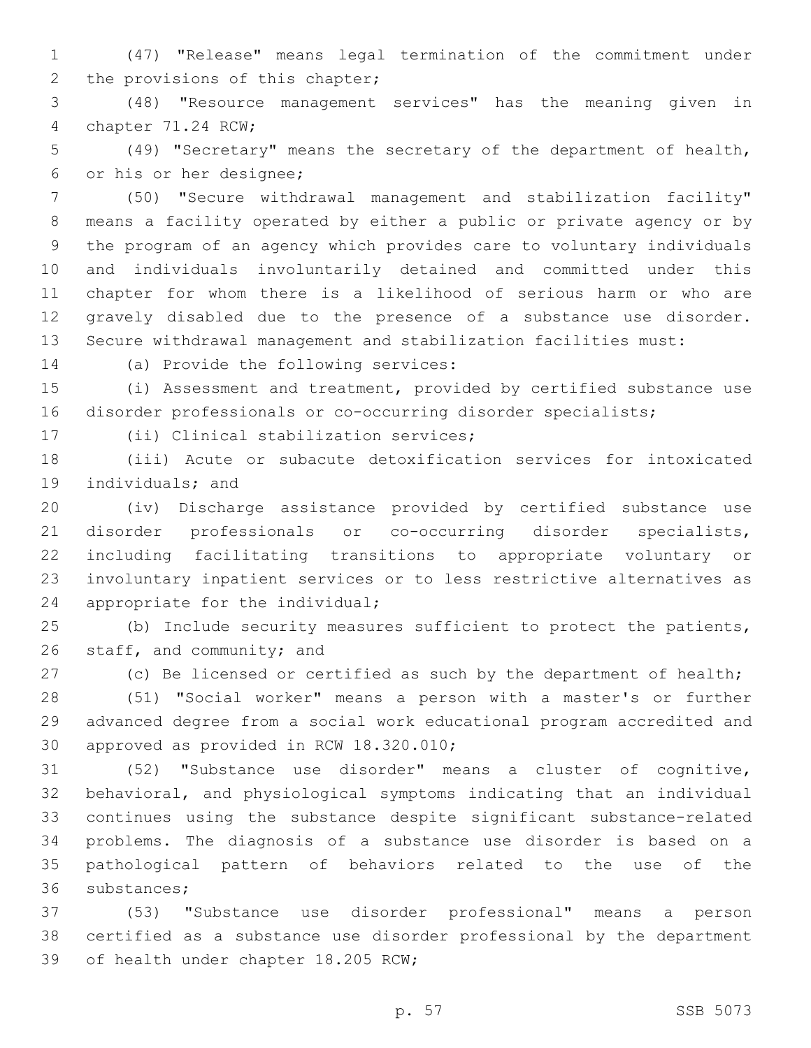(47) "Release" means legal termination of the commitment under the provisions of this chapter;

(48) "Resource management services" has the meaning given in chapter 71.24 RCW;

(49) "Secretary" means the secretary of the department of health, or his or her designee;

(50) "Secure withdrawal management and stabilization facility" means a facility operated by either a public or private agency or by the program of an agency which provides care to voluntary individuals and individuals involuntarily detained and committed under this chapter for whom there is a likelihood of serious harm or who are gravely disabled due to the presence of a substance use disorder. Secure withdrawal management and stabilization facilities must:

(a) Provide the following services:

(i) Assessment and treatment, provided by certified substance use disorder professionals or co-occurring disorder specialists;

(ii) Clinical stabilization services;

(iii) Acute or subacute detoxification services for intoxicated individuals; and

(iv) Discharge assistance provided by certified substance use disorder professionals or co-occurring disorder specialists, including facilitating transitions to appropriate voluntary or involuntary inpatient services or to less restrictive alternatives as appropriate for the individual;

(b) Include security measures sufficient to protect the patients, staff, and community; and

(c) Be licensed or certified as such by the department of health;

(51) "Social worker" means a person with a master's or further advanced degree from a social work educational program accredited and approved as provided in RCW 18.320.010;

(52) "Substance use disorder" means a cluster of cognitive, behavioral, and physiological symptoms indicating that an individual continues using the substance despite significant substance-related problems. The diagnosis of a substance use disorder is based on a pathological pattern of behaviors related to the use of the substances;

(53) "Substance use disorder professional" means a person certified as a substance use disorder professional by the department of health under chapter 18.205 RCW;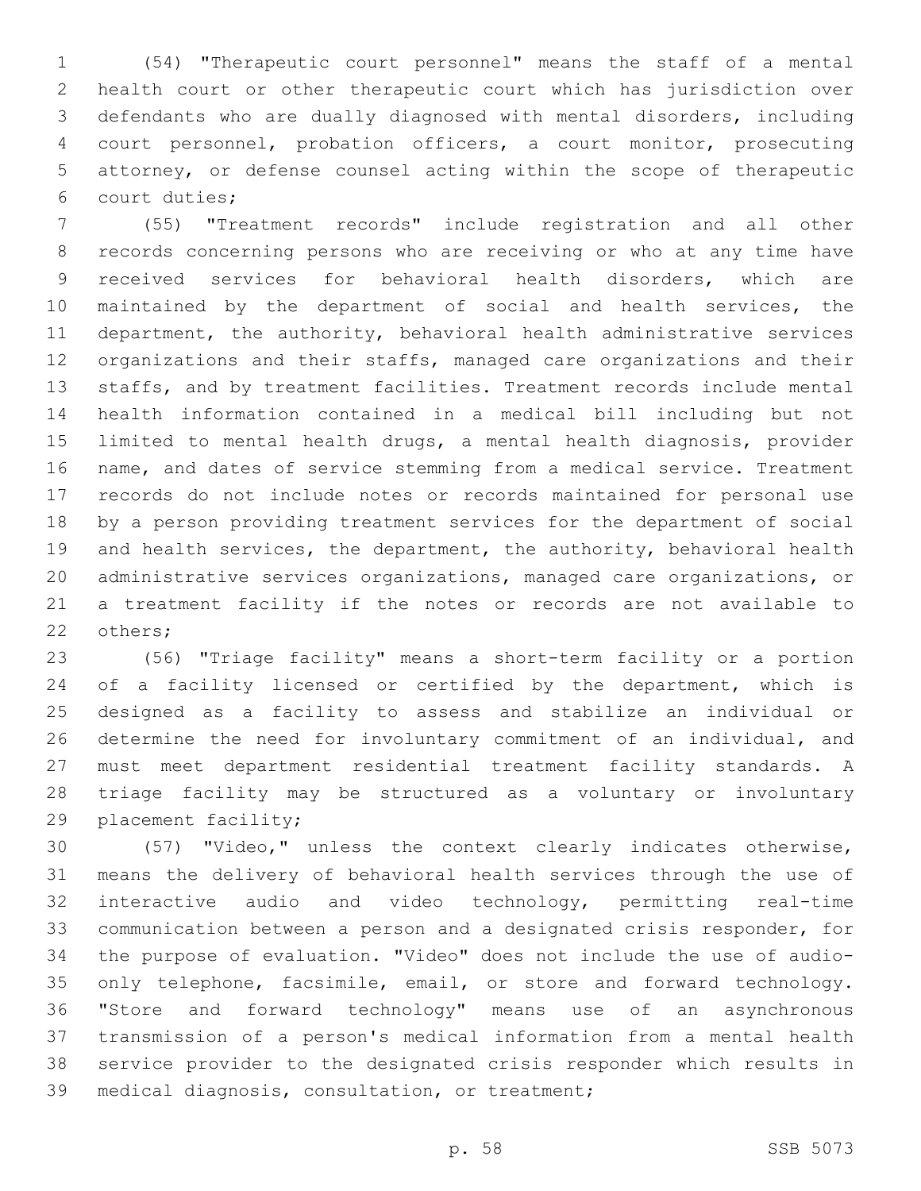(54) "Therapeutic court personnel" means the staff of a mental health court or other therapeutic court which has jurisdiction over defendants who are dually diagnosed with mental disorders, including court personnel, probation officers, a court monitor, prosecuting attorney, or defense counsel acting within the scope of therapeutic court duties;

(55) "Treatment records" include registration and all other records concerning persons who are receiving or who at any time have received services for behavioral health disorders, which are maintained by the department of social and health services, the department, the authority, behavioral health administrative services organizations and their staffs, managed care organizations and their staffs, and by treatment facilities. Treatment records include mental health information contained in a medical bill including but not limited to mental health drugs, a mental health diagnosis, provider name, and dates of service stemming from a medical service. Treatment records do not include notes or records maintained for personal use by a person providing treatment services for the department of social and health services, the department, the authority, behavioral health administrative services organizations, managed care organizations, or a treatment facility if the notes or records are not available to others;

(56) "Triage facility" means a short-term facility or a portion of a facility licensed or certified by the department, which is designed as a facility to assess and stabilize an individual or determine the need for involuntary commitment of an individual, and must meet department residential treatment facility standards. A triage facility may be structured as a voluntary or involuntary placement facility;

(57) "Video," unless the context clearly indicates otherwise, means the delivery of behavioral health services through the use of interactive audio and video technology, permitting real-time communication between a person and a designated crisis responder, for the purpose of evaluation. "Video" does not include the use of audio-only telephone, facsimile, email, or store and forward technology. "Store and forward technology" means use of an asynchronous transmission of a person's medical information from a mental health service provider to the designated crisis responder which results in medical diagnosis, consultation, or treatment;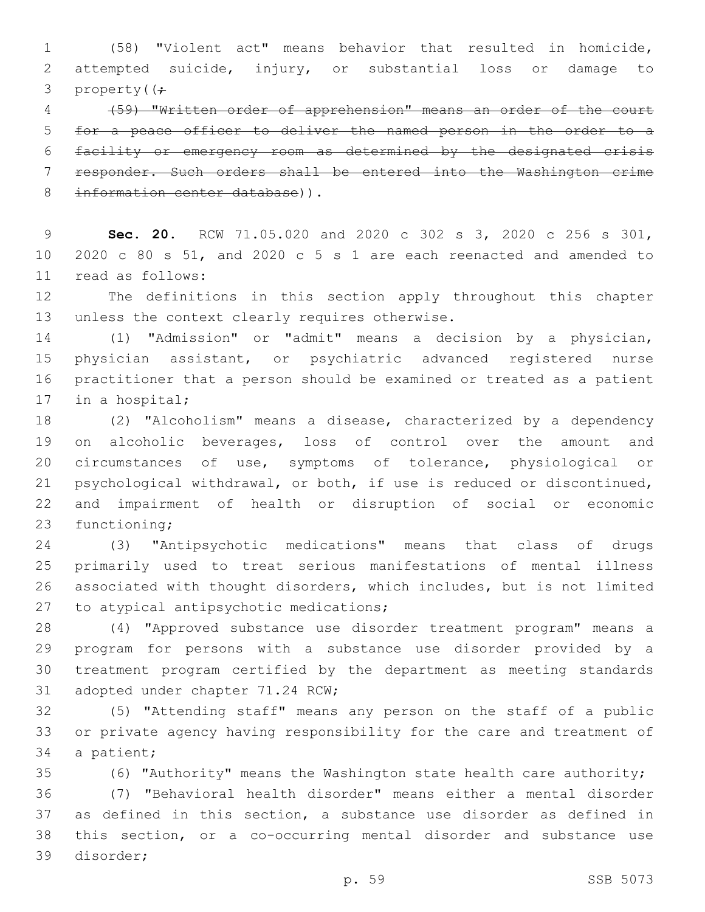(58) "Violent act" means behavior that resulted in homicide, attempted suicide, injury, or substantial loss or damage to property((;

~~(59) "Written order of apprehension" means an order of the court for a peace officer to deliver the named person in the order to a facility or emergency room as determined by the designated crisis responder. Such orders shall be entered into the Washington crime information center database~~)).

**Sec. 20.** RCW 71.05.020 and 2020 c 302 s 3, 2020 c 256 s 301, 2020 c 80 s 51, and 2020 c 5 s 1 are each reenacted and amended to read as follows:

The definitions in this section apply throughout this chapter unless the context clearly requires otherwise.

(1) "Admission" or "admit" means a decision by a physician, physician assistant, or psychiatric advanced registered nurse practitioner that a person should be examined or treated as a patient in a hospital;

(2) "Alcoholism" means a disease, characterized by a dependency on alcoholic beverages, loss of control over the amount and circumstances of use, symptoms of tolerance, physiological or psychological withdrawal, or both, if use is reduced or discontinued, and impairment of health or disruption of social or economic functioning;

(3) "Antipsychotic medications" means that class of drugs primarily used to treat serious manifestations of mental illness associated with thought disorders, which includes, but is not limited to atypical antipsychotic medications;

(4) "Approved substance use disorder treatment program" means a program for persons with a substance use disorder provided by a treatment program certified by the department as meeting standards adopted under chapter 71.24 RCW;

(5) "Attending staff" means any person on the staff of a public or private agency having responsibility for the care and treatment of a patient;

(6) "Authority" means the Washington state health care authority;

(7) "Behavioral health disorder" means either a mental disorder as defined in this section, a substance use disorder as defined in this section, or a co-occurring mental disorder and substance use disorder;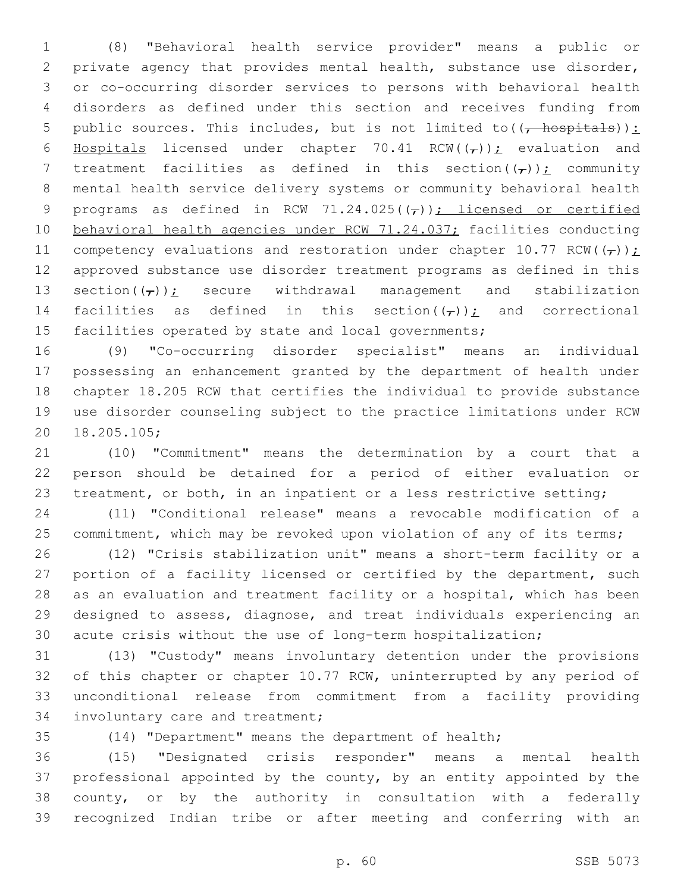(8) "Behavioral health service provider" means a public or private agency that provides mental health, substance use disorder, or co-occurring disorder services to persons with behavioral health disorders as defined under this section and receives funding from public sources. This includes, but is not limited to((, hospitals)): Hospitals licensed under chapter 70.41 RCW((,)); evaluation and treatment facilities as defined in this section((,)); community mental health service delivery systems or community behavioral health programs as defined in RCW 71.24.025((,)); licensed or certified behavioral health agencies under RCW 71.24.037; facilities conducting competency evaluations and restoration under chapter 10.77 RCW((,)); approved substance use disorder treatment programs as defined in this section((,)); secure withdrawal management and stabilization facilities as defined in this section((,)); and correctional facilities operated by state and local governments;

(9) "Co-occurring disorder specialist" means an individual possessing an enhancement granted by the department of health under chapter 18.205 RCW that certifies the individual to provide substance use disorder counseling subject to the practice limitations under RCW 18.205.105;

(10) "Commitment" means the determination by a court that a person should be detained for a period of either evaluation or treatment, or both, in an inpatient or a less restrictive setting;

(11) "Conditional release" means a revocable modification of a commitment, which may be revoked upon violation of any of its terms;

(12) "Crisis stabilization unit" means a short-term facility or a portion of a facility licensed or certified by the department, such as an evaluation and treatment facility or a hospital, which has been designed to assess, diagnose, and treat individuals experiencing an acute crisis without the use of long-term hospitalization;

(13) "Custody" means involuntary detention under the provisions of this chapter or chapter 10.77 RCW, uninterrupted by any period of unconditional release from commitment from a facility providing involuntary care and treatment;

(14) "Department" means the department of health;

(15) "Designated crisis responder" means a mental health professional appointed by the county, by an entity appointed by the county, or by the authority in consultation with a federally recognized Indian tribe or after meeting and conferring with an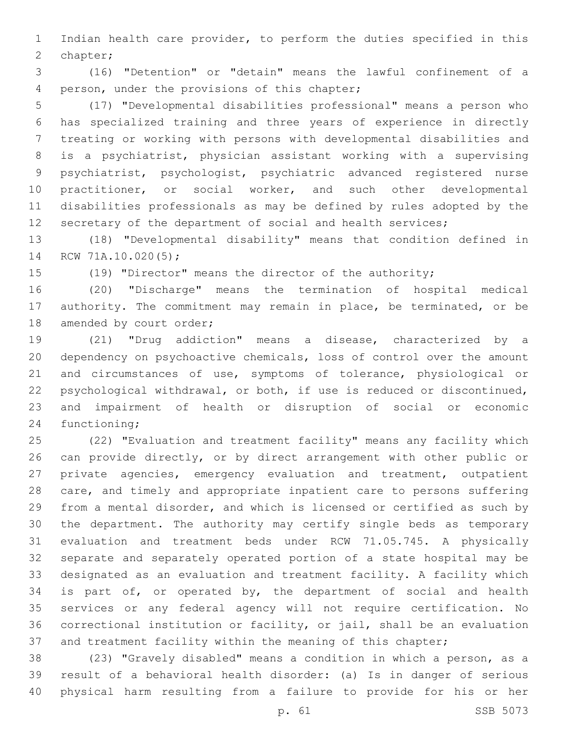Indian health care provider, to perform the duties specified in this chapter;

(16) "Detention" or "detain" means the lawful confinement of a person, under the provisions of this chapter;

(17) "Developmental disabilities professional" means a person who has specialized training and three years of experience in directly treating or working with persons with developmental disabilities and is a psychiatrist, physician assistant working with a supervising psychiatrist, psychologist, psychiatric advanced registered nurse practitioner, or social worker, and such other developmental disabilities professionals as may be defined by rules adopted by the secretary of the department of social and health services;

(18) "Developmental disability" means that condition defined in RCW 71A.10.020(5);

(19) "Director" means the director of the authority;

(20) "Discharge" means the termination of hospital medical authority. The commitment may remain in place, be terminated, or be amended by court order;

(21) "Drug addiction" means a disease, characterized by a dependency on psychoactive chemicals, loss of control over the amount and circumstances of use, symptoms of tolerance, physiological or psychological withdrawal, or both, if use is reduced or discontinued, and impairment of health or disruption of social or economic functioning;

(22) "Evaluation and treatment facility" means any facility which can provide directly, or by direct arrangement with other public or private agencies, emergency evaluation and treatment, outpatient care, and timely and appropriate inpatient care to persons suffering from a mental disorder, and which is licensed or certified as such by the department. The authority may certify single beds as temporary evaluation and treatment beds under RCW 71.05.745. A physically separate and separately operated portion of a state hospital may be designated as an evaluation and treatment facility. A facility which is part of, or operated by, the department of social and health services or any federal agency will not require certification. No correctional institution or facility, or jail, shall be an evaluation and treatment facility within the meaning of this chapter;

(23) "Gravely disabled" means a condition in which a person, as a result of a behavioral health disorder: (a) Is in danger of serious physical harm resulting from a failure to provide for his or her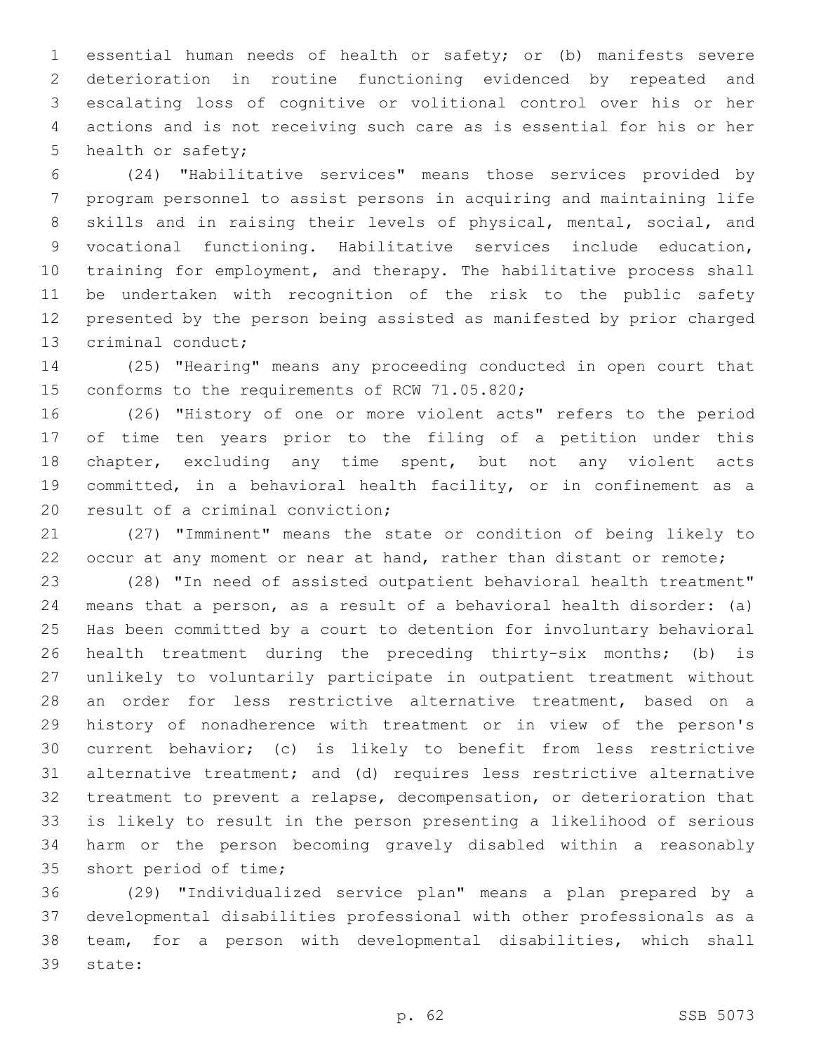essential human needs of health or safety; or (b) manifests severe deterioration in routine functioning evidenced by repeated and escalating loss of cognitive or volitional control over his or her actions and is not receiving such care as is essential for his or her health or safety;

(24) "Habilitative services" means those services provided by program personnel to assist persons in acquiring and maintaining life skills and in raising their levels of physical, mental, social, and vocational functioning. Habilitative services include education, training for employment, and therapy. The habilitative process shall be undertaken with recognition of the risk to the public safety presented by the person being assisted as manifested by prior charged criminal conduct;

(25) "Hearing" means any proceeding conducted in open court that conforms to the requirements of RCW 71.05.820;

(26) "History of one or more violent acts" refers to the period of time ten years prior to the filing of a petition under this chapter, excluding any time spent, but not any violent acts committed, in a behavioral health facility, or in confinement as a result of a criminal conviction;

(27) "Imminent" means the state or condition of being likely to occur at any moment or near at hand, rather than distant or remote;

(28) "In need of assisted outpatient behavioral health treatment" means that a person, as a result of a behavioral health disorder: (a) Has been committed by a court to detention for involuntary behavioral health treatment during the preceding thirty-six months; (b) is unlikely to voluntarily participate in outpatient treatment without an order for less restrictive alternative treatment, based on a history of nonadherence with treatment or in view of the person's current behavior; (c) is likely to benefit from less restrictive alternative treatment; and (d) requires less restrictive alternative treatment to prevent a relapse, decompensation, or deterioration that is likely to result in the person presenting a likelihood of serious harm or the person becoming gravely disabled within a reasonably short period of time;

(29) "Individualized service plan" means a plan prepared by a developmental disabilities professional with other professionals as a team, for a person with developmental disabilities, which shall state: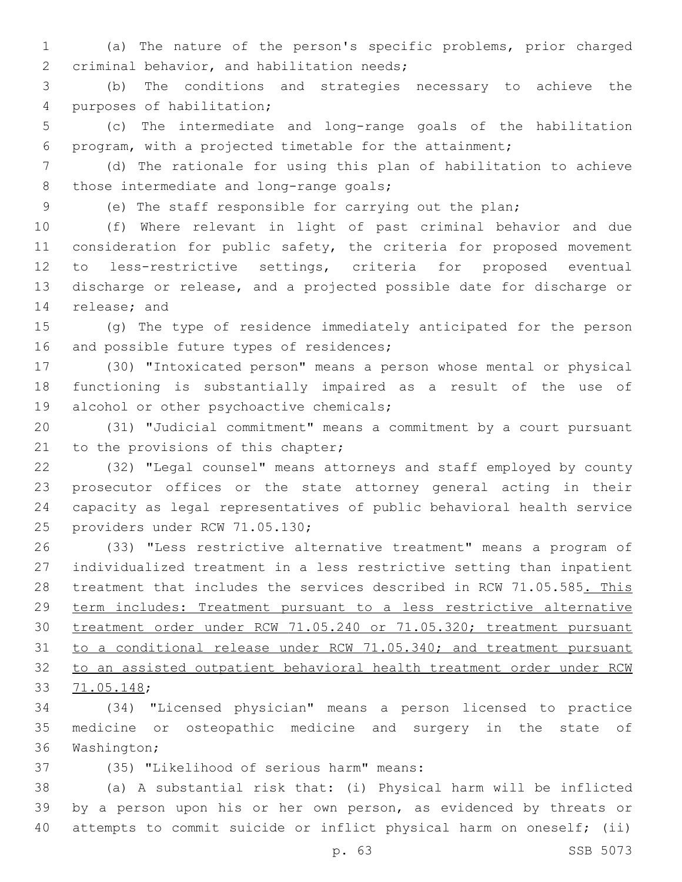(a) The nature of the person's specific problems, prior charged criminal behavior, and habilitation needs;

(b) The conditions and strategies necessary to achieve the purposes of habilitation;

(c) The intermediate and long-range goals of the habilitation program, with a projected timetable for the attainment;

(d) The rationale for using this plan of habilitation to achieve those intermediate and long-range goals;

(e) The staff responsible for carrying out the plan;

(f) Where relevant in light of past criminal behavior and due consideration for public safety, the criteria for proposed movement to less-restrictive settings, criteria for proposed eventual discharge or release, and a projected possible date for discharge or release; and

(g) The type of residence immediately anticipated for the person and possible future types of residences;

(30) "Intoxicated person" means a person whose mental or physical functioning is substantially impaired as a result of the use of alcohol or other psychoactive chemicals;

(31) "Judicial commitment" means a commitment by a court pursuant to the provisions of this chapter;

(32) "Legal counsel" means attorneys and staff employed by county prosecutor offices or the state attorney general acting in their capacity as legal representatives of public behavioral health service providers under RCW 71.05.130;

(33) "Less restrictive alternative treatment" means a program of individualized treatment in a less restrictive setting than inpatient treatment that includes the services described in RCW 71.05.585<u>. This term includes: Treatment pursuant to a less restrictive alternative treatment order under RCW 71.05.240 or 71.05.320; treatment pursuant to a conditional release under RCW 71.05.340; and treatment pursuant to an assisted outpatient behavioral health treatment order under RCW 71.05.148</u>;

(34) "Licensed physician" means a person licensed to practice medicine or osteopathic medicine and surgery in the state of Washington;

(35) "Likelihood of serious harm" means:

(a) A substantial risk that: (i) Physical harm will be inflicted by a person upon his or her own person, as evidenced by threats or attempts to commit suicide or inflict physical harm on oneself; (ii)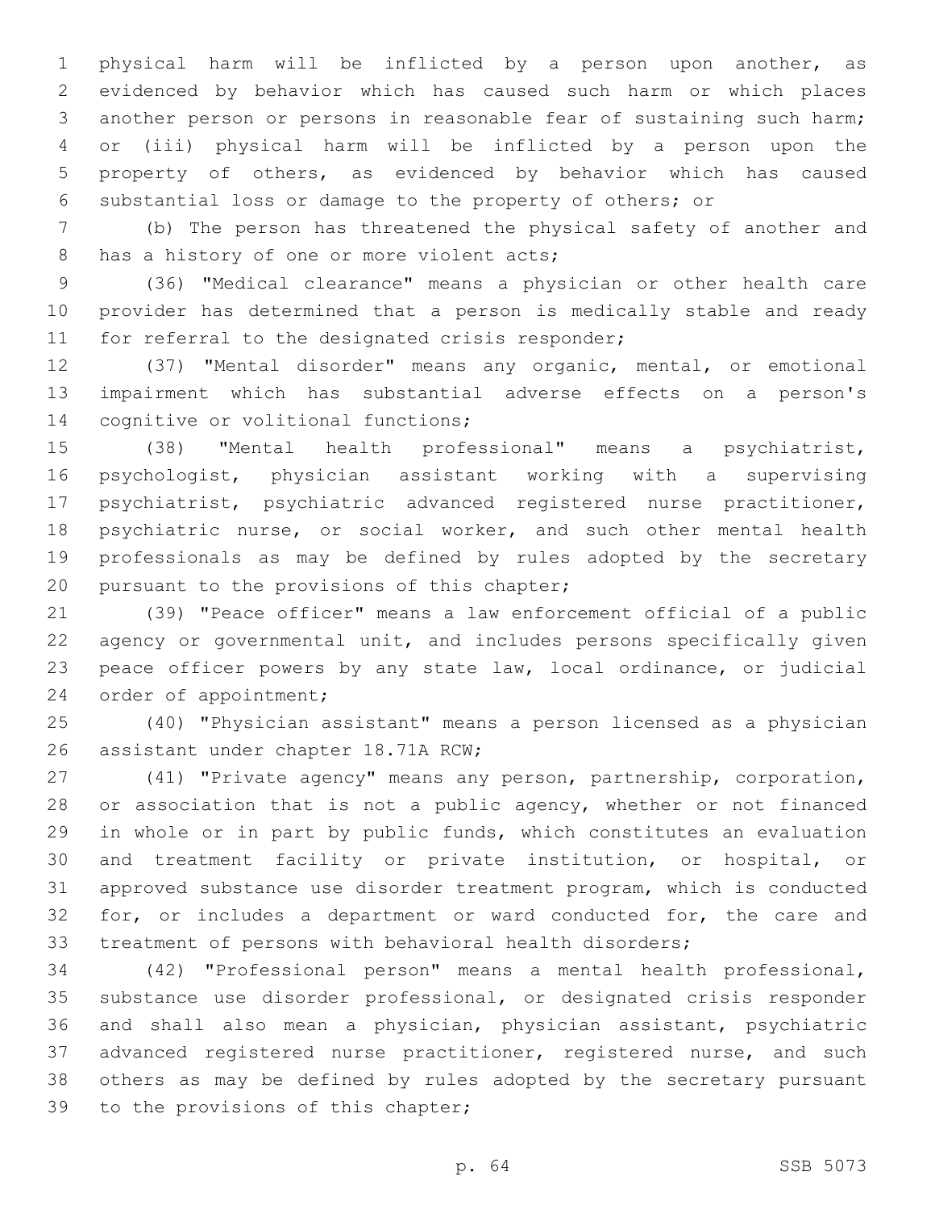physical harm will be inflicted by a person upon another, as evidenced by behavior which has caused such harm or which places another person or persons in reasonable fear of sustaining such harm; or (iii) physical harm will be inflicted by a person upon the property of others, as evidenced by behavior which has caused substantial loss or damage to the property of others; or

(b) The person has threatened the physical safety of another and has a history of one or more violent acts;

(36) "Medical clearance" means a physician or other health care provider has determined that a person is medically stable and ready for referral to the designated crisis responder;

(37) "Mental disorder" means any organic, mental, or emotional impairment which has substantial adverse effects on a person's cognitive or volitional functions;

(38) "Mental health professional" means a psychiatrist, psychologist, physician assistant working with a supervising psychiatrist, psychiatric advanced registered nurse practitioner, psychiatric nurse, or social worker, and such other mental health professionals as may be defined by rules adopted by the secretary pursuant to the provisions of this chapter;

(39) "Peace officer" means a law enforcement official of a public agency or governmental unit, and includes persons specifically given peace officer powers by any state law, local ordinance, or judicial order of appointment;

(40) "Physician assistant" means a person licensed as a physician assistant under chapter 18.71A RCW;

(41) "Private agency" means any person, partnership, corporation, or association that is not a public agency, whether or not financed in whole or in part by public funds, which constitutes an evaluation and treatment facility or private institution, or hospital, or approved substance use disorder treatment program, which is conducted for, or includes a department or ward conducted for, the care and treatment of persons with behavioral health disorders;

(42) "Professional person" means a mental health professional, substance use disorder professional, or designated crisis responder and shall also mean a physician, physician assistant, psychiatric advanced registered nurse practitioner, registered nurse, and such others as may be defined by rules adopted by the secretary pursuant to the provisions of this chapter;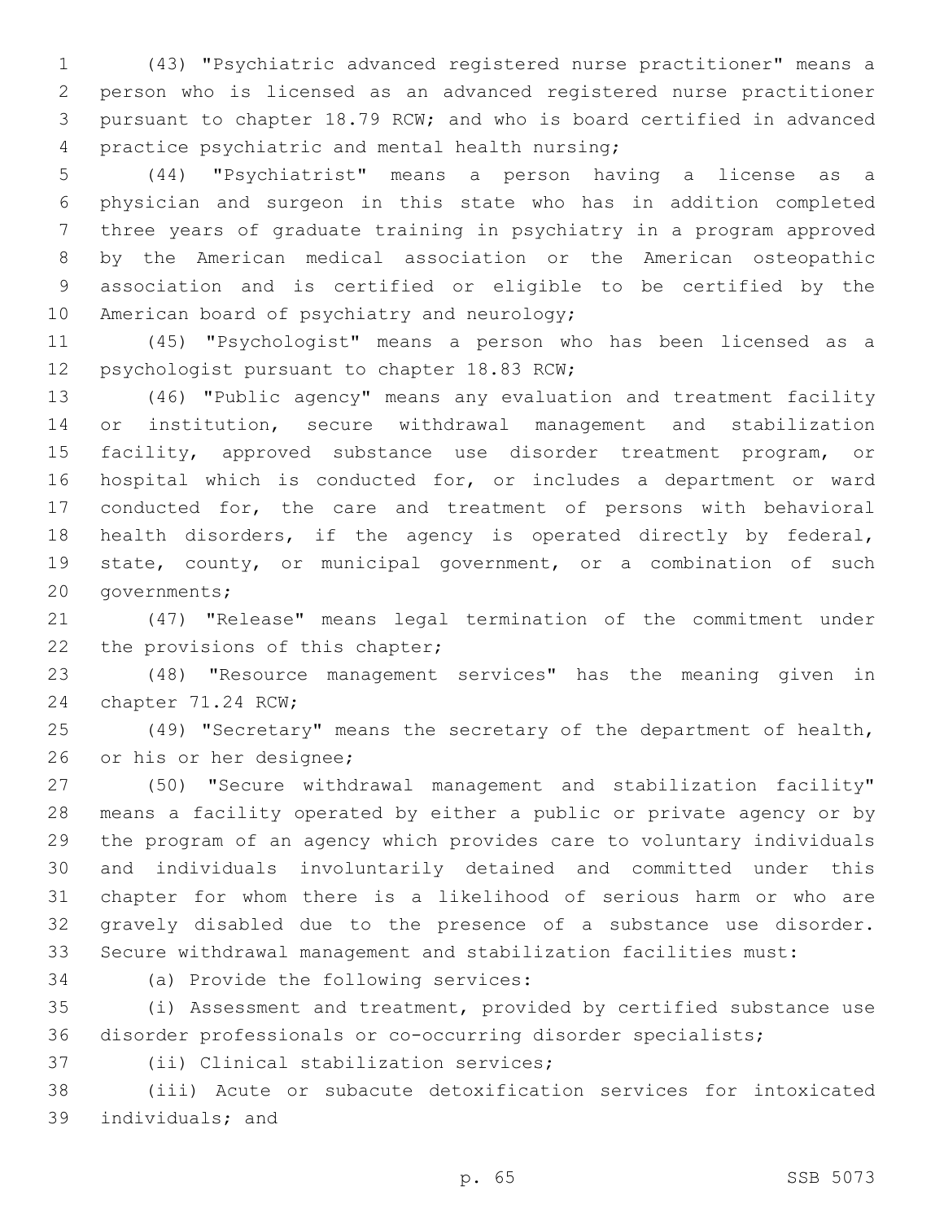(43) "Psychiatric advanced registered nurse practitioner" means a person who is licensed as an advanced registered nurse practitioner pursuant to chapter 18.79 RCW; and who is board certified in advanced practice psychiatric and mental health nursing;

(44) "Psychiatrist" means a person having a license as a physician and surgeon in this state who has in addition completed three years of graduate training in psychiatry in a program approved by the American medical association or the American osteopathic association and is certified or eligible to be certified by the American board of psychiatry and neurology;

(45) "Psychologist" means a person who has been licensed as a psychologist pursuant to chapter 18.83 RCW;

(46) "Public agency" means any evaluation and treatment facility or institution, secure withdrawal management and stabilization facility, approved substance use disorder treatment program, or hospital which is conducted for, or includes a department or ward conducted for, the care and treatment of persons with behavioral health disorders, if the agency is operated directly by federal, state, county, or municipal government, or a combination of such governments;

(47) "Release" means legal termination of the commitment under the provisions of this chapter;

(48) "Resource management services" has the meaning given in chapter 71.24 RCW;

(49) "Secretary" means the secretary of the department of health, or his or her designee;

(50) "Secure withdrawal management and stabilization facility" means a facility operated by either a public or private agency or by the program of an agency which provides care to voluntary individuals and individuals involuntarily detained and committed under this chapter for whom there is a likelihood of serious harm or who are gravely disabled due to the presence of a substance use disorder. Secure withdrawal management and stabilization facilities must:

(a) Provide the following services:

(i) Assessment and treatment, provided by certified substance use disorder professionals or co-occurring disorder specialists;

(ii) Clinical stabilization services;

(iii) Acute or subacute detoxification services for intoxicated individuals; and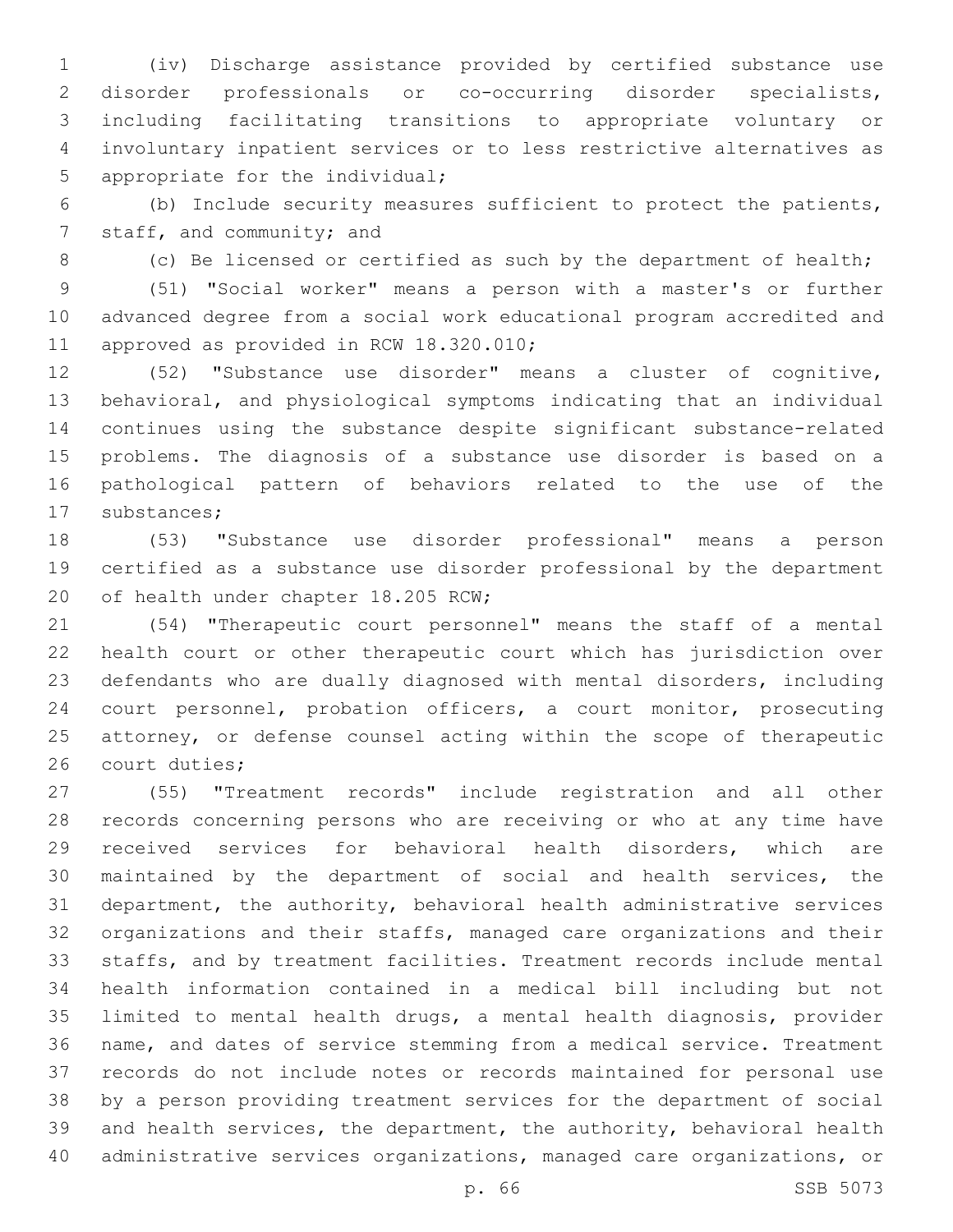(iv) Discharge assistance provided by certified substance use disorder professionals or co-occurring disorder specialists, including facilitating transitions to appropriate voluntary or involuntary inpatient services or to less restrictive alternatives as appropriate for the individual;

(b) Include security measures sufficient to protect the patients, staff, and community; and

(c) Be licensed or certified as such by the department of health;

(51) "Social worker" means a person with a master's or further advanced degree from a social work educational program accredited and approved as provided in RCW 18.320.010;

(52) "Substance use disorder" means a cluster of cognitive, behavioral, and physiological symptoms indicating that an individual continues using the substance despite significant substance-related problems. The diagnosis of a substance use disorder is based on a pathological pattern of behaviors related to the use of the substances;

(53) "Substance use disorder professional" means a person certified as a substance use disorder professional by the department of health under chapter 18.205 RCW;

(54) "Therapeutic court personnel" means the staff of a mental health court or other therapeutic court which has jurisdiction over defendants who are dually diagnosed with mental disorders, including court personnel, probation officers, a court monitor, prosecuting attorney, or defense counsel acting within the scope of therapeutic court duties;

(55) "Treatment records" include registration and all other records concerning persons who are receiving or who at any time have received services for behavioral health disorders, which are maintained by the department of social and health services, the department, the authority, behavioral health administrative services organizations and their staffs, managed care organizations and their staffs, and by treatment facilities. Treatment records include mental health information contained in a medical bill including but not limited to mental health drugs, a mental health diagnosis, provider name, and dates of service stemming from a medical service. Treatment records do not include notes or records maintained for personal use by a person providing treatment services for the department of social and health services, the department, the authority, behavioral health administrative services organizations, managed care organizations, or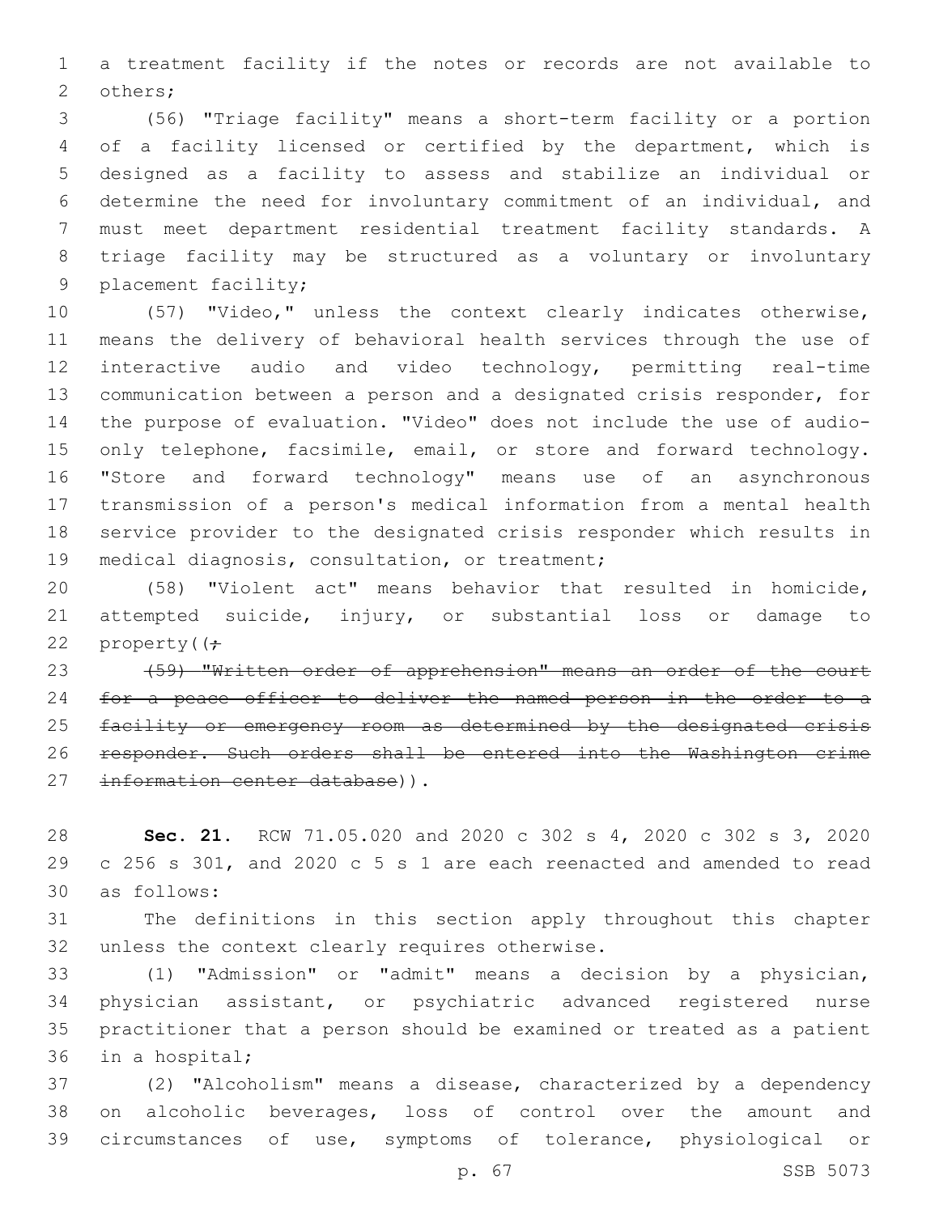a treatment facility if the notes or records are not available to others;

(56) "Triage facility" means a short-term facility or a portion of a facility licensed or certified by the department, which is designed as a facility to assess and stabilize an individual or determine the need for involuntary commitment of an individual, and must meet department residential treatment facility standards. A triage facility may be structured as a voluntary or involuntary placement facility;

(57) "Video," unless the context clearly indicates otherwise, means the delivery of behavioral health services through the use of interactive audio and video technology, permitting real-time communication between a person and a designated crisis responder, for the purpose of evaluation. "Video" does not include the use of audio-only telephone, facsimile, email, or store and forward technology. "Store and forward technology" means use of an asynchronous transmission of a person's medical information from a mental health service provider to the designated crisis responder which results in medical diagnosis, consultation, or treatment;

(58) "Violent act" means behavior that resulted in homicide, attempted suicide, injury, or substantial loss or damage to property((~~;~~

~~(59) "Written order of apprehension" means an order of the court for a peace officer to deliver the named person in the order to a facility or emergency room as determined by the designated crisis responder. Such orders shall be entered into the Washington crime information center database~~)).

**Sec. 21.** RCW 71.05.020 and 2020 c 302 s 4, 2020 c 302 s 3, 2020 c 256 s 301, and 2020 c 5 s 1 are each reenacted and amended to read as follows:

The definitions in this section apply throughout this chapter unless the context clearly requires otherwise.

(1) "Admission" or "admit" means a decision by a physician, physician assistant, or psychiatric advanced registered nurse practitioner that a person should be examined or treated as a patient in a hospital;

(2) "Alcoholism" means a disease, characterized by a dependency on alcoholic beverages, loss of control over the amount and circumstances of use, symptoms of tolerance, physiological or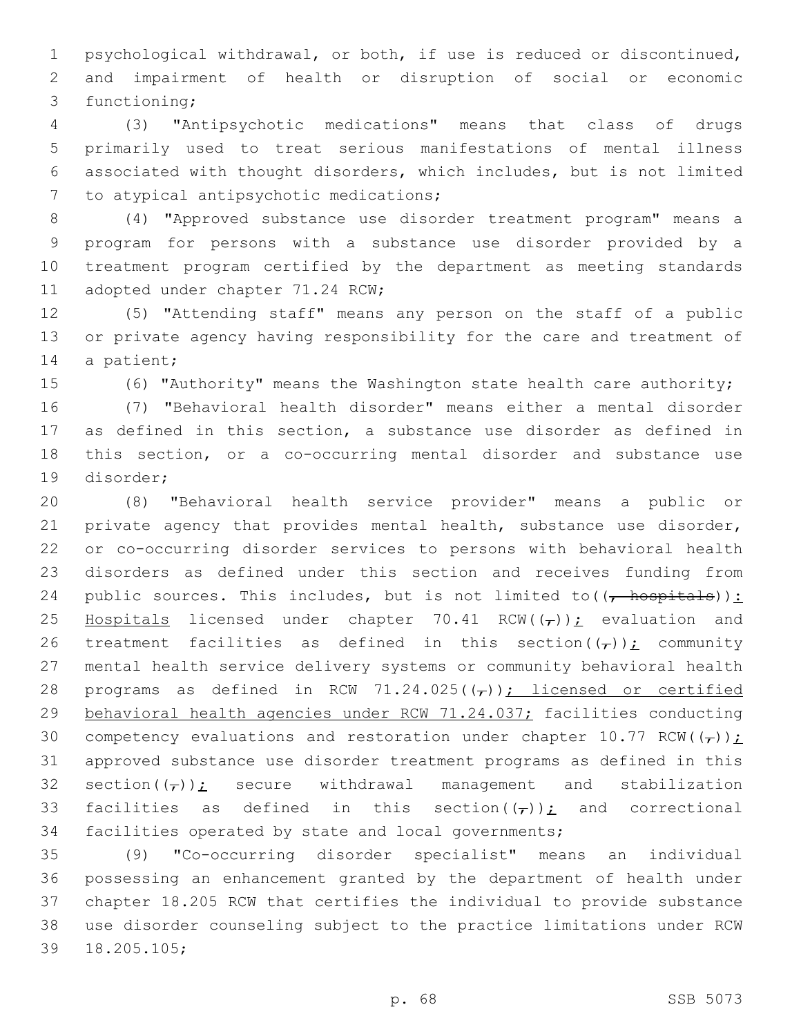psychological withdrawal, or both, if use is reduced or discontinued, and impairment of health or disruption of social or economic functioning;

(3) "Antipsychotic medications" means that class of drugs primarily used to treat serious manifestations of mental illness associated with thought disorders, which includes, but is not limited to atypical antipsychotic medications;

(4) "Approved substance use disorder treatment program" means a program for persons with a substance use disorder provided by a treatment program certified by the department as meeting standards adopted under chapter 71.24 RCW;

(5) "Attending staff" means any person on the staff of a public or private agency having responsibility for the care and treatment of a patient;

(6) "Authority" means the Washington state health care authority;

(7) "Behavioral health disorder" means either a mental disorder as defined in this section, a substance use disorder as defined in this section, or a co-occurring mental disorder and substance use disorder;

(8) "Behavioral health service provider" means a public or private agency that provides mental health, substance use disorder, or co-occurring disorder services to persons with behavioral health disorders as defined under this section and receives funding from public sources. This includes, but is not limited to((~~, hospitals~~)): Hospitals licensed under chapter 70.41 RCW((~~,~~)); evaluation and treatment facilities as defined in this section((~~,~~)); community mental health service delivery systems or community behavioral health programs as defined in RCW 71.24.025((~~,~~)); licensed or certified behavioral health agencies under RCW 71.24.037; facilities conducting competency evaluations and restoration under chapter 10.77 RCW((~~,~~)); approved substance use disorder treatment programs as defined in this section((~~,~~)); secure withdrawal management and stabilization facilities as defined in this section((~~,~~)); and correctional facilities operated by state and local governments;

(9) "Co-occurring disorder specialist" means an individual possessing an enhancement granted by the department of health under chapter 18.205 RCW that certifies the individual to provide substance use disorder counseling subject to the practice limitations under RCW 18.205.105;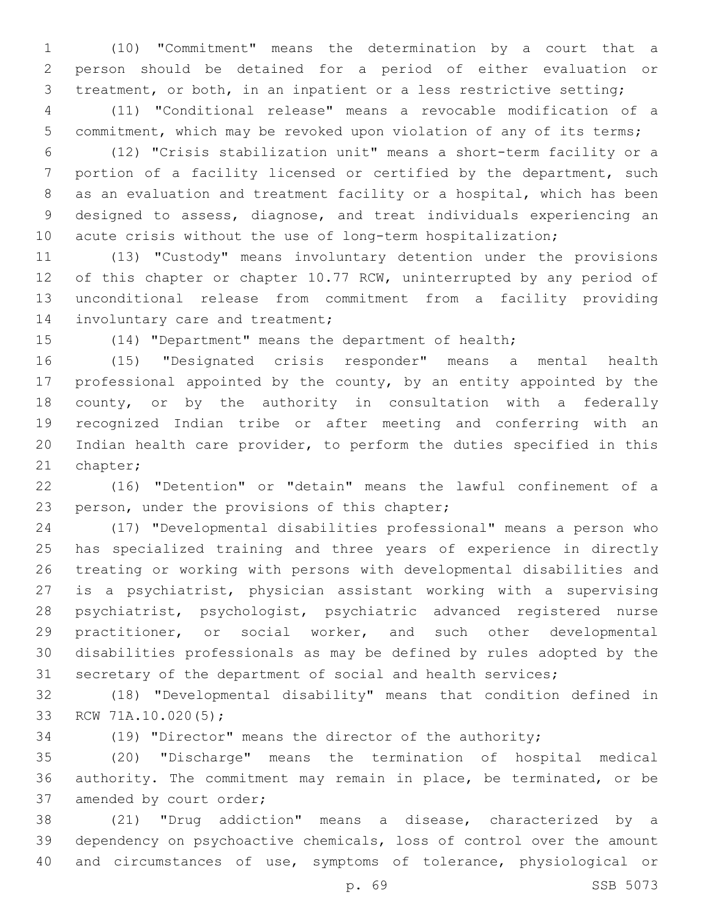(10) "Commitment" means the determination by a court that a person should be detained for a period of either evaluation or treatment, or both, in an inpatient or a less restrictive setting;

(11) "Conditional release" means a revocable modification of a commitment, which may be revoked upon violation of any of its terms;

(12) "Crisis stabilization unit" means a short-term facility or a portion of a facility licensed or certified by the department, such as an evaluation and treatment facility or a hospital, which has been designed to assess, diagnose, and treat individuals experiencing an acute crisis without the use of long-term hospitalization;

(13) "Custody" means involuntary detention under the provisions of this chapter or chapter 10.77 RCW, uninterrupted by any period of unconditional release from commitment from a facility providing involuntary care and treatment;

(14) "Department" means the department of health;

(15) "Designated crisis responder" means a mental health professional appointed by the county, by an entity appointed by the county, or by the authority in consultation with a federally recognized Indian tribe or after meeting and conferring with an Indian health care provider, to perform the duties specified in this chapter;

(16) "Detention" or "detain" means the lawful confinement of a person, under the provisions of this chapter;

(17) "Developmental disabilities professional" means a person who has specialized training and three years of experience in directly treating or working with persons with developmental disabilities and is a psychiatrist, physician assistant working with a supervising psychiatrist, psychologist, psychiatric advanced registered nurse practitioner, or social worker, and such other developmental disabilities professionals as may be defined by rules adopted by the secretary of the department of social and health services;

(18) "Developmental disability" means that condition defined in RCW 71A.10.020(5);

(19) "Director" means the director of the authority;

(20) "Discharge" means the termination of hospital medical authority. The commitment may remain in place, be terminated, or be amended by court order;

(21) "Drug addiction" means a disease, characterized by a dependency on psychoactive chemicals, loss of control over the amount and circumstances of use, symptoms of tolerance, physiological or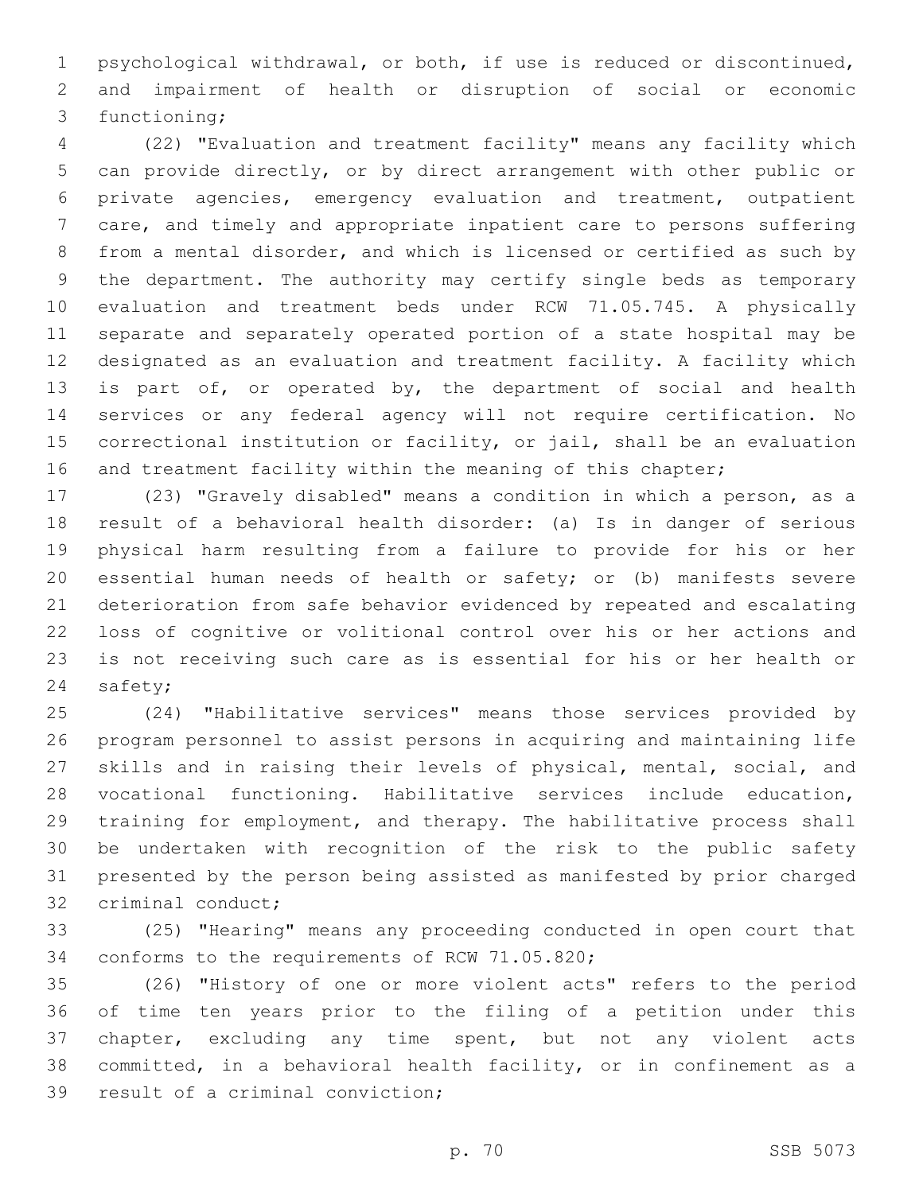psychological withdrawal, or both, if use is reduced or discontinued, and impairment of health or disruption of social or economic functioning;

(22) "Evaluation and treatment facility" means any facility which can provide directly, or by direct arrangement with other public or private agencies, emergency evaluation and treatment, outpatient care, and timely and appropriate inpatient care to persons suffering from a mental disorder, and which is licensed or certified as such by the department. The authority may certify single beds as temporary evaluation and treatment beds under RCW 71.05.745. A physically separate and separately operated portion of a state hospital may be designated as an evaluation and treatment facility. A facility which is part of, or operated by, the department of social and health services or any federal agency will not require certification. No correctional institution or facility, or jail, shall be an evaluation and treatment facility within the meaning of this chapter;

(23) "Gravely disabled" means a condition in which a person, as a result of a behavioral health disorder: (a) Is in danger of serious physical harm resulting from a failure to provide for his or her essential human needs of health or safety; or (b) manifests severe deterioration from safe behavior evidenced by repeated and escalating loss of cognitive or volitional control over his or her actions and is not receiving such care as is essential for his or her health or safety;

(24) "Habilitative services" means those services provided by program personnel to assist persons in acquiring and maintaining life skills and in raising their levels of physical, mental, social, and vocational functioning. Habilitative services include education, training for employment, and therapy. The habilitative process shall be undertaken with recognition of the risk to the public safety presented by the person being assisted as manifested by prior charged criminal conduct;

(25) "Hearing" means any proceeding conducted in open court that conforms to the requirements of RCW 71.05.820;

(26) "History of one or more violent acts" refers to the period of time ten years prior to the filing of a petition under this chapter, excluding any time spent, but not any violent acts committed, in a behavioral health facility, or in confinement as a result of a criminal conviction;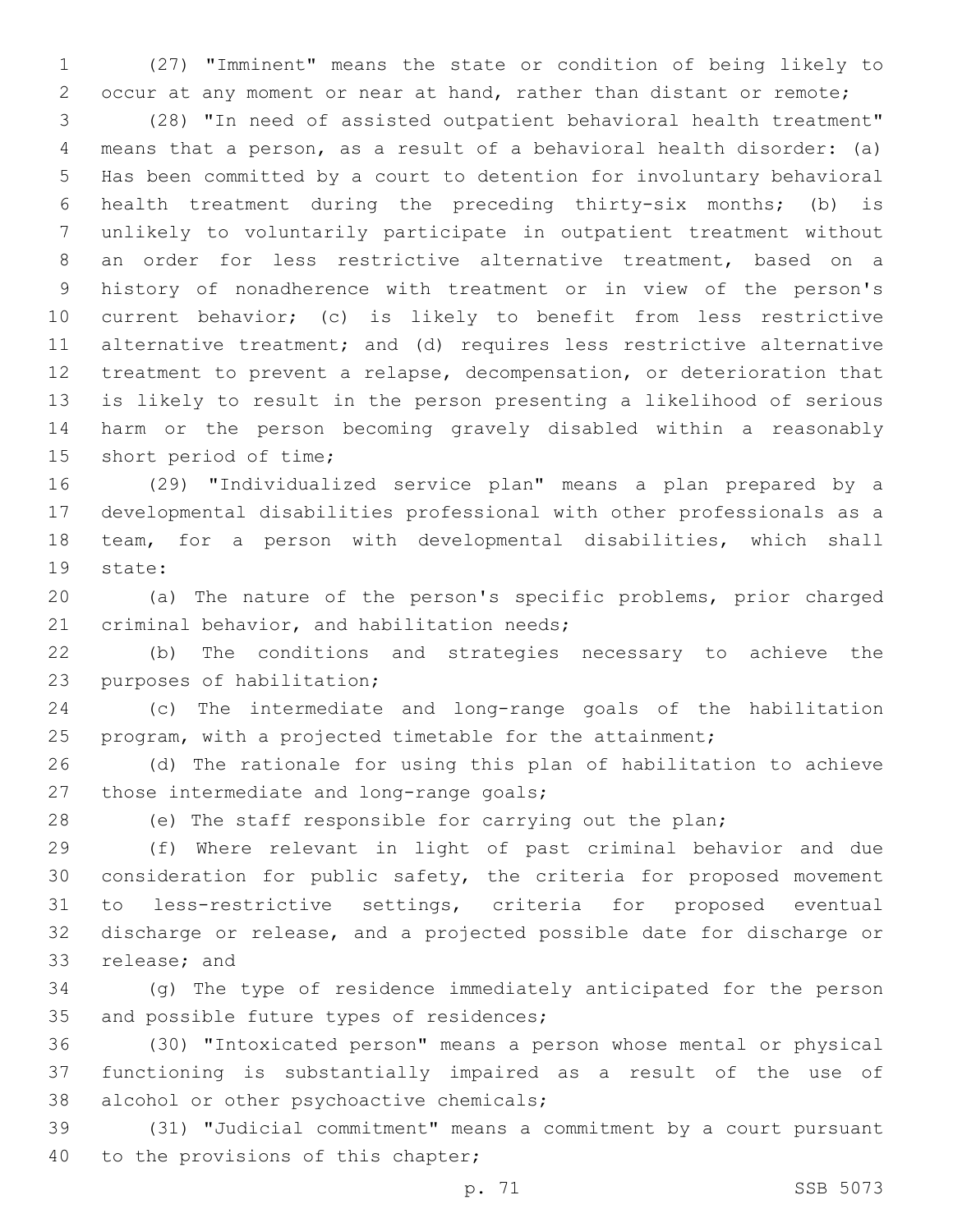(27) "Imminent" means the state or condition of being likely to occur at any moment or near at hand, rather than distant or remote;

(28) "In need of assisted outpatient behavioral health treatment" means that a person, as a result of a behavioral health disorder: (a) Has been committed by a court to detention for involuntary behavioral health treatment during the preceding thirty-six months; (b) is unlikely to voluntarily participate in outpatient treatment without an order for less restrictive alternative treatment, based on a history of nonadherence with treatment or in view of the person's current behavior; (c) is likely to benefit from less restrictive alternative treatment; and (d) requires less restrictive alternative treatment to prevent a relapse, decompensation, or deterioration that is likely to result in the person presenting a likelihood of serious harm or the person becoming gravely disabled within a reasonably short period of time;

(29) "Individualized service plan" means a plan prepared by a developmental disabilities professional with other professionals as a team, for a person with developmental disabilities, which shall state:

(a) The nature of the person's specific problems, prior charged criminal behavior, and habilitation needs;

(b) The conditions and strategies necessary to achieve the purposes of habilitation;

(c) The intermediate and long-range goals of the habilitation program, with a projected timetable for the attainment;

(d) The rationale for using this plan of habilitation to achieve those intermediate and long-range goals;

(e) The staff responsible for carrying out the plan;

(f) Where relevant in light of past criminal behavior and due consideration for public safety, the criteria for proposed movement to less-restrictive settings, criteria for proposed eventual discharge or release, and a projected possible date for discharge or release; and

(g) The type of residence immediately anticipated for the person and possible future types of residences;

(30) "Intoxicated person" means a person whose mental or physical functioning is substantially impaired as a result of the use of alcohol or other psychoactive chemicals;

(31) "Judicial commitment" means a commitment by a court pursuant to the provisions of this chapter;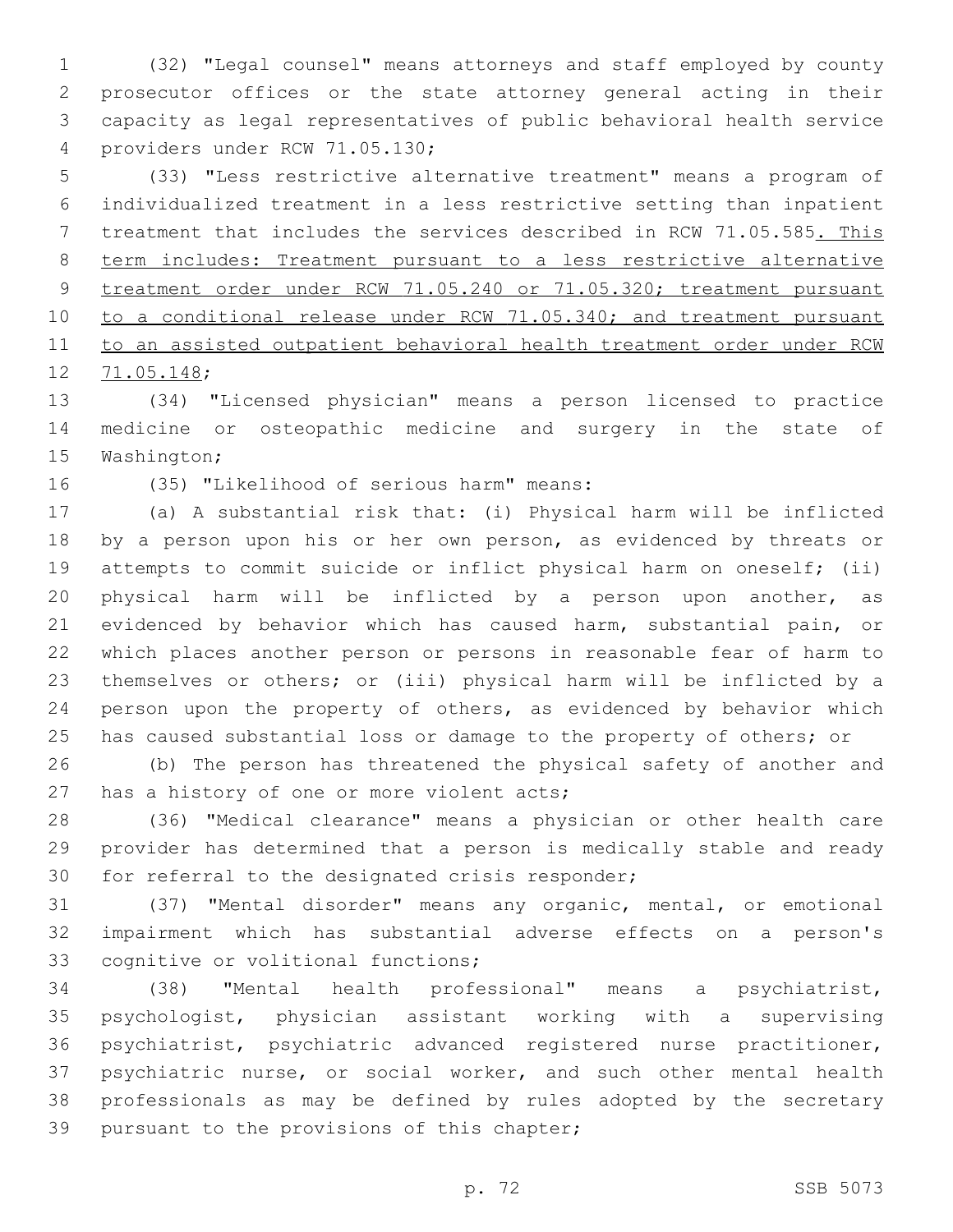(32) "Legal counsel" means attorneys and staff employed by county prosecutor offices or the state attorney general acting in their capacity as legal representatives of public behavioral health service providers under RCW 71.05.130;

(33) "Less restrictive alternative treatment" means a program of individualized treatment in a less restrictive setting than inpatient treatment that includes the services described in RCW 71.05.585. This term includes: Treatment pursuant to a less restrictive alternative treatment order under RCW 71.05.240 or 71.05.320; treatment pursuant to a conditional release under RCW 71.05.340; and treatment pursuant to an assisted outpatient behavioral health treatment order under RCW 71.05.148;

(34) "Licensed physician" means a person licensed to practice medicine or osteopathic medicine and surgery in the state of Washington;

(35) "Likelihood of serious harm" means:

(a) A substantial risk that: (i) Physical harm will be inflicted by a person upon his or her own person, as evidenced by threats or attempts to commit suicide or inflict physical harm on oneself; (ii) physical harm will be inflicted by a person upon another, as evidenced by behavior which has caused harm, substantial pain, or which places another person or persons in reasonable fear of harm to themselves or others; or (iii) physical harm will be inflicted by a person upon the property of others, as evidenced by behavior which has caused substantial loss or damage to the property of others; or

(b) The person has threatened the physical safety of another and has a history of one or more violent acts;

(36) "Medical clearance" means a physician or other health care provider has determined that a person is medically stable and ready for referral to the designated crisis responder;

(37) "Mental disorder" means any organic, mental, or emotional impairment which has substantial adverse effects on a person's cognitive or volitional functions;

(38) "Mental health professional" means a psychiatrist, psychologist, physician assistant working with a supervising psychiatrist, psychiatric advanced registered nurse practitioner, psychiatric nurse, or social worker, and such other mental health professionals as may be defined by rules adopted by the secretary pursuant to the provisions of this chapter;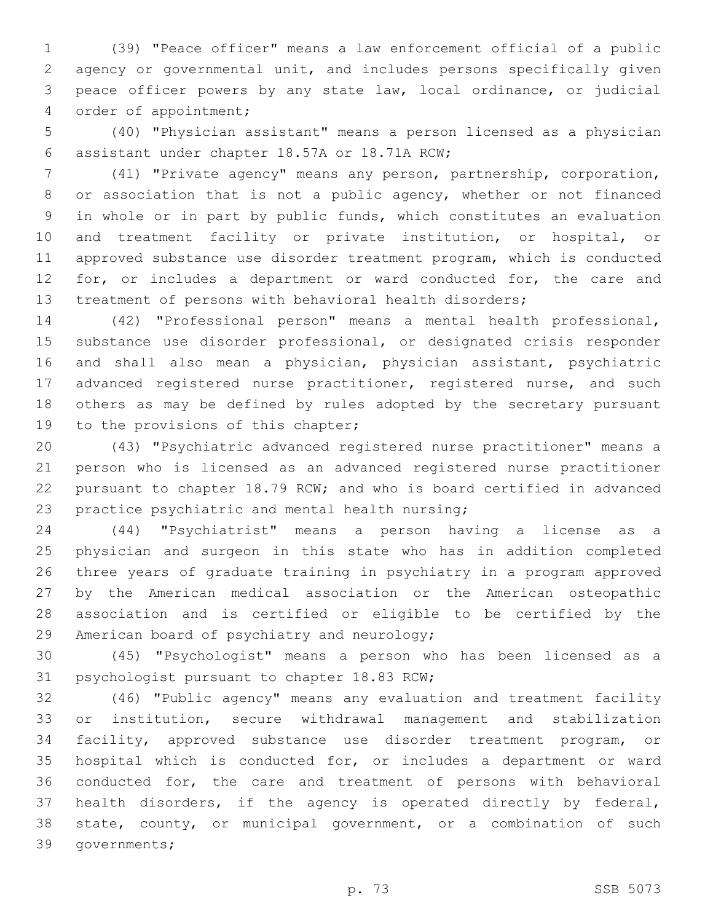(39) "Peace officer" means a law enforcement official of a public agency or governmental unit, and includes persons specifically given peace officer powers by any state law, local ordinance, or judicial order of appointment;

(40) "Physician assistant" means a person licensed as a physician assistant under chapter 18.57A or 18.71A RCW;

(41) "Private agency" means any person, partnership, corporation, or association that is not a public agency, whether or not financed in whole or in part by public funds, which constitutes an evaluation and treatment facility or private institution, or hospital, or approved substance use disorder treatment program, which is conducted for, or includes a department or ward conducted for, the care and treatment of persons with behavioral health disorders;

(42) "Professional person" means a mental health professional, substance use disorder professional, or designated crisis responder and shall also mean a physician, physician assistant, psychiatric advanced registered nurse practitioner, registered nurse, and such others as may be defined by rules adopted by the secretary pursuant to the provisions of this chapter;

(43) "Psychiatric advanced registered nurse practitioner" means a person who is licensed as an advanced registered nurse practitioner pursuant to chapter 18.79 RCW; and who is board certified in advanced practice psychiatric and mental health nursing;

(44) "Psychiatrist" means a person having a license as a physician and surgeon in this state who has in addition completed three years of graduate training in psychiatry in a program approved by the American medical association or the American osteopathic association and is certified or eligible to be certified by the American board of psychiatry and neurology;

(45) "Psychologist" means a person who has been licensed as a psychologist pursuant to chapter 18.83 RCW;

(46) "Public agency" means any evaluation and treatment facility or institution, secure withdrawal management and stabilization facility, approved substance use disorder treatment program, or hospital which is conducted for, or includes a department or ward conducted for, the care and treatment of persons with behavioral health disorders, if the agency is operated directly by federal, state, county, or municipal government, or a combination of such governments;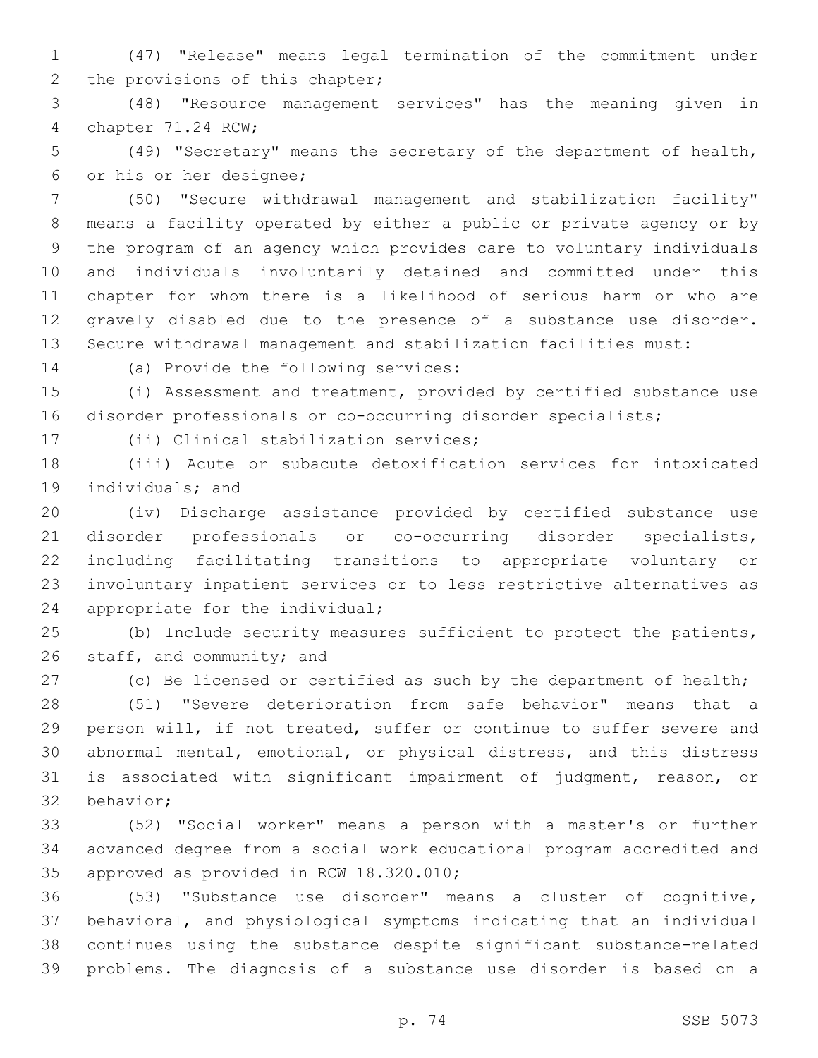(47) "Release" means legal termination of the commitment under the provisions of this chapter;

(48) "Resource management services" has the meaning given in chapter 71.24 RCW;

(49) "Secretary" means the secretary of the department of health, or his or her designee;

(50) "Secure withdrawal management and stabilization facility" means a facility operated by either a public or private agency or by the program of an agency which provides care to voluntary individuals and individuals involuntarily detained and committed under this chapter for whom there is a likelihood of serious harm or who are gravely disabled due to the presence of a substance use disorder. Secure withdrawal management and stabilization facilities must:

(a) Provide the following services:

(i) Assessment and treatment, provided by certified substance use disorder professionals or co-occurring disorder specialists;

(ii) Clinical stabilization services;

(iii) Acute or subacute detoxification services for intoxicated individuals; and

(iv) Discharge assistance provided by certified substance use disorder professionals or co-occurring disorder specialists, including facilitating transitions to appropriate voluntary or involuntary inpatient services or to less restrictive alternatives as appropriate for the individual;

(b) Include security measures sufficient to protect the patients, staff, and community; and

(c) Be licensed or certified as such by the department of health;

(51) "Severe deterioration from safe behavior" means that a person will, if not treated, suffer or continue to suffer severe and abnormal mental, emotional, or physical distress, and this distress is associated with significant impairment of judgment, reason, or behavior;

(52) "Social worker" means a person with a master's or further advanced degree from a social work educational program accredited and approved as provided in RCW 18.320.010;

(53) "Substance use disorder" means a cluster of cognitive, behavioral, and physiological symptoms indicating that an individual continues using the substance despite significant substance-related problems. The diagnosis of a substance use disorder is based on a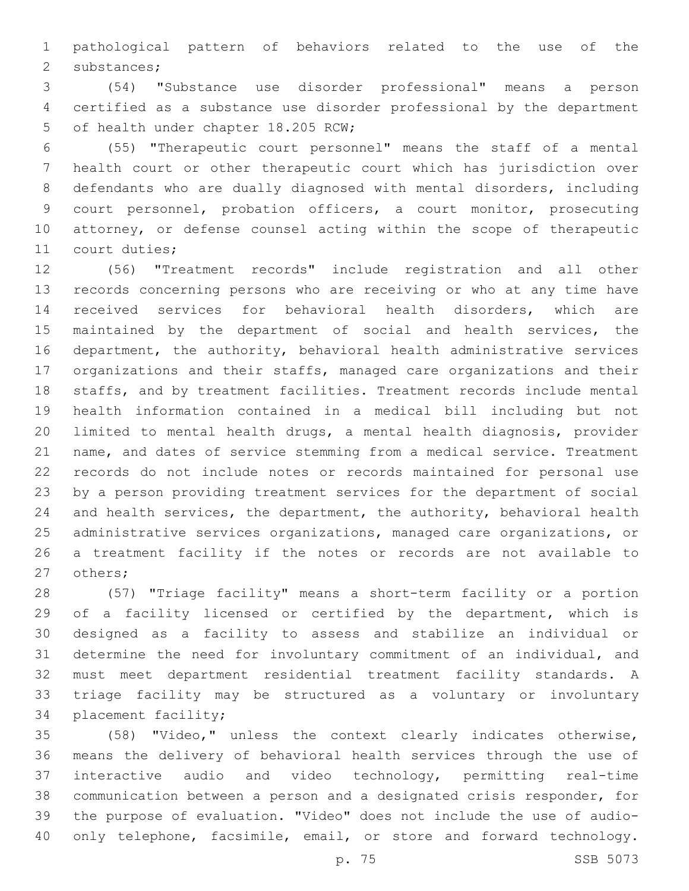pathological pattern of behaviors related to the use of the substances;

(54) "Substance use disorder professional" means a person certified as a substance use disorder professional by the department of health under chapter 18.205 RCW;

(55) "Therapeutic court personnel" means the staff of a mental health court or other therapeutic court which has jurisdiction over defendants who are dually diagnosed with mental disorders, including court personnel, probation officers, a court monitor, prosecuting attorney, or defense counsel acting within the scope of therapeutic court duties;

(56) "Treatment records" include registration and all other records concerning persons who are receiving or who at any time have received services for behavioral health disorders, which are maintained by the department of social and health services, the department, the authority, behavioral health administrative services organizations and their staffs, managed care organizations and their staffs, and by treatment facilities. Treatment records include mental health information contained in a medical bill including but not limited to mental health drugs, a mental health diagnosis, provider name, and dates of service stemming from a medical service. Treatment records do not include notes or records maintained for personal use by a person providing treatment services for the department of social and health services, the department, the authority, behavioral health administrative services organizations, managed care organizations, or a treatment facility if the notes or records are not available to others;

(57) "Triage facility" means a short-term facility or a portion of a facility licensed or certified by the department, which is designed as a facility to assess and stabilize an individual or determine the need for involuntary commitment of an individual, and must meet department residential treatment facility standards. A triage facility may be structured as a voluntary or involuntary placement facility;

(58) "Video," unless the context clearly indicates otherwise, means the delivery of behavioral health services through the use of interactive audio and video technology, permitting real-time communication between a person and a designated crisis responder, for the purpose of evaluation. "Video" does not include the use of audio-only telephone, facsimile, email, or store and forward technology.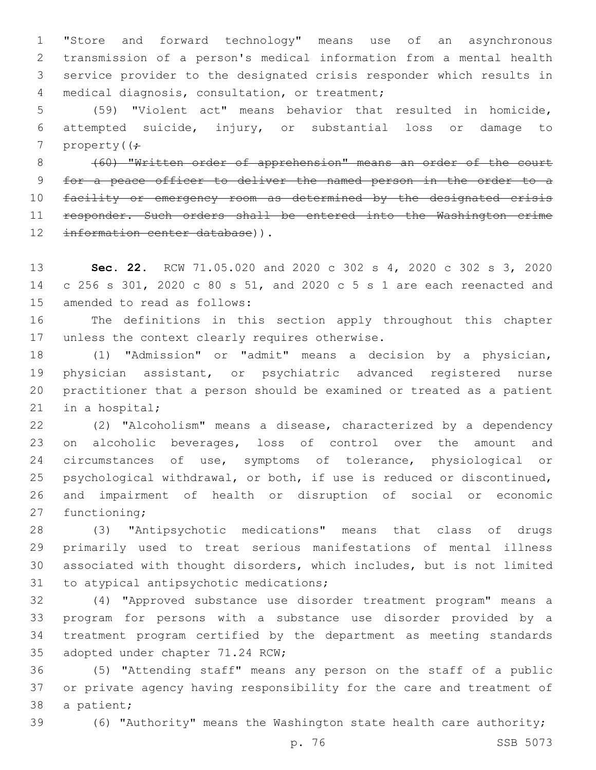"Store and forward technology" means use of an asynchronous transmission of a person's medical information from a mental health service provider to the designated crisis responder which results in medical diagnosis, consultation, or treatment;

(59) "Violent act" means behavior that resulted in homicide, attempted suicide, injury, or substantial loss or damage to property((;

~~(60) "Written order of apprehension" means an order of the court for a peace officer to deliver the named person in the order to a facility or emergency room as determined by the designated crisis responder. Such orders shall be entered into the Washington crime information center database~~)).

**Sec. 22.** RCW 71.05.020 and 2020 c 302 s 4, 2020 c 302 s 3, 2020 c 256 s 301, 2020 c 80 s 51, and 2020 c 5 s 1 are each reenacted and amended to read as follows:

The definitions in this section apply throughout this chapter unless the context clearly requires otherwise.

(1) "Admission" or "admit" means a decision by a physician, physician assistant, or psychiatric advanced registered nurse practitioner that a person should be examined or treated as a patient in a hospital;

(2) "Alcoholism" means a disease, characterized by a dependency on alcoholic beverages, loss of control over the amount and circumstances of use, symptoms of tolerance, physiological or psychological withdrawal, or both, if use is reduced or discontinued, and impairment of health or disruption of social or economic functioning;

(3) "Antipsychotic medications" means that class of drugs primarily used to treat serious manifestations of mental illness associated with thought disorders, which includes, but is not limited to atypical antipsychotic medications;

(4) "Approved substance use disorder treatment program" means a program for persons with a substance use disorder provided by a treatment program certified by the department as meeting standards adopted under chapter 71.24 RCW;

(5) "Attending staff" means any person on the staff of a public or private agency having responsibility for the care and treatment of a patient;

(6) "Authority" means the Washington state health care authority;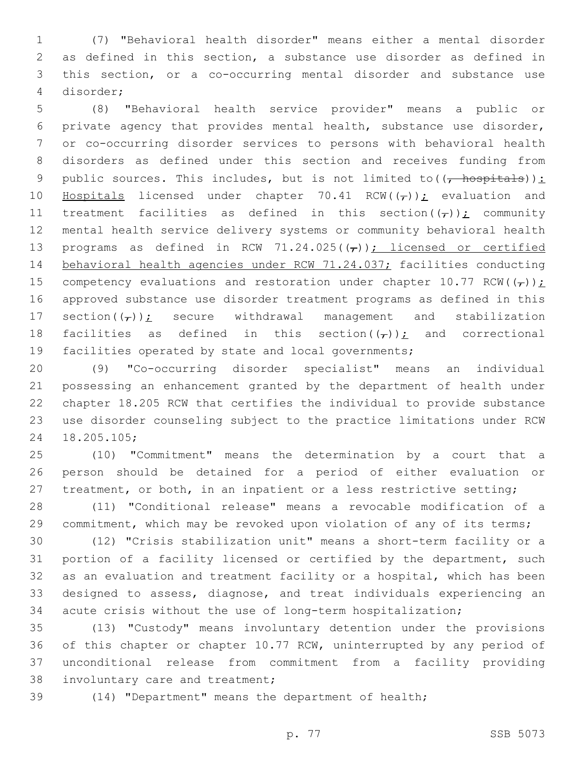(7) "Behavioral health disorder" means either a mental disorder as defined in this section, a substance use disorder as defined in this section, or a co-occurring mental disorder and substance use disorder;

(8) "Behavioral health service provider" means a public or private agency that provides mental health, substance use disorder, or co-occurring disorder services to persons with behavioral health disorders as defined under this section and receives funding from public sources. This includes, but is not limited to((, hospitals)): Hospitals licensed under chapter 70.41 RCW((,)); evaluation and treatment facilities as defined in this section((,)); community mental health service delivery systems or community behavioral health programs as defined in RCW 71.24.025((,)); licensed or certified behavioral health agencies under RCW 71.24.037; facilities conducting competency evaluations and restoration under chapter 10.77 RCW((,)); approved substance use disorder treatment programs as defined in this section((,)); secure withdrawal management and stabilization facilities as defined in this section((,)); and correctional facilities operated by state and local governments;

(9) "Co-occurring disorder specialist" means an individual possessing an enhancement granted by the department of health under chapter 18.205 RCW that certifies the individual to provide substance use disorder counseling subject to the practice limitations under RCW 18.205.105;

(10) "Commitment" means the determination by a court that a person should be detained for a period of either evaluation or treatment, or both, in an inpatient or a less restrictive setting;

(11) "Conditional release" means a revocable modification of a commitment, which may be revoked upon violation of any of its terms;

(12) "Crisis stabilization unit" means a short-term facility or a portion of a facility licensed or certified by the department, such as an evaluation and treatment facility or a hospital, which has been designed to assess, diagnose, and treat individuals experiencing an acute crisis without the use of long-term hospitalization;

(13) "Custody" means involuntary detention under the provisions of this chapter or chapter 10.77 RCW, uninterrupted by any period of unconditional release from commitment from a facility providing involuntary care and treatment;

(14) "Department" means the department of health;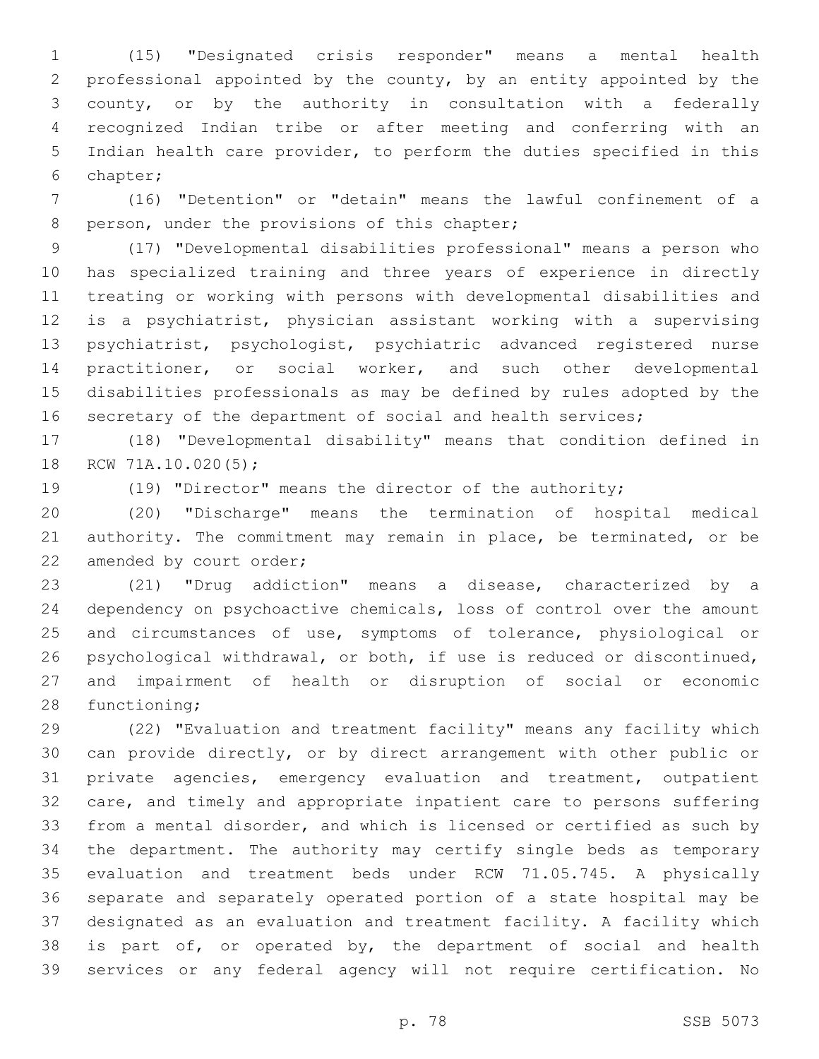(15) "Designated crisis responder" means a mental health professional appointed by the county, by an entity appointed by the county, or by the authority in consultation with a federally recognized Indian tribe or after meeting and conferring with an Indian health care provider, to perform the duties specified in this chapter;

(16) "Detention" or "detain" means the lawful confinement of a person, under the provisions of this chapter;

(17) "Developmental disabilities professional" means a person who has specialized training and three years of experience in directly treating or working with persons with developmental disabilities and is a psychiatrist, physician assistant working with a supervising psychiatrist, psychologist, psychiatric advanced registered nurse practitioner, or social worker, and such other developmental disabilities professionals as may be defined by rules adopted by the secretary of the department of social and health services;

(18) "Developmental disability" means that condition defined in RCW 71A.10.020(5);

(19) "Director" means the director of the authority;

(20) "Discharge" means the termination of hospital medical authority. The commitment may remain in place, be terminated, or be amended by court order;

(21) "Drug addiction" means a disease, characterized by a dependency on psychoactive chemicals, loss of control over the amount and circumstances of use, symptoms of tolerance, physiological or psychological withdrawal, or both, if use is reduced or discontinued, and impairment of health or disruption of social or economic functioning;

(22) "Evaluation and treatment facility" means any facility which can provide directly, or by direct arrangement with other public or private agencies, emergency evaluation and treatment, outpatient care, and timely and appropriate inpatient care to persons suffering from a mental disorder, and which is licensed or certified as such by the department. The authority may certify single beds as temporary evaluation and treatment beds under RCW 71.05.745. A physically separate and separately operated portion of a state hospital may be designated as an evaluation and treatment facility. A facility which is part of, or operated by, the department of social and health services or any federal agency will not require certification. No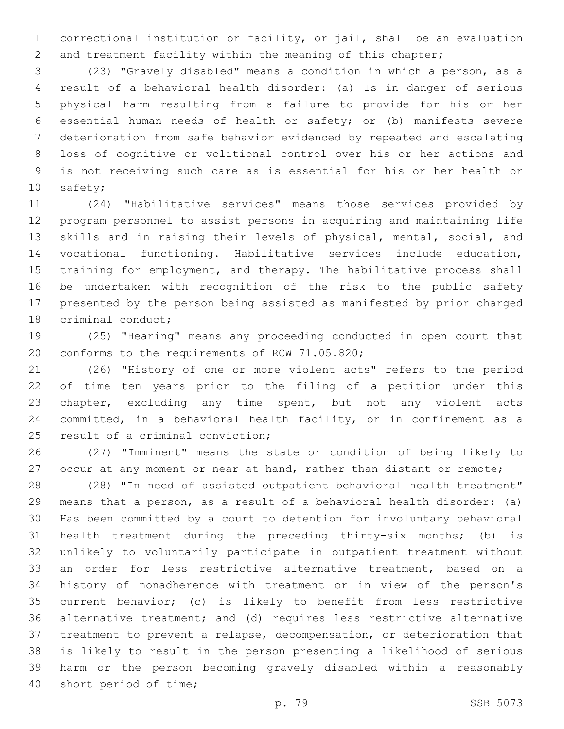correctional institution or facility, or jail, shall be an evaluation and treatment facility within the meaning of this chapter;

(23) "Gravely disabled" means a condition in which a person, as a result of a behavioral health disorder: (a) Is in danger of serious physical harm resulting from a failure to provide for his or her essential human needs of health or safety; or (b) manifests severe deterioration from safe behavior evidenced by repeated and escalating loss of cognitive or volitional control over his or her actions and is not receiving such care as is essential for his or her health or safety;

(24) "Habilitative services" means those services provided by program personnel to assist persons in acquiring and maintaining life skills and in raising their levels of physical, mental, social, and vocational functioning. Habilitative services include education, training for employment, and therapy. The habilitative process shall be undertaken with recognition of the risk to the public safety presented by the person being assisted as manifested by prior charged criminal conduct;

(25) "Hearing" means any proceeding conducted in open court that conforms to the requirements of RCW 71.05.820;

(26) "History of one or more violent acts" refers to the period of time ten years prior to the filing of a petition under this chapter, excluding any time spent, but not any violent acts committed, in a behavioral health facility, or in confinement as a result of a criminal conviction;

(27) "Imminent" means the state or condition of being likely to occur at any moment or near at hand, rather than distant or remote;

(28) "In need of assisted outpatient behavioral health treatment" means that a person, as a result of a behavioral health disorder: (a) Has been committed by a court to detention for involuntary behavioral health treatment during the preceding thirty-six months; (b) is unlikely to voluntarily participate in outpatient treatment without an order for less restrictive alternative treatment, based on a history of nonadherence with treatment or in view of the person's current behavior; (c) is likely to benefit from less restrictive alternative treatment; and (d) requires less restrictive alternative treatment to prevent a relapse, decompensation, or deterioration that is likely to result in the person presenting a likelihood of serious harm or the person becoming gravely disabled within a reasonably short period of time;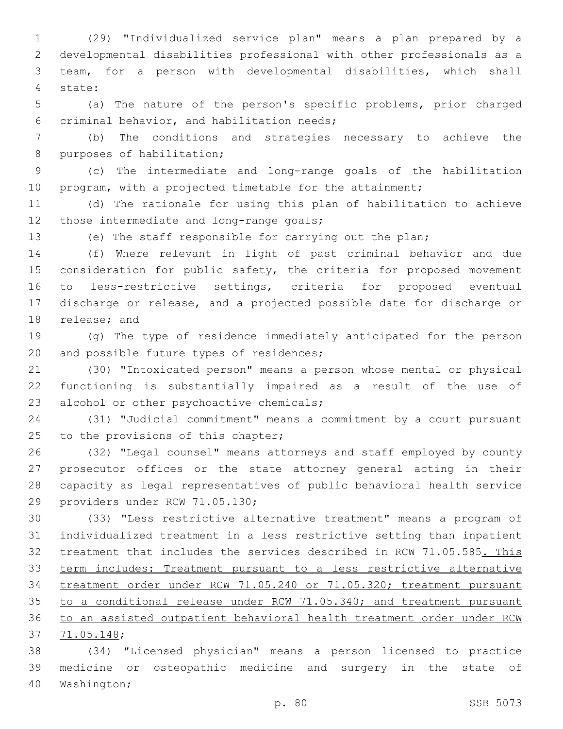(29) "Individualized service plan" means a plan prepared by a developmental disabilities professional with other professionals as a team, for a person with developmental disabilities, which shall state:

(a) The nature of the person's specific problems, prior charged criminal behavior, and habilitation needs;

(b) The conditions and strategies necessary to achieve the purposes of habilitation;

(c) The intermediate and long-range goals of the habilitation program, with a projected timetable for the attainment;

(d) The rationale for using this plan of habilitation to achieve those intermediate and long-range goals;

(e) The staff responsible for carrying out the plan;

(f) Where relevant in light of past criminal behavior and due consideration for public safety, the criteria for proposed movement to less-restrictive settings, criteria for proposed eventual discharge or release, and a projected possible date for discharge or release; and

(g) The type of residence immediately anticipated for the person and possible future types of residences;

(30) "Intoxicated person" means a person whose mental or physical functioning is substantially impaired as a result of the use of alcohol or other psychoactive chemicals;

(31) "Judicial commitment" means a commitment by a court pursuant to the provisions of this chapter;

(32) "Legal counsel" means attorneys and staff employed by county prosecutor offices or the state attorney general acting in their capacity as legal representatives of public behavioral health service providers under RCW 71.05.130;

(33) "Less restrictive alternative treatment" means a program of individualized treatment in a less restrictive setting than inpatient treatment that includes the services described in RCW 71.05.585<u>. This term includes: Treatment pursuant to a less restrictive alternative treatment order under RCW 71.05.240 or 71.05.320; treatment pursuant to a conditional release under RCW 71.05.340; and treatment pursuant to an assisted outpatient behavioral health treatment order under RCW 71.05.148</u>;

(34) "Licensed physician" means a person licensed to practice medicine or osteopathic medicine and surgery in the state of Washington;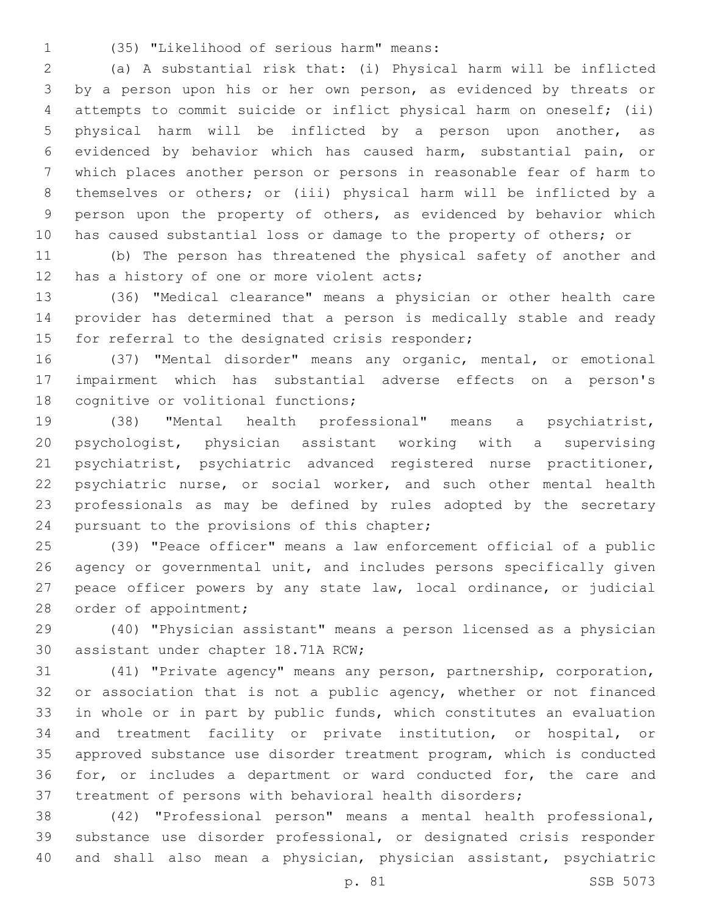(35) "Likelihood of serious harm" means:

(a) A substantial risk that: (i) Physical harm will be inflicted by a person upon his or her own person, as evidenced by threats or attempts to commit suicide or inflict physical harm on oneself; (ii) physical harm will be inflicted by a person upon another, as evidenced by behavior which has caused harm, substantial pain, or which places another person or persons in reasonable fear of harm to themselves or others; or (iii) physical harm will be inflicted by a person upon the property of others, as evidenced by behavior which has caused substantial loss or damage to the property of others; or

(b) The person has threatened the physical safety of another and has a history of one or more violent acts;

(36) "Medical clearance" means a physician or other health care provider has determined that a person is medically stable and ready for referral to the designated crisis responder;

(37) "Mental disorder" means any organic, mental, or emotional impairment which has substantial adverse effects on a person's cognitive or volitional functions;

(38) "Mental health professional" means a psychiatrist, psychologist, physician assistant working with a supervising psychiatrist, psychiatric advanced registered nurse practitioner, psychiatric nurse, or social worker, and such other mental health professionals as may be defined by rules adopted by the secretary pursuant to the provisions of this chapter;

(39) "Peace officer" means a law enforcement official of a public agency or governmental unit, and includes persons specifically given peace officer powers by any state law, local ordinance, or judicial order of appointment;

(40) "Physician assistant" means a person licensed as a physician assistant under chapter 18.71A RCW;

(41) "Private agency" means any person, partnership, corporation, or association that is not a public agency, whether or not financed in whole or in part by public funds, which constitutes an evaluation and treatment facility or private institution, or hospital, or approved substance use disorder treatment program, which is conducted for, or includes a department or ward conducted for, the care and treatment of persons with behavioral health disorders;

(42) "Professional person" means a mental health professional, substance use disorder professional, or designated crisis responder and shall also mean a physician, physician assistant, psychiatric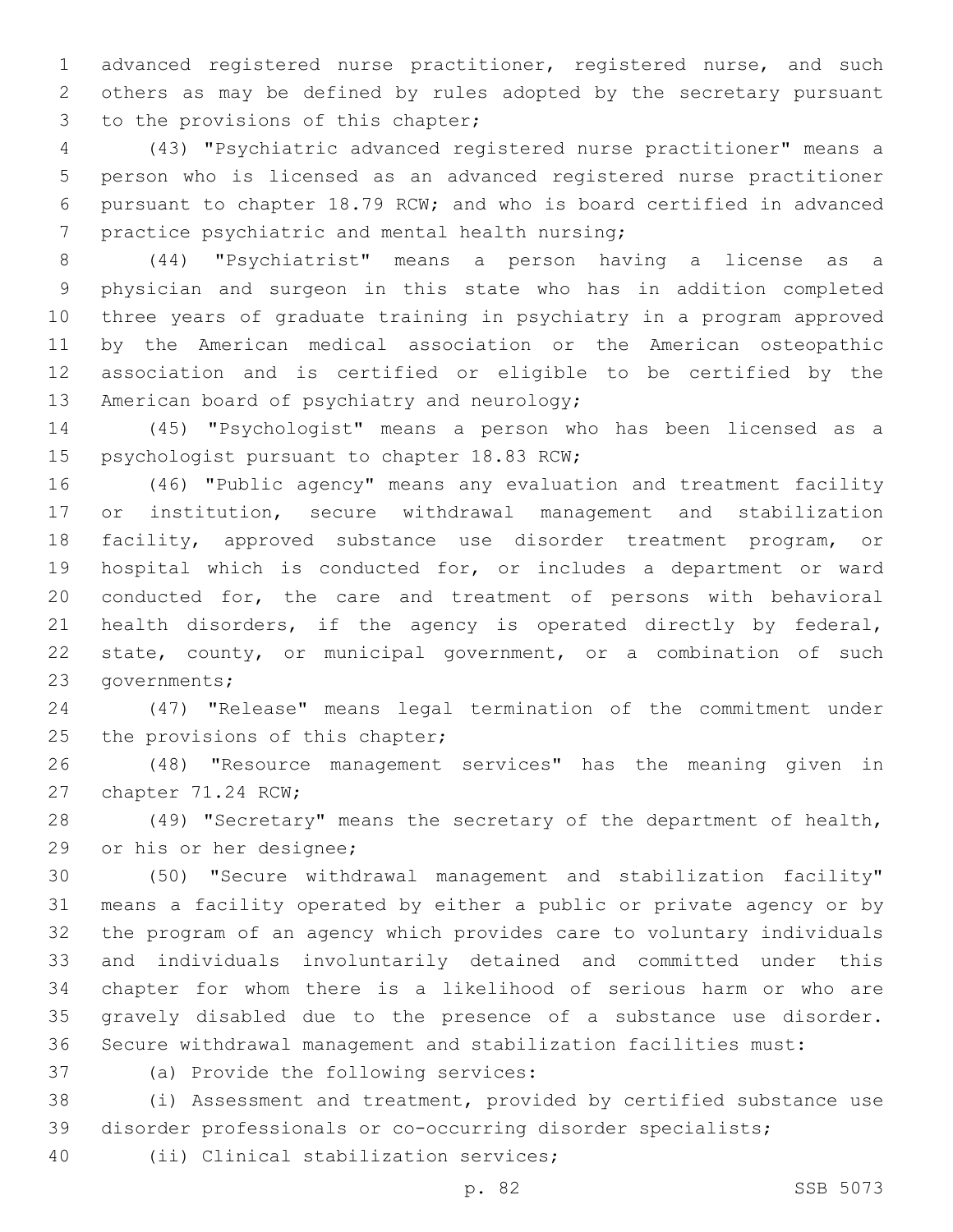advanced registered nurse practitioner, registered nurse, and such others as may be defined by rules adopted by the secretary pursuant to the provisions of this chapter;

(43) "Psychiatric advanced registered nurse practitioner" means a person who is licensed as an advanced registered nurse practitioner pursuant to chapter 18.79 RCW; and who is board certified in advanced practice psychiatric and mental health nursing;

(44) "Psychiatrist" means a person having a license as a physician and surgeon in this state who has in addition completed three years of graduate training in psychiatry in a program approved by the American medical association or the American osteopathic association and is certified or eligible to be certified by the American board of psychiatry and neurology;

(45) "Psychologist" means a person who has been licensed as a psychologist pursuant to chapter 18.83 RCW;

(46) "Public agency" means any evaluation and treatment facility or institution, secure withdrawal management and stabilization facility, approved substance use disorder treatment program, or hospital which is conducted for, or includes a department or ward conducted for, the care and treatment of persons with behavioral health disorders, if the agency is operated directly by federal, state, county, or municipal government, or a combination of such governments;

(47) "Release" means legal termination of the commitment under the provisions of this chapter;

(48) "Resource management services" has the meaning given in chapter 71.24 RCW;

(49) "Secretary" means the secretary of the department of health, or his or her designee;

(50) "Secure withdrawal management and stabilization facility" means a facility operated by either a public or private agency or by the program of an agency which provides care to voluntary individuals and individuals involuntarily detained and committed under this chapter for whom there is a likelihood of serious harm or who are gravely disabled due to the presence of a substance use disorder. Secure withdrawal management and stabilization facilities must:

(a) Provide the following services:

(i) Assessment and treatment, provided by certified substance use disorder professionals or co-occurring disorder specialists;

(ii) Clinical stabilization services;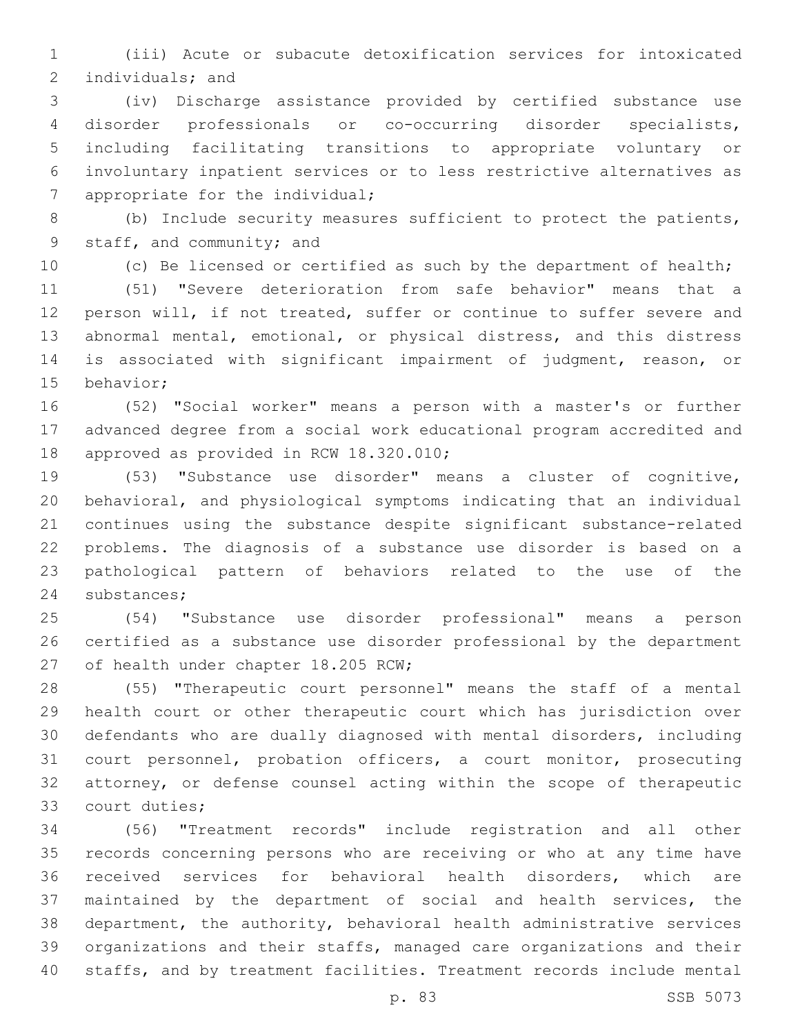(iii) Acute or subacute detoxification services for intoxicated individuals; and

(iv) Discharge assistance provided by certified substance use disorder professionals or co-occurring disorder specialists, including facilitating transitions to appropriate voluntary or involuntary inpatient services or to less restrictive alternatives as appropriate for the individual;

(b) Include security measures sufficient to protect the patients, staff, and community; and

(c) Be licensed or certified as such by the department of health;

(51) "Severe deterioration from safe behavior" means that a person will, if not treated, suffer or continue to suffer severe and abnormal mental, emotional, or physical distress, and this distress is associated with significant impairment of judgment, reason, or behavior;

(52) "Social worker" means a person with a master's or further advanced degree from a social work educational program accredited and approved as provided in RCW 18.320.010;

(53) "Substance use disorder" means a cluster of cognitive, behavioral, and physiological symptoms indicating that an individual continues using the substance despite significant substance-related problems. The diagnosis of a substance use disorder is based on a pathological pattern of behaviors related to the use of the substances;

(54) "Substance use disorder professional" means a person certified as a substance use disorder professional by the department of health under chapter 18.205 RCW;

(55) "Therapeutic court personnel" means the staff of a mental health court or other therapeutic court which has jurisdiction over defendants who are dually diagnosed with mental disorders, including court personnel, probation officers, a court monitor, prosecuting attorney, or defense counsel acting within the scope of therapeutic court duties;

(56) "Treatment records" include registration and all other records concerning persons who are receiving or who at any time have received services for behavioral health disorders, which are maintained by the department of social and health services, the department, the authority, behavioral health administrative services organizations and their staffs, managed care organizations and their staffs, and by treatment facilities. Treatment records include mental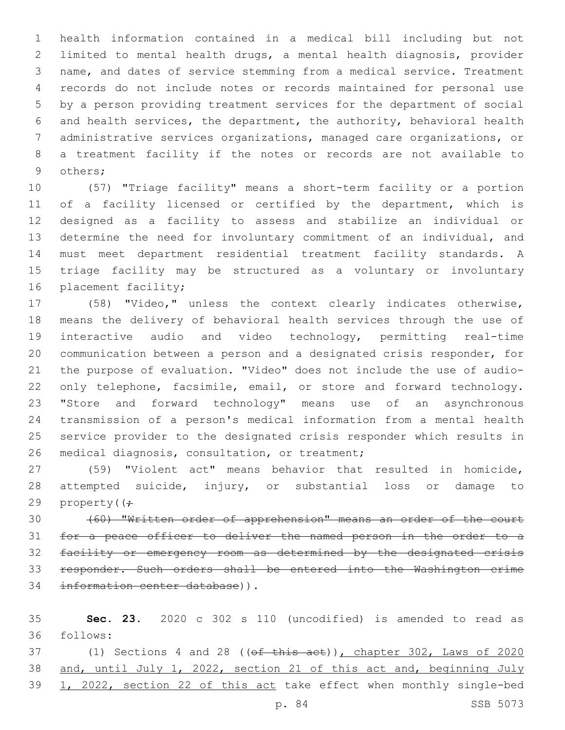health information contained in a medical bill including but not limited to mental health drugs, a mental health diagnosis, provider name, and dates of service stemming from a medical service. Treatment records do not include notes or records maintained for personal use by a person providing treatment services for the department of social and health services, the department, the authority, behavioral health administrative services organizations, managed care organizations, or a treatment facility if the notes or records are not available to others;

(57) "Triage facility" means a short-term facility or a portion of a facility licensed or certified by the department, which is designed as a facility to assess and stabilize an individual or determine the need for involuntary commitment of an individual, and must meet department residential treatment facility standards. A triage facility may be structured as a voluntary or involuntary placement facility;

(58) "Video," unless the context clearly indicates otherwise, means the delivery of behavioral health services through the use of interactive audio and video technology, permitting real-time communication between a person and a designated crisis responder, for the purpose of evaluation. "Video" does not include the use of audio-only telephone, facsimile, email, or store and forward technology. "Store and forward technology" means use of an asynchronous transmission of a person's medical information from a mental health service provider to the designated crisis responder which results in medical diagnosis, consultation, or treatment;

(59) "Violent act" means behavior that resulted in homicide, attempted suicide, injury, or substantial loss or damage to property((~~;~~

~~(60) "Written order of apprehension" means an order of the court for a peace officer to deliver the named person in the order to a facility or emergency room as determined by the designated crisis responder. Such orders shall be entered into the Washington crime information center database~~)).

**Sec. 23.** 2020 c 302 s 110 (uncodified) is amended to read as follows:

(1) Sections 4 and 28 ((~~of this act~~)), chapter 302, Laws of 2020 and, until July 1, 2022, section 21 of this act and, beginning July 1, 2022, section 22 of this act take effect when monthly single-bed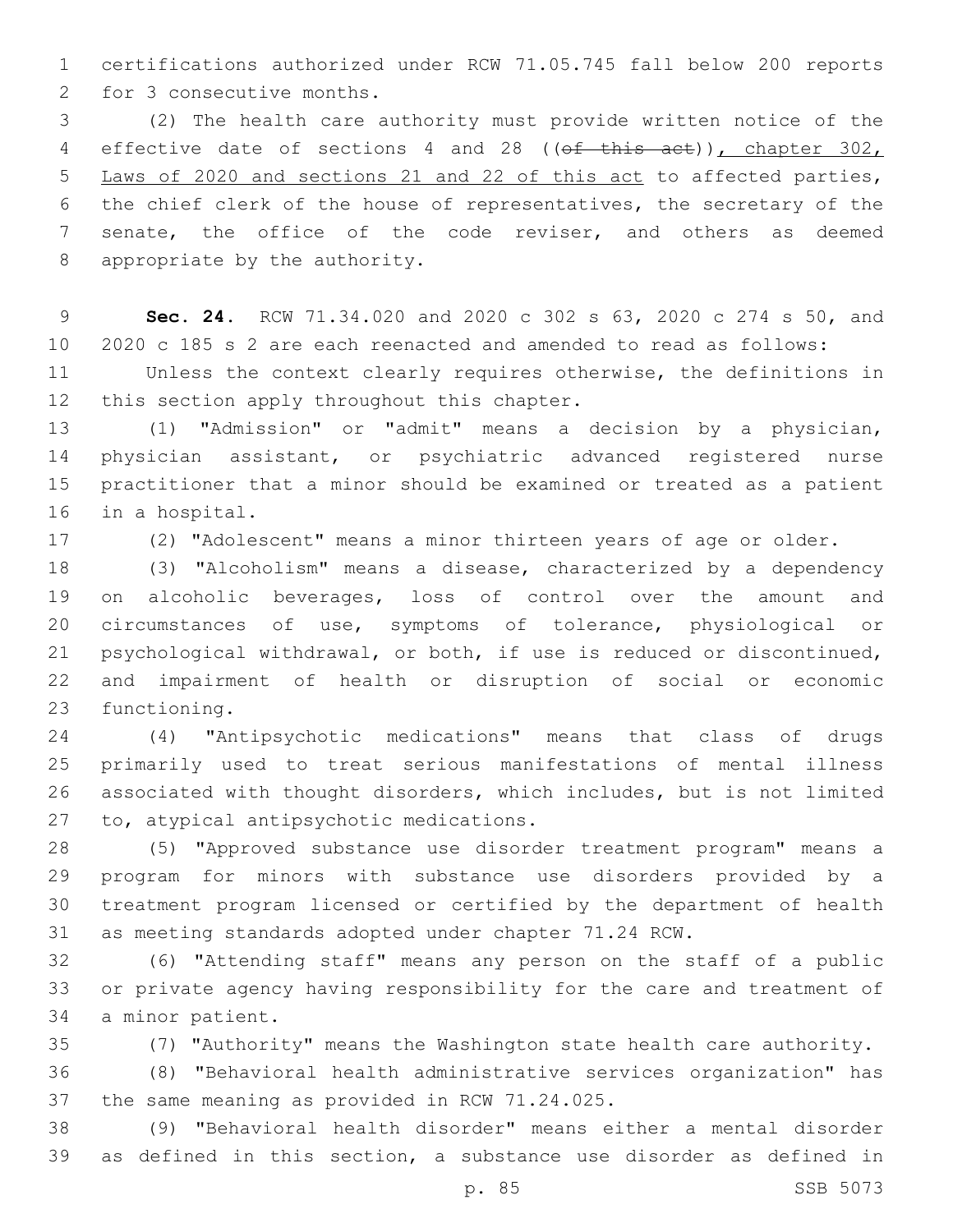certifications authorized under RCW 71.05.745 fall below 200 reports for 3 consecutive months.

(2) The health care authority must provide written notice of the effective date of sections 4 and 28 ((~~of this act~~)), chapter 302, Laws of 2020 and sections 21 and 22 of this act to affected parties, the chief clerk of the house of representatives, the secretary of the senate, the office of the code reviser, and others as deemed appropriate by the authority.

**Sec. 24.** RCW 71.34.020 and 2020 c 302 s 63, 2020 c 274 s 50, and 2020 c 185 s 2 are each reenacted and amended to read as follows:

Unless the context clearly requires otherwise, the definitions in this section apply throughout this chapter.

(1) "Admission" or "admit" means a decision by a physician, physician assistant, or psychiatric advanced registered nurse practitioner that a minor should be examined or treated as a patient in a hospital.

(2) "Adolescent" means a minor thirteen years of age or older.

(3) "Alcoholism" means a disease, characterized by a dependency on alcoholic beverages, loss of control over the amount and circumstances of use, symptoms of tolerance, physiological or psychological withdrawal, or both, if use is reduced or discontinued, and impairment of health or disruption of social or economic functioning.

(4) "Antipsychotic medications" means that class of drugs primarily used to treat serious manifestations of mental illness associated with thought disorders, which includes, but is not limited to, atypical antipsychotic medications.

(5) "Approved substance use disorder treatment program" means a program for minors with substance use disorders provided by a treatment program licensed or certified by the department of health as meeting standards adopted under chapter 71.24 RCW.

(6) "Attending staff" means any person on the staff of a public or private agency having responsibility for the care and treatment of a minor patient.

(7) "Authority" means the Washington state health care authority.

(8) "Behavioral health administrative services organization" has the same meaning as provided in RCW 71.24.025.

(9) "Behavioral health disorder" means either a mental disorder as defined in this section, a substance use disorder as defined in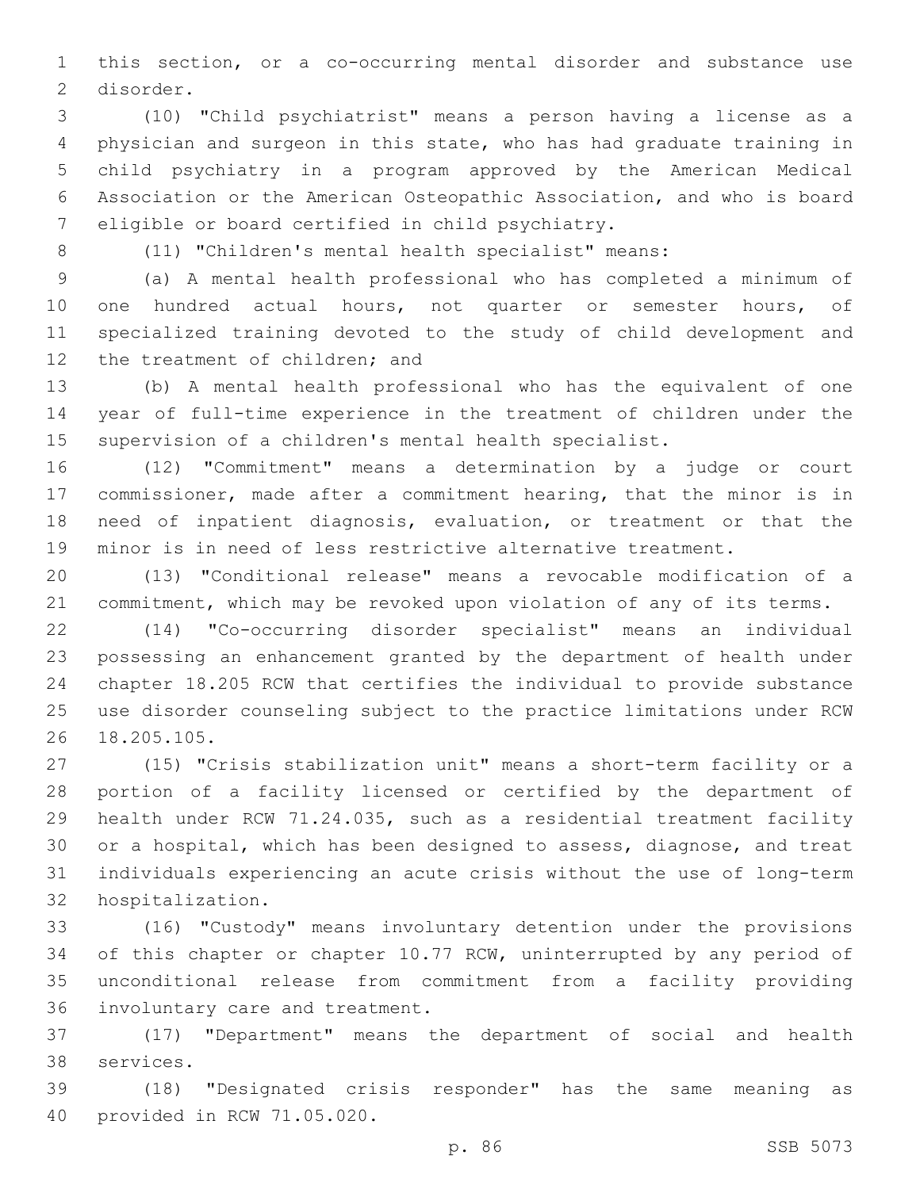this section, or a co-occurring mental disorder and substance use disorder.

(10) "Child psychiatrist" means a person having a license as a physician and surgeon in this state, who has had graduate training in child psychiatry in a program approved by the American Medical Association or the American Osteopathic Association, and who is board eligible or board certified in child psychiatry.

(11) "Children's mental health specialist" means:

(a) A mental health professional who has completed a minimum of one hundred actual hours, not quarter or semester hours, of specialized training devoted to the study of child development and the treatment of children; and

(b) A mental health professional who has the equivalent of one year of full-time experience in the treatment of children under the supervision of a children's mental health specialist.

(12) "Commitment" means a determination by a judge or court commissioner, made after a commitment hearing, that the minor is in need of inpatient diagnosis, evaluation, or treatment or that the minor is in need of less restrictive alternative treatment.

(13) "Conditional release" means a revocable modification of a commitment, which may be revoked upon violation of any of its terms.

(14) "Co-occurring disorder specialist" means an individual possessing an enhancement granted by the department of health under chapter 18.205 RCW that certifies the individual to provide substance use disorder counseling subject to the practice limitations under RCW 18.205.105.

(15) "Crisis stabilization unit" means a short-term facility or a portion of a facility licensed or certified by the department of health under RCW 71.24.035, such as a residential treatment facility or a hospital, which has been designed to assess, diagnose, and treat individuals experiencing an acute crisis without the use of long-term hospitalization.

(16) "Custody" means involuntary detention under the provisions of this chapter or chapter 10.77 RCW, uninterrupted by any period of unconditional release from commitment from a facility providing involuntary care and treatment.

(17) "Department" means the department of social and health services.

(18) "Designated crisis responder" has the same meaning as provided in RCW 71.05.020.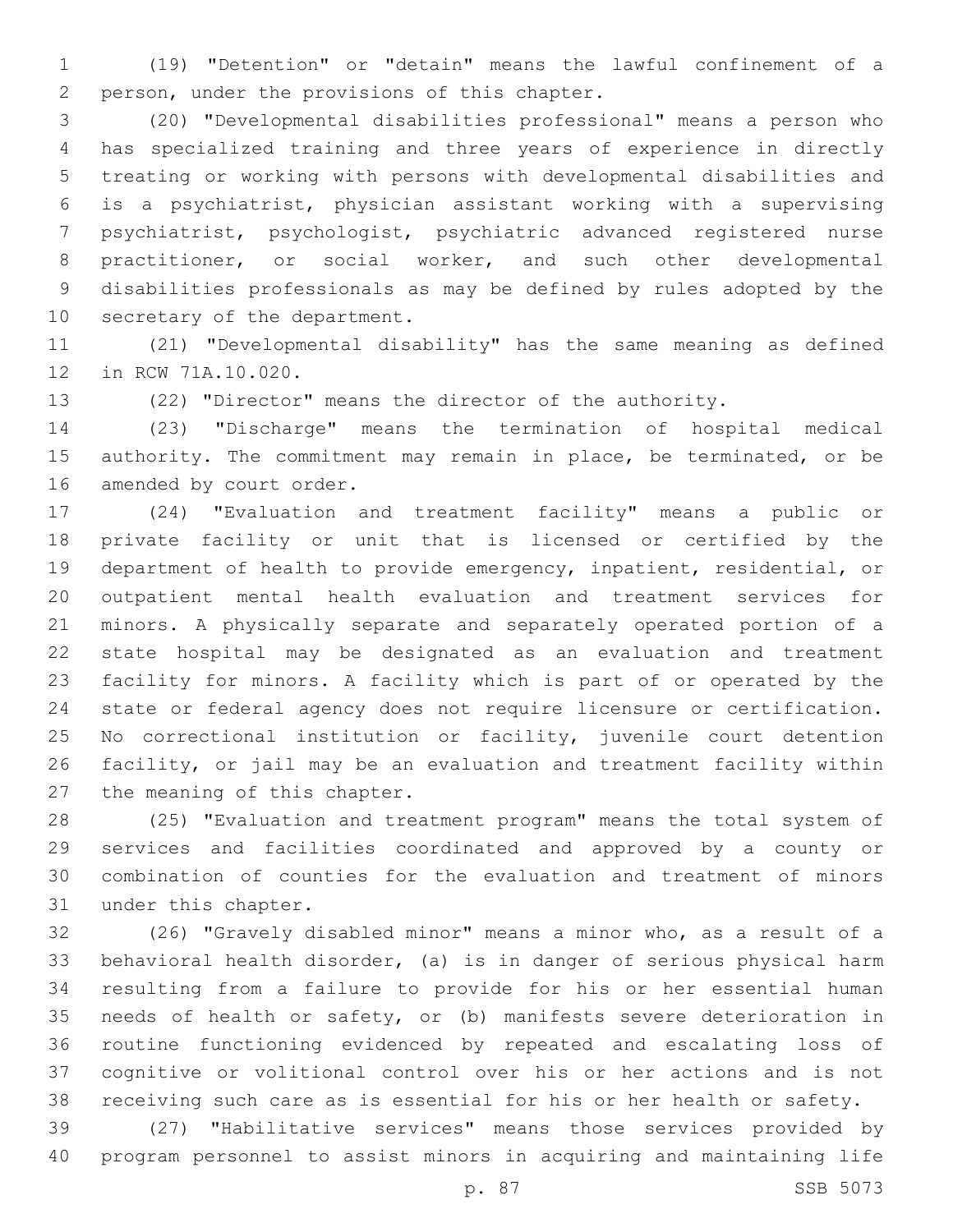(19) "Detention" or "detain" means the lawful confinement of a person, under the provisions of this chapter.

(20) "Developmental disabilities professional" means a person who has specialized training and three years of experience in directly treating or working with persons with developmental disabilities and is a psychiatrist, physician assistant working with a supervising psychiatrist, psychologist, psychiatric advanced registered nurse practitioner, or social worker, and such other developmental disabilities professionals as may be defined by rules adopted by the secretary of the department.

(21) "Developmental disability" has the same meaning as defined in RCW 71A.10.020.

(22) "Director" means the director of the authority.

(23) "Discharge" means the termination of hospital medical authority. The commitment may remain in place, be terminated, or be amended by court order.

(24) "Evaluation and treatment facility" means a public or private facility or unit that is licensed or certified by the department of health to provide emergency, inpatient, residential, or outpatient mental health evaluation and treatment services for minors. A physically separate and separately operated portion of a state hospital may be designated as an evaluation and treatment facility for minors. A facility which is part of or operated by the state or federal agency does not require licensure or certification. No correctional institution or facility, juvenile court detention facility, or jail may be an evaluation and treatment facility within the meaning of this chapter.

(25) "Evaluation and treatment program" means the total system of services and facilities coordinated and approved by a county or combination of counties for the evaluation and treatment of minors under this chapter.

(26) "Gravely disabled minor" means a minor who, as a result of a behavioral health disorder, (a) is in danger of serious physical harm resulting from a failure to provide for his or her essential human needs of health or safety, or (b) manifests severe deterioration in routine functioning evidenced by repeated and escalating loss of cognitive or volitional control over his or her actions and is not receiving such care as is essential for his or her health or safety.

(27) "Habilitative services" means those services provided by program personnel to assist minors in acquiring and maintaining life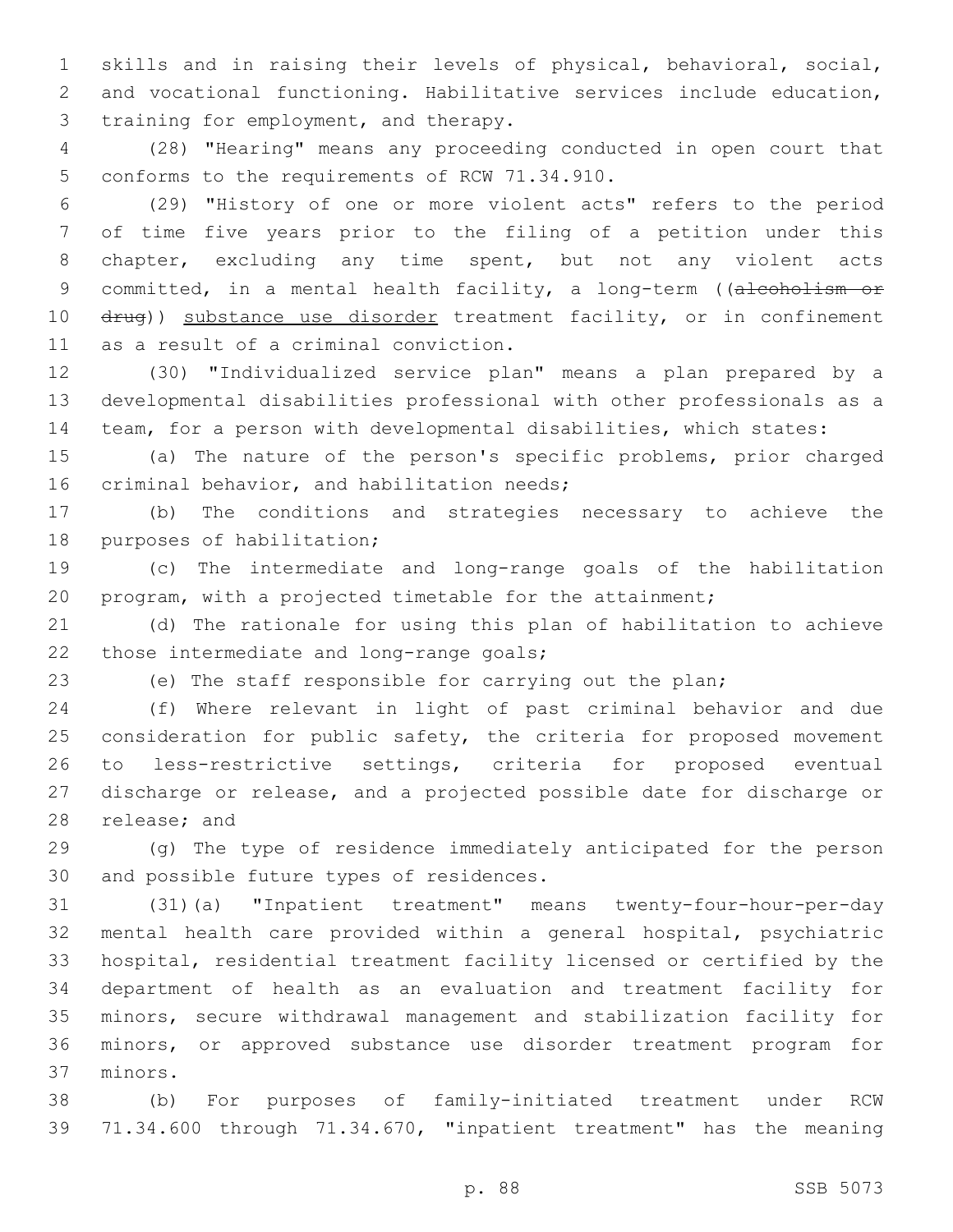skills and in raising their levels of physical, behavioral, social, and vocational functioning. Habilitative services include education, training for employment, and therapy.

(28) "Hearing" means any proceeding conducted in open court that conforms to the requirements of RCW 71.34.910.

(29) "History of one or more violent acts" refers to the period of time five years prior to the filing of a petition under this chapter, excluding any time spent, but not any violent acts committed, in a mental health facility, a long-term ((~~alcoholism or drug~~)) <u>substance use disorder</u> treatment facility, or in confinement as a result of a criminal conviction.

(30) "Individualized service plan" means a plan prepared by a developmental disabilities professional with other professionals as a team, for a person with developmental disabilities, which states:

(a) The nature of the person's specific problems, prior charged criminal behavior, and habilitation needs;

(b) The conditions and strategies necessary to achieve the purposes of habilitation;

(c) The intermediate and long-range goals of the habilitation program, with a projected timetable for the attainment;

(d) The rationale for using this plan of habilitation to achieve those intermediate and long-range goals;

(e) The staff responsible for carrying out the plan;

(f) Where relevant in light of past criminal behavior and due consideration for public safety, the criteria for proposed movement to less-restrictive settings, criteria for proposed eventual discharge or release, and a projected possible date for discharge or release; and

(g) The type of residence immediately anticipated for the person and possible future types of residences.

(31)(a) "Inpatient treatment" means twenty-four-hour-per-day mental health care provided within a general hospital, psychiatric hospital, residential treatment facility licensed or certified by the department of health as an evaluation and treatment facility for minors, secure withdrawal management and stabilization facility for minors, or approved substance use disorder treatment program for minors.

(b) For purposes of family-initiated treatment under RCW 71.34.600 through 71.34.670, "inpatient treatment" has the meaning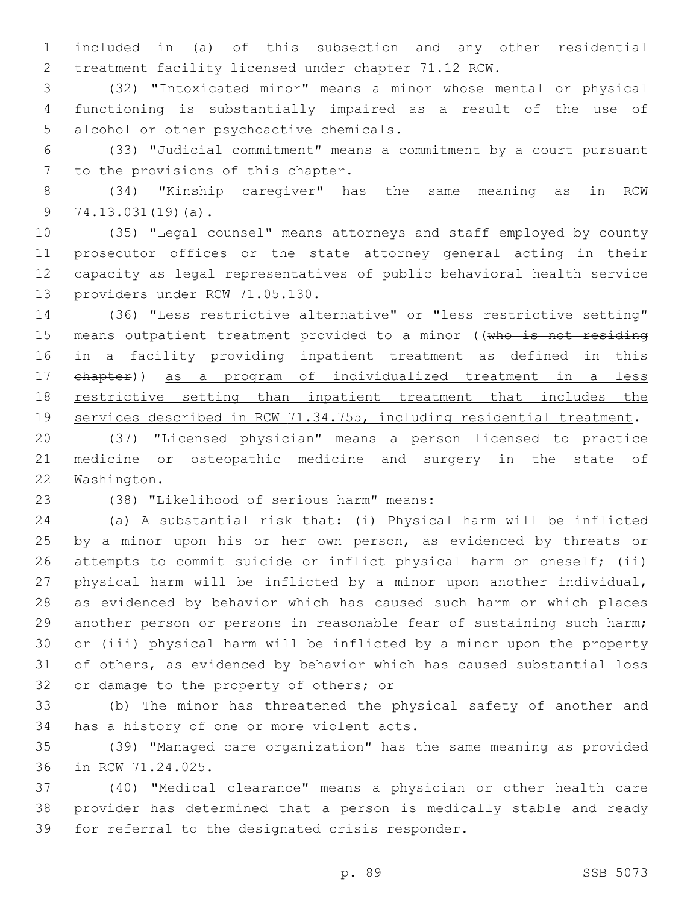included in (a) of this subsection and any other residential treatment facility licensed under chapter 71.12 RCW.

(32) "Intoxicated minor" means a minor whose mental or physical functioning is substantially impaired as a result of the use of alcohol or other psychoactive chemicals.

(33) "Judicial commitment" means a commitment by a court pursuant to the provisions of this chapter.

(34) "Kinship caregiver" has the same meaning as in RCW 74.13.031(19)(a).

(35) "Legal counsel" means attorneys and staff employed by county prosecutor offices or the state attorney general acting in their capacity as legal representatives of public behavioral health service providers under RCW 71.05.130.

(36) "Less restrictive alternative" or "less restrictive setting" means outpatient treatment provided to a minor ((~~who is not residing in a facility providing inpatient treatment as defined in this chapter~~)) <u>as a program of individualized treatment in a less restrictive setting than inpatient treatment that includes the services described in RCW 71.34.755, including residential treatment</u>.

(37) "Licensed physician" means a person licensed to practice medicine or osteopathic medicine and surgery in the state of Washington.

(38) "Likelihood of serious harm" means:

(a) A substantial risk that: (i) Physical harm will be inflicted by a minor upon his or her own person, as evidenced by threats or attempts to commit suicide or inflict physical harm on oneself; (ii) physical harm will be inflicted by a minor upon another individual, as evidenced by behavior which has caused such harm or which places another person or persons in reasonable fear of sustaining such harm; or (iii) physical harm will be inflicted by a minor upon the property of others, as evidenced by behavior which has caused substantial loss or damage to the property of others; or

(b) The minor has threatened the physical safety of another and has a history of one or more violent acts.

(39) "Managed care organization" has the same meaning as provided in RCW 71.24.025.

(40) "Medical clearance" means a physician or other health care provider has determined that a person is medically stable and ready for referral to the designated crisis responder.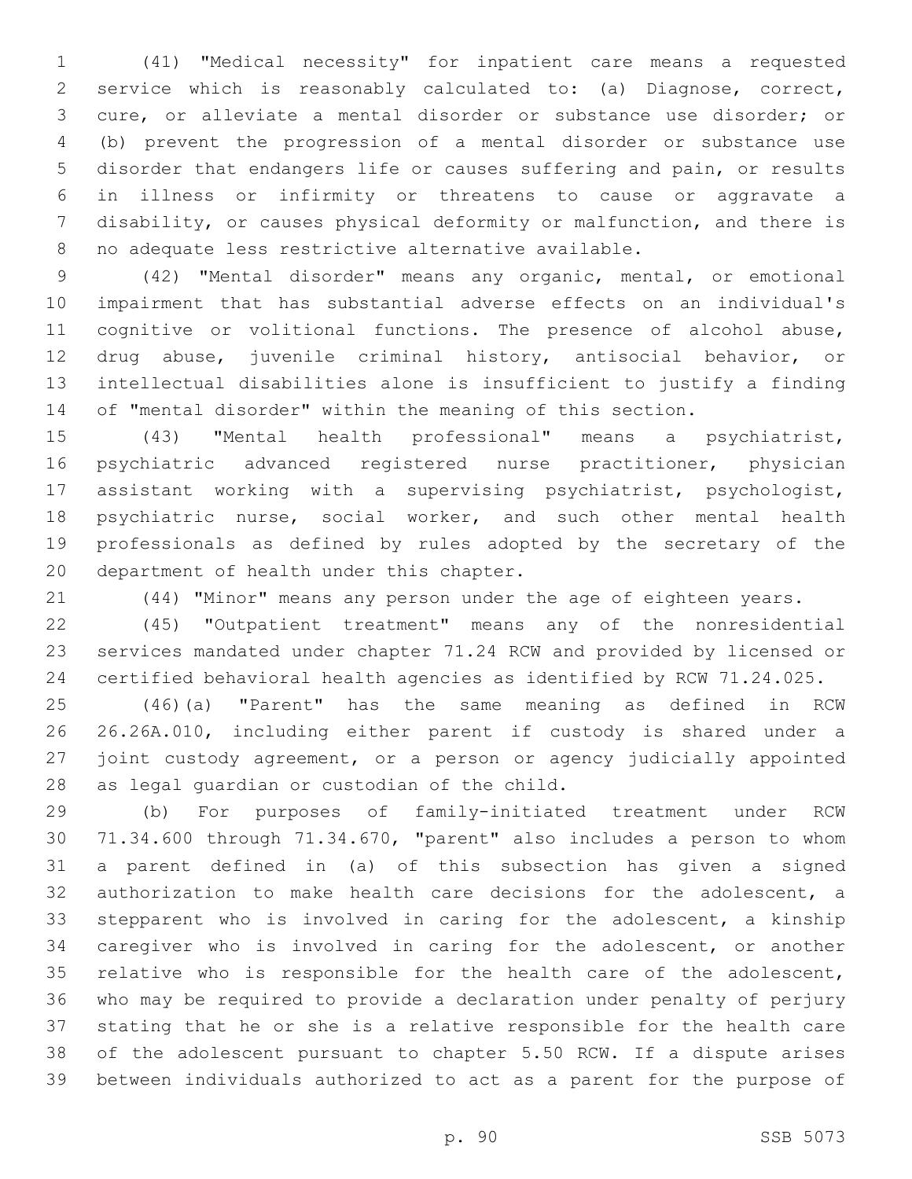(41) "Medical necessity" for inpatient care means a requested service which is reasonably calculated to: (a) Diagnose, correct, cure, or alleviate a mental disorder or substance use disorder; or (b) prevent the progression of a mental disorder or substance use disorder that endangers life or causes suffering and pain, or results in illness or infirmity or threatens to cause or aggravate a disability, or causes physical deformity or malfunction, and there is no adequate less restrictive alternative available.

(42) "Mental disorder" means any organic, mental, or emotional impairment that has substantial adverse effects on an individual's cognitive or volitional functions. The presence of alcohol abuse, drug abuse, juvenile criminal history, antisocial behavior, or intellectual disabilities alone is insufficient to justify a finding of "mental disorder" within the meaning of this section.

(43) "Mental health professional" means a psychiatrist, psychiatric advanced registered nurse practitioner, physician assistant working with a supervising psychiatrist, psychologist, psychiatric nurse, social worker, and such other mental health professionals as defined by rules adopted by the secretary of the department of health under this chapter.

(44) "Minor" means any person under the age of eighteen years.

(45) "Outpatient treatment" means any of the nonresidential services mandated under chapter 71.24 RCW and provided by licensed or certified behavioral health agencies as identified by RCW 71.24.025.

(46)(a) "Parent" has the same meaning as defined in RCW 26.26A.010, including either parent if custody is shared under a joint custody agreement, or a person or agency judicially appointed as legal guardian or custodian of the child.

(b) For purposes of family-initiated treatment under RCW 71.34.600 through 71.34.670, "parent" also includes a person to whom a parent defined in (a) of this subsection has given a signed authorization to make health care decisions for the adolescent, a stepparent who is involved in caring for the adolescent, a kinship caregiver who is involved in caring for the adolescent, or another relative who is responsible for the health care of the adolescent, who may be required to provide a declaration under penalty of perjury stating that he or she is a relative responsible for the health care of the adolescent pursuant to chapter 5.50 RCW. If a dispute arises between individuals authorized to act as a parent for the purpose of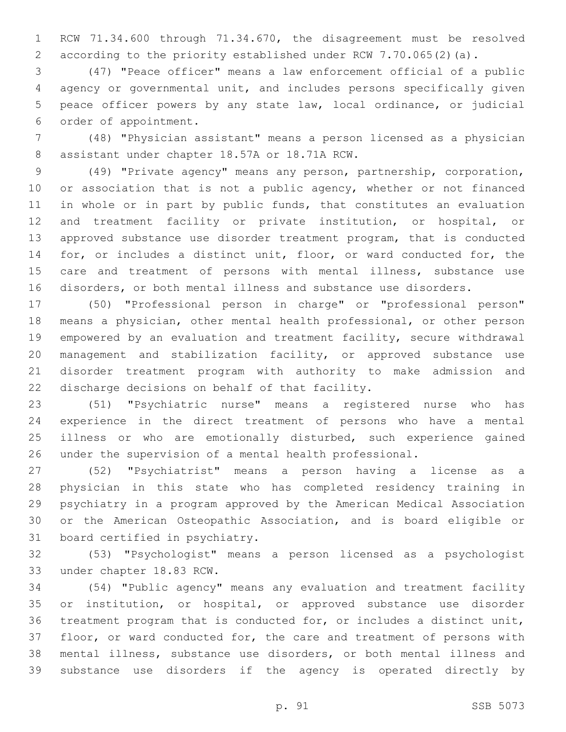RCW 71.34.600 through 71.34.670, the disagreement must be resolved according to the priority established under RCW 7.70.065(2)(a).

(47) "Peace officer" means a law enforcement official of a public agency or governmental unit, and includes persons specifically given peace officer powers by any state law, local ordinance, or judicial order of appointment.

(48) "Physician assistant" means a person licensed as a physician assistant under chapter 18.57A or 18.71A RCW.

(49) "Private agency" means any person, partnership, corporation, or association that is not a public agency, whether or not financed in whole or in part by public funds, that constitutes an evaluation and treatment facility or private institution, or hospital, or approved substance use disorder treatment program, that is conducted for, or includes a distinct unit, floor, or ward conducted for, the care and treatment of persons with mental illness, substance use disorders, or both mental illness and substance use disorders.

(50) "Professional person in charge" or "professional person" means a physician, other mental health professional, or other person empowered by an evaluation and treatment facility, secure withdrawal management and stabilization facility, or approved substance use disorder treatment program with authority to make admission and discharge decisions on behalf of that facility.

(51) "Psychiatric nurse" means a registered nurse who has experience in the direct treatment of persons who have a mental illness or who are emotionally disturbed, such experience gained under the supervision of a mental health professional.

(52) "Psychiatrist" means a person having a license as a physician in this state who has completed residency training in psychiatry in a program approved by the American Medical Association or the American Osteopathic Association, and is board eligible or board certified in psychiatry.

(53) "Psychologist" means a person licensed as a psychologist under chapter 18.83 RCW.

(54) "Public agency" means any evaluation and treatment facility or institution, or hospital, or approved substance use disorder treatment program that is conducted for, or includes a distinct unit, floor, or ward conducted for, the care and treatment of persons with mental illness, substance use disorders, or both mental illness and substance use disorders if the agency is operated directly by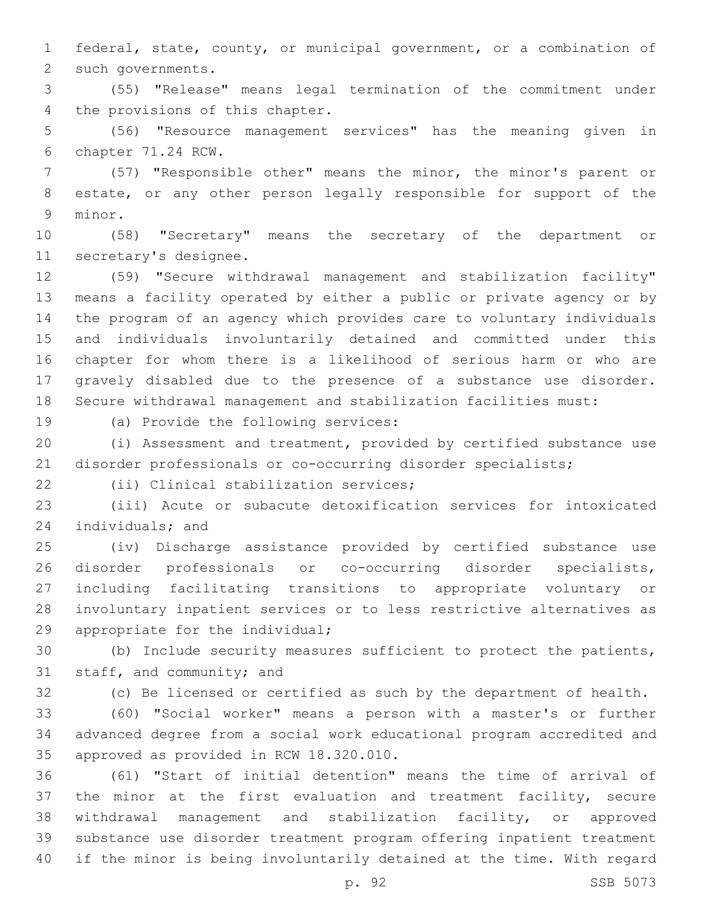federal, state, county, or municipal government, or a combination of such governments.

(55) "Release" means legal termination of the commitment under the provisions of this chapter.

(56) "Resource management services" has the meaning given in chapter 71.24 RCW.

(57) "Responsible other" means the minor, the minor's parent or estate, or any other person legally responsible for support of the minor.

(58) "Secretary" means the secretary of the department or secretary's designee.

(59) "Secure withdrawal management and stabilization facility" means a facility operated by either a public or private agency or by the program of an agency which provides care to voluntary individuals and individuals involuntarily detained and committed under this chapter for whom there is a likelihood of serious harm or who are gravely disabled due to the presence of a substance use disorder. Secure withdrawal management and stabilization facilities must:

(a) Provide the following services:

(i) Assessment and treatment, provided by certified substance use disorder professionals or co-occurring disorder specialists;

(ii) Clinical stabilization services;

(iii) Acute or subacute detoxification services for intoxicated individuals; and

(iv) Discharge assistance provided by certified substance use disorder professionals or co-occurring disorder specialists, including facilitating transitions to appropriate voluntary or involuntary inpatient services or to less restrictive alternatives as appropriate for the individual;

(b) Include security measures sufficient to protect the patients, staff, and community; and

(c) Be licensed or certified as such by the department of health.

(60) "Social worker" means a person with a master's or further advanced degree from a social work educational program accredited and approved as provided in RCW 18.320.010.

(61) "Start of initial detention" means the time of arrival of the minor at the first evaluation and treatment facility, secure withdrawal management and stabilization facility, or approved substance use disorder treatment program offering inpatient treatment if the minor is being involuntarily detained at the time. With regard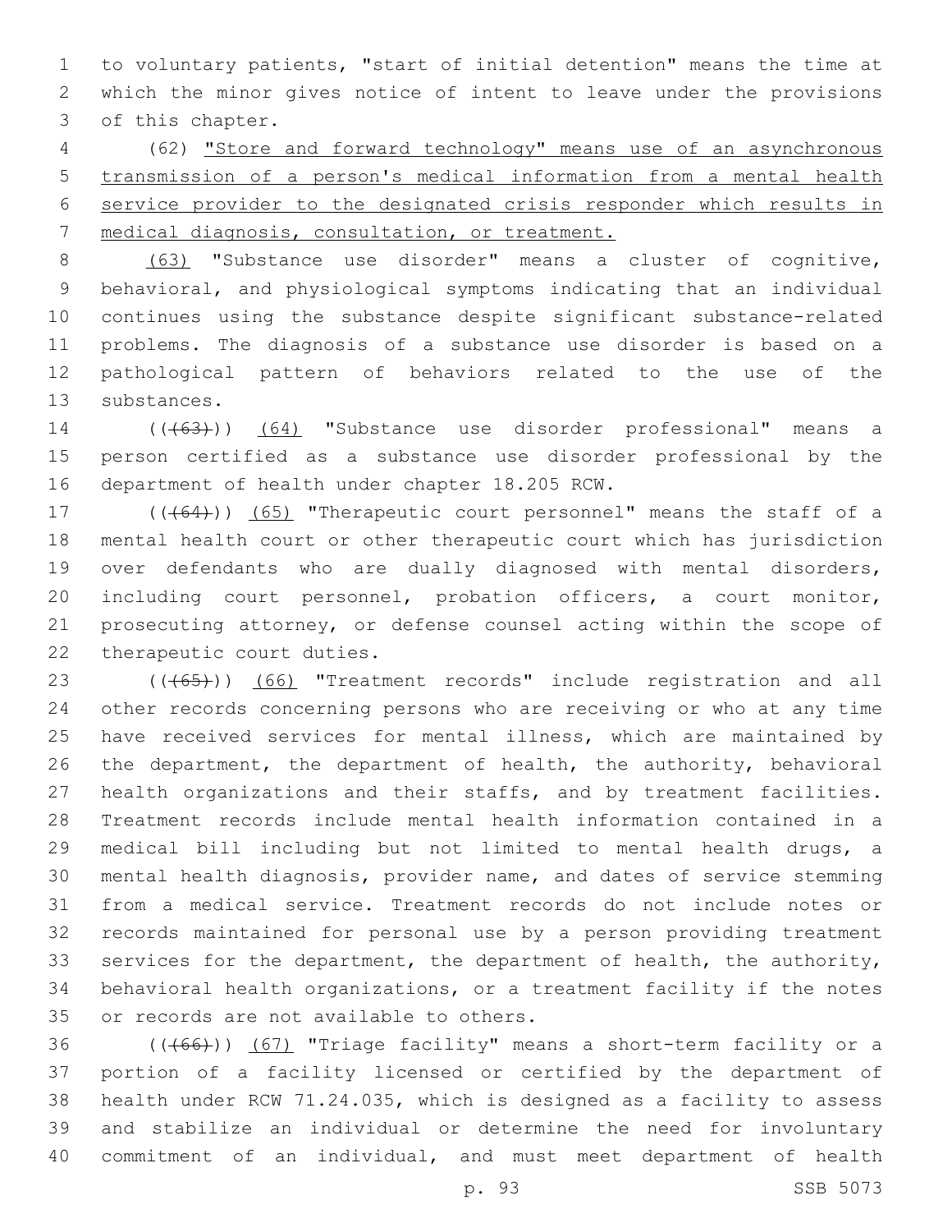to voluntary patients, "start of initial detention" means the time at which the minor gives notice of intent to leave under the provisions of this chapter.

(62) "Store and forward technology" means use of an asynchronous transmission of a person's medical information from a mental health service provider to the designated crisis responder which results in medical diagnosis, consultation, or treatment.

(63) "Substance use disorder" means a cluster of cognitive, behavioral, and physiological symptoms indicating that an individual continues using the substance despite significant substance-related problems. The diagnosis of a substance use disorder is based on a pathological pattern of behaviors related to the use of the substances.

(((63))) (64) "Substance use disorder professional" means a person certified as a substance use disorder professional by the department of health under chapter 18.205 RCW.

(((64))) (65) "Therapeutic court personnel" means the staff of a mental health court or other therapeutic court which has jurisdiction over defendants who are dually diagnosed with mental disorders, including court personnel, probation officers, a court monitor, prosecuting attorney, or defense counsel acting within the scope of therapeutic court duties.

(((65))) (66) "Treatment records" include registration and all other records concerning persons who are receiving or who at any time have received services for mental illness, which are maintained by the department, the department of health, the authority, behavioral health organizations and their staffs, and by treatment facilities. Treatment records include mental health information contained in a medical bill including but not limited to mental health drugs, a mental health diagnosis, provider name, and dates of service stemming from a medical service. Treatment records do not include notes or records maintained for personal use by a person providing treatment services for the department, the department of health, the authority, behavioral health organizations, or a treatment facility if the notes or records are not available to others.

(((66))) (67) "Triage facility" means a short-term facility or a portion of a facility licensed or certified by the department of health under RCW 71.24.035, which is designed as a facility to assess and stabilize an individual or determine the need for involuntary commitment of an individual, and must meet department of health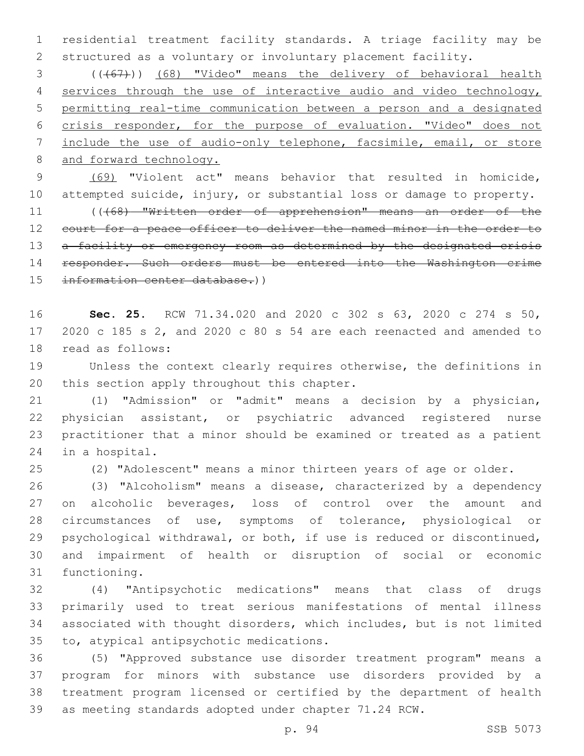residential treatment facility standards. A triage facility may be structured as a voluntary or involuntary placement facility.

~~((67))~~ (68) "Video" means the delivery of behavioral health services through the use of interactive audio and video technology, permitting real-time communication between a person and a designated crisis responder, for the purpose of evaluation. "Video" does not include the use of audio-only telephone, facsimile, email, or store and forward technology.

(69) "Violent act" means behavior that resulted in homicide, attempted suicide, injury, or substantial loss or damage to property.

((~~(68) "Written order of apprehension" means an order of the court for a peace officer to deliver the named minor in the order to a facility or emergency room as determined by the designated crisis responder. Such orders must be entered into the Washington crime information center database.~~))

**Sec. 25.** RCW 71.34.020 and 2020 c 302 s 63, 2020 c 274 s 50, 2020 c 185 s 2, and 2020 c 80 s 54 are each reenacted and amended to read as follows:

Unless the context clearly requires otherwise, the definitions in this section apply throughout this chapter.

(1) "Admission" or "admit" means a decision by a physician, physician assistant, or psychiatric advanced registered nurse practitioner that a minor should be examined or treated as a patient in a hospital.

(2) "Adolescent" means a minor thirteen years of age or older.

(3) "Alcoholism" means a disease, characterized by a dependency on alcoholic beverages, loss of control over the amount and circumstances of use, symptoms of tolerance, physiological or psychological withdrawal, or both, if use is reduced or discontinued, and impairment of health or disruption of social or economic functioning.

(4) "Antipsychotic medications" means that class of drugs primarily used to treat serious manifestations of mental illness associated with thought disorders, which includes, but is not limited to, atypical antipsychotic medications.

(5) "Approved substance use disorder treatment program" means a program for minors with substance use disorders provided by a treatment program licensed or certified by the department of health as meeting standards adopted under chapter 71.24 RCW.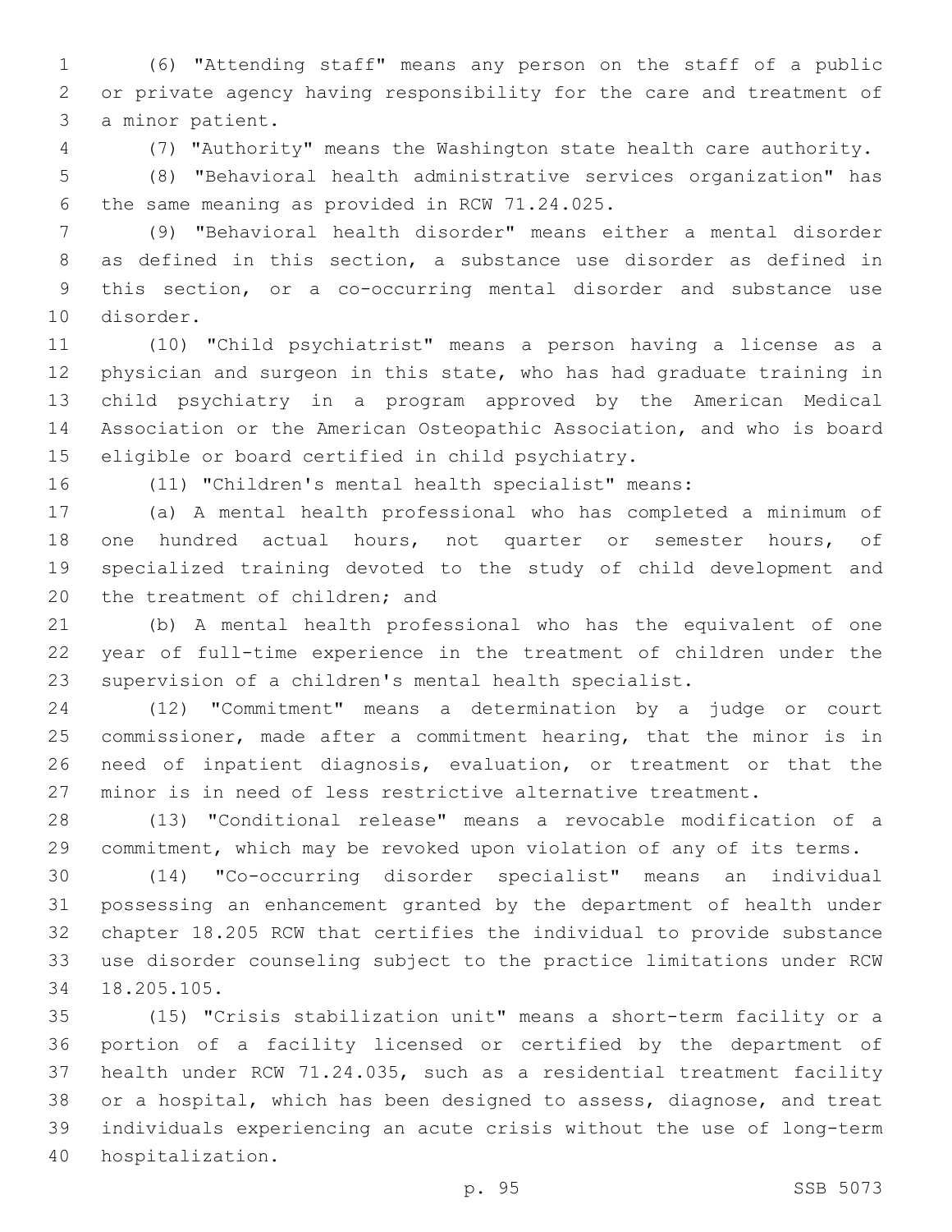(6) "Attending staff" means any person on the staff of a public or private agency having responsibility for the care and treatment of a minor patient.

(7) "Authority" means the Washington state health care authority.

(8) "Behavioral health administrative services organization" has the same meaning as provided in RCW 71.24.025.

(9) "Behavioral health disorder" means either a mental disorder as defined in this section, a substance use disorder as defined in this section, or a co-occurring mental disorder and substance use disorder.

(10) "Child psychiatrist" means a person having a license as a physician and surgeon in this state, who has had graduate training in child psychiatry in a program approved by the American Medical Association or the American Osteopathic Association, and who is board eligible or board certified in child psychiatry.

(11) "Children's mental health specialist" means:

(a) A mental health professional who has completed a minimum of one hundred actual hours, not quarter or semester hours, of specialized training devoted to the study of child development and the treatment of children; and

(b) A mental health professional who has the equivalent of one year of full-time experience in the treatment of children under the supervision of a children's mental health specialist.

(12) "Commitment" means a determination by a judge or court commissioner, made after a commitment hearing, that the minor is in need of inpatient diagnosis, evaluation, or treatment or that the minor is in need of less restrictive alternative treatment.

(13) "Conditional release" means a revocable modification of a commitment, which may be revoked upon violation of any of its terms.

(14) "Co-occurring disorder specialist" means an individual possessing an enhancement granted by the department of health under chapter 18.205 RCW that certifies the individual to provide substance use disorder counseling subject to the practice limitations under RCW 18.205.105.

(15) "Crisis stabilization unit" means a short-term facility or a portion of a facility licensed or certified by the department of health under RCW 71.24.035, such as a residential treatment facility or a hospital, which has been designed to assess, diagnose, and treat individuals experiencing an acute crisis without the use of long-term hospitalization.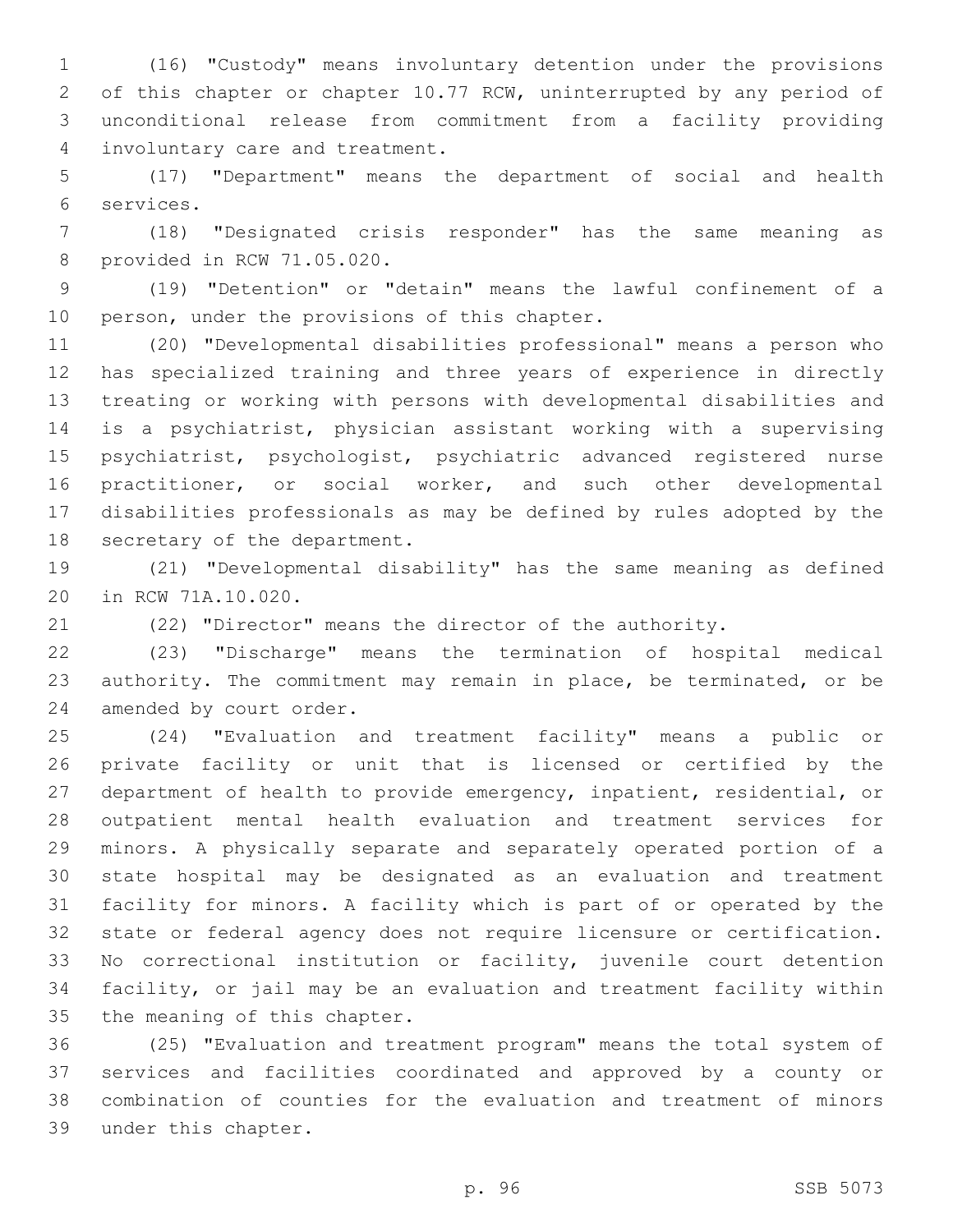(16) "Custody" means involuntary detention under the provisions of this chapter or chapter 10.77 RCW, uninterrupted by any period of unconditional release from commitment from a facility providing involuntary care and treatment.

(17) "Department" means the department of social and health services.

(18) "Designated crisis responder" has the same meaning as provided in RCW 71.05.020.

(19) "Detention" or "detain" means the lawful confinement of a person, under the provisions of this chapter.

(20) "Developmental disabilities professional" means a person who has specialized training and three years of experience in directly treating or working with persons with developmental disabilities and is a psychiatrist, physician assistant working with a supervising psychiatrist, psychologist, psychiatric advanced registered nurse practitioner, or social worker, and such other developmental disabilities professionals as may be defined by rules adopted by the secretary of the department.

(21) "Developmental disability" has the same meaning as defined in RCW 71A.10.020.

(22) "Director" means the director of the authority.

(23) "Discharge" means the termination of hospital medical authority. The commitment may remain in place, be terminated, or be amended by court order.

(24) "Evaluation and treatment facility" means a public or private facility or unit that is licensed or certified by the department of health to provide emergency, inpatient, residential, or outpatient mental health evaluation and treatment services for minors. A physically separate and separately operated portion of a state hospital may be designated as an evaluation and treatment facility for minors. A facility which is part of or operated by the state or federal agency does not require licensure or certification. No correctional institution or facility, juvenile court detention facility, or jail may be an evaluation and treatment facility within the meaning of this chapter.

(25) "Evaluation and treatment program" means the total system of services and facilities coordinated and approved by a county or combination of counties for the evaluation and treatment of minors under this chapter.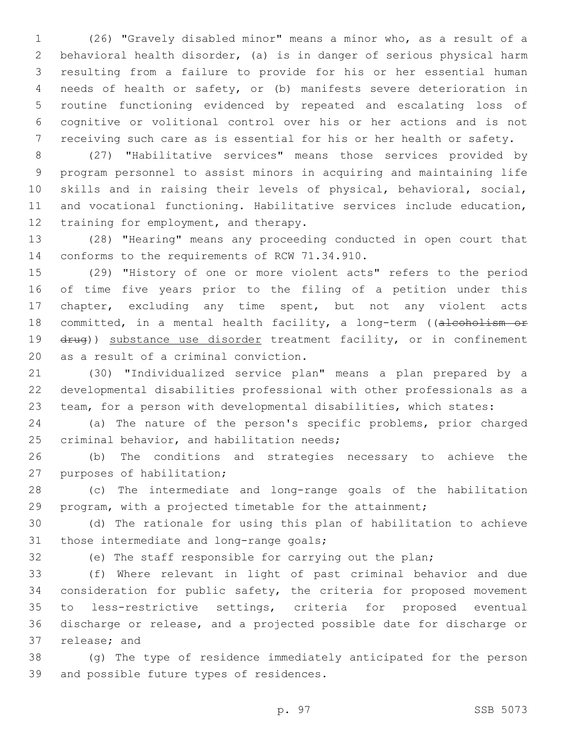(26) "Gravely disabled minor" means a minor who, as a result of a behavioral health disorder, (a) is in danger of serious physical harm resulting from a failure to provide for his or her essential human needs of health or safety, or (b) manifests severe deterioration in routine functioning evidenced by repeated and escalating loss of cognitive or volitional control over his or her actions and is not receiving such care as is essential for his or her health or safety.

(27) "Habilitative services" means those services provided by program personnel to assist minors in acquiring and maintaining life skills and in raising their levels of physical, behavioral, social, and vocational functioning. Habilitative services include education, training for employment, and therapy.

(28) "Hearing" means any proceeding conducted in open court that conforms to the requirements of RCW 71.34.910.

(29) "History of one or more violent acts" refers to the period of time five years prior to the filing of a petition under this chapter, excluding any time spent, but not any violent acts committed, in a mental health facility, a long-term ((~~alcoholism or drug~~)) substance use disorder treatment facility, or in confinement as a result of a criminal conviction.

(30) "Individualized service plan" means a plan prepared by a developmental disabilities professional with other professionals as a team, for a person with developmental disabilities, which states:

(a) The nature of the person's specific problems, prior charged criminal behavior, and habilitation needs;

(b) The conditions and strategies necessary to achieve the purposes of habilitation;

(c) The intermediate and long-range goals of the habilitation program, with a projected timetable for the attainment;

(d) The rationale for using this plan of habilitation to achieve those intermediate and long-range goals;

(e) The staff responsible for carrying out the plan;

(f) Where relevant in light of past criminal behavior and due consideration for public safety, the criteria for proposed movement to less-restrictive settings, criteria for proposed eventual discharge or release, and a projected possible date for discharge or release; and

(g) The type of residence immediately anticipated for the person and possible future types of residences.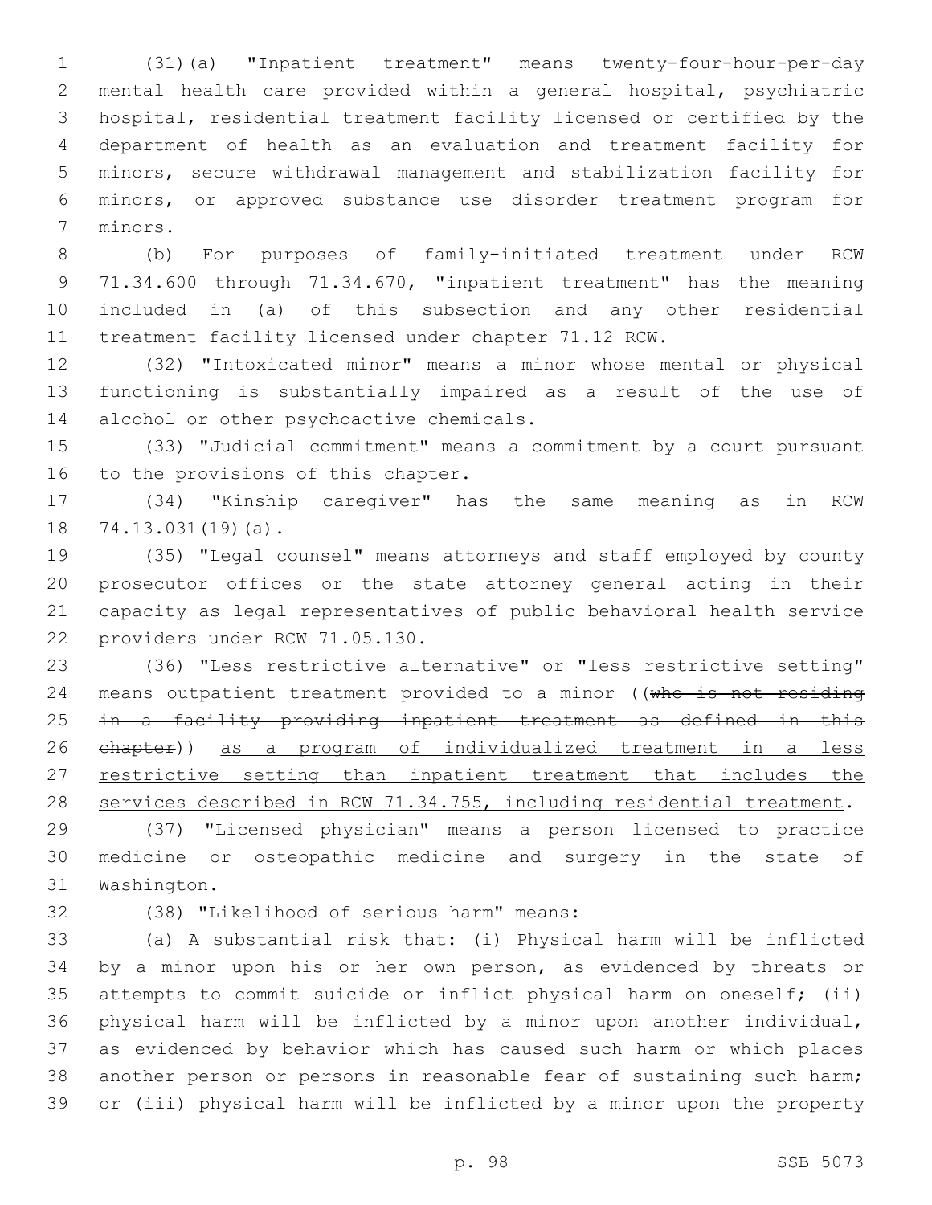(31)(a) "Inpatient treatment" means twenty-four-hour-per-day mental health care provided within a general hospital, psychiatric hospital, residential treatment facility licensed or certified by the department of health as an evaluation and treatment facility for minors, secure withdrawal management and stabilization facility for minors, or approved substance use disorder treatment program for minors.

(b) For purposes of family-initiated treatment under RCW 71.34.600 through 71.34.670, "inpatient treatment" has the meaning included in (a) of this subsection and any other residential treatment facility licensed under chapter 71.12 RCW.

(32) "Intoxicated minor" means a minor whose mental or physical functioning is substantially impaired as a result of the use of alcohol or other psychoactive chemicals.

(33) "Judicial commitment" means a commitment by a court pursuant to the provisions of this chapter.

(34) "Kinship caregiver" has the same meaning as in RCW 74.13.031(19)(a).

(35) "Legal counsel" means attorneys and staff employed by county prosecutor offices or the state attorney general acting in their capacity as legal representatives of public behavioral health service providers under RCW 71.05.130.

(36) "Less restrictive alternative" or "less restrictive setting" means outpatient treatment provided to a minor ((~~who is not residing in a facility providing inpatient treatment as defined in this chapter~~)) <u>as a program of individualized treatment in a less restrictive setting than inpatient treatment that includes the services described in RCW 71.34.755, including residential treatment</u>.

(37) "Licensed physician" means a person licensed to practice medicine or osteopathic medicine and surgery in the state of Washington.

(38) "Likelihood of serious harm" means:

(a) A substantial risk that: (i) Physical harm will be inflicted by a minor upon his or her own person, as evidenced by threats or attempts to commit suicide or inflict physical harm on oneself; (ii) physical harm will be inflicted by a minor upon another individual, as evidenced by behavior which has caused such harm or which places another person or persons in reasonable fear of sustaining such harm; or (iii) physical harm will be inflicted by a minor upon the property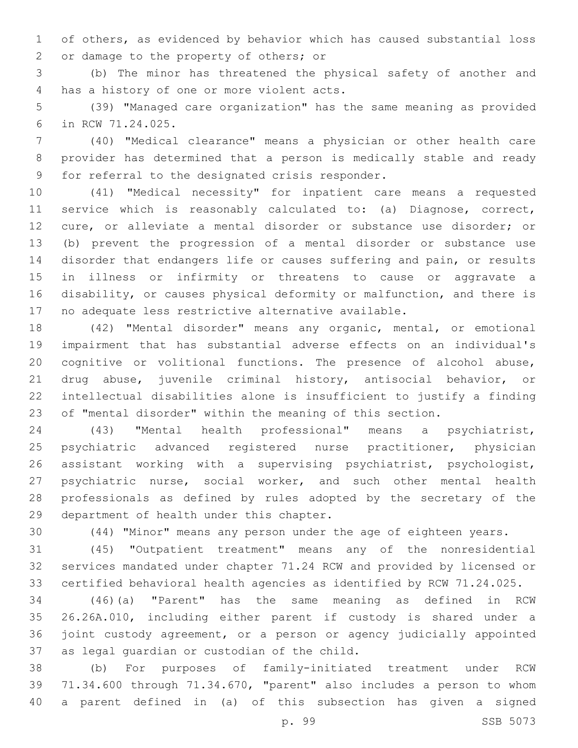of others, as evidenced by behavior which has caused substantial loss or damage to the property of others; or

(b) The minor has threatened the physical safety of another and has a history of one or more violent acts.

(39) "Managed care organization" has the same meaning as provided in RCW 71.24.025.

(40) "Medical clearance" means a physician or other health care provider has determined that a person is medically stable and ready for referral to the designated crisis responder.

(41) "Medical necessity" for inpatient care means a requested service which is reasonably calculated to: (a) Diagnose, correct, cure, or alleviate a mental disorder or substance use disorder; or (b) prevent the progression of a mental disorder or substance use disorder that endangers life or causes suffering and pain, or results in illness or infirmity or threatens to cause or aggravate a disability, or causes physical deformity or malfunction, and there is no adequate less restrictive alternative available.

(42) "Mental disorder" means any organic, mental, or emotional impairment that has substantial adverse effects on an individual's cognitive or volitional functions. The presence of alcohol abuse, drug abuse, juvenile criminal history, antisocial behavior, or intellectual disabilities alone is insufficient to justify a finding of "mental disorder" within the meaning of this section.

(43) "Mental health professional" means a psychiatrist, psychiatric advanced registered nurse practitioner, physician assistant working with a supervising psychiatrist, psychologist, psychiatric nurse, social worker, and such other mental health professionals as defined by rules adopted by the secretary of the department of health under this chapter.

(44) "Minor" means any person under the age of eighteen years.

(45) "Outpatient treatment" means any of the nonresidential services mandated under chapter 71.24 RCW and provided by licensed or certified behavioral health agencies as identified by RCW 71.24.025.

(46)(a) "Parent" has the same meaning as defined in RCW 26.26A.010, including either parent if custody is shared under a joint custody agreement, or a person or agency judicially appointed as legal guardian or custodian of the child.

(b) For purposes of family-initiated treatment under RCW 71.34.600 through 71.34.670, "parent" also includes a person to whom a parent defined in (a) of this subsection has given a signed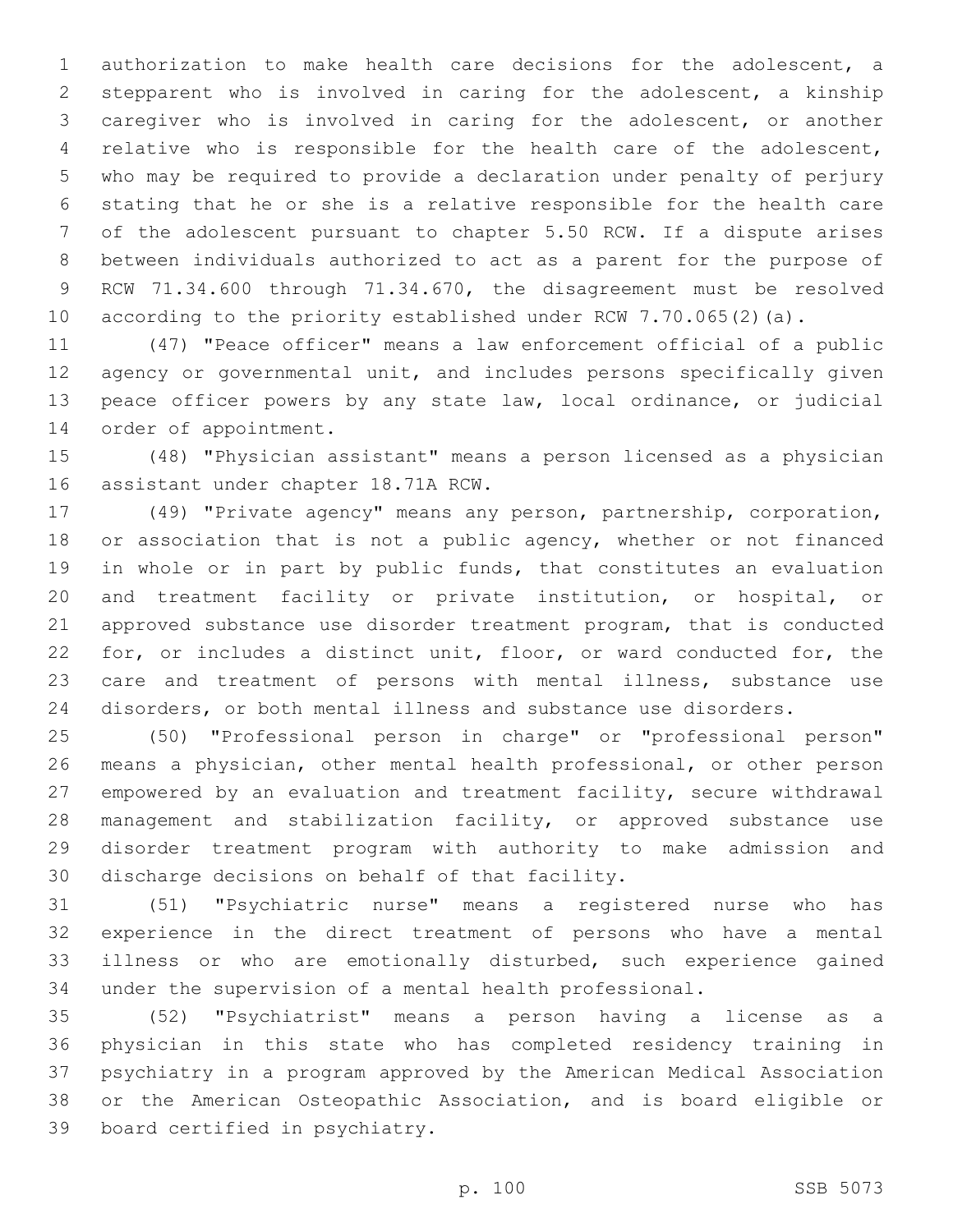authorization to make health care decisions for the adolescent, a stepparent who is involved in caring for the adolescent, a kinship caregiver who is involved in caring for the adolescent, or another relative who is responsible for the health care of the adolescent, who may be required to provide a declaration under penalty of perjury stating that he or she is a relative responsible for the health care of the adolescent pursuant to chapter 5.50 RCW. If a dispute arises between individuals authorized to act as a parent for the purpose of RCW 71.34.600 through 71.34.670, the disagreement must be resolved according to the priority established under RCW 7.70.065(2)(a).

(47) "Peace officer" means a law enforcement official of a public agency or governmental unit, and includes persons specifically given peace officer powers by any state law, local ordinance, or judicial order of appointment.

(48) "Physician assistant" means a person licensed as a physician assistant under chapter 18.71A RCW.

(49) "Private agency" means any person, partnership, corporation, or association that is not a public agency, whether or not financed in whole or in part by public funds, that constitutes an evaluation and treatment facility or private institution, or hospital, or approved substance use disorder treatment program, that is conducted for, or includes a distinct unit, floor, or ward conducted for, the care and treatment of persons with mental illness, substance use disorders, or both mental illness and substance use disorders.

(50) "Professional person in charge" or "professional person" means a physician, other mental health professional, or other person empowered by an evaluation and treatment facility, secure withdrawal management and stabilization facility, or approved substance use disorder treatment program with authority to make admission and discharge decisions on behalf of that facility.

(51) "Psychiatric nurse" means a registered nurse who has experience in the direct treatment of persons who have a mental illness or who are emotionally disturbed, such experience gained under the supervision of a mental health professional.

(52) "Psychiatrist" means a person having a license as a physician in this state who has completed residency training in psychiatry in a program approved by the American Medical Association or the American Osteopathic Association, and is board eligible or board certified in psychiatry.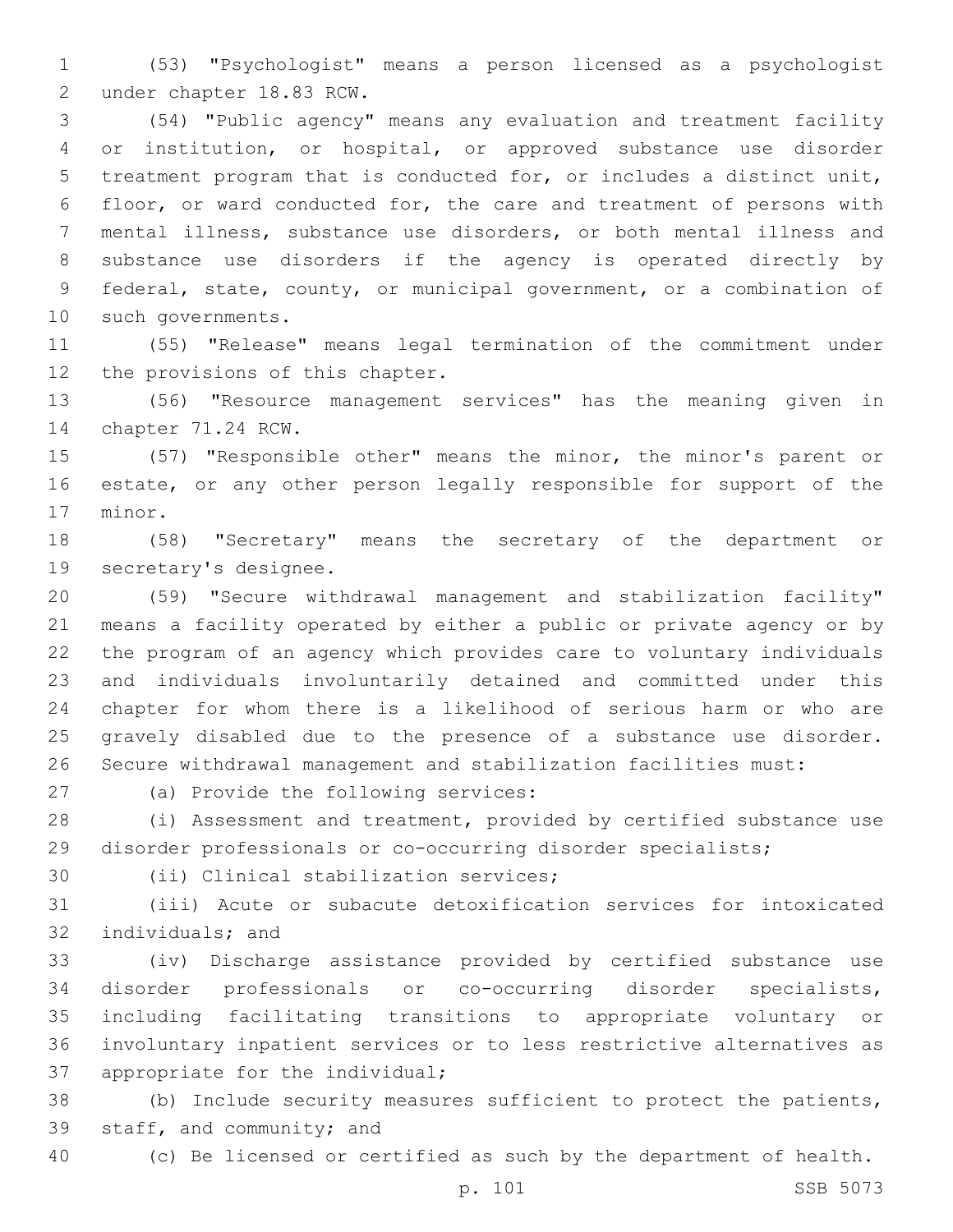(53) "Psychologist" means a person licensed as a psychologist under chapter 18.83 RCW.

(54) "Public agency" means any evaluation and treatment facility or institution, or hospital, or approved substance use disorder treatment program that is conducted for, or includes a distinct unit, floor, or ward conducted for, the care and treatment of persons with mental illness, substance use disorders, or both mental illness and substance use disorders if the agency is operated directly by federal, state, county, or municipal government, or a combination of such governments.

(55) "Release" means legal termination of the commitment under the provisions of this chapter.

(56) "Resource management services" has the meaning given in chapter 71.24 RCW.

(57) "Responsible other" means the minor, the minor's parent or estate, or any other person legally responsible for support of the minor.

(58) "Secretary" means the secretary of the department or secretary's designee.

(59) "Secure withdrawal management and stabilization facility" means a facility operated by either a public or private agency or by the program of an agency which provides care to voluntary individuals and individuals involuntarily detained and committed under this chapter for whom there is a likelihood of serious harm or who are gravely disabled due to the presence of a substance use disorder. Secure withdrawal management and stabilization facilities must:

(a) Provide the following services:

(i) Assessment and treatment, provided by certified substance use disorder professionals or co-occurring disorder specialists;

(ii) Clinical stabilization services;

(iii) Acute or subacute detoxification services for intoxicated individuals; and

(iv) Discharge assistance provided by certified substance use disorder professionals or co-occurring disorder specialists, including facilitating transitions to appropriate voluntary or involuntary inpatient services or to less restrictive alternatives as appropriate for the individual;

(b) Include security measures sufficient to protect the patients, staff, and community; and

(c) Be licensed or certified as such by the department of health.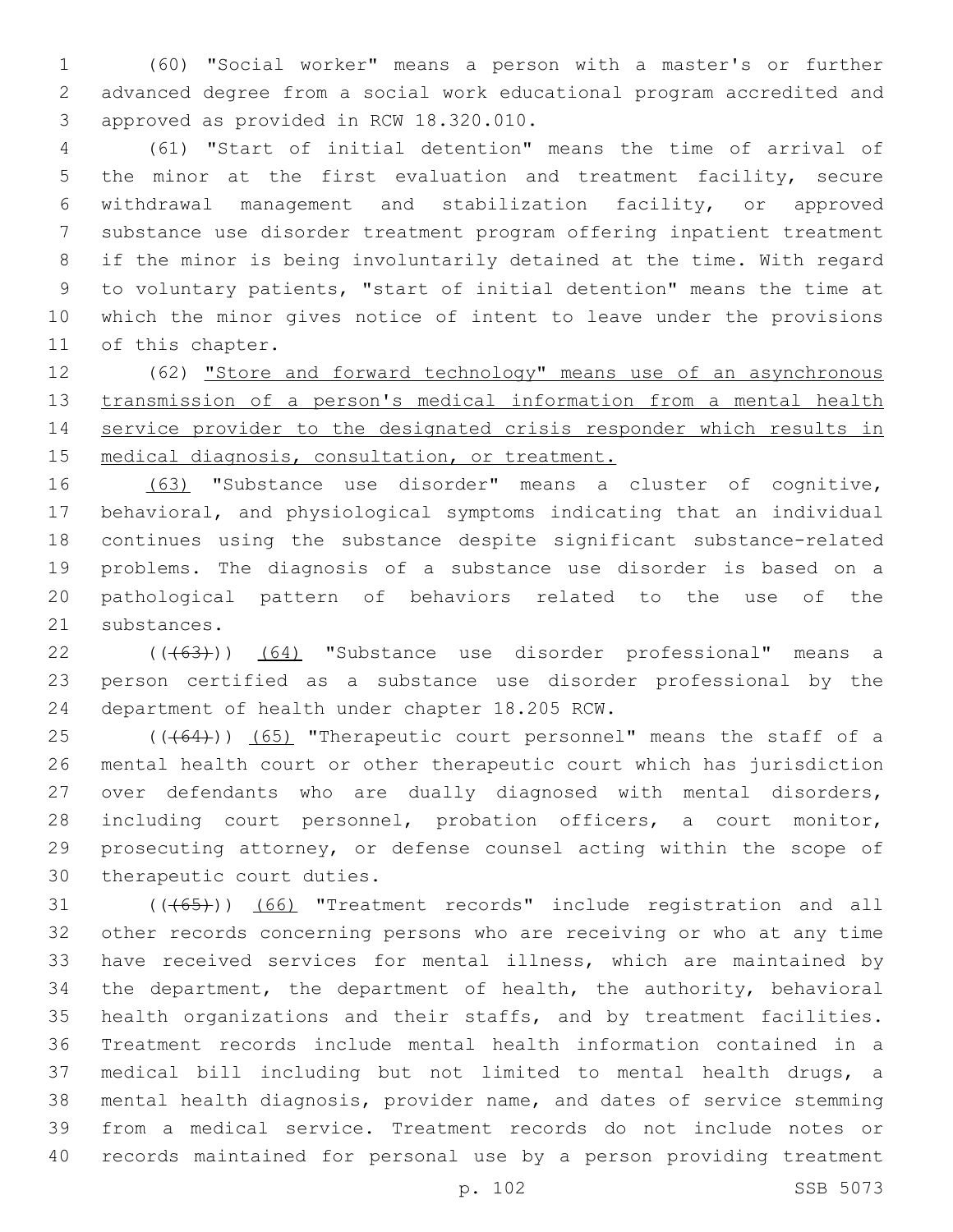(60) "Social worker" means a person with a master's or further advanced degree from a social work educational program accredited and approved as provided in RCW 18.320.010.

(61) "Start of initial detention" means the time of arrival of the minor at the first evaluation and treatment facility, secure withdrawal management and stabilization facility, or approved substance use disorder treatment program offering inpatient treatment if the minor is being involuntarily detained at the time. With regard to voluntary patients, "start of initial detention" means the time at which the minor gives notice of intent to leave under the provisions of this chapter.

(62) "Store and forward technology" means use of an asynchronous transmission of a person's medical information from a mental health service provider to the designated crisis responder which results in medical diagnosis, consultation, or treatment.

(63) "Substance use disorder" means a cluster of cognitive, behavioral, and physiological symptoms indicating that an individual continues using the substance despite significant substance-related problems. The diagnosis of a substance use disorder is based on a pathological pattern of behaviors related to the use of the substances.

(((63))) (64) "Substance use disorder professional" means a person certified as a substance use disorder professional by the department of health under chapter 18.205 RCW.

(((64))) (65) "Therapeutic court personnel" means the staff of a mental health court or other therapeutic court which has jurisdiction over defendants who are dually diagnosed with mental disorders, including court personnel, probation officers, a court monitor, prosecuting attorney, or defense counsel acting within the scope of therapeutic court duties.

(((65))) (66) "Treatment records" include registration and all other records concerning persons who are receiving or who at any time have received services for mental illness, which are maintained by the department, the department of health, the authority, behavioral health organizations and their staffs, and by treatment facilities. Treatment records include mental health information contained in a medical bill including but not limited to mental health drugs, a mental health diagnosis, provider name, and dates of service stemming from a medical service. Treatment records do not include notes or records maintained for personal use by a person providing treatment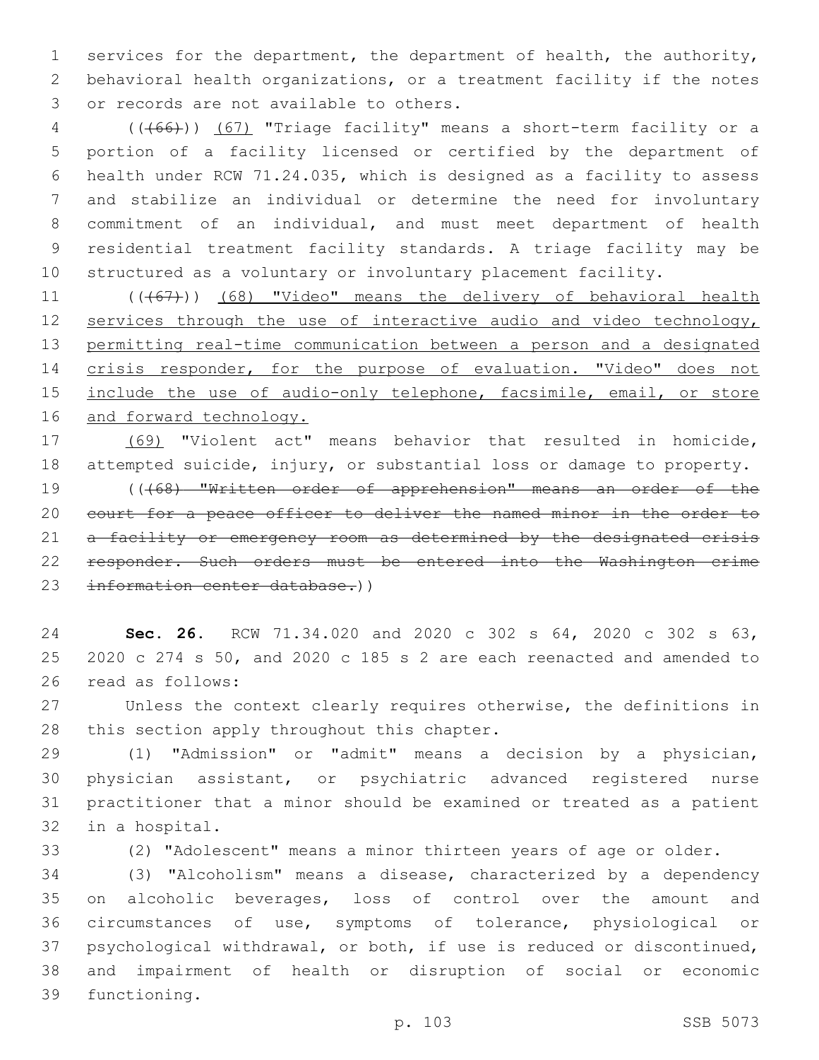services for the department, the department of health, the authority, behavioral health organizations, or a treatment facility if the notes or records are not available to others.

(((66))) (67) "Triage facility" means a short-term facility or a portion of a facility licensed or certified by the department of health under RCW 71.24.035, which is designed as a facility to assess and stabilize an individual or determine the need for involuntary commitment of an individual, and must meet department of health residential treatment facility standards. A triage facility may be structured as a voluntary or involuntary placement facility.

(((67))) (68) "Video" means the delivery of behavioral health services through the use of interactive audio and video technology, permitting real-time communication between a person and a designated crisis responder, for the purpose of evaluation. "Video" does not include the use of audio-only telephone, facsimile, email, or store and forward technology.

(69) "Violent act" means behavior that resulted in homicide, attempted suicide, injury, or substantial loss or damage to property.

(((68) "Written order of apprehension" means an order of the court for a peace officer to deliver the named minor in the order to a facility or emergency room as determined by the designated crisis responder. Such orders must be entered into the Washington crime information center database.))

**Sec. 26.** RCW 71.34.020 and 2020 c 302 s 64, 2020 c 302 s 63, 2020 c 274 s 50, and 2020 c 185 s 2 are each reenacted and amended to read as follows:

Unless the context clearly requires otherwise, the definitions in this section apply throughout this chapter.

(1) "Admission" or "admit" means a decision by a physician, physician assistant, or psychiatric advanced registered nurse practitioner that a minor should be examined or treated as a patient in a hospital.

(2) "Adolescent" means a minor thirteen years of age or older.

(3) "Alcoholism" means a disease, characterized by a dependency on alcoholic beverages, loss of control over the amount and circumstances of use, symptoms of tolerance, physiological or psychological withdrawal, or both, if use is reduced or discontinued, and impairment of health or disruption of social or economic functioning.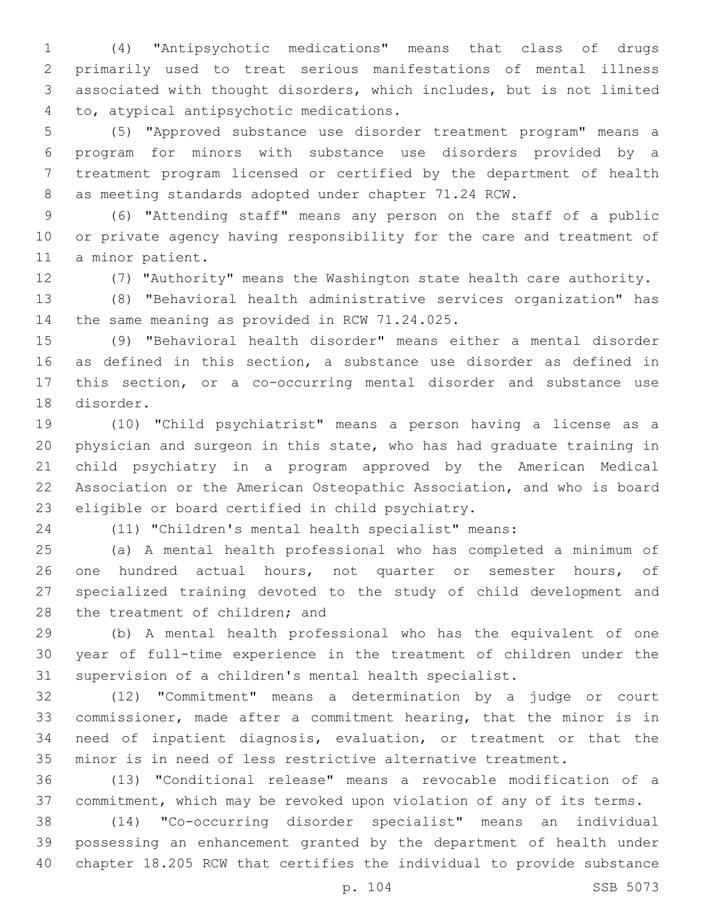(4) "Antipsychotic medications" means that class of drugs primarily used to treat serious manifestations of mental illness associated with thought disorders, which includes, but is not limited to, atypical antipsychotic medications.

(5) "Approved substance use disorder treatment program" means a program for minors with substance use disorders provided by a treatment program licensed or certified by the department of health as meeting standards adopted under chapter 71.24 RCW.

(6) "Attending staff" means any person on the staff of a public or private agency having responsibility for the care and treatment of a minor patient.

(7) "Authority" means the Washington state health care authority.

(8) "Behavioral health administrative services organization" has the same meaning as provided in RCW 71.24.025.

(9) "Behavioral health disorder" means either a mental disorder as defined in this section, a substance use disorder as defined in this section, or a co-occurring mental disorder and substance use disorder.

(10) "Child psychiatrist" means a person having a license as a physician and surgeon in this state, who has had graduate training in child psychiatry in a program approved by the American Medical Association or the American Osteopathic Association, and who is board eligible or board certified in child psychiatry.

(11) "Children's mental health specialist" means:

(a) A mental health professional who has completed a minimum of one hundred actual hours, not quarter or semester hours, of specialized training devoted to the study of child development and the treatment of children; and

(b) A mental health professional who has the equivalent of one year of full-time experience in the treatment of children under the supervision of a children's mental health specialist.

(12) "Commitment" means a determination by a judge or court commissioner, made after a commitment hearing, that the minor is in need of inpatient diagnosis, evaluation, or treatment or that the minor is in need of less restrictive alternative treatment.

(13) "Conditional release" means a revocable modification of a commitment, which may be revoked upon violation of any of its terms.

(14) "Co-occurring disorder specialist" means an individual possessing an enhancement granted by the department of health under chapter 18.205 RCW that certifies the individual to provide substance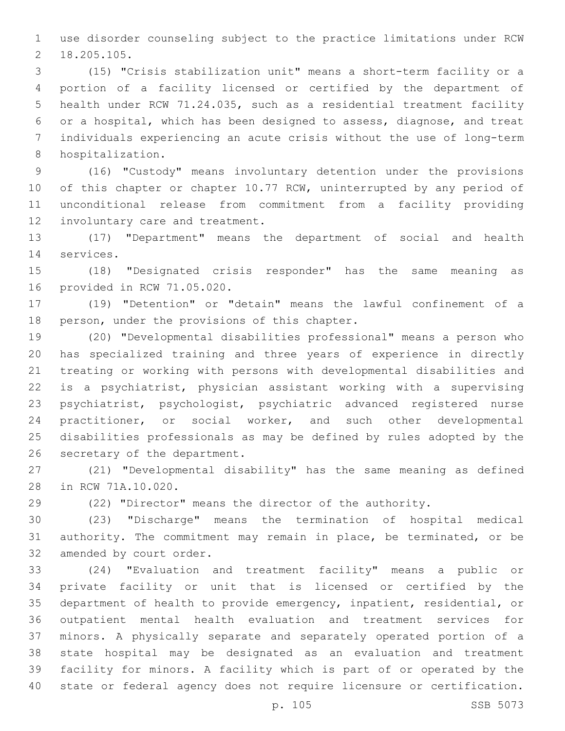use disorder counseling subject to the practice limitations under RCW 18.205.105.

(15) "Crisis stabilization unit" means a short-term facility or a portion of a facility licensed or certified by the department of health under RCW 71.24.035, such as a residential treatment facility or a hospital, which has been designed to assess, diagnose, and treat individuals experiencing an acute crisis without the use of long-term hospitalization.

(16) "Custody" means involuntary detention under the provisions of this chapter or chapter 10.77 RCW, uninterrupted by any period of unconditional release from commitment from a facility providing involuntary care and treatment.

(17) "Department" means the department of social and health services.

(18) "Designated crisis responder" has the same meaning as provided in RCW 71.05.020.

(19) "Detention" or "detain" means the lawful confinement of a person, under the provisions of this chapter.

(20) "Developmental disabilities professional" means a person who has specialized training and three years of experience in directly treating or working with persons with developmental disabilities and is a psychiatrist, physician assistant working with a supervising psychiatrist, psychologist, psychiatric advanced registered nurse practitioner, or social worker, and such other developmental disabilities professionals as may be defined by rules adopted by the secretary of the department.

(21) "Developmental disability" has the same meaning as defined in RCW 71A.10.020.

(22) "Director" means the director of the authority.

(23) "Discharge" means the termination of hospital medical authority. The commitment may remain in place, be terminated, or be amended by court order.

(24) "Evaluation and treatment facility" means a public or private facility or unit that is licensed or certified by the department of health to provide emergency, inpatient, residential, or outpatient mental health evaluation and treatment services for minors. A physically separate and separately operated portion of a state hospital may be designated as an evaluation and treatment facility for minors. A facility which is part of or operated by the state or federal agency does not require licensure or certification.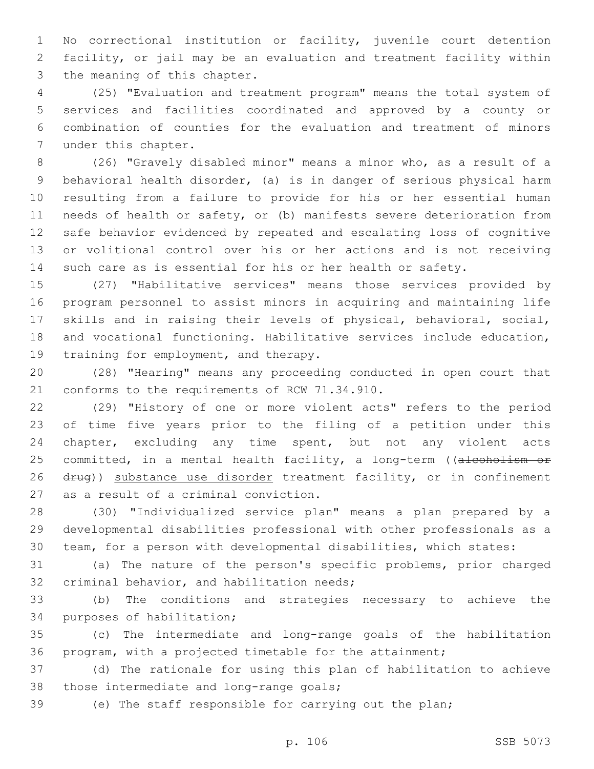No correctional institution or facility, juvenile court detention facility, or jail may be an evaluation and treatment facility within the meaning of this chapter.

(25) "Evaluation and treatment program" means the total system of services and facilities coordinated and approved by a county or combination of counties for the evaluation and treatment of minors under this chapter.

(26) "Gravely disabled minor" means a minor who, as a result of a behavioral health disorder, (a) is in danger of serious physical harm resulting from a failure to provide for his or her essential human needs of health or safety, or (b) manifests severe deterioration from safe behavior evidenced by repeated and escalating loss of cognitive or volitional control over his or her actions and is not receiving such care as is essential for his or her health or safety.

(27) "Habilitative services" means those services provided by program personnel to assist minors in acquiring and maintaining life skills and in raising their levels of physical, behavioral, social, and vocational functioning. Habilitative services include education, training for employment, and therapy.

(28) "Hearing" means any proceeding conducted in open court that conforms to the requirements of RCW 71.34.910.

(29) "History of one or more violent acts" refers to the period of time five years prior to the filing of a petition under this chapter, excluding any time spent, but not any violent acts committed, in a mental health facility, a long-term ((~~alcoholism or drug~~)) <u>substance use disorder</u> treatment facility, or in confinement as a result of a criminal conviction.

(30) "Individualized service plan" means a plan prepared by a developmental disabilities professional with other professionals as a team, for a person with developmental disabilities, which states:

(a) The nature of the person's specific problems, prior charged criminal behavior, and habilitation needs;

(b) The conditions and strategies necessary to achieve the purposes of habilitation;

(c) The intermediate and long-range goals of the habilitation program, with a projected timetable for the attainment;

(d) The rationale for using this plan of habilitation to achieve those intermediate and long-range goals;

(e) The staff responsible for carrying out the plan;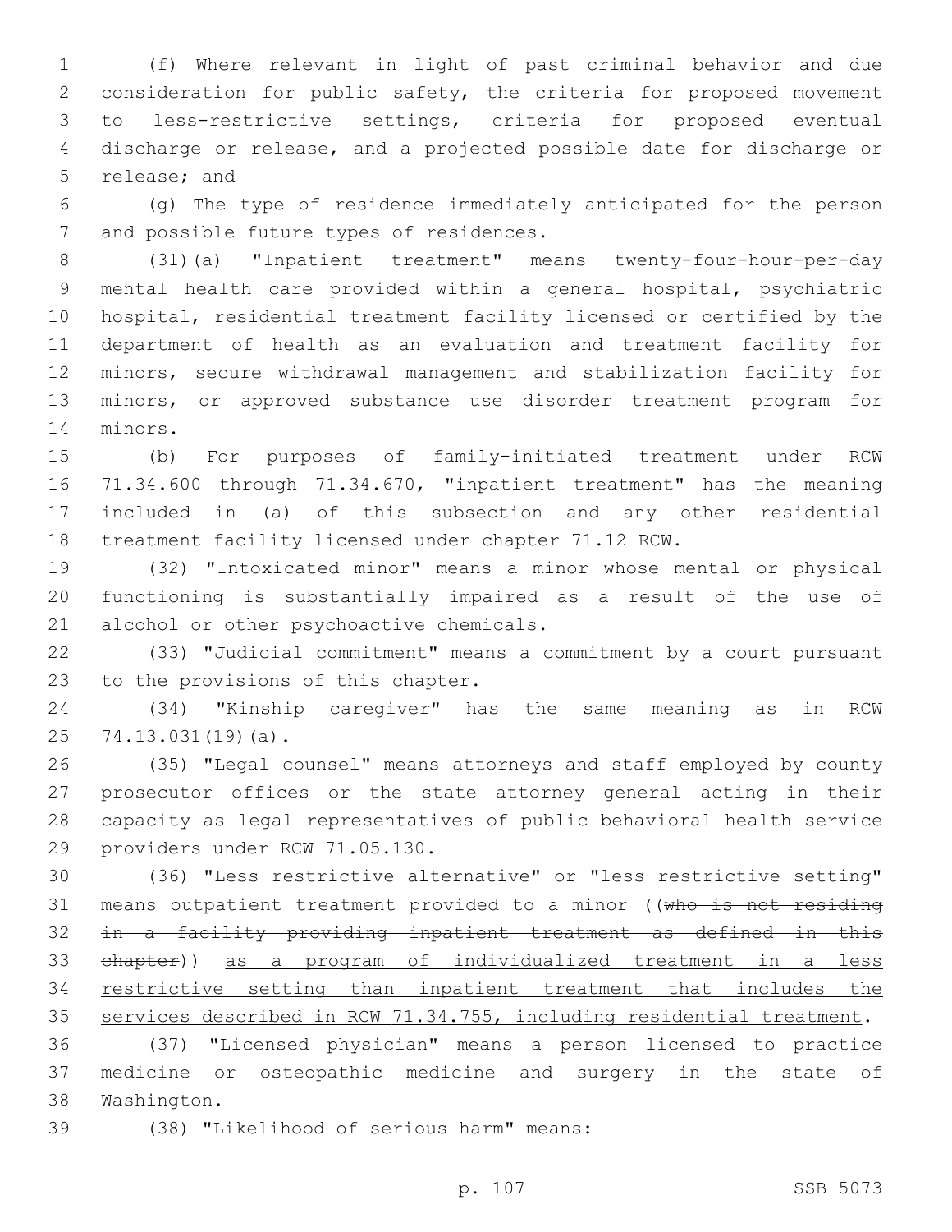(f) Where relevant in light of past criminal behavior and due consideration for public safety, the criteria for proposed movement to less-restrictive settings, criteria for proposed eventual discharge or release, and a projected possible date for discharge or release; and

(g) The type of residence immediately anticipated for the person and possible future types of residences.

(31)(a) "Inpatient treatment" means twenty-four-hour-per-day mental health care provided within a general hospital, psychiatric hospital, residential treatment facility licensed or certified by the department of health as an evaluation and treatment facility for minors, secure withdrawal management and stabilization facility for minors, or approved substance use disorder treatment program for minors.

(b) For purposes of family-initiated treatment under RCW 71.34.600 through 71.34.670, "inpatient treatment" has the meaning included in (a) of this subsection and any other residential treatment facility licensed under chapter 71.12 RCW.

(32) "Intoxicated minor" means a minor whose mental or physical functioning is substantially impaired as a result of the use of alcohol or other psychoactive chemicals.

(33) "Judicial commitment" means a commitment by a court pursuant to the provisions of this chapter.

(34) "Kinship caregiver" has the same meaning as in RCW 74.13.031(19)(a).

(35) "Legal counsel" means attorneys and staff employed by county prosecutor offices or the state attorney general acting in their capacity as legal representatives of public behavioral health service providers under RCW 71.05.130.

(36) "Less restrictive alternative" or "less restrictive setting" means outpatient treatment provided to a minor ((~~who is not residing in a facility providing inpatient treatment as defined in this chapter~~)) <u>as a program of individualized treatment in a less restrictive setting than inpatient treatment that includes the services described in RCW 71.34.755, including residential treatment</u>.

(37) "Licensed physician" means a person licensed to practice medicine or osteopathic medicine and surgery in the state of Washington.

(38) "Likelihood of serious harm" means: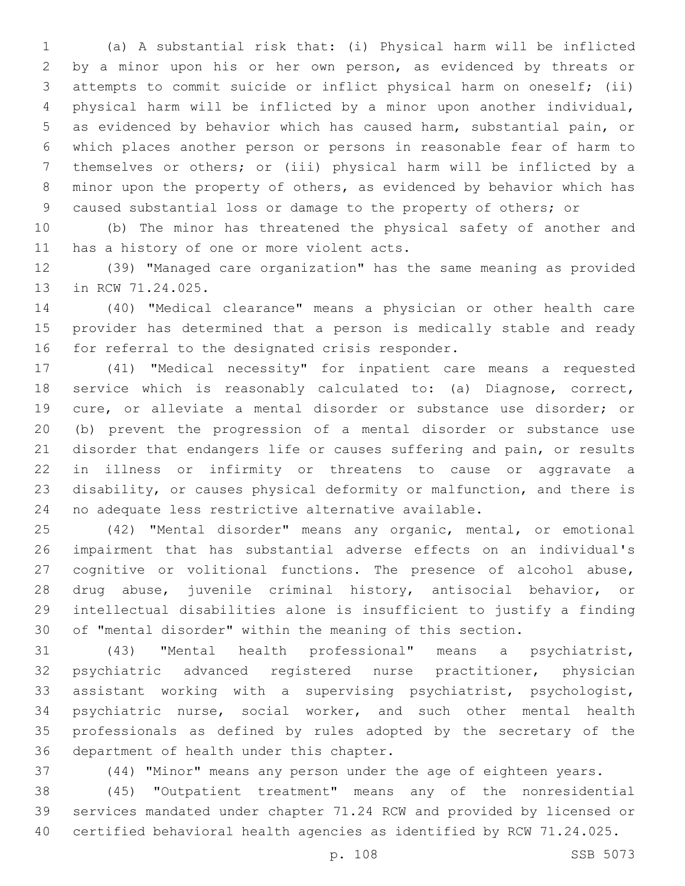(a) A substantial risk that: (i) Physical harm will be inflicted by a minor upon his or her own person, as evidenced by threats or attempts to commit suicide or inflict physical harm on oneself; (ii) physical harm will be inflicted by a minor upon another individual, as evidenced by behavior which has caused harm, substantial pain, or which places another person or persons in reasonable fear of harm to themselves or others; or (iii) physical harm will be inflicted by a minor upon the property of others, as evidenced by behavior which has caused substantial loss or damage to the property of others; or

(b) The minor has threatened the physical safety of another and has a history of one or more violent acts.

(39) "Managed care organization" has the same meaning as provided in RCW 71.24.025.

(40) "Medical clearance" means a physician or other health care provider has determined that a person is medically stable and ready for referral to the designated crisis responder.

(41) "Medical necessity" for inpatient care means a requested service which is reasonably calculated to: (a) Diagnose, correct, cure, or alleviate a mental disorder or substance use disorder; or (b) prevent the progression of a mental disorder or substance use disorder that endangers life or causes suffering and pain, or results in illness or infirmity or threatens to cause or aggravate a disability, or causes physical deformity or malfunction, and there is no adequate less restrictive alternative available.

(42) "Mental disorder" means any organic, mental, or emotional impairment that has substantial adverse effects on an individual's cognitive or volitional functions. The presence of alcohol abuse, drug abuse, juvenile criminal history, antisocial behavior, or intellectual disabilities alone is insufficient to justify a finding of "mental disorder" within the meaning of this section.

(43) "Mental health professional" means a psychiatrist, psychiatric advanced registered nurse practitioner, physician assistant working with a supervising psychiatrist, psychologist, psychiatric nurse, social worker, and such other mental health professionals as defined by rules adopted by the secretary of the department of health under this chapter.

(44) "Minor" means any person under the age of eighteen years.

(45) "Outpatient treatment" means any of the nonresidential services mandated under chapter 71.24 RCW and provided by licensed or certified behavioral health agencies as identified by RCW 71.24.025.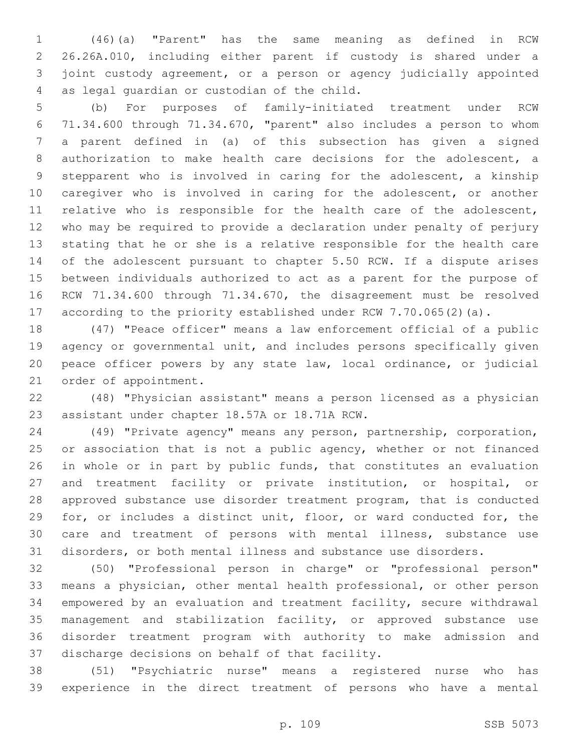(46)(a) "Parent" has the same meaning as defined in RCW 26.26A.010, including either parent if custody is shared under a joint custody agreement, or a person or agency judicially appointed as legal guardian or custodian of the child.

(b) For purposes of family-initiated treatment under RCW 71.34.600 through 71.34.670, "parent" also includes a person to whom a parent defined in (a) of this subsection has given a signed authorization to make health care decisions for the adolescent, a stepparent who is involved in caring for the adolescent, a kinship caregiver who is involved in caring for the adolescent, or another relative who is responsible for the health care of the adolescent, who may be required to provide a declaration under penalty of perjury stating that he or she is a relative responsible for the health care of the adolescent pursuant to chapter 5.50 RCW. If a dispute arises between individuals authorized to act as a parent for the purpose of RCW 71.34.600 through 71.34.670, the disagreement must be resolved according to the priority established under RCW 7.70.065(2)(a).

(47) "Peace officer" means a law enforcement official of a public agency or governmental unit, and includes persons specifically given peace officer powers by any state law, local ordinance, or judicial order of appointment.

(48) "Physician assistant" means a person licensed as a physician assistant under chapter 18.57A or 18.71A RCW.

(49) "Private agency" means any person, partnership, corporation, or association that is not a public agency, whether or not financed in whole or in part by public funds, that constitutes an evaluation and treatment facility or private institution, or hospital, or approved substance use disorder treatment program, that is conducted for, or includes a distinct unit, floor, or ward conducted for, the care and treatment of persons with mental illness, substance use disorders, or both mental illness and substance use disorders.

(50) "Professional person in charge" or "professional person" means a physician, other mental health professional, or other person empowered by an evaluation and treatment facility, secure withdrawal management and stabilization facility, or approved substance use disorder treatment program with authority to make admission and discharge decisions on behalf of that facility.

(51) "Psychiatric nurse" means a registered nurse who has experience in the direct treatment of persons who have a mental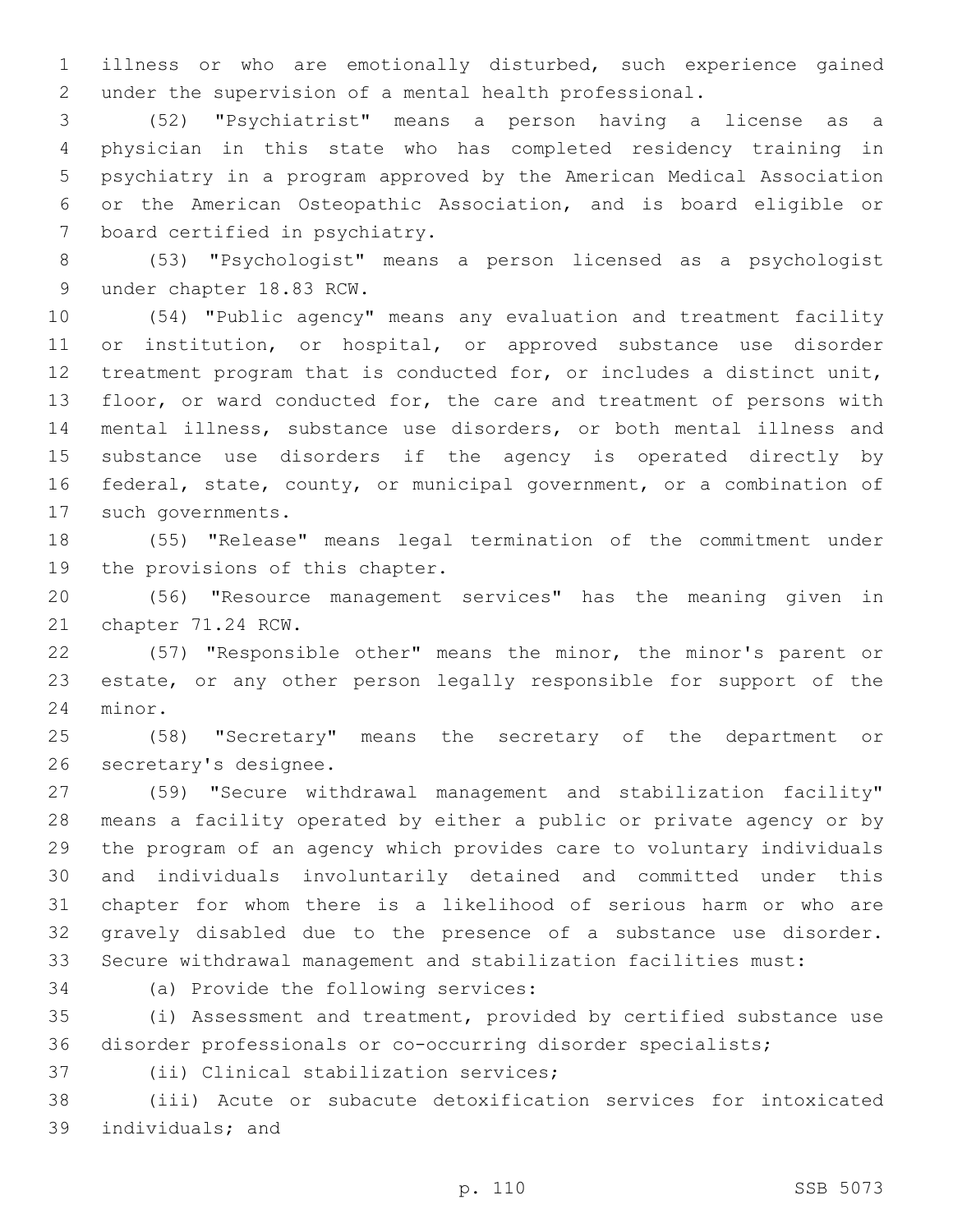illness or who are emotionally disturbed, such experience gained under the supervision of a mental health professional.

(52) "Psychiatrist" means a person having a license as a physician in this state who has completed residency training in psychiatry in a program approved by the American Medical Association or the American Osteopathic Association, and is board eligible or board certified in psychiatry.

(53) "Psychologist" means a person licensed as a psychologist under chapter 18.83 RCW.

(54) "Public agency" means any evaluation and treatment facility or institution, or hospital, or approved substance use disorder treatment program that is conducted for, or includes a distinct unit, floor, or ward conducted for, the care and treatment of persons with mental illness, substance use disorders, or both mental illness and substance use disorders if the agency is operated directly by federal, state, county, or municipal government, or a combination of such governments.

(55) "Release" means legal termination of the commitment under the provisions of this chapter.

(56) "Resource management services" has the meaning given in chapter 71.24 RCW.

(57) "Responsible other" means the minor, the minor's parent or estate, or any other person legally responsible for support of the minor.

(58) "Secretary" means the secretary of the department or secretary's designee.

(59) "Secure withdrawal management and stabilization facility" means a facility operated by either a public or private agency or by the program of an agency which provides care to voluntary individuals and individuals involuntarily detained and committed under this chapter for whom there is a likelihood of serious harm or who are gravely disabled due to the presence of a substance use disorder. Secure withdrawal management and stabilization facilities must:

(a) Provide the following services:

(i) Assessment and treatment, provided by certified substance use disorder professionals or co-occurring disorder specialists;

(ii) Clinical stabilization services;

(iii) Acute or subacute detoxification services for intoxicated individuals; and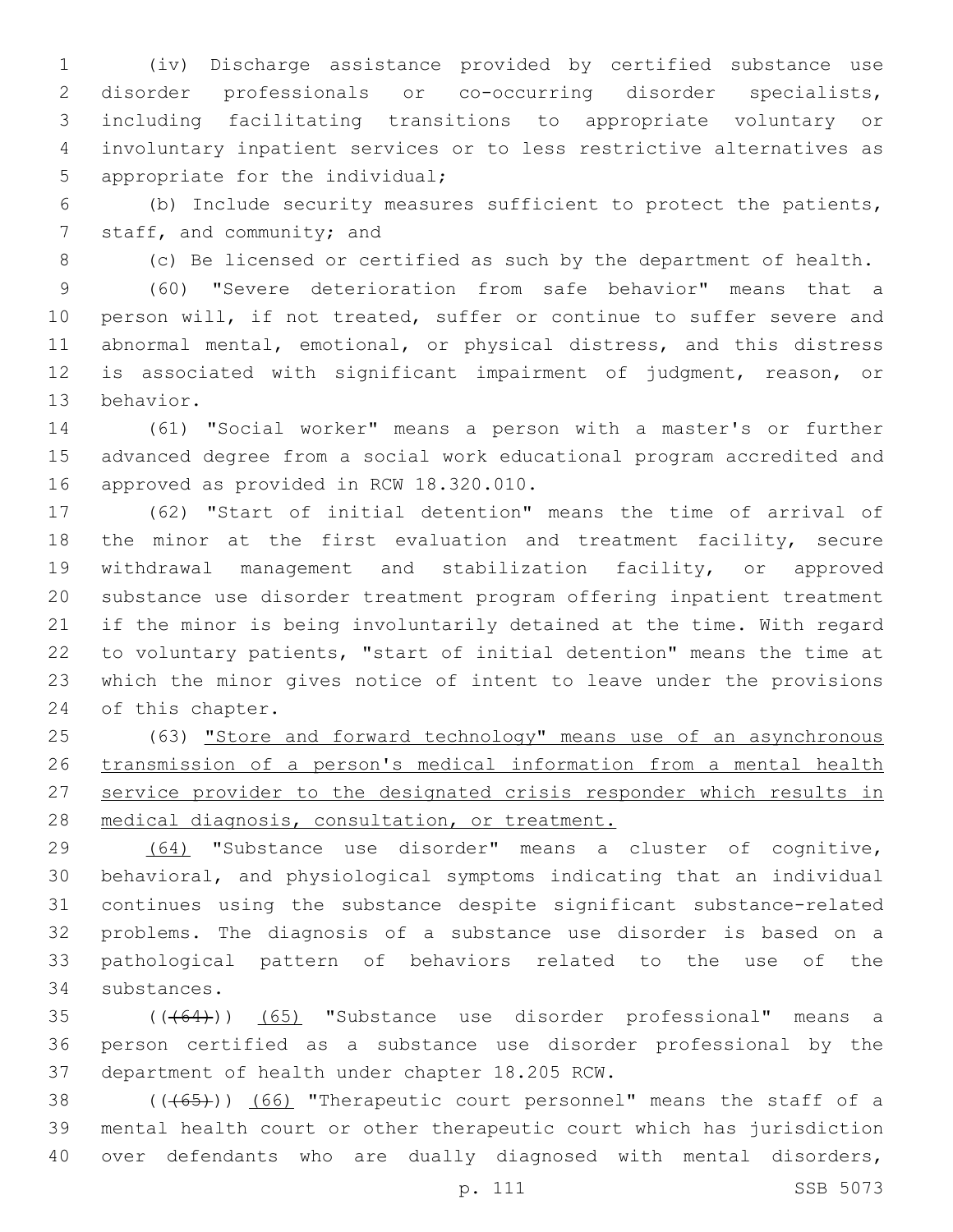(iv) Discharge assistance provided by certified substance use disorder professionals or co-occurring disorder specialists, including facilitating transitions to appropriate voluntary or involuntary inpatient services or to less restrictive alternatives as appropriate for the individual;

(b) Include security measures sufficient to protect the patients, staff, and community; and

(c) Be licensed or certified as such by the department of health.

(60) "Severe deterioration from safe behavior" means that a person will, if not treated, suffer or continue to suffer severe and abnormal mental, emotional, or physical distress, and this distress is associated with significant impairment of judgment, reason, or behavior.

(61) "Social worker" means a person with a master's or further advanced degree from a social work educational program accredited and approved as provided in RCW 18.320.010.

(62) "Start of initial detention" means the time of arrival of the minor at the first evaluation and treatment facility, secure withdrawal management and stabilization facility, or approved substance use disorder treatment program offering inpatient treatment if the minor is being involuntarily detained at the time. With regard to voluntary patients, "start of initial detention" means the time at which the minor gives notice of intent to leave under the provisions of this chapter.

(63) <u>"Store and forward technology" means use of an asynchronous transmission of a person's medical information from a mental health service provider to the designated crisis responder which results in medical diagnosis, consultation, or treatment.</u>

<u>(64)</u> "Substance use disorder" means a cluster of cognitive, behavioral, and physiological symptoms indicating that an individual continues using the substance despite significant substance-related problems. The diagnosis of a substance use disorder is based on a pathological pattern of behaviors related to the use of the substances.

(~~(64)~~) <u>(65)</u> "Substance use disorder professional" means a person certified as a substance use disorder professional by the department of health under chapter 18.205 RCW.

(~~(65)~~) <u>(66)</u> "Therapeutic court personnel" means the staff of a mental health court or other therapeutic court which has jurisdiction over defendants who are dually diagnosed with mental disorders,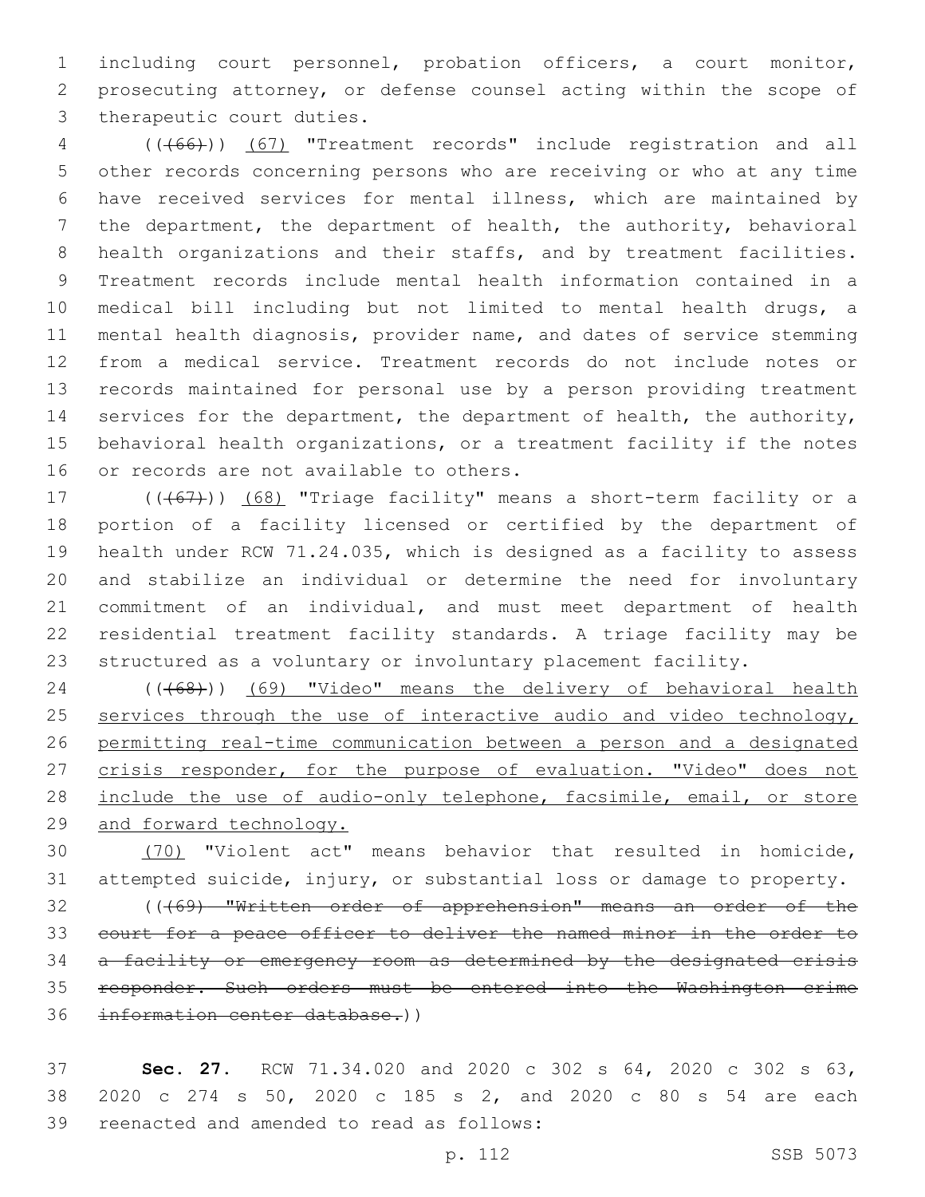including court personnel, probation officers, a court monitor, prosecuting attorney, or defense counsel acting within the scope of therapeutic court duties.

(((66))) (67) "Treatment records" include registration and all other records concerning persons who are receiving or who at any time have received services for mental illness, which are maintained by the department, the department of health, the authority, behavioral health organizations and their staffs, and by treatment facilities. Treatment records include mental health information contained in a medical bill including but not limited to mental health drugs, a mental health diagnosis, provider name, and dates of service stemming from a medical service. Treatment records do not include notes or records maintained for personal use by a person providing treatment services for the department, the department of health, the authority, behavioral health organizations, or a treatment facility if the notes or records are not available to others.

(((67))) (68) "Triage facility" means a short-term facility or a portion of a facility licensed or certified by the department of health under RCW 71.24.035, which is designed as a facility to assess and stabilize an individual or determine the need for involuntary commitment of an individual, and must meet department of health residential treatment facility standards. A triage facility may be structured as a voluntary or involuntary placement facility.

(((68))) (69) "Video" means the delivery of behavioral health services through the use of interactive audio and video technology, permitting real-time communication between a person and a designated crisis responder, for the purpose of evaluation. "Video" does not include the use of audio-only telephone, facsimile, email, or store and forward technology.

(70) "Violent act" means behavior that resulted in homicide, attempted suicide, injury, or substantial loss or damage to property.

(((69) "Written order of apprehension" means an order of the court for a peace officer to deliver the named minor in the order to a facility or emergency room as determined by the designated crisis responder. Such orders must be entered into the Washington crime information center database.))

**Sec. 27.** RCW 71.34.020 and 2020 c 302 s 64, 2020 c 302 s 63, 2020 c 274 s 50, 2020 c 185 s 2, and 2020 c 80 s 54 are each reenacted and amended to read as follows: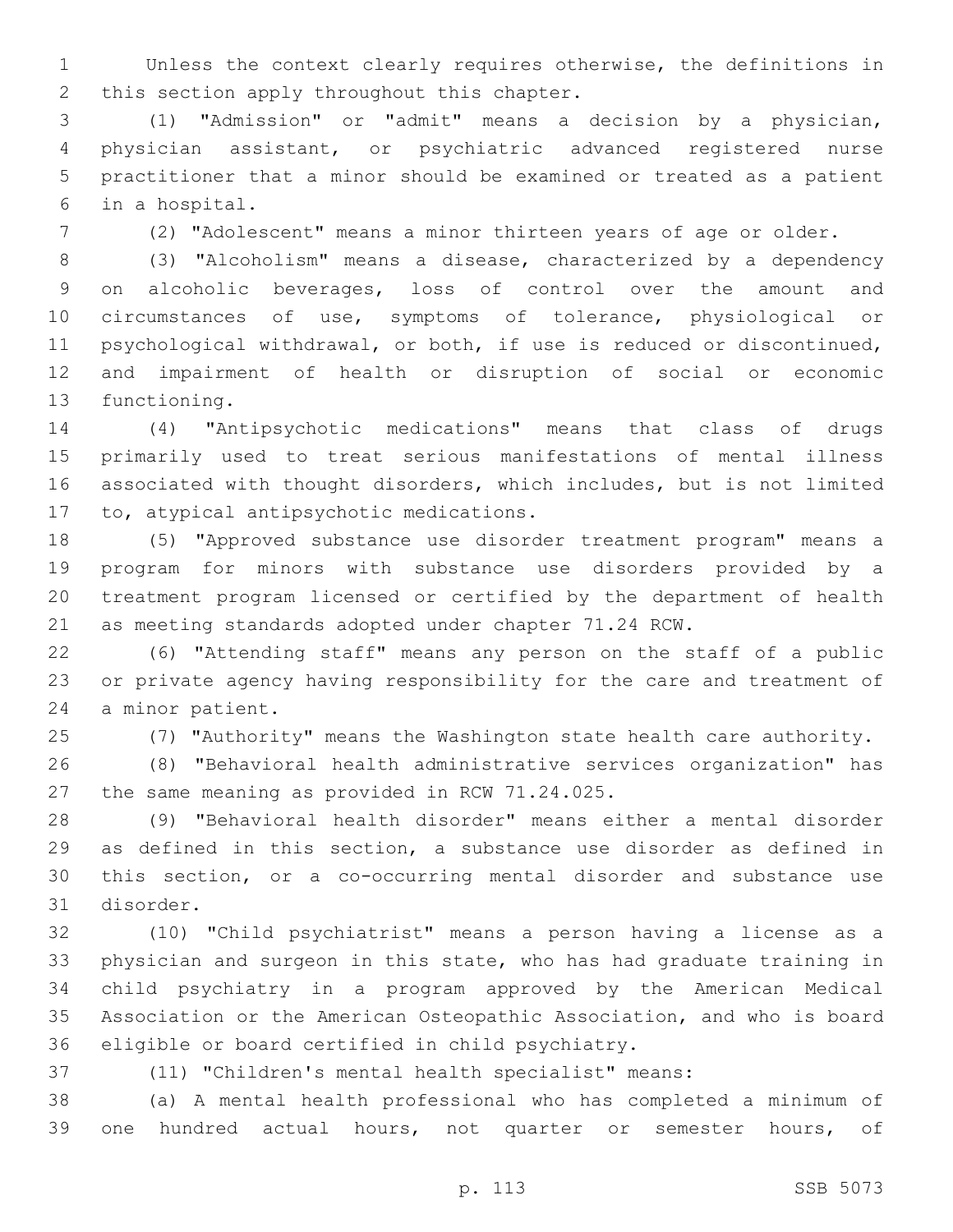Unless the context clearly requires otherwise, the definitions in this section apply throughout this chapter.

(1) "Admission" or "admit" means a decision by a physician, physician assistant, or psychiatric advanced registered nurse practitioner that a minor should be examined or treated as a patient in a hospital.

(2) "Adolescent" means a minor thirteen years of age or older.

(3) "Alcoholism" means a disease, characterized by a dependency on alcoholic beverages, loss of control over the amount and circumstances of use, symptoms of tolerance, physiological or psychological withdrawal, or both, if use is reduced or discontinued, and impairment of health or disruption of social or economic functioning.

(4) "Antipsychotic medications" means that class of drugs primarily used to treat serious manifestations of mental illness associated with thought disorders, which includes, but is not limited to, atypical antipsychotic medications.

(5) "Approved substance use disorder treatment program" means a program for minors with substance use disorders provided by a treatment program licensed or certified by the department of health as meeting standards adopted under chapter 71.24 RCW.

(6) "Attending staff" means any person on the staff of a public or private agency having responsibility for the care and treatment of a minor patient.

(7) "Authority" means the Washington state health care authority.

(8) "Behavioral health administrative services organization" has the same meaning as provided in RCW 71.24.025.

(9) "Behavioral health disorder" means either a mental disorder as defined in this section, a substance use disorder as defined in this section, or a co-occurring mental disorder and substance use disorder.

(10) "Child psychiatrist" means a person having a license as a physician and surgeon in this state, who has had graduate training in child psychiatry in a program approved by the American Medical Association or the American Osteopathic Association, and who is board eligible or board certified in child psychiatry.

(11) "Children's mental health specialist" means:

(a) A mental health professional who has completed a minimum of one hundred actual hours, not quarter or semester hours, of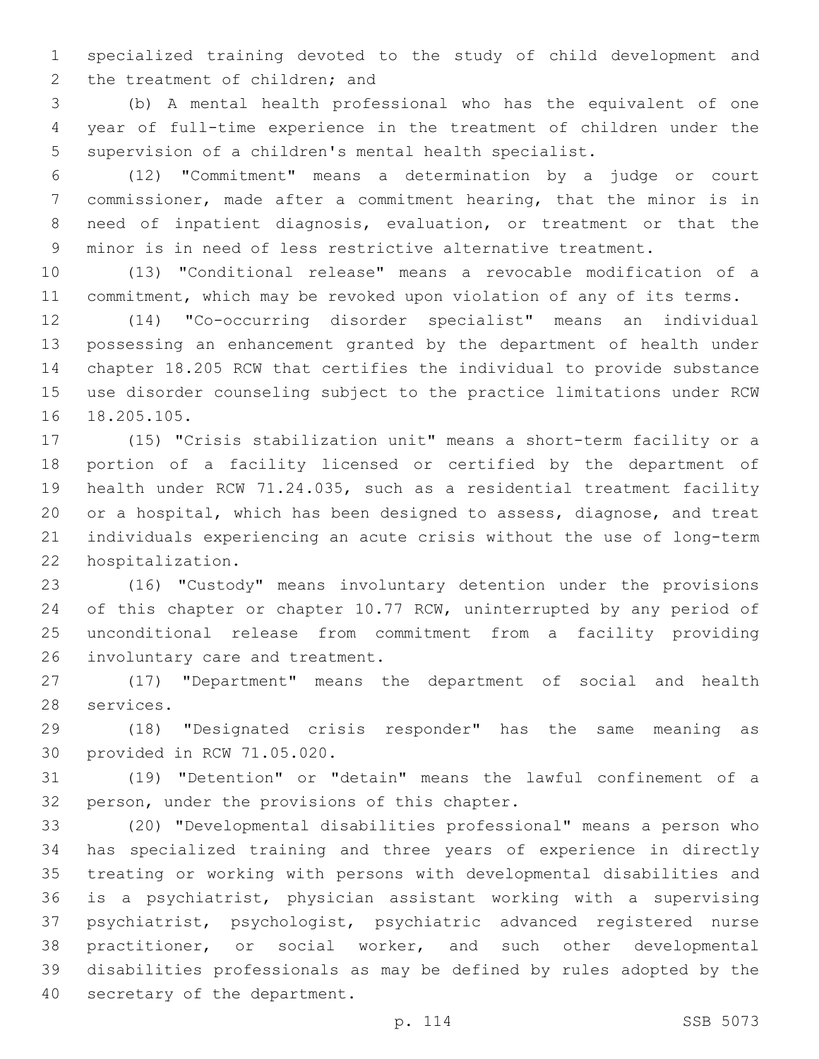specialized training devoted to the study of child development and the treatment of children; and

(b) A mental health professional who has the equivalent of one year of full-time experience in the treatment of children under the supervision of a children's mental health specialist.

(12) "Commitment" means a determination by a judge or court commissioner, made after a commitment hearing, that the minor is in need of inpatient diagnosis, evaluation, or treatment or that the minor is in need of less restrictive alternative treatment.

(13) "Conditional release" means a revocable modification of a commitment, which may be revoked upon violation of any of its terms.

(14) "Co-occurring disorder specialist" means an individual possessing an enhancement granted by the department of health under chapter 18.205 RCW that certifies the individual to provide substance use disorder counseling subject to the practice limitations under RCW 18.205.105.

(15) "Crisis stabilization unit" means a short-term facility or a portion of a facility licensed or certified by the department of health under RCW 71.24.035, such as a residential treatment facility or a hospital, which has been designed to assess, diagnose, and treat individuals experiencing an acute crisis without the use of long-term hospitalization.

(16) "Custody" means involuntary detention under the provisions of this chapter or chapter 10.77 RCW, uninterrupted by any period of unconditional release from commitment from a facility providing involuntary care and treatment.

(17) "Department" means the department of social and health services.

(18) "Designated crisis responder" has the same meaning as provided in RCW 71.05.020.

(19) "Detention" or "detain" means the lawful confinement of a person, under the provisions of this chapter.

(20) "Developmental disabilities professional" means a person who has specialized training and three years of experience in directly treating or working with persons with developmental disabilities and is a psychiatrist, physician assistant working with a supervising psychiatrist, psychologist, psychiatric advanced registered nurse practitioner, or social worker, and such other developmental disabilities professionals as may be defined by rules adopted by the secretary of the department.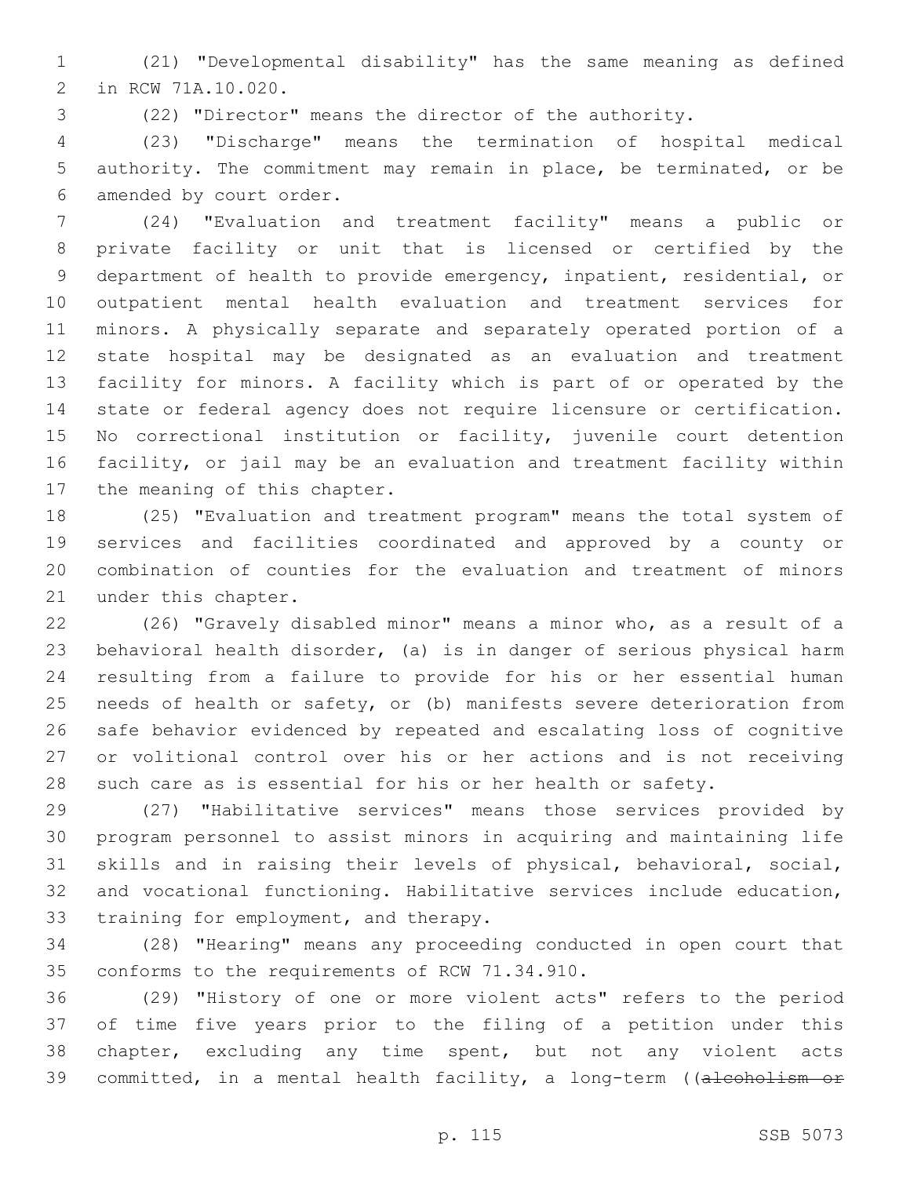(21) "Developmental disability" has the same meaning as defined in RCW 71A.10.020.

(22) "Director" means the director of the authority.

(23) "Discharge" means the termination of hospital medical authority. The commitment may remain in place, be terminated, or be amended by court order.

(24) "Evaluation and treatment facility" means a public or private facility or unit that is licensed or certified by the department of health to provide emergency, inpatient, residential, or outpatient mental health evaluation and treatment services for minors. A physically separate and separately operated portion of a state hospital may be designated as an evaluation and treatment facility for minors. A facility which is part of or operated by the state or federal agency does not require licensure or certification. No correctional institution or facility, juvenile court detention facility, or jail may be an evaluation and treatment facility within the meaning of this chapter.

(25) "Evaluation and treatment program" means the total system of services and facilities coordinated and approved by a county or combination of counties for the evaluation and treatment of minors under this chapter.

(26) "Gravely disabled minor" means a minor who, as a result of a behavioral health disorder, (a) is in danger of serious physical harm resulting from a failure to provide for his or her essential human needs of health or safety, or (b) manifests severe deterioration from safe behavior evidenced by repeated and escalating loss of cognitive or volitional control over his or her actions and is not receiving such care as is essential for his or her health or safety.

(27) "Habilitative services" means those services provided by program personnel to assist minors in acquiring and maintaining life skills and in raising their levels of physical, behavioral, social, and vocational functioning. Habilitative services include education, training for employment, and therapy.

(28) "Hearing" means any proceeding conducted in open court that conforms to the requirements of RCW 71.34.910.

(29) "History of one or more violent acts" refers to the period of time five years prior to the filing of a petition under this chapter, excluding any time spent, but not any violent acts committed, in a mental health facility, a long-term ((~~alcoholism or~~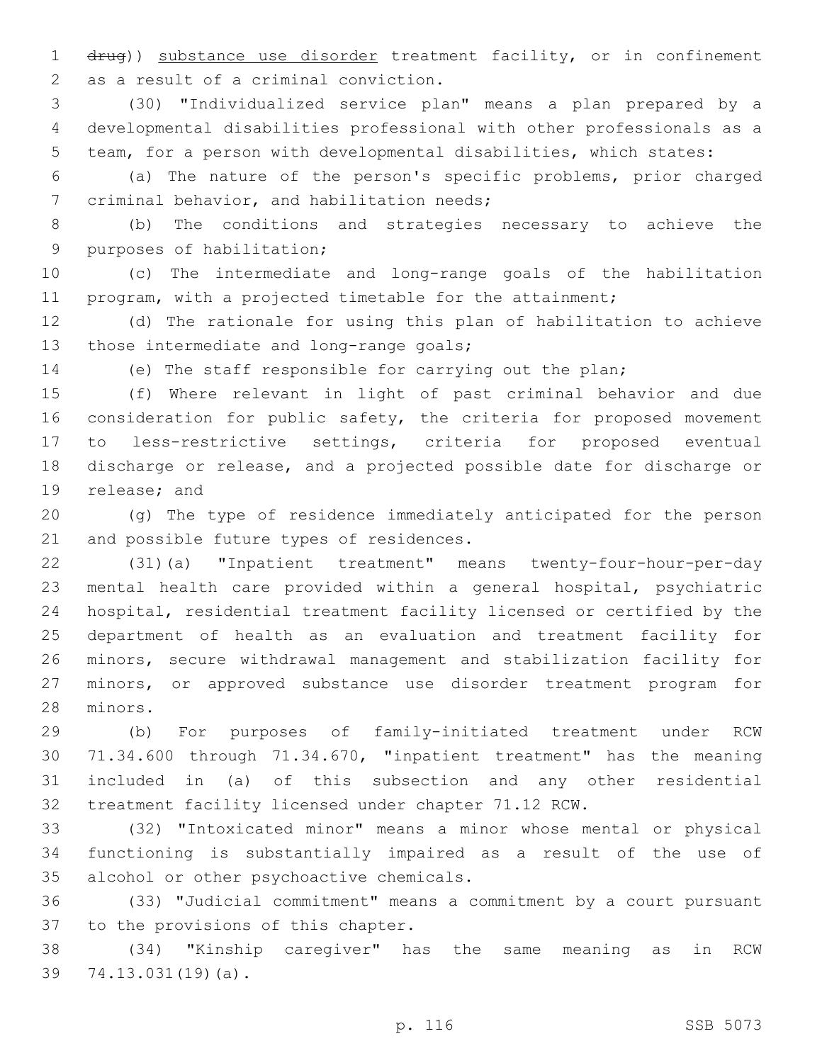~~drug~~)) substance use disorder treatment facility, or in confinement as a result of a criminal conviction.

(30) "Individualized service plan" means a plan prepared by a developmental disabilities professional with other professionals as a team, for a person with developmental disabilities, which states:

(a) The nature of the person's specific problems, prior charged criminal behavior, and habilitation needs;

(b) The conditions and strategies necessary to achieve the purposes of habilitation;

(c) The intermediate and long-range goals of the habilitation program, with a projected timetable for the attainment;

(d) The rationale for using this plan of habilitation to achieve those intermediate and long-range goals;

(e) The staff responsible for carrying out the plan;

(f) Where relevant in light of past criminal behavior and due consideration for public safety, the criteria for proposed movement to less-restrictive settings, criteria for proposed eventual discharge or release, and a projected possible date for discharge or release; and

(g) The type of residence immediately anticipated for the person and possible future types of residences.

(31)(a) "Inpatient treatment" means twenty-four-hour-per-day mental health care provided within a general hospital, psychiatric hospital, residential treatment facility licensed or certified by the department of health as an evaluation and treatment facility for minors, secure withdrawal management and stabilization facility for minors, or approved substance use disorder treatment program for minors.

(b) For purposes of family-initiated treatment under RCW 71.34.600 through 71.34.670, "inpatient treatment" has the meaning included in (a) of this subsection and any other residential treatment facility licensed under chapter 71.12 RCW.

(32) "Intoxicated minor" means a minor whose mental or physical functioning is substantially impaired as a result of the use of alcohol or other psychoactive chemicals.

(33) "Judicial commitment" means a commitment by a court pursuant to the provisions of this chapter.

(34) "Kinship caregiver" has the same meaning as in RCW 74.13.031(19)(a).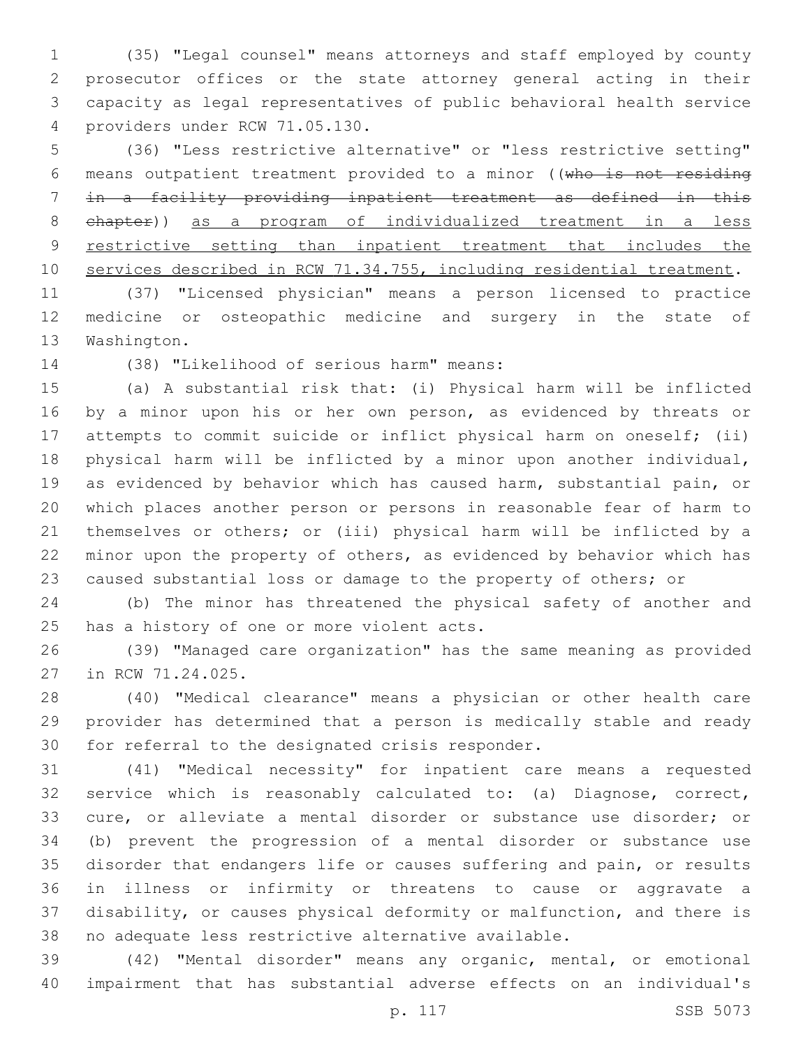(35) "Legal counsel" means attorneys and staff employed by county prosecutor offices or the state attorney general acting in their capacity as legal representatives of public behavioral health service providers under RCW 71.05.130.

(36) "Less restrictive alternative" or "less restrictive setting" means outpatient treatment provided to a minor ((~~who is not residing in a facility providing inpatient treatment as defined in this chapter~~)) as a program of individualized treatment in a less restrictive setting than inpatient treatment that includes the services described in RCW 71.34.755, including residential treatment.

(37) "Licensed physician" means a person licensed to practice medicine or osteopathic medicine and surgery in the state of Washington.

(38) "Likelihood of serious harm" means:

(a) A substantial risk that: (i) Physical harm will be inflicted by a minor upon his or her own person, as evidenced by threats or attempts to commit suicide or inflict physical harm on oneself; (ii) physical harm will be inflicted by a minor upon another individual, as evidenced by behavior which has caused harm, substantial pain, or which places another person or persons in reasonable fear of harm to themselves or others; or (iii) physical harm will be inflicted by a minor upon the property of others, as evidenced by behavior which has caused substantial loss or damage to the property of others; or

(b) The minor has threatened the physical safety of another and has a history of one or more violent acts.

(39) "Managed care organization" has the same meaning as provided in RCW 71.24.025.

(40) "Medical clearance" means a physician or other health care provider has determined that a person is medically stable and ready for referral to the designated crisis responder.

(41) "Medical necessity" for inpatient care means a requested service which is reasonably calculated to: (a) Diagnose, correct, cure, or alleviate a mental disorder or substance use disorder; or (b) prevent the progression of a mental disorder or substance use disorder that endangers life or causes suffering and pain, or results in illness or infirmity or threatens to cause or aggravate a disability, or causes physical deformity or malfunction, and there is no adequate less restrictive alternative available.

(42) "Mental disorder" means any organic, mental, or emotional impairment that has substantial adverse effects on an individual's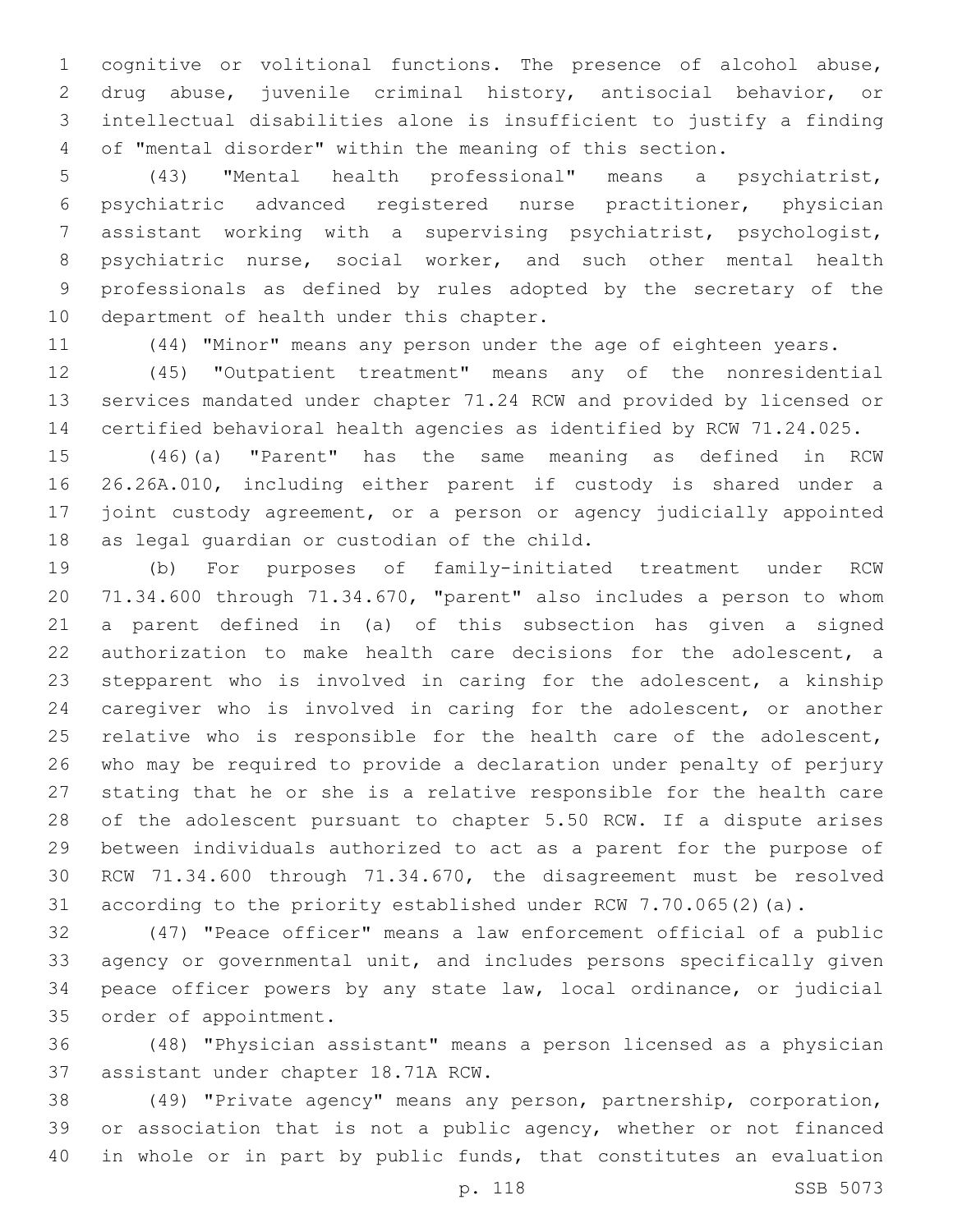cognitive or volitional functions. The presence of alcohol abuse, drug abuse, juvenile criminal history, antisocial behavior, or intellectual disabilities alone is insufficient to justify a finding of "mental disorder" within the meaning of this section.

(43) "Mental health professional" means a psychiatrist, psychiatric advanced registered nurse practitioner, physician assistant working with a supervising psychiatrist, psychologist, psychiatric nurse, social worker, and such other mental health professionals as defined by rules adopted by the secretary of the department of health under this chapter.

(44) "Minor" means any person under the age of eighteen years.

(45) "Outpatient treatment" means any of the nonresidential services mandated under chapter 71.24 RCW and provided by licensed or certified behavioral health agencies as identified by RCW 71.24.025.

(46)(a) "Parent" has the same meaning as defined in RCW 26.26A.010, including either parent if custody is shared under a joint custody agreement, or a person or agency judicially appointed as legal guardian or custodian of the child.

(b) For purposes of family-initiated treatment under RCW 71.34.600 through 71.34.670, "parent" also includes a person to whom a parent defined in (a) of this subsection has given a signed authorization to make health care decisions for the adolescent, a stepparent who is involved in caring for the adolescent, a kinship caregiver who is involved in caring for the adolescent, or another relative who is responsible for the health care of the adolescent, who may be required to provide a declaration under penalty of perjury stating that he or she is a relative responsible for the health care of the adolescent pursuant to chapter 5.50 RCW. If a dispute arises between individuals authorized to act as a parent for the purpose of RCW 71.34.600 through 71.34.670, the disagreement must be resolved according to the priority established under RCW 7.70.065(2)(a).

(47) "Peace officer" means a law enforcement official of a public agency or governmental unit, and includes persons specifically given peace officer powers by any state law, local ordinance, or judicial order of appointment.

(48) "Physician assistant" means a person licensed as a physician assistant under chapter 18.71A RCW.

(49) "Private agency" means any person, partnership, corporation, or association that is not a public agency, whether or not financed in whole or in part by public funds, that constitutes an evaluation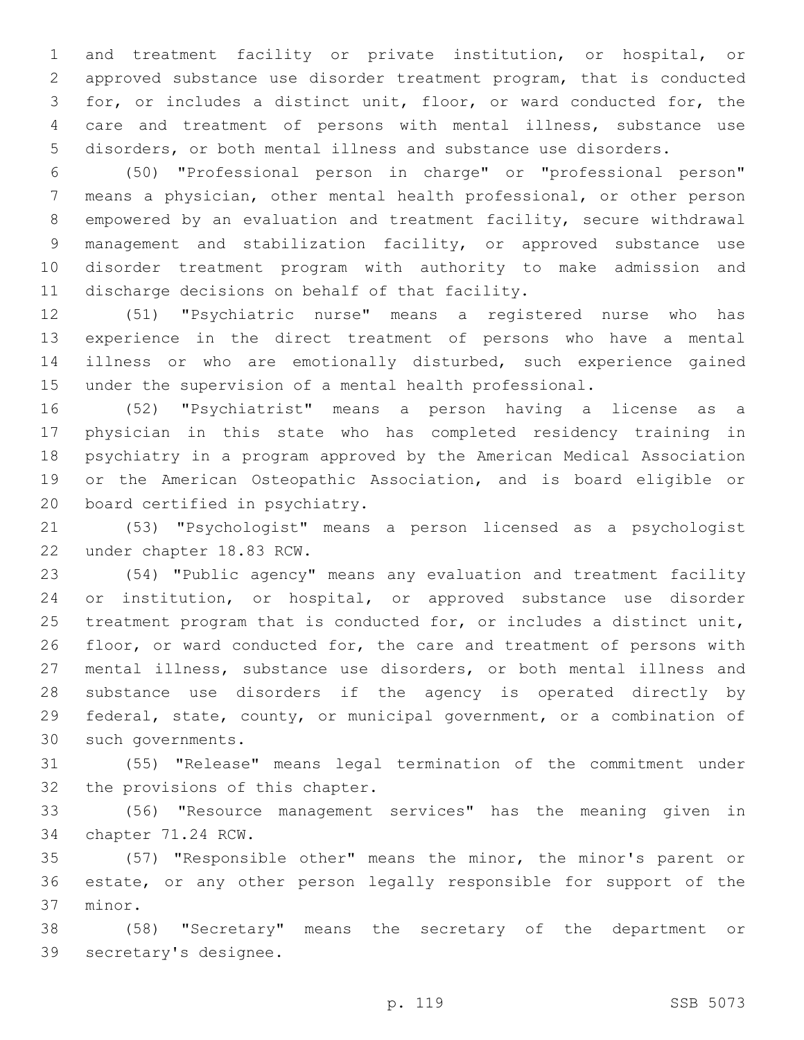and treatment facility or private institution, or hospital, or approved substance use disorder treatment program, that is conducted for, or includes a distinct unit, floor, or ward conducted for, the care and treatment of persons with mental illness, substance use disorders, or both mental illness and substance use disorders.

(50) "Professional person in charge" or "professional person" means a physician, other mental health professional, or other person empowered by an evaluation and treatment facility, secure withdrawal management and stabilization facility, or approved substance use disorder treatment program with authority to make admission and discharge decisions on behalf of that facility.

(51) "Psychiatric nurse" means a registered nurse who has experience in the direct treatment of persons who have a mental illness or who are emotionally disturbed, such experience gained under the supervision of a mental health professional.

(52) "Psychiatrist" means a person having a license as a physician in this state who has completed residency training in psychiatry in a program approved by the American Medical Association or the American Osteopathic Association, and is board eligible or board certified in psychiatry.

(53) "Psychologist" means a person licensed as a psychologist under chapter 18.83 RCW.

(54) "Public agency" means any evaluation and treatment facility or institution, or hospital, or approved substance use disorder treatment program that is conducted for, or includes a distinct unit, floor, or ward conducted for, the care and treatment of persons with mental illness, substance use disorders, or both mental illness and substance use disorders if the agency is operated directly by federal, state, county, or municipal government, or a combination of such governments.

(55) "Release" means legal termination of the commitment under the provisions of this chapter.

(56) "Resource management services" has the meaning given in chapter 71.24 RCW.

(57) "Responsible other" means the minor, the minor's parent or estate, or any other person legally responsible for support of the minor.

(58) "Secretary" means the secretary of the department or secretary's designee.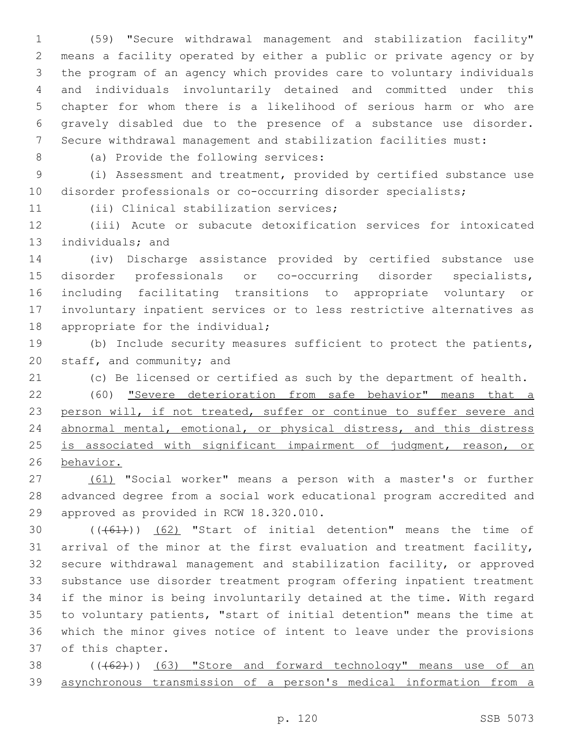(59) "Secure withdrawal management and stabilization facility" means a facility operated by either a public or private agency or by the program of an agency which provides care to voluntary individuals and individuals involuntarily detained and committed under this chapter for whom there is a likelihood of serious harm or who are gravely disabled due to the presence of a substance use disorder. Secure withdrawal management and stabilization facilities must:

(a) Provide the following services:

(i) Assessment and treatment, provided by certified substance use disorder professionals or co-occurring disorder specialists;

(ii) Clinical stabilization services;

(iii) Acute or subacute detoxification services for intoxicated individuals; and

(iv) Discharge assistance provided by certified substance use disorder professionals or co-occurring disorder specialists, including facilitating transitions to appropriate voluntary or involuntary inpatient services or to less restrictive alternatives as appropriate for the individual;

(b) Include security measures sufficient to protect the patients, staff, and community; and

(c) Be licensed or certified as such by the department of health.

(60) "Severe deterioration from safe behavior" means that a person will, if not treated, suffer or continue to suffer severe and abnormal mental, emotional, or physical distress, and this distress is associated with significant impairment of judgment, reason, or behavior.

(61) "Social worker" means a person with a master's or further advanced degree from a social work educational program accredited and approved as provided in RCW 18.320.010.

(((61))) (62) "Start of initial detention" means the time of arrival of the minor at the first evaluation and treatment facility, secure withdrawal management and stabilization facility, or approved substance use disorder treatment program offering inpatient treatment if the minor is being involuntarily detained at the time. With regard to voluntary patients, "start of initial detention" means the time at which the minor gives notice of intent to leave under the provisions of this chapter.

(((62))) (63) "Store and forward technology" means use of an asynchronous transmission of a person's medical information from a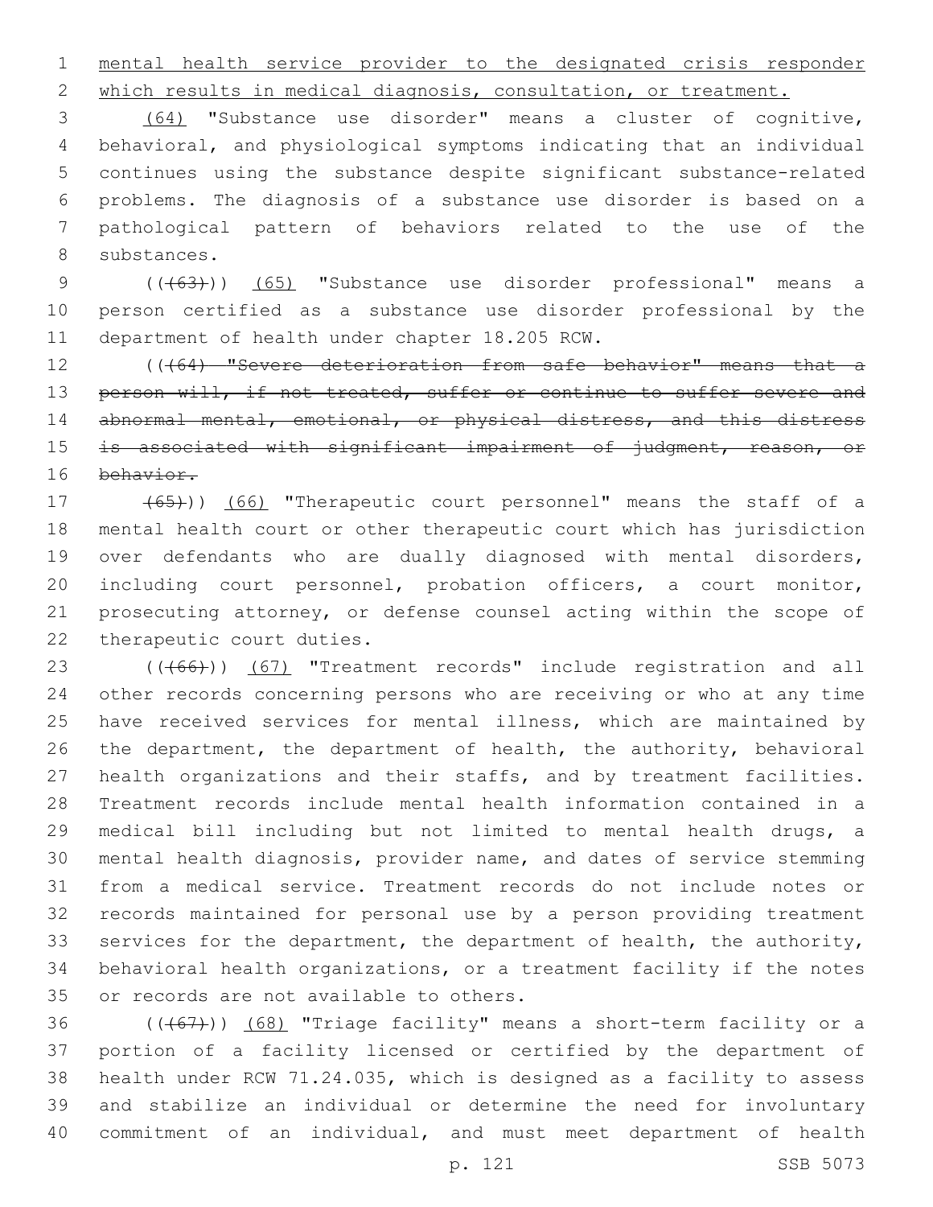mental health service provider to the designated crisis responder which results in medical diagnosis, consultation, or treatment.

(64) "Substance use disorder" means a cluster of cognitive, behavioral, and physiological symptoms indicating that an individual continues using the substance despite significant substance-related problems. The diagnosis of a substance use disorder is based on a pathological pattern of behaviors related to the use of the substances.

(((63))) (65) "Substance use disorder professional" means a person certified as a substance use disorder professional by the department of health under chapter 18.205 RCW.

(((64) "Severe deterioration from safe behavior" means that a person will, if not treated, suffer or continue to suffer severe and abnormal mental, emotional, or physical distress, and this distress is associated with significant impairment of judgment, reason, or behavior.

(65))) (66) "Therapeutic court personnel" means the staff of a mental health court or other therapeutic court which has jurisdiction over defendants who are dually diagnosed with mental disorders, including court personnel, probation officers, a court monitor, prosecuting attorney, or defense counsel acting within the scope of therapeutic court duties.

(((66))) (67) "Treatment records" include registration and all other records concerning persons who are receiving or who at any time have received services for mental illness, which are maintained by the department, the department of health, the authority, behavioral health organizations and their staffs, and by treatment facilities. Treatment records include mental health information contained in a medical bill including but not limited to mental health drugs, a mental health diagnosis, provider name, and dates of service stemming from a medical service. Treatment records do not include notes or records maintained for personal use by a person providing treatment services for the department, the department of health, the authority, behavioral health organizations, or a treatment facility if the notes or records are not available to others.

(((67))) (68) "Triage facility" means a short-term facility or a portion of a facility licensed or certified by the department of health under RCW 71.24.035, which is designed as a facility to assess and stabilize an individual or determine the need for involuntary commitment of an individual, and must meet department of health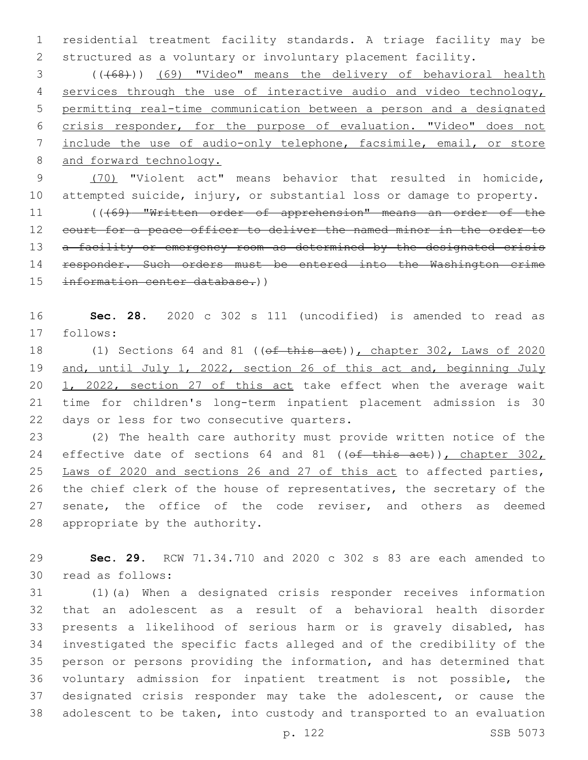residential treatment facility standards. A triage facility may be structured as a voluntary or involuntary placement facility.

((~~(68)~~)) (69) "Video" means the delivery of behavioral health services through the use of interactive audio and video technology, permitting real-time communication between a person and a designated crisis responder, for the purpose of evaluation. "Video" does not include the use of audio-only telephone, facsimile, email, or store and forward technology.

(70) "Violent act" means behavior that resulted in homicide, attempted suicide, injury, or substantial loss or damage to property.

((~~(69) "Written order of apprehension" means an order of the court for a peace officer to deliver the named minor in the order to a facility or emergency room as determined by the designated crisis responder. Such orders must be entered into the Washington crime information center database.~~))

**Sec. 28.** 2020 c 302 s 111 (uncodified) is amended to read as follows:

(1) Sections 64 and 81 ((~~of this act~~)), chapter 302, Laws of 2020 and, until July 1, 2022, section 26 of this act and, beginning July 1, 2022, section 27 of this act take effect when the average wait time for children's long-term inpatient placement admission is 30 days or less for two consecutive quarters.

(2) The health care authority must provide written notice of the effective date of sections 64 and 81 ((~~of this act~~)), chapter 302, Laws of 2020 and sections 26 and 27 of this act to affected parties, the chief clerk of the house of representatives, the secretary of the senate, the office of the code reviser, and others as deemed appropriate by the authority.

**Sec. 29.** RCW 71.34.710 and 2020 c 302 s 83 are each amended to read as follows:

(1)(a) When a designated crisis responder receives information that an adolescent as a result of a behavioral health disorder presents a likelihood of serious harm or is gravely disabled, has investigated the specific facts alleged and of the credibility of the person or persons providing the information, and has determined that voluntary admission for inpatient treatment is not possible, the designated crisis responder may take the adolescent, or cause the adolescent to be taken, into custody and transported to an evaluation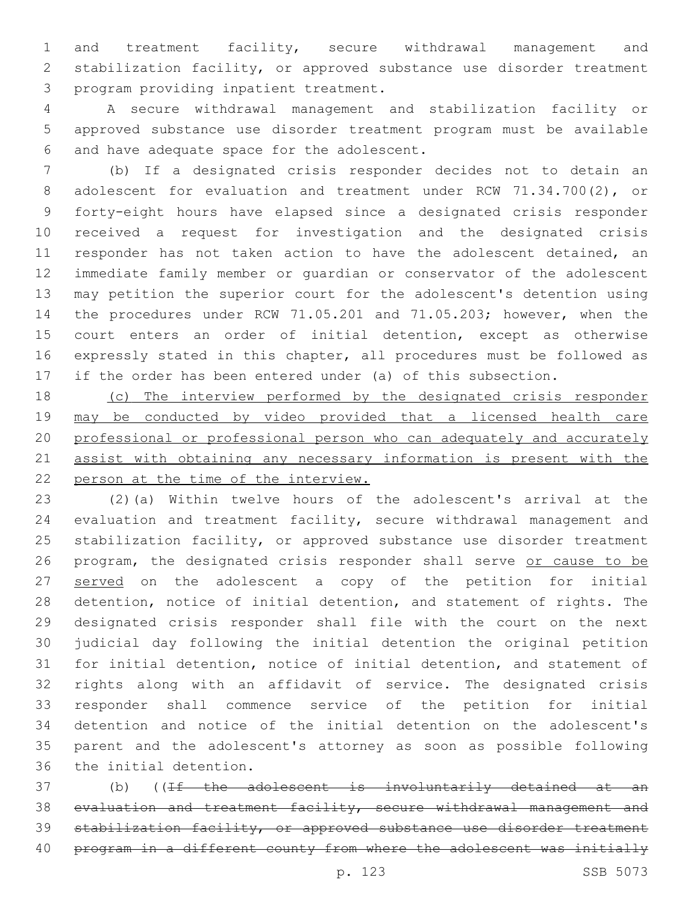and treatment facility, secure withdrawal management and stabilization facility, or approved substance use disorder treatment program providing inpatient treatment.

A secure withdrawal management and stabilization facility or approved substance use disorder treatment program must be available and have adequate space for the adolescent.

(b) If a designated crisis responder decides not to detain an adolescent for evaluation and treatment under RCW 71.34.700(2), or forty-eight hours have elapsed since a designated crisis responder received a request for investigation and the designated crisis responder has not taken action to have the adolescent detained, an immediate family member or guardian or conservator of the adolescent may petition the superior court for the adolescent's detention using the procedures under RCW 71.05.201 and 71.05.203; however, when the court enters an order of initial detention, except as otherwise expressly stated in this chapter, all procedures must be followed as if the order has been entered under (a) of this subsection.

(c) The interview performed by the designated crisis responder may be conducted by video provided that a licensed health care professional or professional person who can adequately and accurately assist with obtaining any necessary information is present with the person at the time of the interview.

(2)(a) Within twelve hours of the adolescent's arrival at the evaluation and treatment facility, secure withdrawal management and stabilization facility, or approved substance use disorder treatment program, the designated crisis responder shall serve or cause to be served on the adolescent a copy of the petition for initial detention, notice of initial detention, and statement of rights. The designated crisis responder shall file with the court on the next judicial day following the initial detention the original petition for initial detention, notice of initial detention, and statement of rights along with an affidavit of service. The designated crisis responder shall commence service of the petition for initial detention and notice of the initial detention on the adolescent's parent and the adolescent's attorney as soon as possible following the initial detention.

(b) ((~~If the adolescent is involuntarily detained at an evaluation and treatment facility, secure withdrawal management and stabilization facility, or approved substance use disorder treatment program in a different county from where the adolescent was initially~~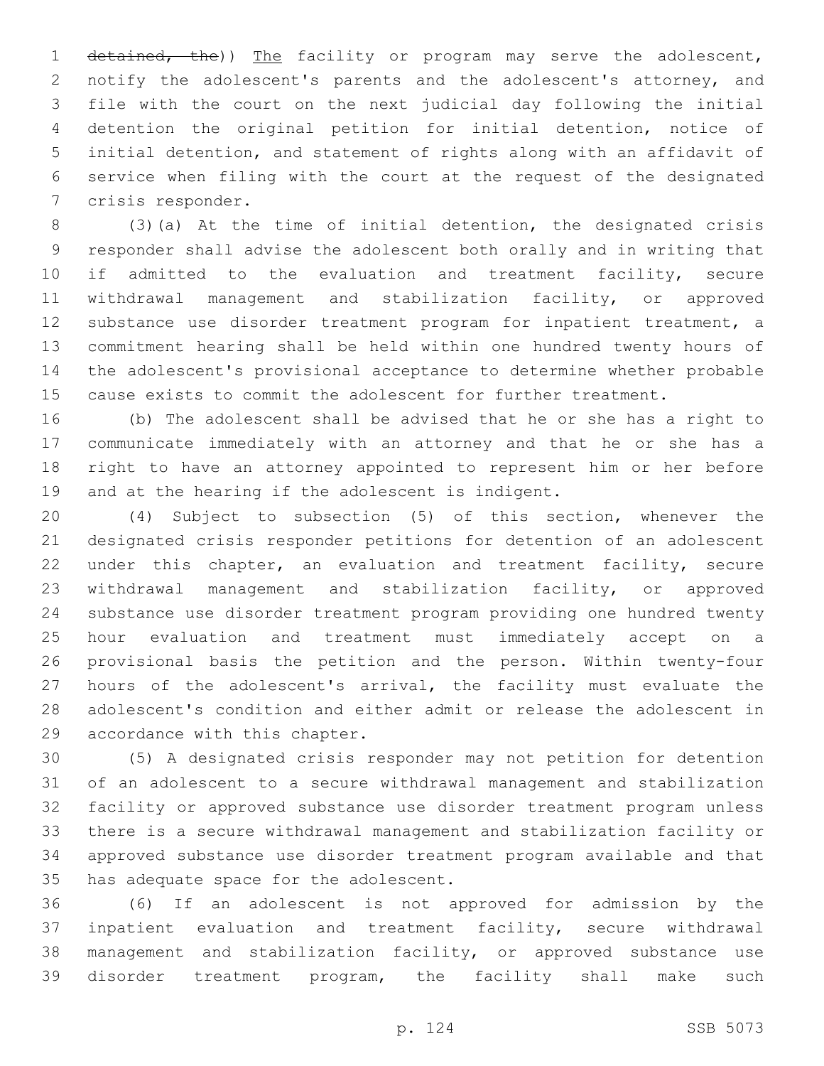~~detained, the~~)) The facility or program may serve the adolescent, notify the adolescent's parents and the adolescent's attorney, and file with the court on the next judicial day following the initial detention the original petition for initial detention, notice of initial detention, and statement of rights along with an affidavit of service when filing with the court at the request of the designated crisis responder.

(3)(a) At the time of initial detention, the designated crisis responder shall advise the adolescent both orally and in writing that if admitted to the evaluation and treatment facility, secure withdrawal management and stabilization facility, or approved substance use disorder treatment program for inpatient treatment, a commitment hearing shall be held within one hundred twenty hours of the adolescent's provisional acceptance to determine whether probable cause exists to commit the adolescent for further treatment.

(b) The adolescent shall be advised that he or she has a right to communicate immediately with an attorney and that he or she has a right to have an attorney appointed to represent him or her before and at the hearing if the adolescent is indigent.

(4) Subject to subsection (5) of this section, whenever the designated crisis responder petitions for detention of an adolescent under this chapter, an evaluation and treatment facility, secure withdrawal management and stabilization facility, or approved substance use disorder treatment program providing one hundred twenty hour evaluation and treatment must immediately accept on a provisional basis the petition and the person. Within twenty-four hours of the adolescent's arrival, the facility must evaluate the adolescent's condition and either admit or release the adolescent in accordance with this chapter.

(5) A designated crisis responder may not petition for detention of an adolescent to a secure withdrawal management and stabilization facility or approved substance use disorder treatment program unless there is a secure withdrawal management and stabilization facility or approved substance use disorder treatment program available and that has adequate space for the adolescent.

(6) If an adolescent is not approved for admission by the inpatient evaluation and treatment facility, secure withdrawal management and stabilization facility, or approved substance use disorder treatment program, the facility shall make such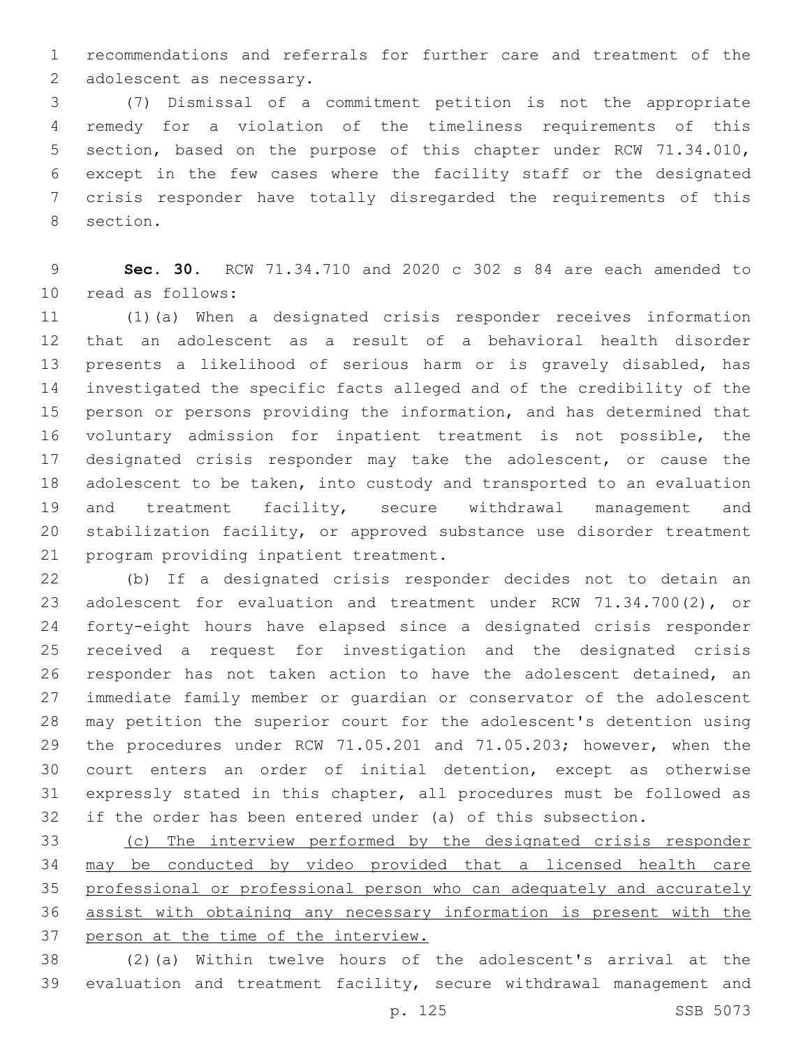recommendations and referrals for further care and treatment of the adolescent as necessary.

(7) Dismissal of a commitment petition is not the appropriate remedy for a violation of the timeliness requirements of this section, based on the purpose of this chapter under RCW 71.34.010, except in the few cases where the facility staff or the designated crisis responder have totally disregarded the requirements of this section.

**Sec. 30.** RCW 71.34.710 and 2020 c 302 s 84 are each amended to read as follows:

(1)(a) When a designated crisis responder receives information that an adolescent as a result of a behavioral health disorder presents a likelihood of serious harm or is gravely disabled, has investigated the specific facts alleged and of the credibility of the person or persons providing the information, and has determined that voluntary admission for inpatient treatment is not possible, the designated crisis responder may take the adolescent, or cause the adolescent to be taken, into custody and transported to an evaluation and treatment facility, secure withdrawal management and stabilization facility, or approved substance use disorder treatment program providing inpatient treatment.

(b) If a designated crisis responder decides not to detain an adolescent for evaluation and treatment under RCW 71.34.700(2), or forty-eight hours have elapsed since a designated crisis responder received a request for investigation and the designated crisis responder has not taken action to have the adolescent detained, an immediate family member or guardian or conservator of the adolescent may petition the superior court for the adolescent's detention using the procedures under RCW 71.05.201 and 71.05.203; however, when the court enters an order of initial detention, except as otherwise expressly stated in this chapter, all procedures must be followed as if the order has been entered under (a) of this subsection.

<u>(c) The interview performed by the designated crisis responder may be conducted by video provided that a licensed health care professional or professional person who can adequately and accurately assist with obtaining any necessary information is present with the person at the time of the interview.</u>

(2)(a) Within twelve hours of the adolescent's arrival at the evaluation and treatment facility, secure withdrawal management and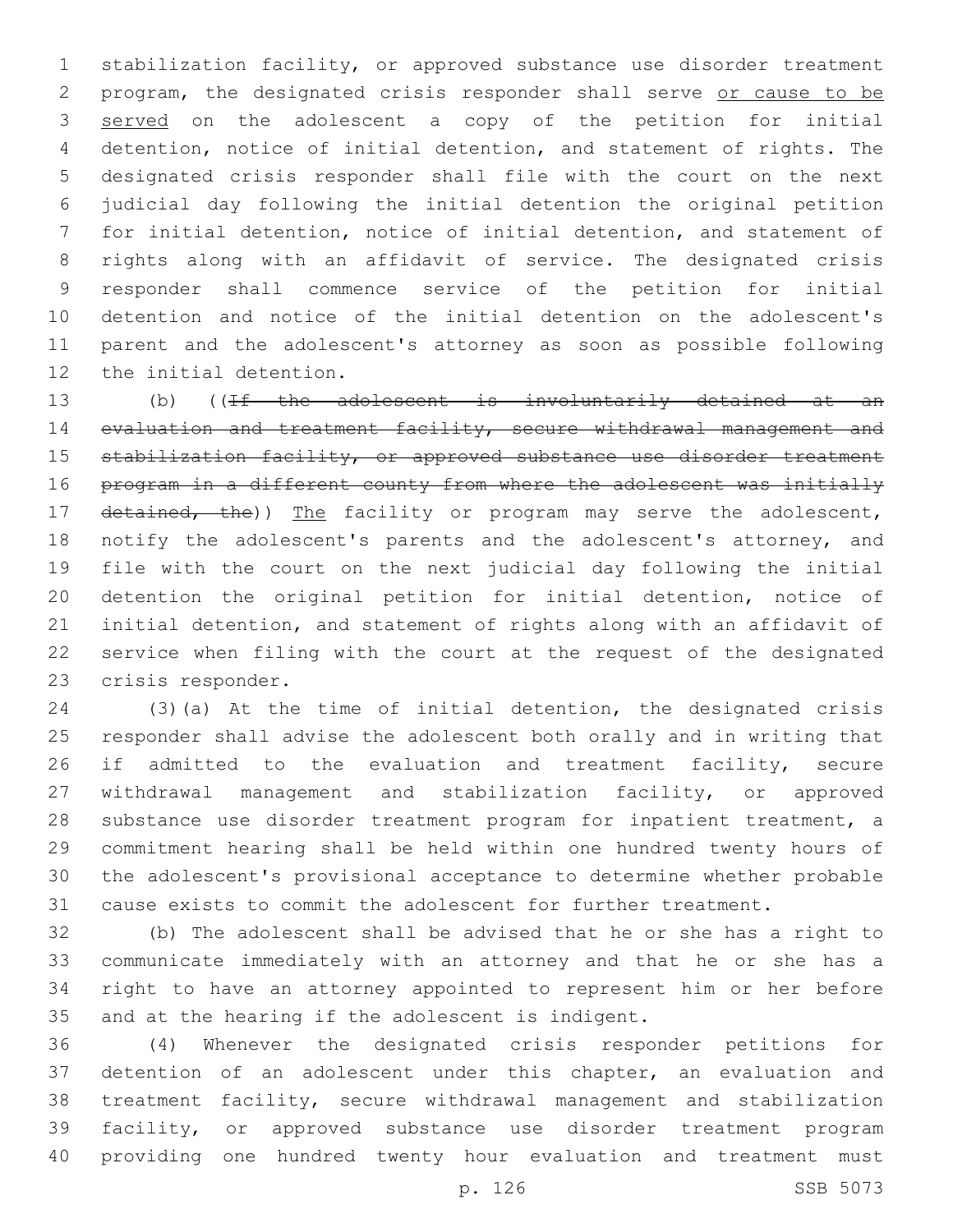stabilization facility, or approved substance use disorder treatment program, the designated crisis responder shall serve or cause to be served on the adolescent a copy of the petition for initial detention, notice of initial detention, and statement of rights. The designated crisis responder shall file with the court on the next judicial day following the initial detention the original petition for initial detention, notice of initial detention, and statement of rights along with an affidavit of service. The designated crisis responder shall commence service of the petition for initial detention and notice of the initial detention on the adolescent's parent and the adolescent's attorney as soon as possible following the initial detention.

(b) ((~~If the adolescent is involuntarily detained at an evaluation and treatment facility, secure withdrawal management and stabilization facility, or approved substance use disorder treatment program in a different county from where the adolescent was initially detained, the~~)) The facility or program may serve the adolescent, notify the adolescent's parents and the adolescent's attorney, and file with the court on the next judicial day following the initial detention the original petition for initial detention, notice of initial detention, and statement of rights along with an affidavit of service when filing with the court at the request of the designated crisis responder.

(3)(a) At the time of initial detention, the designated crisis responder shall advise the adolescent both orally and in writing that if admitted to the evaluation and treatment facility, secure withdrawal management and stabilization facility, or approved substance use disorder treatment program for inpatient treatment, a commitment hearing shall be held within one hundred twenty hours of the adolescent's provisional acceptance to determine whether probable cause exists to commit the adolescent for further treatment.

(b) The adolescent shall be advised that he or she has a right to communicate immediately with an attorney and that he or she has a right to have an attorney appointed to represent him or her before and at the hearing if the adolescent is indigent.

(4) Whenever the designated crisis responder petitions for detention of an adolescent under this chapter, an evaluation and treatment facility, secure withdrawal management and stabilization facility, or approved substance use disorder treatment program providing one hundred twenty hour evaluation and treatment must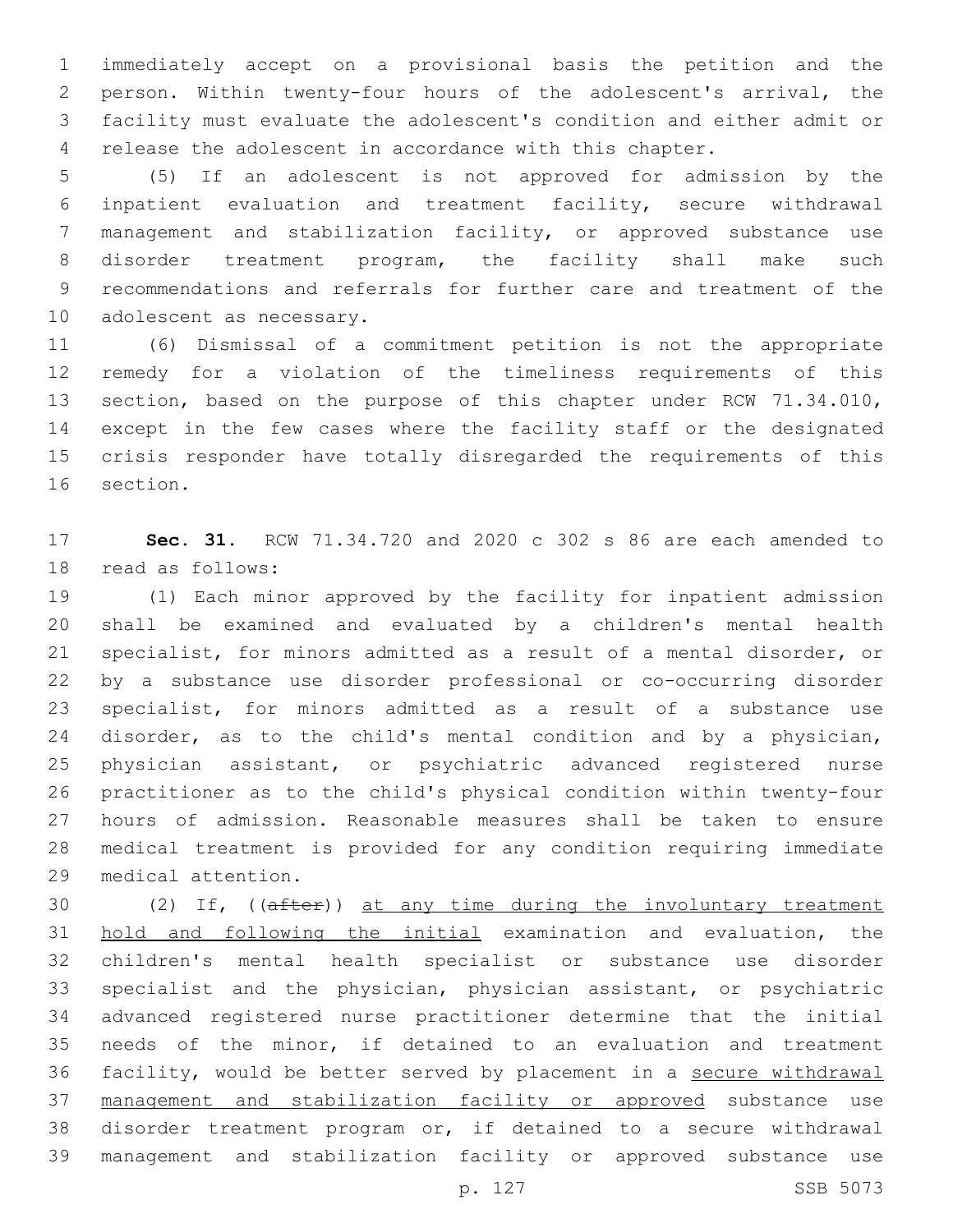immediately accept on a provisional basis the petition and the person. Within twenty-four hours of the adolescent's arrival, the facility must evaluate the adolescent's condition and either admit or release the adolescent in accordance with this chapter.

(5) If an adolescent is not approved for admission by the inpatient evaluation and treatment facility, secure withdrawal management and stabilization facility, or approved substance use disorder treatment program, the facility shall make such recommendations and referrals for further care and treatment of the adolescent as necessary.

(6) Dismissal of a commitment petition is not the appropriate remedy for a violation of the timeliness requirements of this section, based on the purpose of this chapter under RCW 71.34.010, except in the few cases where the facility staff or the designated crisis responder have totally disregarded the requirements of this section.

**Sec. 31.** RCW 71.34.720 and 2020 c 302 s 86 are each amended to read as follows:

(1) Each minor approved by the facility for inpatient admission shall be examined and evaluated by a children's mental health specialist, for minors admitted as a result of a mental disorder, or by a substance use disorder professional or co-occurring disorder specialist, for minors admitted as a result of a substance use disorder, as to the child's mental condition and by a physician, physician assistant, or psychiatric advanced registered nurse practitioner as to the child's physical condition within twenty-four hours of admission. Reasonable measures shall be taken to ensure medical treatment is provided for any condition requiring immediate medical attention.

(2) If, ((~~after~~)) <u>at any time during the involuntary treatment hold and following the initial</u> examination and evaluation, the children's mental health specialist or substance use disorder specialist and the physician, physician assistant, or psychiatric advanced registered nurse practitioner determine that the initial needs of the minor, if detained to an evaluation and treatment facility, would be better served by placement in a <u>secure withdrawal management and stabilization facility or approved</u> substance use disorder treatment program or, if detained to a secure withdrawal management and stabilization facility or approved substance use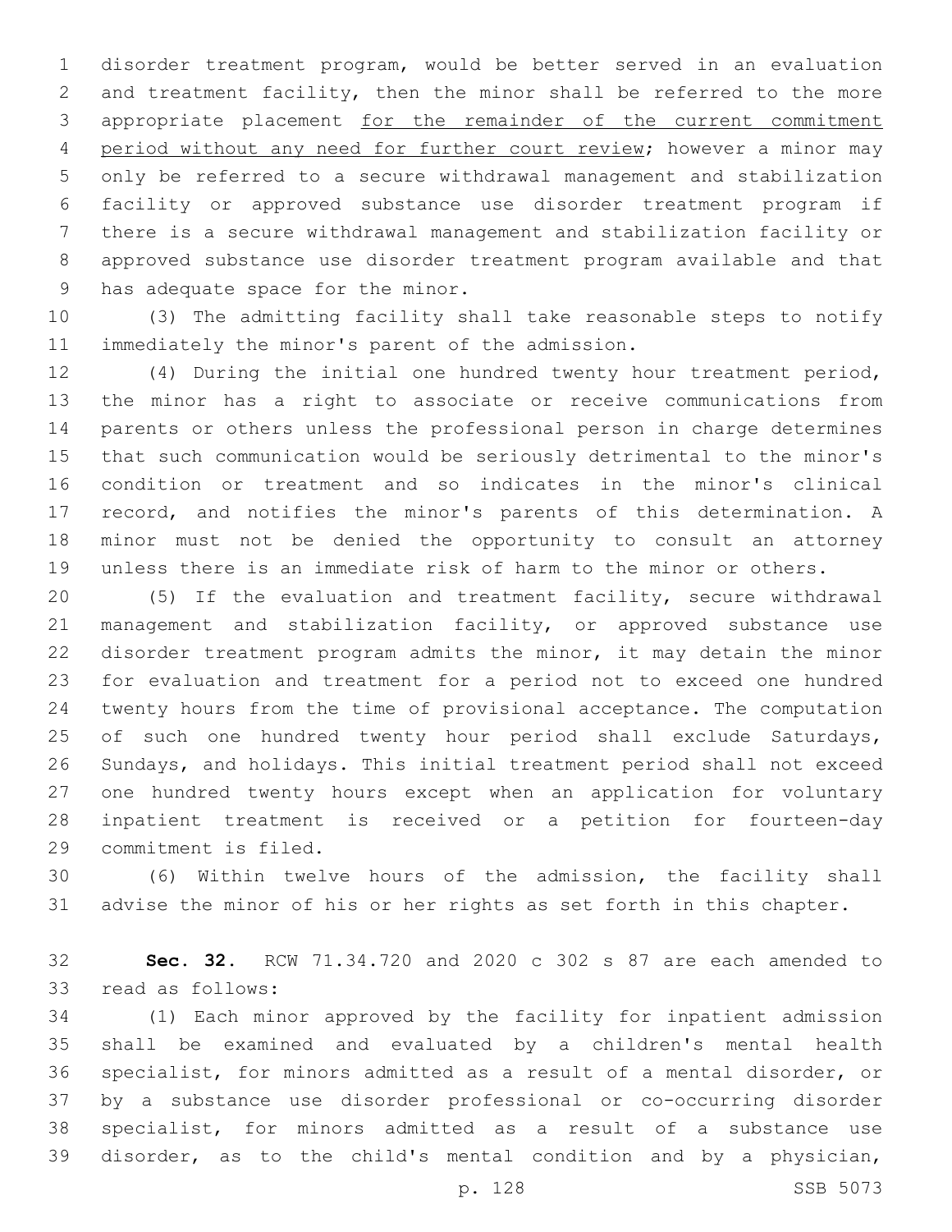disorder treatment program, would be better served in an evaluation and treatment facility, then the minor shall be referred to the more appropriate placement <u>for the remainder of the current commitment period without any need for further court review</u>; however a minor may only be referred to a secure withdrawal management and stabilization facility or approved substance use disorder treatment program if there is a secure withdrawal management and stabilization facility or approved substance use disorder treatment program available and that has adequate space for the minor.

(3) The admitting facility shall take reasonable steps to notify immediately the minor's parent of the admission.

(4) During the initial one hundred twenty hour treatment period, the minor has a right to associate or receive communications from parents or others unless the professional person in charge determines that such communication would be seriously detrimental to the minor's condition or treatment and so indicates in the minor's clinical record, and notifies the minor's parents of this determination. A minor must not be denied the opportunity to consult an attorney unless there is an immediate risk of harm to the minor or others.

(5) If the evaluation and treatment facility, secure withdrawal management and stabilization facility, or approved substance use disorder treatment program admits the minor, it may detain the minor for evaluation and treatment for a period not to exceed one hundred twenty hours from the time of provisional acceptance. The computation of such one hundred twenty hour period shall exclude Saturdays, Sundays, and holidays. This initial treatment period shall not exceed one hundred twenty hours except when an application for voluntary inpatient treatment is received or a petition for fourteen-day commitment is filed.

(6) Within twelve hours of the admission, the facility shall advise the minor of his or her rights as set forth in this chapter.

**Sec. 32.** RCW 71.34.720 and 2020 c 302 s 87 are each amended to read as follows:

(1) Each minor approved by the facility for inpatient admission shall be examined and evaluated by a children's mental health specialist, for minors admitted as a result of a mental disorder, or by a substance use disorder professional or co-occurring disorder specialist, for minors admitted as a result of a substance use disorder, as to the child's mental condition and by a physician,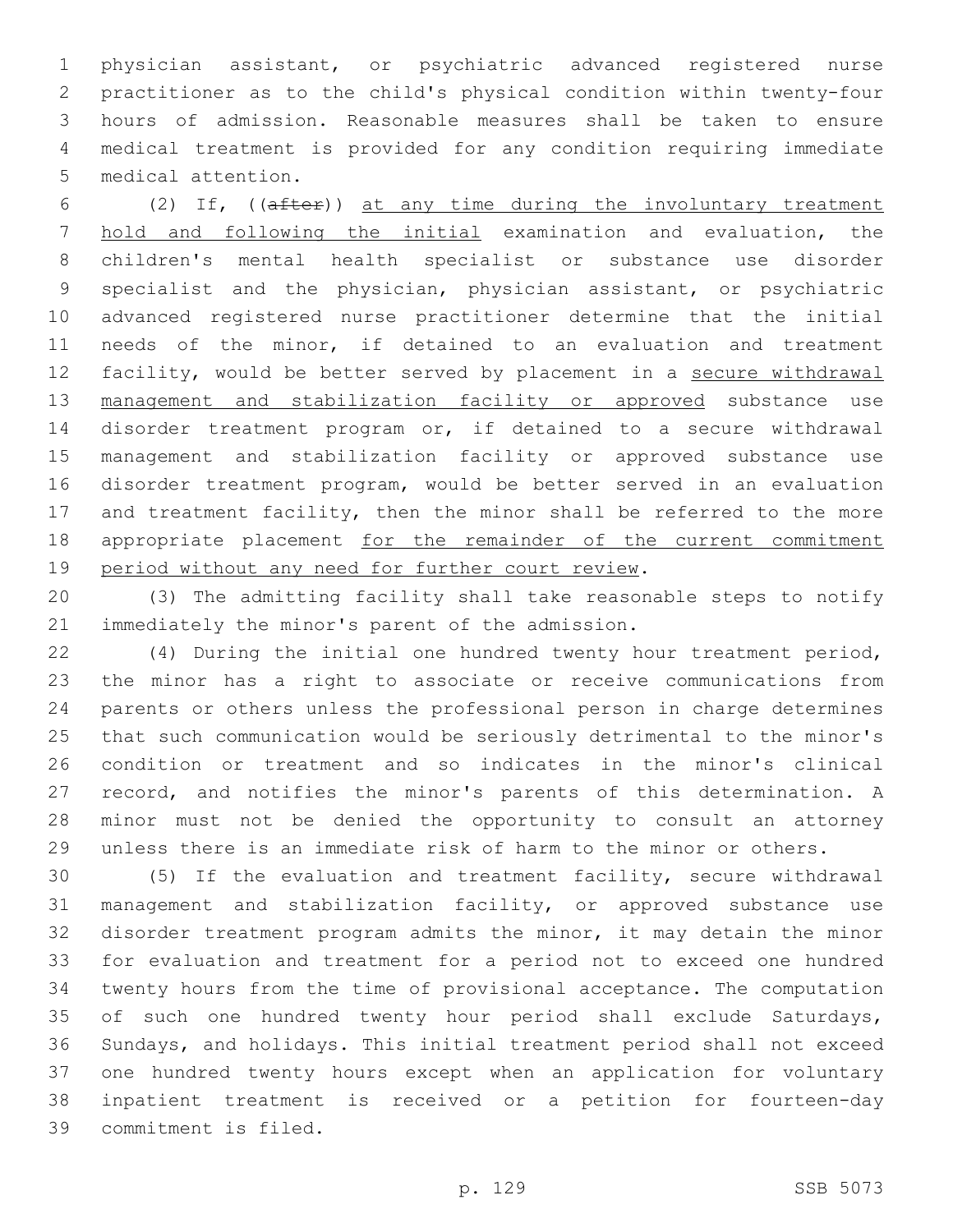physician assistant, or psychiatric advanced registered nurse practitioner as to the child's physical condition within twenty-four hours of admission. Reasonable measures shall be taken to ensure medical treatment is provided for any condition requiring immediate medical attention.

(2) If, ((~~after~~)) <u>at any time during the involuntary treatment hold and following the initial</u> examination and evaluation, the children's mental health specialist or substance use disorder specialist and the physician, physician assistant, or psychiatric advanced registered nurse practitioner determine that the initial needs of the minor, if detained to an evaluation and treatment facility, would be better served by placement in a <u>secure withdrawal management and stabilization facility or approved</u> substance use disorder treatment program or, if detained to a secure withdrawal management and stabilization facility or approved substance use disorder treatment program, would be better served in an evaluation and treatment facility, then the minor shall be referred to the more appropriate placement <u>for the remainder of the current commitment period without any need for further court review</u>.

(3) The admitting facility shall take reasonable steps to notify immediately the minor's parent of the admission.

(4) During the initial one hundred twenty hour treatment period, the minor has a right to associate or receive communications from parents or others unless the professional person in charge determines that such communication would be seriously detrimental to the minor's condition or treatment and so indicates in the minor's clinical record, and notifies the minor's parents of this determination. A minor must not be denied the opportunity to consult an attorney unless there is an immediate risk of harm to the minor or others.

(5) If the evaluation and treatment facility, secure withdrawal management and stabilization facility, or approved substance use disorder treatment program admits the minor, it may detain the minor for evaluation and treatment for a period not to exceed one hundred twenty hours from the time of provisional acceptance. The computation of such one hundred twenty hour period shall exclude Saturdays, Sundays, and holidays. This initial treatment period shall not exceed one hundred twenty hours except when an application for voluntary inpatient treatment is received or a petition for fourteen-day commitment is filed.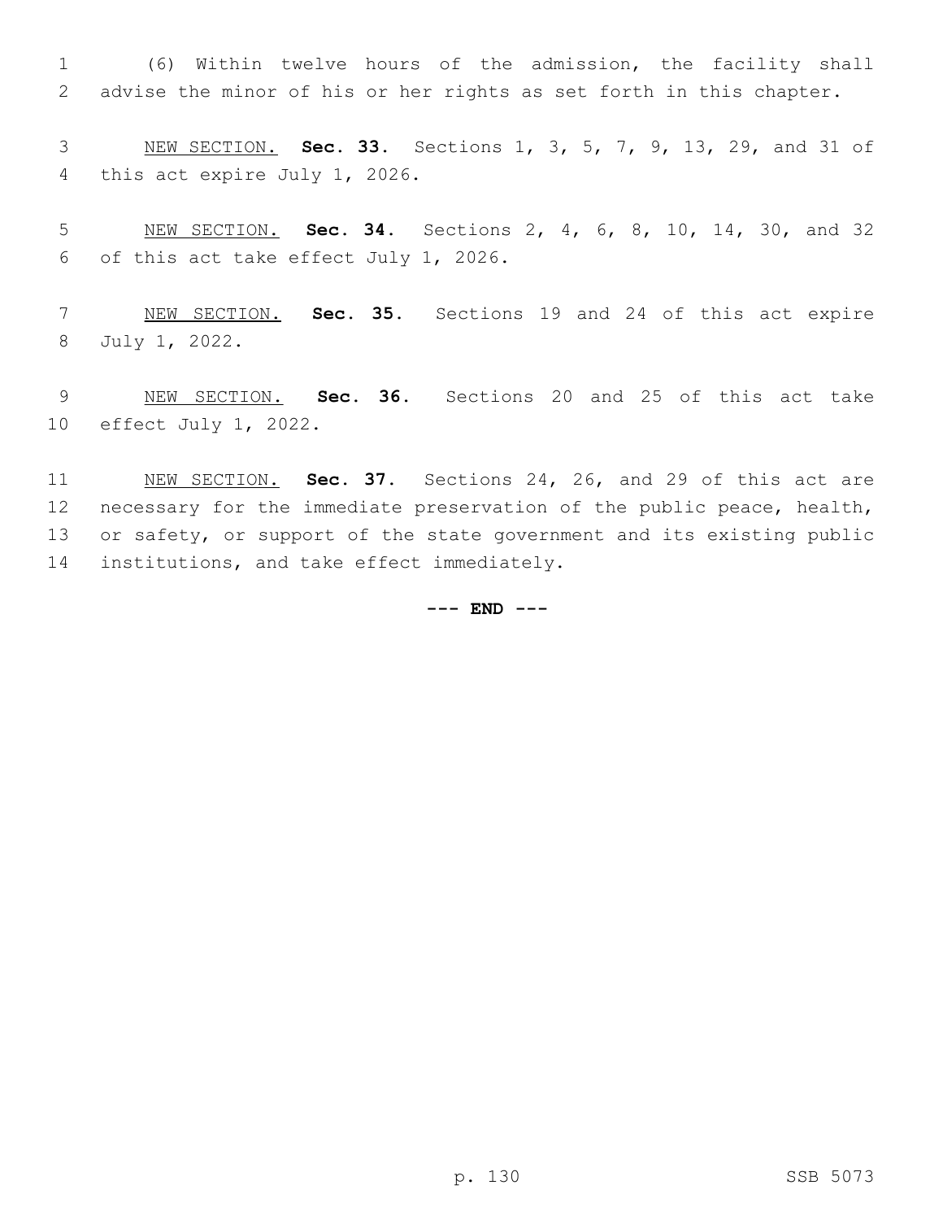(6) Within twelve hours of the admission, the facility shall advise the minor of his or her rights as set forth in this chapter.

NEW SECTION. **Sec. 33.** Sections 1, 3, 5, 7, 9, 13, 29, and 31 of this act expire July 1, 2026.

NEW SECTION. **Sec. 34.** Sections 2, 4, 6, 8, 10, 14, 30, and 32 of this act take effect July 1, 2026.

NEW SECTION. **Sec. 35.** Sections 19 and 24 of this act expire July 1, 2022.

NEW SECTION. **Sec. 36.** Sections 20 and 25 of this act take effect July 1, 2022.

NEW SECTION. **Sec. 37.** Sections 24, 26, and 29 of this act are necessary for the immediate preservation of the public peace, health, or safety, or support of the state government and its existing public institutions, and take effect immediately.

**--- END ---**